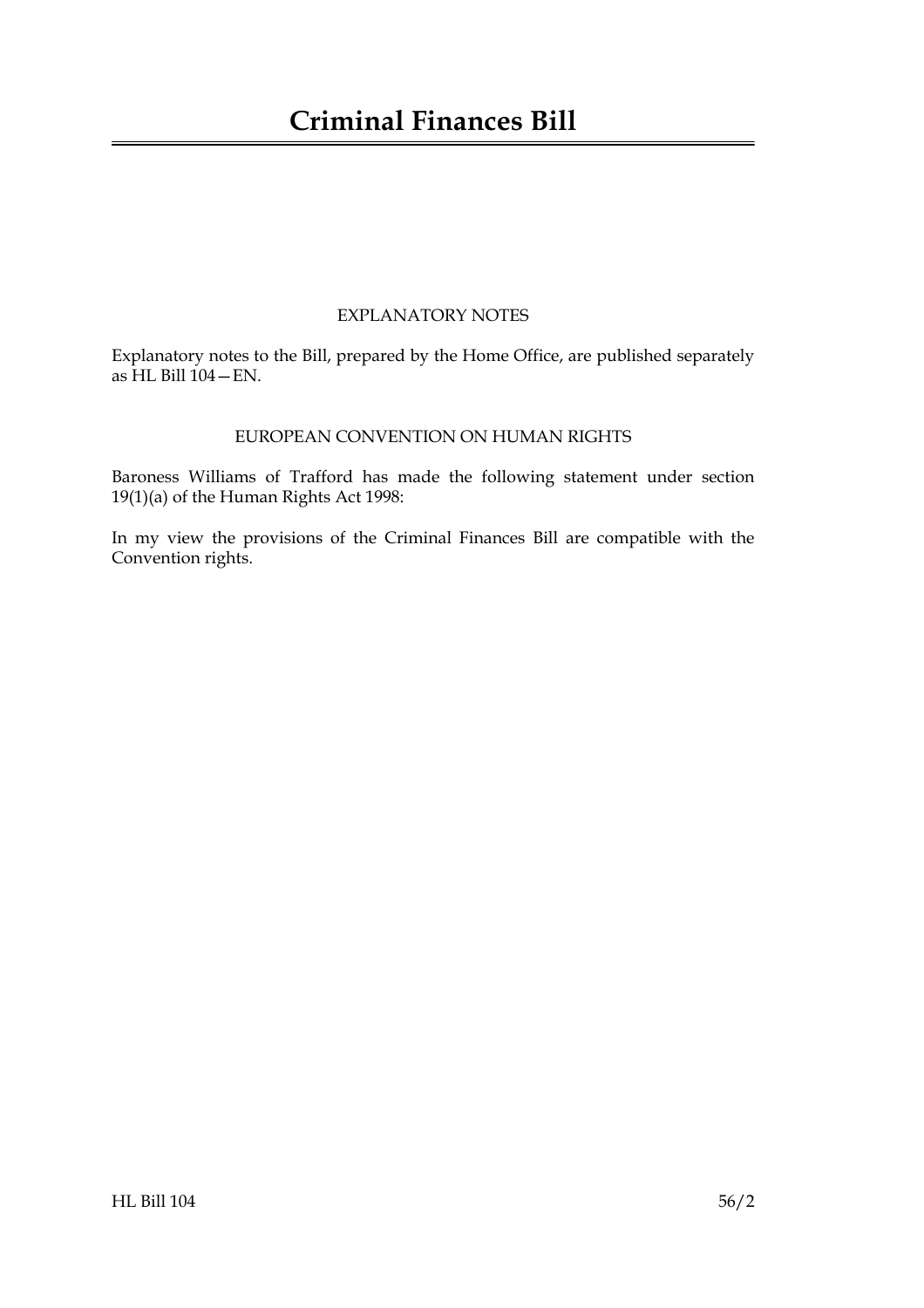# Criminal Finances Bill

## EXPLANATORY NOTES

Explanatory notes to the Bill, prepared by the Home Office, are published separately as HL Bill 104—EN.

## EUROPEAN CONVENTION ON HUMAN RIGHTS

Baroness Williams of Trafford has made the following statement under section 19(1)(a) of the Human Rights Act 1998:

In my view the provisions of the Criminal Finances Bill are compatible with the Convention rights.

HL Bill 104 56/2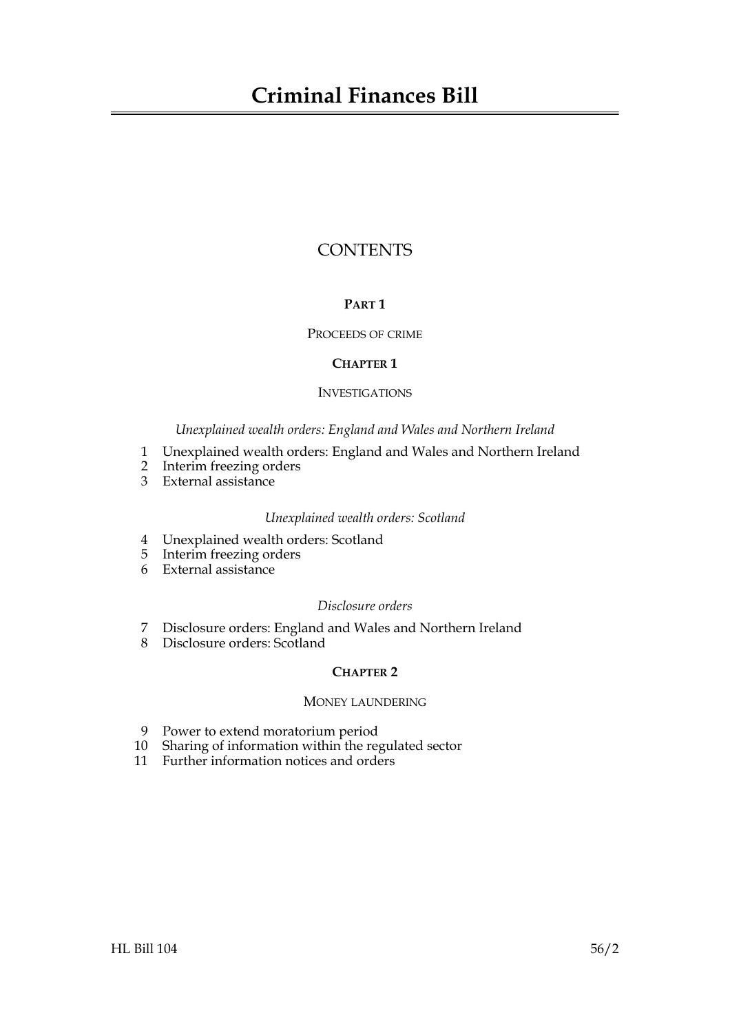# Criminal Finances Bill

## CONTENTS

### PART 1

PROCEEDS OF CRIME

### CHAPTER 1

INVESTIGATIONS

*Unexplained wealth orders: England and Wales and Northern Ireland*

1 Unexplained wealth orders: England and Wales and Northern Ireland
2 Interim freezing orders
3 External assistance

*Unexplained wealth orders: Scotland*

4 Unexplained wealth orders: Scotland
5 Interim freezing orders
6 External assistance

*Disclosure orders*

7 Disclosure orders: England and Wales and Northern Ireland
8 Disclosure orders: Scotland

### CHAPTER 2

MONEY LAUNDERING

9 Power to extend moratorium period
10 Sharing of information within the regulated sector
11 Further information notices and orders

HL Bill 104 56/2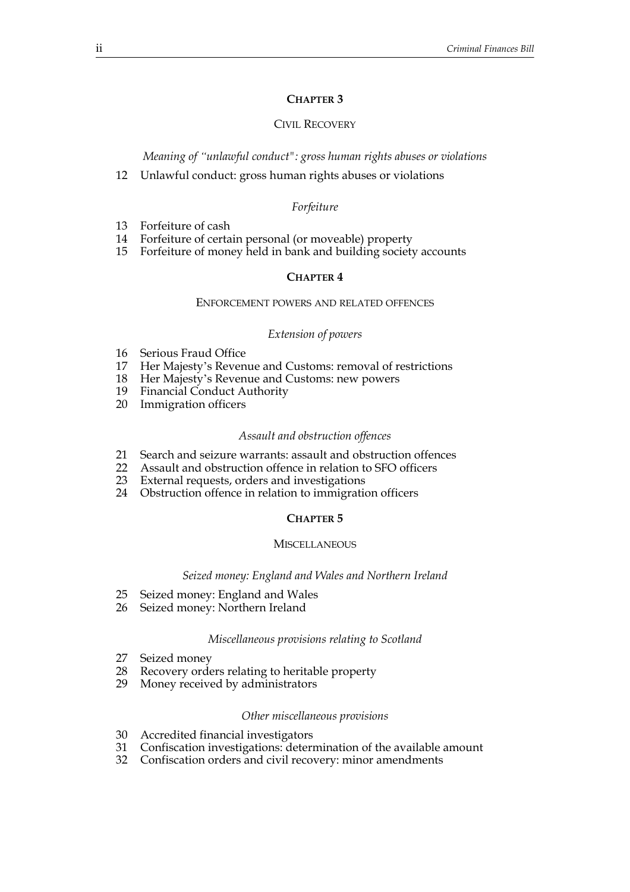## CHAPTER 3

### CIVIL RECOVERY

*Meaning of "unlawful conduct": gross human rights abuses or violations*

12 Unlawful conduct: gross human rights abuses or violations

*Forfeiture*

13 Forfeiture of cash
14 Forfeiture of certain personal (or moveable) property
15 Forfeiture of money held in bank and building society accounts

## CHAPTER 4

### ENFORCEMENT POWERS AND RELATED OFFENCES

*Extension of powers*

16 Serious Fraud Office
17 Her Majesty's Revenue and Customs: removal of restrictions
18 Her Majesty's Revenue and Customs: new powers
19 Financial Conduct Authority
20 Immigration officers

*Assault and obstruction offences*

21 Search and seizure warrants: assault and obstruction offences
22 Assault and obstruction offence in relation to SFO officers
23 External requests, orders and investigations
24 Obstruction offence in relation to immigration officers

## CHAPTER 5

### MISCELLANEOUS

*Seized money: England and Wales and Northern Ireland*

25 Seized money: England and Wales
26 Seized money: Northern Ireland

*Miscellaneous provisions relating to Scotland*

27 Seized money
28 Recovery orders relating to heritable property
29 Money received by administrators

*Other miscellaneous provisions*

30 Accredited financial investigators
31 Confiscation investigations: determination of the available amount
32 Confiscation orders and civil recovery: minor amendments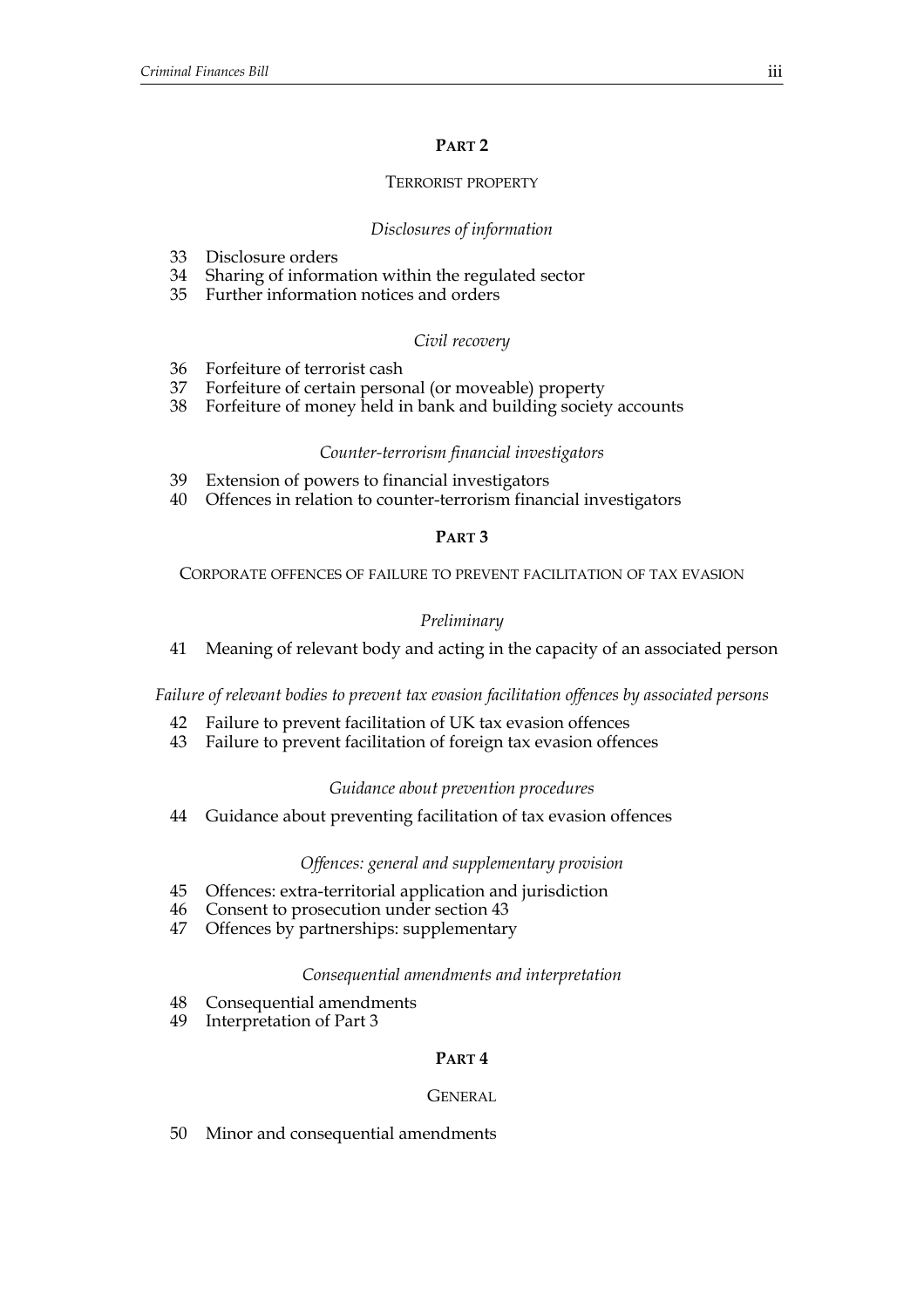## PART 2

### TERRORIST PROPERTY

*Disclosures of information*

33 Disclosure orders
34 Sharing of information within the regulated sector
35 Further information notices and orders

*Civil recovery*

36 Forfeiture of terrorist cash
37 Forfeiture of certain personal (or moveable) property
38 Forfeiture of money held in bank and building society accounts

*Counter-terrorism financial investigators*

39 Extension of powers to financial investigators
40 Offences in relation to counter-terrorism financial investigators

## PART 3

### CORPORATE OFFENCES OF FAILURE TO PREVENT FACILITATION OF TAX EVASION

*Preliminary*

41 Meaning of relevant body and acting in the capacity of an associated person

*Failure of relevant bodies to prevent tax evasion facilitation offences by associated persons*

42 Failure to prevent facilitation of UK tax evasion offences
43 Failure to prevent facilitation of foreign tax evasion offences

*Guidance about prevention procedures*

44 Guidance about preventing facilitation of tax evasion offences

*Offences: general and supplementary provision*

45 Offences: extra-territorial application and jurisdiction
46 Consent to prosecution under section 43
47 Offences by partnerships: supplementary

*Consequential amendments and interpretation*

48 Consequential amendments
49 Interpretation of Part 3

## PART 4

### GENERAL

50 Minor and consequential amendments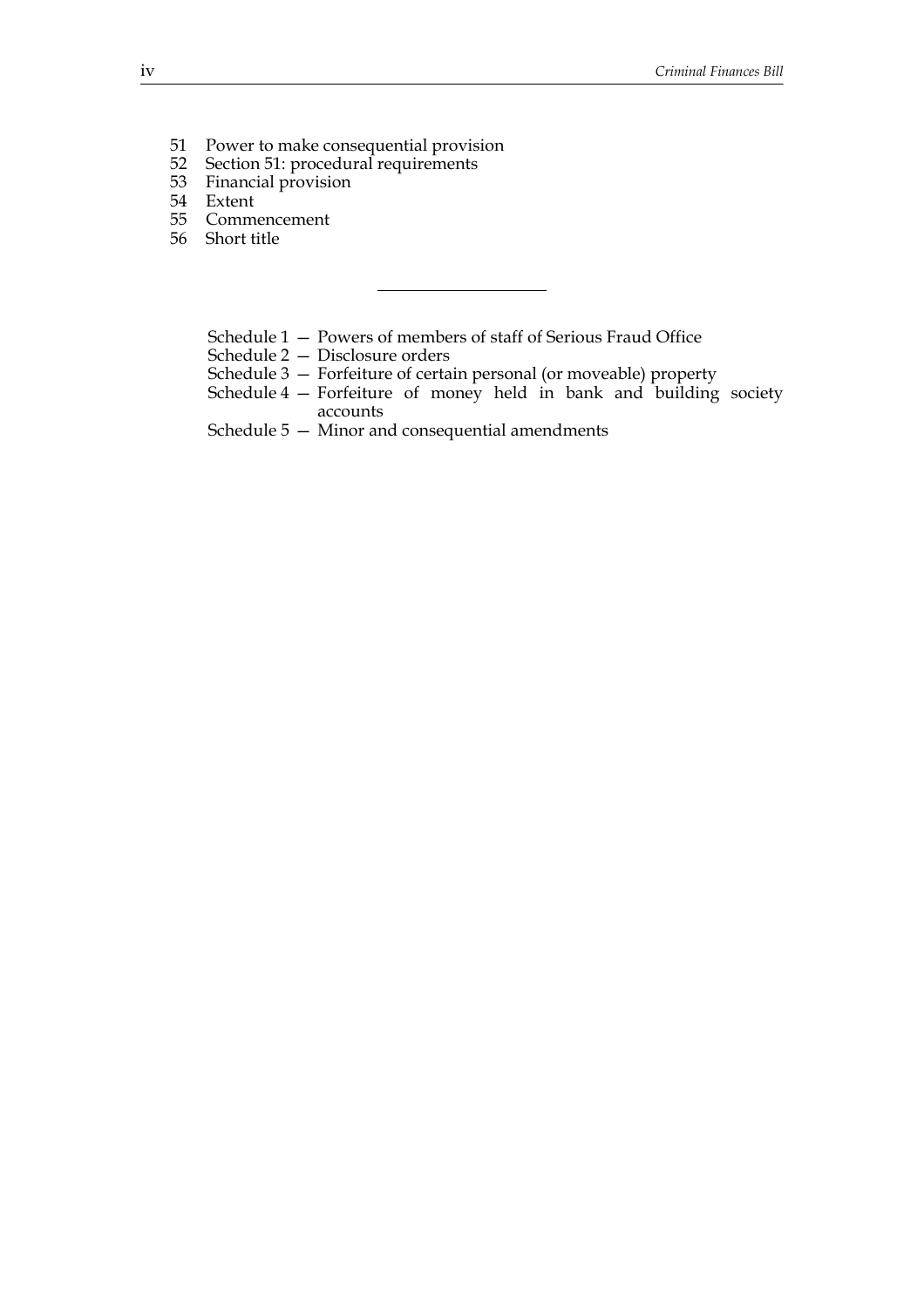51 Power to make consequential provision
52 Section 51: procedural requirements
53 Financial provision
54 Extent
55 Commencement
56 Short title

---

Schedule 1 — Powers of members of staff of Serious Fraud Office
Schedule 2 — Disclosure orders
Schedule 3 — Forfeiture of certain personal (or moveable) property
Schedule 4 — Forfeiture of money held in bank and building society accounts
Schedule 5 — Minor and consequential amendments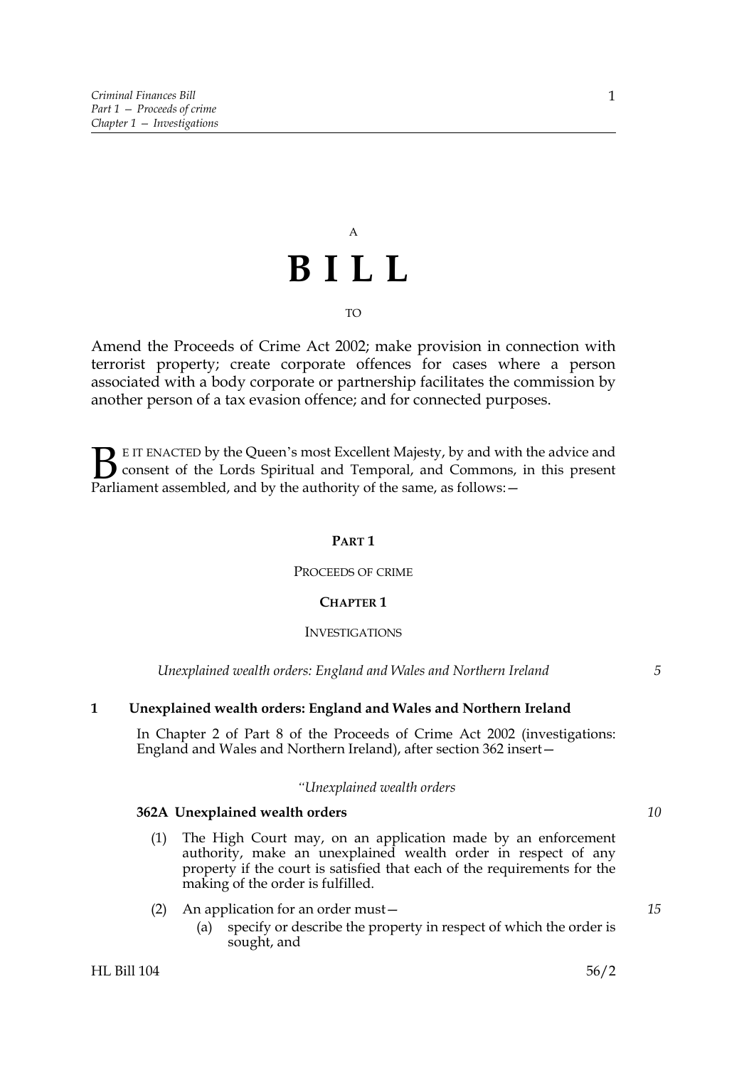A

# BILL

TO

Amend the Proceeds of Crime Act 2002; make provision in connection with terrorist property; create corporate offences for cases where a person associated with a body corporate or partnership facilitates the commission by another person of a tax evasion offence; and for connected purposes.

BE IT ENACTED by the Queen's most Excellent Majesty, by and with the advice and consent of the Lords Spiritual and Temporal, and Commons, in this present Parliament assembled, and by the authority of the same, as follows:—

## PART 1

### PROCEEDS OF CRIME

### CHAPTER 1

### INVESTIGATIONS

*Unexplained wealth orders: England and Wales and Northern Ireland*

**1 Unexplained wealth orders: England and Wales and Northern Ireland**

In Chapter 2 of Part 8 of the Proceeds of Crime Act 2002 (investigations: England and Wales and Northern Ireland), after section 362 insert—

*"Unexplained wealth orders*

**362A Unexplained wealth orders**

(1) The High Court may, on an application made by an enforcement authority, make an unexplained wealth order in respect of any property if the court is satisfied that each of the requirements for the making of the order is fulfilled.

(2) An application for an order must—

(a) specify or describe the property in respect of which the order is sought, and

HL Bill 104 56/2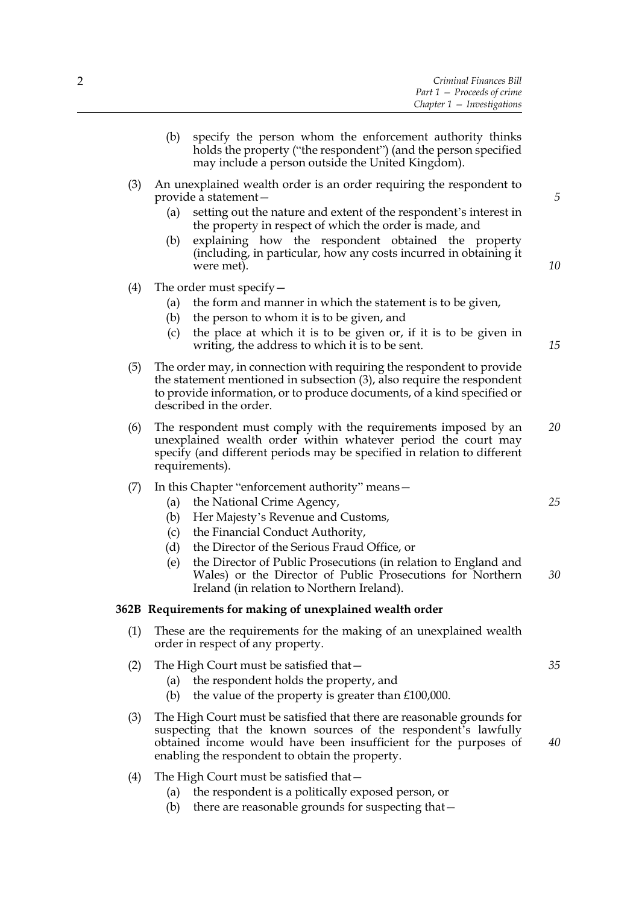(b) specify the person whom the enforcement authority thinks holds the property ("the respondent") (and the person specified may include a person outside the United Kingdom).

(3) An unexplained wealth order is an order requiring the respondent to provide a statement—

(a) setting out the nature and extent of the respondent's interest in the property in respect of which the order is made, and

(b) explaining how the respondent obtained the property (including, in particular, how any costs incurred in obtaining it were met).

(4) The order must specify—

(a) the form and manner in which the statement is to be given,

(b) the person to whom it is to be given, and

(c) the place at which it is to be given or, if it is to be given in writing, the address to which it is to be sent.

(5) The order may, in connection with requiring the respondent to provide the statement mentioned in subsection (3), also require the respondent to provide information, or to produce documents, of a kind specified or described in the order.

(6) The respondent must comply with the requirements imposed by an unexplained wealth order within whatever period the court may specify (and different periods may be specified in relation to different requirements).

(7) In this Chapter "enforcement authority" means—

(a) the National Crime Agency,

(b) Her Majesty's Revenue and Customs,

(c) the Financial Conduct Authority,

(d) the Director of the Serious Fraud Office, or

(e) the Director of Public Prosecutions (in relation to England and Wales) or the Director of Public Prosecutions for Northern Ireland (in relation to Northern Ireland).

**362B Requirements for making of unexplained wealth order**

(1) These are the requirements for the making of an unexplained wealth order in respect of any property.

(2) The High Court must be satisfied that—

(a) the respondent holds the property, and

(b) the value of the property is greater than £100,000.

(3) The High Court must be satisfied that there are reasonable grounds for suspecting that the known sources of the respondent's lawfully obtained income would have been insufficient for the purposes of enabling the respondent to obtain the property.

(4) The High Court must be satisfied that—

(a) the respondent is a politically exposed person, or

(b) there are reasonable grounds for suspecting that—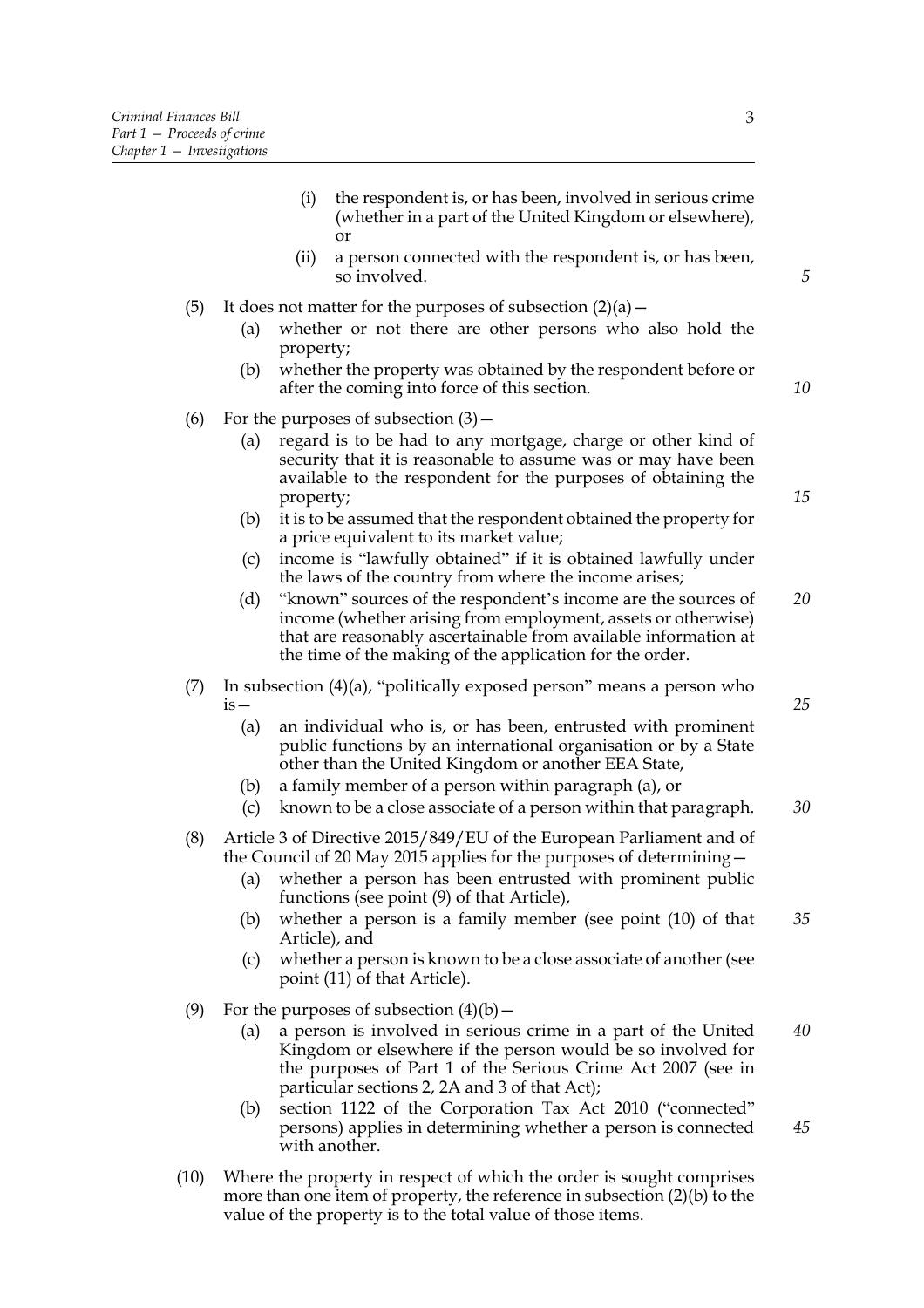(i) the respondent is, or has been, involved in serious crime (whether in a part of the United Kingdom or elsewhere), or

(ii) a person connected with the respondent is, or has been, so involved.

(5) It does not matter for the purposes of subsection (2)(a)—

(a) whether or not there are other persons who also hold the property;

(b) whether the property was obtained by the respondent before or after the coming into force of this section.

(6) For the purposes of subsection (3)—

(a) regard is to be had to any mortgage, charge or other kind of security that it is reasonable to assume was or may have been available to the respondent for the purposes of obtaining the property;

(b) it is to be assumed that the respondent obtained the property for a price equivalent to its market value;

(c) income is "lawfully obtained" if it is obtained lawfully under the laws of the country from where the income arises;

(d) "known" sources of the respondent's income are the sources of income (whether arising from employment, assets or otherwise) that are reasonably ascertainable from available information at the time of the making of the application for the order.

(7) In subsection (4)(a), "politically exposed person" means a person who is—

(a) an individual who is, or has been, entrusted with prominent public functions by an international organisation or by a State other than the United Kingdom or another EEA State,

(b) a family member of a person within paragraph (a), or

(c) known to be a close associate of a person within that paragraph.

(8) Article 3 of Directive 2015/849/EU of the European Parliament and of the Council of 20 May 2015 applies for the purposes of determining—

(a) whether a person has been entrusted with prominent public functions (see point (9) of that Article),

(b) whether a person is a family member (see point (10) of that Article), and

(c) whether a person is known to be a close associate of another (see point (11) of that Article).

(9) For the purposes of subsection (4)(b)—

(a) a person is involved in serious crime in a part of the United Kingdom or elsewhere if the person would be so involved for the purposes of Part 1 of the Serious Crime Act 2007 (see in particular sections 2, 2A and 3 of that Act);

(b) section 1122 of the Corporation Tax Act 2010 ("connected" persons) applies in determining whether a person is connected with another.

(10) Where the property in respect of which the order is sought comprises more than one item of property, the reference in subsection (2)(b) to the value of the property is to the total value of those items.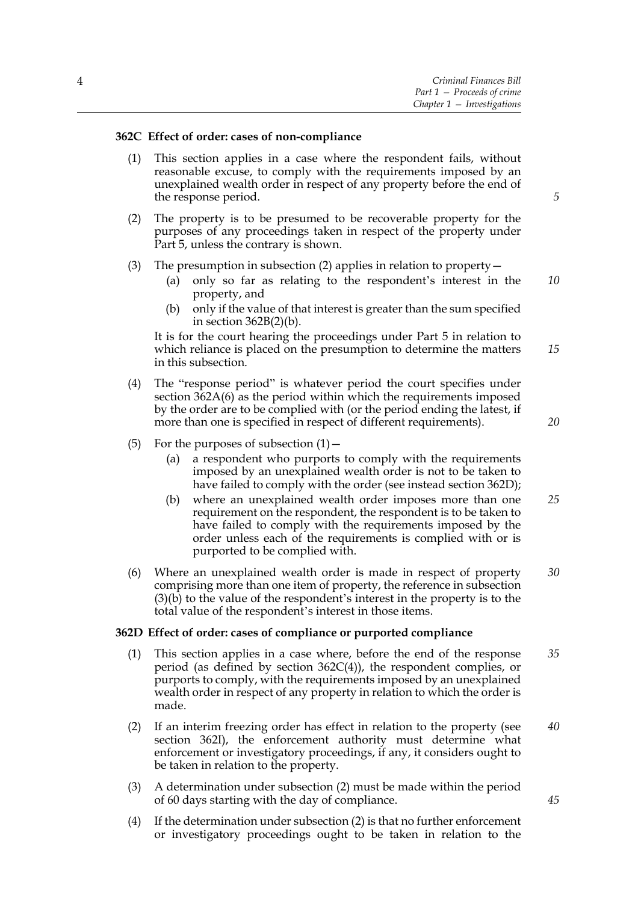### 362C Effect of order: cases of non-compliance

(1) This section applies in a case where the respondent fails, without reasonable excuse, to comply with the requirements imposed by an unexplained wealth order in respect of any property before the end of the response period.

(2) The property is to be presumed to be recoverable property for the purposes of any proceedings taken in respect of the property under Part 5, unless the contrary is shown.

(3) The presumption in subsection (2) applies in relation to property—

(a) only so far as relating to the respondent's interest in the property, and

(b) only if the value of that interest is greater than the sum specified in section 362B(2)(b).

It is for the court hearing the proceedings under Part 5 in relation to which reliance is placed on the presumption to determine the matters in this subsection.

(4) The "response period" is whatever period the court specifies under section 362A(6) as the period within which the requirements imposed by the order are to be complied with (or the period ending the latest, if more than one is specified in respect of different requirements).

(5) For the purposes of subsection (1)—

(a) a respondent who purports to comply with the requirements imposed by an unexplained wealth order is not to be taken to have failed to comply with the order (see instead section 362D);

(b) where an unexplained wealth order imposes more than one requirement on the respondent, the respondent is to be taken to have failed to comply with the requirements imposed by the order unless each of the requirements is complied with or is purported to be complied with.

(6) Where an unexplained wealth order is made in respect of property comprising more than one item of property, the reference in subsection (3)(b) to the value of the respondent's interest in the property is to the total value of the respondent's interest in those items.

### 362D Effect of order: cases of compliance or purported compliance

(1) This section applies in a case where, before the end of the response period (as defined by section 362C(4)), the respondent complies, or purports to comply, with the requirements imposed by an unexplained wealth order in respect of any property in relation to which the order is made.

(2) If an interim freezing order has effect in relation to the property (see section 362I), the enforcement authority must determine what enforcement or investigatory proceedings, if any, it considers ought to be taken in relation to the property.

(3) A determination under subsection (2) must be made within the period of 60 days starting with the day of compliance.

(4) If the determination under subsection (2) is that no further enforcement or investigatory proceedings ought to be taken in relation to the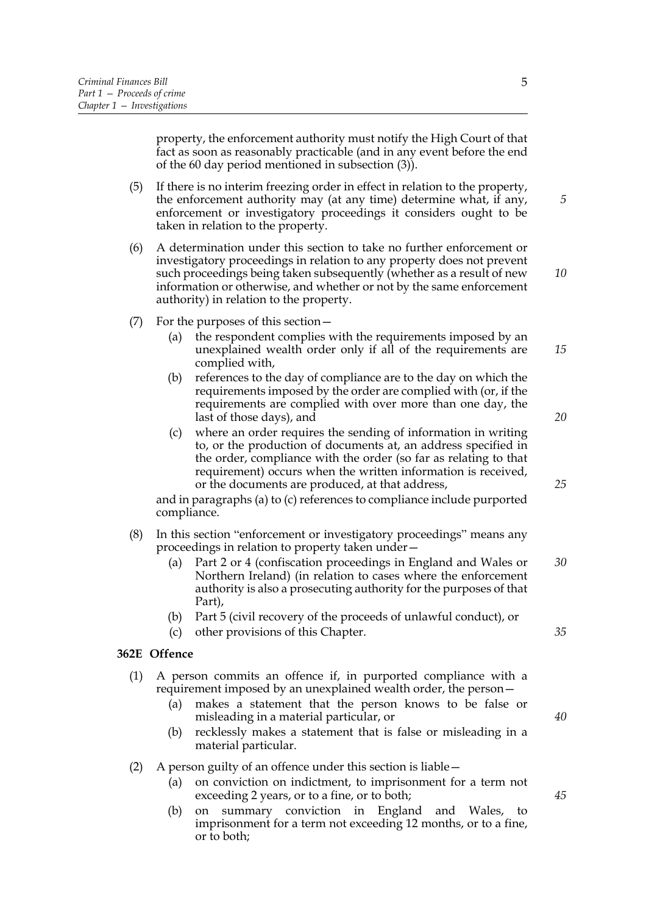property, the enforcement authority must notify the High Court of that fact as soon as reasonably practicable (and in any event before the end of the 60 day period mentioned in subsection (3)).

(5) If there is no interim freezing order in effect in relation to the property, the enforcement authority may (at any time) determine what, if any, enforcement or investigatory proceedings it considers ought to be taken in relation to the property.

(6) A determination under this section to take no further enforcement or investigatory proceedings in relation to any property does not prevent such proceedings being taken subsequently (whether as a result of new information or otherwise, and whether or not by the same enforcement authority) in relation to the property.

(7) For the purposes of this section—

(a) the respondent complies with the requirements imposed by an unexplained wealth order only if all of the requirements are complied with,

(b) references to the day of compliance are to the day on which the requirements imposed by the order are complied with (or, if the requirements are complied with over more than one day, the last of those days), and

(c) where an order requires the sending of information in writing to, or the production of documents at, an address specified in the order, compliance with the order (so far as relating to that requirement) occurs when the written information is received, or the documents are produced, at that address,

and in paragraphs (a) to (c) references to compliance include purported compliance.

(8) In this section "enforcement or investigatory proceedings" means any proceedings in relation to property taken under—

(a) Part 2 or 4 (confiscation proceedings in England and Wales or Northern Ireland) (in relation to cases where the enforcement authority is also a prosecuting authority for the purposes of that Part),

(b) Part 5 (civil recovery of the proceeds of unlawful conduct), or

(c) other provisions of this Chapter.

**362E Offence**

(1) A person commits an offence if, in purported compliance with a requirement imposed by an unexplained wealth order, the person—

(a) makes a statement that the person knows to be false or misleading in a material particular, or

(b) recklessly makes a statement that is false or misleading in a material particular.

(2) A person guilty of an offence under this section is liable—

(a) on conviction on indictment, to imprisonment for a term not exceeding 2 years, or to a fine, or to both;

(b) on summary conviction in England and Wales, to imprisonment for a term not exceeding 12 months, or to a fine, or to both;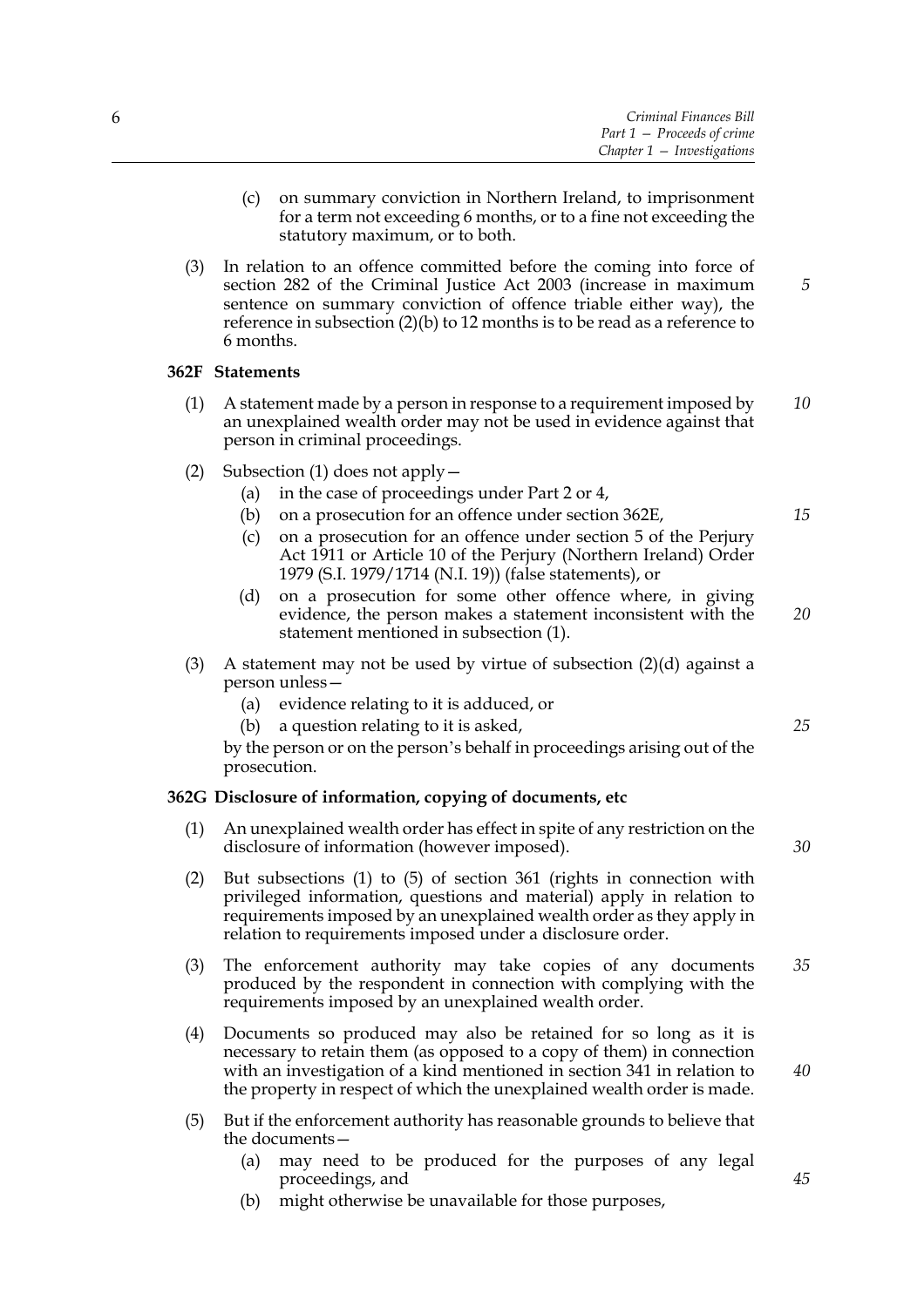(c) on summary conviction in Northern Ireland, to imprisonment for a term not exceeding 6 months, or to a fine not exceeding the statutory maximum, or to both.

(3) In relation to an offence committed before the coming into force of section 282 of the Criminal Justice Act 2003 (increase in maximum sentence on summary conviction of offence triable either way), the reference in subsection (2)(b) to 12 months is to be read as a reference to 6 months.

**362F Statements**

(1) A statement made by a person in response to a requirement imposed by an unexplained wealth order may not be used in evidence against that person in criminal proceedings.

(2) Subsection (1) does not apply—

(a) in the case of proceedings under Part 2 or 4,

(b) on a prosecution for an offence under section 362E,

(c) on a prosecution for an offence under section 5 of the Perjury Act 1911 or Article 10 of the Perjury (Northern Ireland) Order 1979 (S.I. 1979/1714 (N.I. 19)) (false statements), or

(d) on a prosecution for some other offence where, in giving evidence, the person makes a statement inconsistent with the statement mentioned in subsection (1).

(3) A statement may not be used by virtue of subsection (2)(d) against a person unless—

(a) evidence relating to it is adduced, or

(b) a question relating to it is asked,

by the person or on the person's behalf in proceedings arising out of the prosecution.

**362G Disclosure of information, copying of documents, etc**

(1) An unexplained wealth order has effect in spite of any restriction on the disclosure of information (however imposed).

(2) But subsections (1) to (5) of section 361 (rights in connection with privileged information, questions and material) apply in relation to requirements imposed by an unexplained wealth order as they apply in relation to requirements imposed under a disclosure order.

(3) The enforcement authority may take copies of any documents produced by the respondent in connection with complying with the requirements imposed by an unexplained wealth order.

(4) Documents so produced may also be retained for so long as it is necessary to retain them (as opposed to a copy of them) in connection with an investigation of a kind mentioned in section 341 in relation to the property in respect of which the unexplained wealth order is made.

(5) But if the enforcement authority has reasonable grounds to believe that the documents—

(a) may need to be produced for the purposes of any legal proceedings, and

(b) might otherwise be unavailable for those purposes,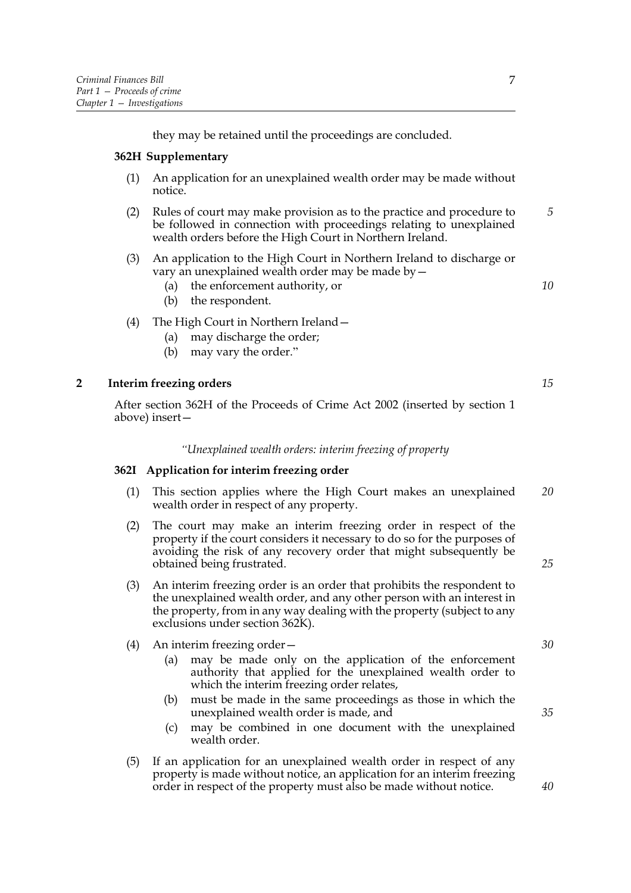they may be retained until the proceedings are concluded.

**362H Supplementary**

(1) An application for an unexplained wealth order may be made without notice.

(2) Rules of court may make provision as to the practice and procedure to be followed in connection with proceedings relating to unexplained wealth orders before the High Court in Northern Ireland.

(3) An application to the High Court in Northern Ireland to discharge or vary an unexplained wealth order may be made by—

(a) the enforcement authority, or

(b) the respondent.

(4) The High Court in Northern Ireland—

(a) may discharge the order;

(b) may vary the order."

## 2 Interim freezing orders

After section 362H of the Proceeds of Crime Act 2002 (inserted by section 1 above) insert—

*"Unexplained wealth orders: interim freezing of property*

**362I Application for interim freezing order**

(1) This section applies where the High Court makes an unexplained wealth order in respect of any property.

(2) The court may make an interim freezing order in respect of the property if the court considers it necessary to do so for the purposes of avoiding the risk of any recovery order that might subsequently be obtained being frustrated.

(3) An interim freezing order is an order that prohibits the respondent to the unexplained wealth order, and any other person with an interest in the property, from in any way dealing with the property (subject to any exclusions under section 362K).

(4) An interim freezing order—

(a) may be made only on the application of the enforcement authority that applied for the unexplained wealth order to which the interim freezing order relates,

(b) must be made in the same proceedings as those in which the unexplained wealth order is made, and

(c) may be combined in one document with the unexplained wealth order.

(5) If an application for an unexplained wealth order in respect of any property is made without notice, an application for an interim freezing order in respect of the property must also be made without notice.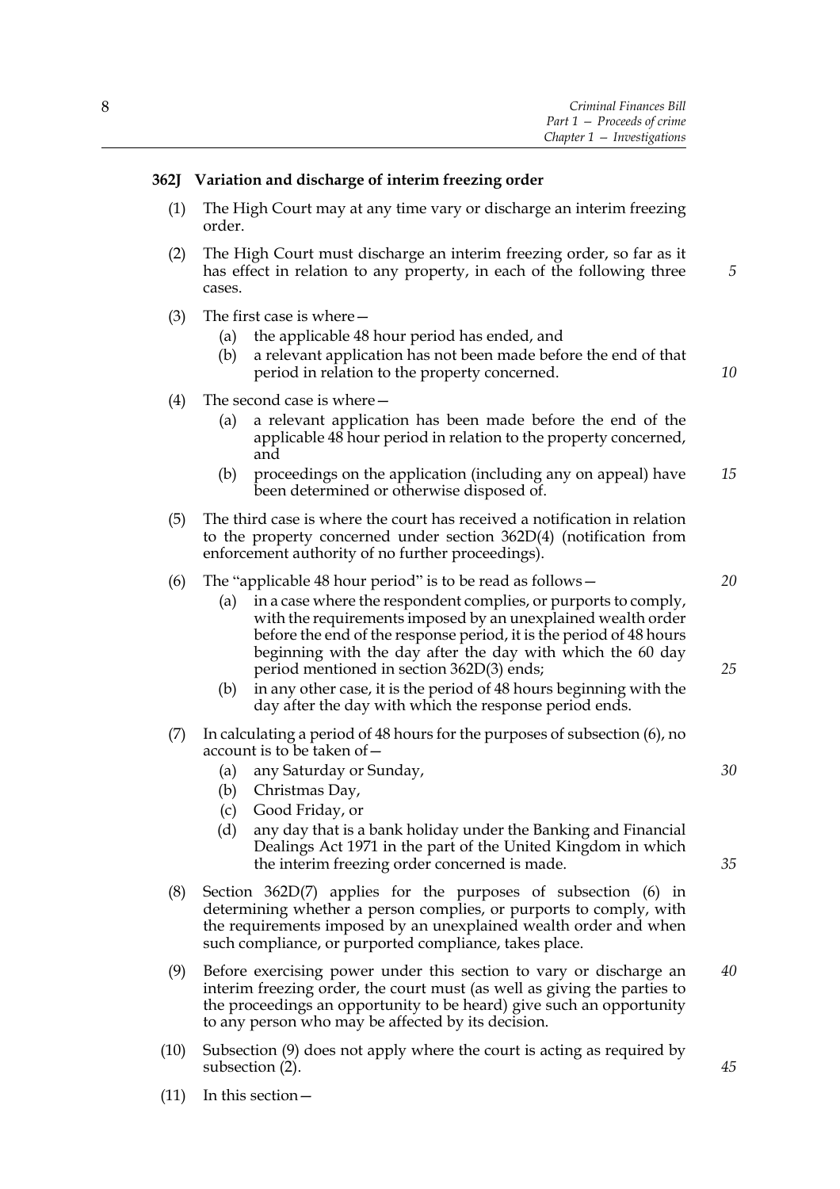**362J Variation and discharge of interim freezing order**

(1) The High Court may at any time vary or discharge an interim freezing order.

(2) The High Court must discharge an interim freezing order, so far as it has effect in relation to any property, in each of the following three cases.

(3) The first case is where—

- (a) the applicable 48 hour period has ended, and
- (b) a relevant application has not been made before the end of that period in relation to the property concerned.

(4) The second case is where—

- (a) a relevant application has been made before the end of the applicable 48 hour period in relation to the property concerned, and
- (b) proceedings on the application (including any on appeal) have been determined or otherwise disposed of.

(5) The third case is where the court has received a notification in relation to the property concerned under section 362D(4) (notification from enforcement authority of no further proceedings).

(6) The "applicable 48 hour period" is to be read as follows—

- (a) in a case where the respondent complies, or purports to comply, with the requirements imposed by an unexplained wealth order before the end of the response period, it is the period of 48 hours beginning with the day after the day with which the 60 day period mentioned in section 362D(3) ends;
- (b) in any other case, it is the period of 48 hours beginning with the day after the day with which the response period ends.

(7) In calculating a period of 48 hours for the purposes of subsection (6), no account is to be taken of—

- (a) any Saturday or Sunday,
- (b) Christmas Day,
- (c) Good Friday, or
- (d) any day that is a bank holiday under the Banking and Financial Dealings Act 1971 in the part of the United Kingdom in which the interim freezing order concerned is made.

(8) Section 362D(7) applies for the purposes of subsection (6) in determining whether a person complies, or purports to comply, with the requirements imposed by an unexplained wealth order and when such compliance, or purported compliance, takes place.

(9) Before exercising power under this section to vary or discharge an interim freezing order, the court must (as well as giving the parties to the proceedings an opportunity to be heard) give such an opportunity to any person who may be affected by its decision.

(10) Subsection (9) does not apply where the court is acting as required by subsection (2).

(11) In this section—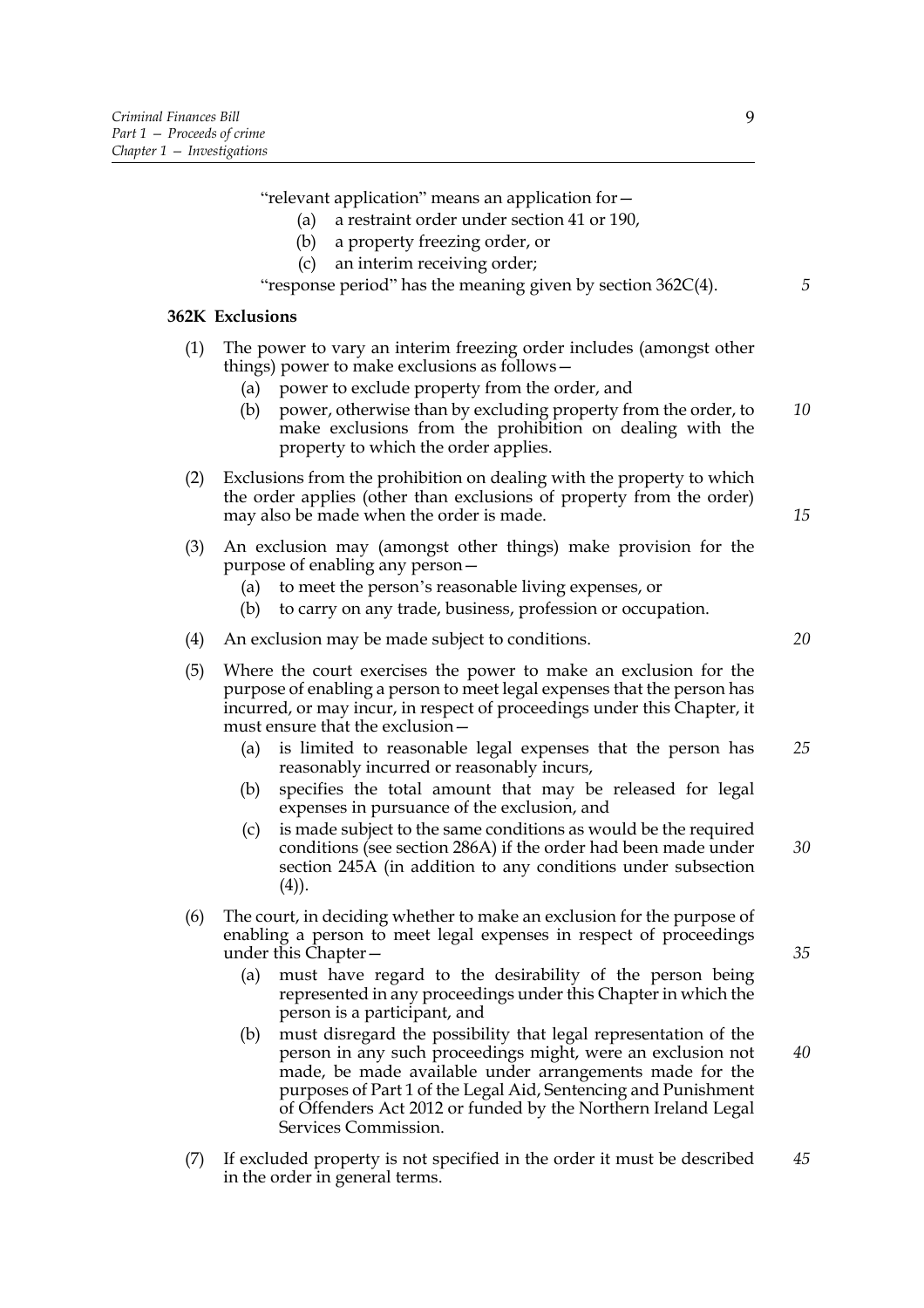"relevant application" means an application for—

(a) a restraint order under section 41 or 190,

(b) a property freezing order, or

(c) an interim receiving order;

"response period" has the meaning given by section 362C(4).

### 362K Exclusions

(1) The power to vary an interim freezing order includes (amongst other things) power to make exclusions as follows—

(a) power to exclude property from the order, and

(b) power, otherwise than by excluding property from the order, to make exclusions from the prohibition on dealing with the property to which the order applies.

(2) Exclusions from the prohibition on dealing with the property to which the order applies (other than exclusions of property from the order) may also be made when the order is made.

(3) An exclusion may (amongst other things) make provision for the purpose of enabling any person—

(a) to meet the person's reasonable living expenses, or

(b) to carry on any trade, business, profession or occupation.

(4) An exclusion may be made subject to conditions.

(5) Where the court exercises the power to make an exclusion for the purpose of enabling a person to meet legal expenses that the person has incurred, or may incur, in respect of proceedings under this Chapter, it must ensure that the exclusion—

(a) is limited to reasonable legal expenses that the person has reasonably incurred or reasonably incurs,

(b) specifies the total amount that may be released for legal expenses in pursuance of the exclusion, and

(c) is made subject to the same conditions as would be the required conditions (see section 286A) if the order had been made under section 245A (in addition to any conditions under subsection (4)).

(6) The court, in deciding whether to make an exclusion for the purpose of enabling a person to meet legal expenses in respect of proceedings under this Chapter—

(a) must have regard to the desirability of the person being represented in any proceedings under this Chapter in which the person is a participant, and

(b) must disregard the possibility that legal representation of the person in any such proceedings might, were an exclusion not made, be made available under arrangements made for the purposes of Part 1 of the Legal Aid, Sentencing and Punishment of Offenders Act 2012 or funded by the Northern Ireland Legal Services Commission.

(7) If excluded property is not specified in the order it must be described in the order in general terms.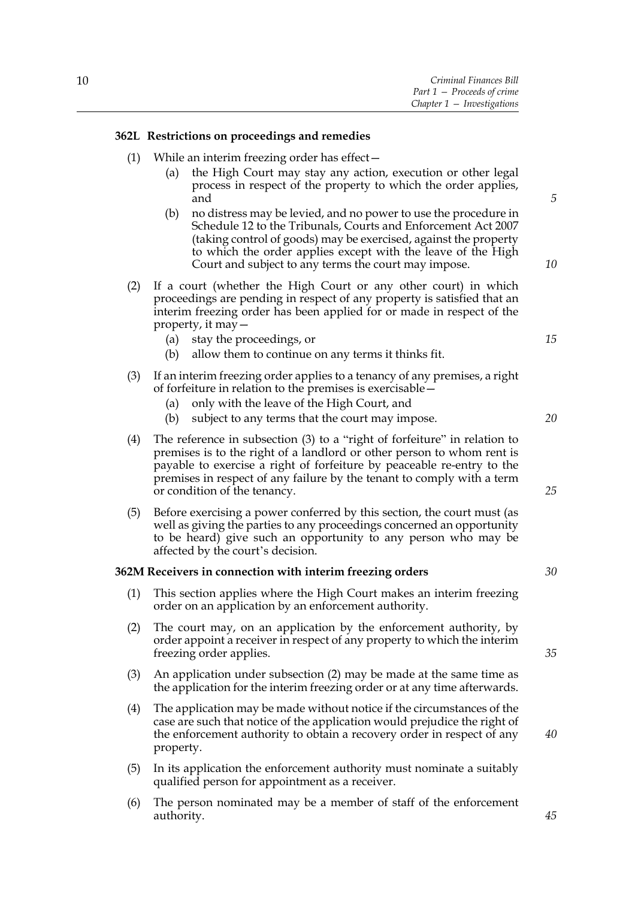### 362L Restrictions on proceedings and remedies

(1) While an interim freezing order has effect—

(a) the High Court may stay any action, execution or other legal process in respect of the property to which the order applies, and

(b) no distress may be levied, and no power to use the procedure in Schedule 12 to the Tribunals, Courts and Enforcement Act 2007 (taking control of goods) may be exercised, against the property to which the order applies except with the leave of the High Court and subject to any terms the court may impose.

(2) If a court (whether the High Court or any other court) in which proceedings are pending in respect of any property is satisfied that an interim freezing order has been applied for or made in respect of the property, it may—

(a) stay the proceedings, or

(b) allow them to continue on any terms it thinks fit.

(3) If an interim freezing order applies to a tenancy of any premises, a right of forfeiture in relation to the premises is exercisable—

(a) only with the leave of the High Court, and

(b) subject to any terms that the court may impose.

(4) The reference in subsection (3) to a "right of forfeiture" in relation to premises is to the right of a landlord or other person to whom rent is payable to exercise a right of forfeiture by peaceable re-entry to the premises in respect of any failure by the tenant to comply with a term or condition of the tenancy.

(5) Before exercising a power conferred by this section, the court must (as well as giving the parties to any proceedings concerned an opportunity to be heard) give such an opportunity to any person who may be affected by the court's decision.

### 362M Receivers in connection with interim freezing orders

(1) This section applies where the High Court makes an interim freezing order on an application by an enforcement authority.

(2) The court may, on an application by the enforcement authority, by order appoint a receiver in respect of any property to which the interim freezing order applies.

(3) An application under subsection (2) may be made at the same time as the application for the interim freezing order or at any time afterwards.

(4) The application may be made without notice if the circumstances of the case are such that notice of the application would prejudice the right of the enforcement authority to obtain a recovery order in respect of any property.

(5) In its application the enforcement authority must nominate a suitably qualified person for appointment as a receiver.

(6) The person nominated may be a member of staff of the enforcement authority.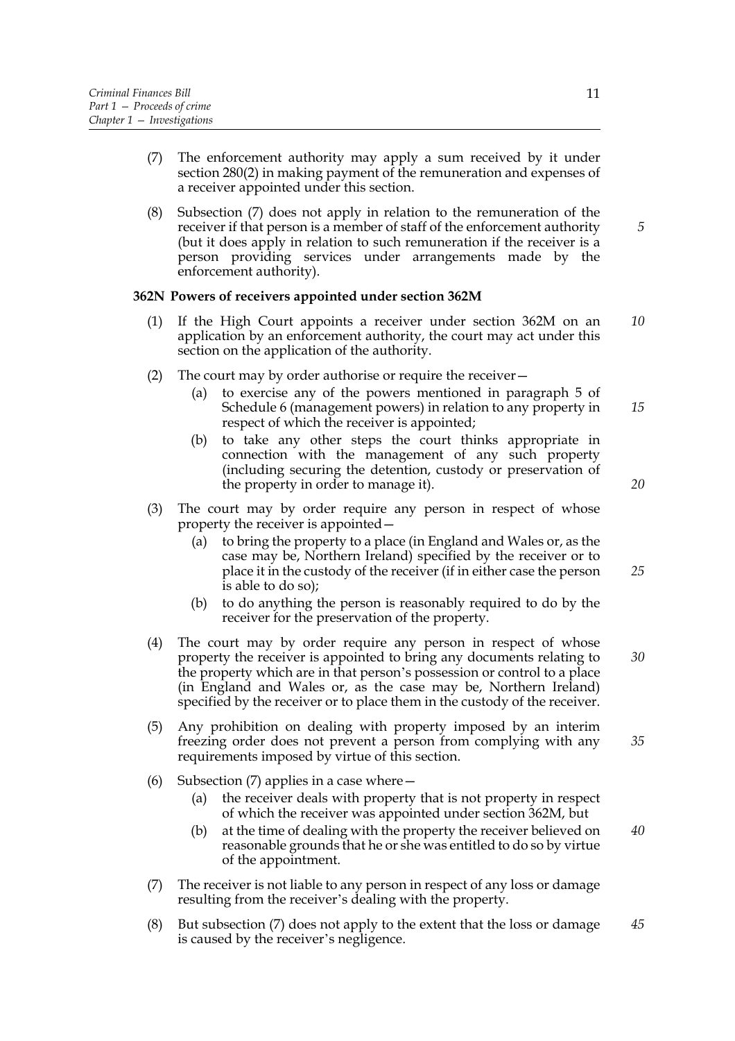(7) The enforcement authority may apply a sum received by it under section 280(2) in making payment of the remuneration and expenses of a receiver appointed under this section.

(8) Subsection (7) does not apply in relation to the remuneration of the receiver if that person is a member of staff of the enforcement authority (but it does apply in relation to such remuneration if the receiver is a person providing services under arrangements made by the enforcement authority).

**362N Powers of receivers appointed under section 362M**

(1) If the High Court appoints a receiver under section 362M on an application by an enforcement authority, the court may act under this section on the application of the authority.

(2) The court may by order authorise or require the receiver—

- (a) to exercise any of the powers mentioned in paragraph 5 of Schedule 6 (management powers) in relation to any property in respect of which the receiver is appointed;
- (b) to take any other steps the court thinks appropriate in connection with the management of any such property (including securing the detention, custody or preservation of the property in order to manage it).

(3) The court may by order require any person in respect of whose property the receiver is appointed—

- (a) to bring the property to a place (in England and Wales or, as the case may be, Northern Ireland) specified by the receiver or to place it in the custody of the receiver (if in either case the person is able to do so);
- (b) to do anything the person is reasonably required to do by the receiver for the preservation of the property.

(4) The court may by order require any person in respect of whose property the receiver is appointed to bring any documents relating to the property which are in that person's possession or control to a place (in England and Wales or, as the case may be, Northern Ireland) specified by the receiver or to place them in the custody of the receiver.

(5) Any prohibition on dealing with property imposed by an interim freezing order does not prevent a person from complying with any requirements imposed by virtue of this section.

(6) Subsection (7) applies in a case where—

- (a) the receiver deals with property that is not property in respect of which the receiver was appointed under section 362M, but
- (b) at the time of dealing with the property the receiver believed on reasonable grounds that he or she was entitled to do so by virtue of the appointment.

(7) The receiver is not liable to any person in respect of any loss or damage resulting from the receiver's dealing with the property.

(8) But subsection (7) does not apply to the extent that the loss or damage is caused by the receiver's negligence.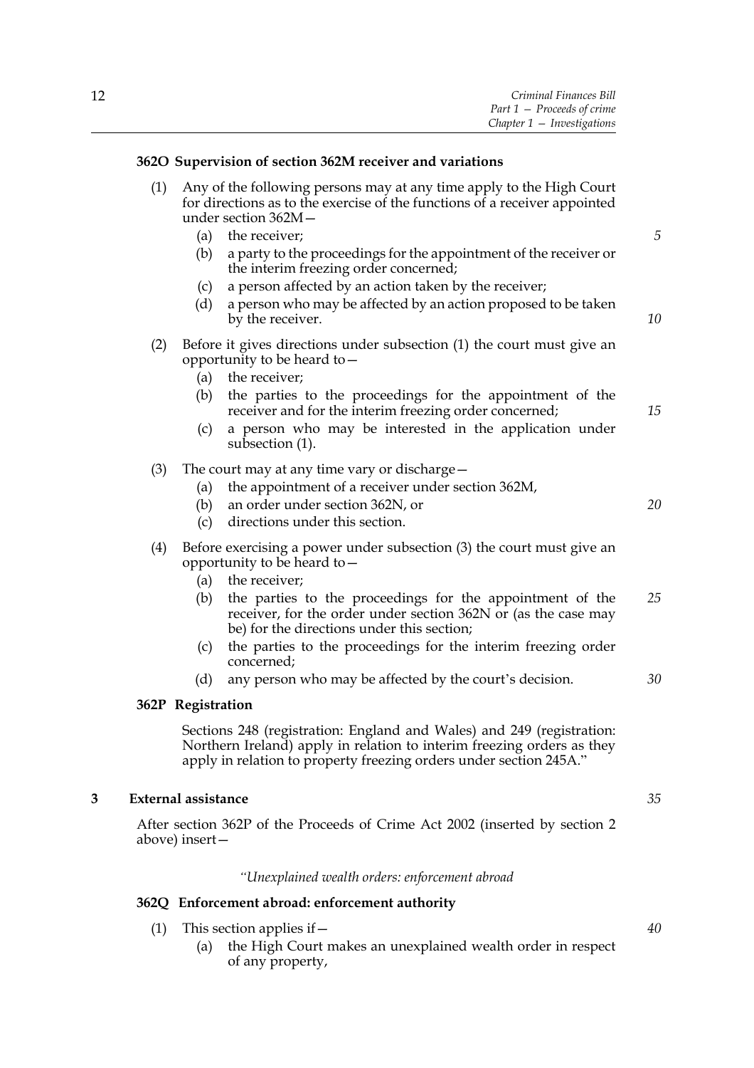### 362O Supervision of section 362M receiver and variations

(1) Any of the following persons may at any time apply to the High Court for directions as to the exercise of the functions of a receiver appointed under section 362M—

  (a) the receiver;

  (b) a party to the proceedings for the appointment of the receiver or the interim freezing order concerned;

  (c) a person affected by an action taken by the receiver;

  (d) a person who may be affected by an action proposed to be taken by the receiver.

(2) Before it gives directions under subsection (1) the court must give an opportunity to be heard to—

  (a) the receiver;

  (b) the parties to the proceedings for the appointment of the receiver and for the interim freezing order concerned;

  (c) a person who may be interested in the application under subsection (1).

(3) The court may at any time vary or discharge—

  (a) the appointment of a receiver under section 362M,

  (b) an order under section 362N, or

  (c) directions under this section.

(4) Before exercising a power under subsection (3) the court must give an opportunity to be heard to—

  (a) the receiver;

  (b) the parties to the proceedings for the appointment of the receiver, for the order under section 362N or (as the case may be) for the directions under this section;

  (c) the parties to the proceedings for the interim freezing order concerned;

  (d) any person who may be affected by the court's decision.

### 362P Registration

Sections 248 (registration: England and Wales) and 249 (registration: Northern Ireland) apply in relation to interim freezing orders as they apply in relation to property freezing orders under section 245A."

## 3 External assistance

After section 362P of the Proceeds of Crime Act 2002 (inserted by section 2 above) insert—

*"Unexplained wealth orders: enforcement abroad*

### 362Q Enforcement abroad: enforcement authority

(1) This section applies if—

  (a) the High Court makes an unexplained wealth order in respect of any property,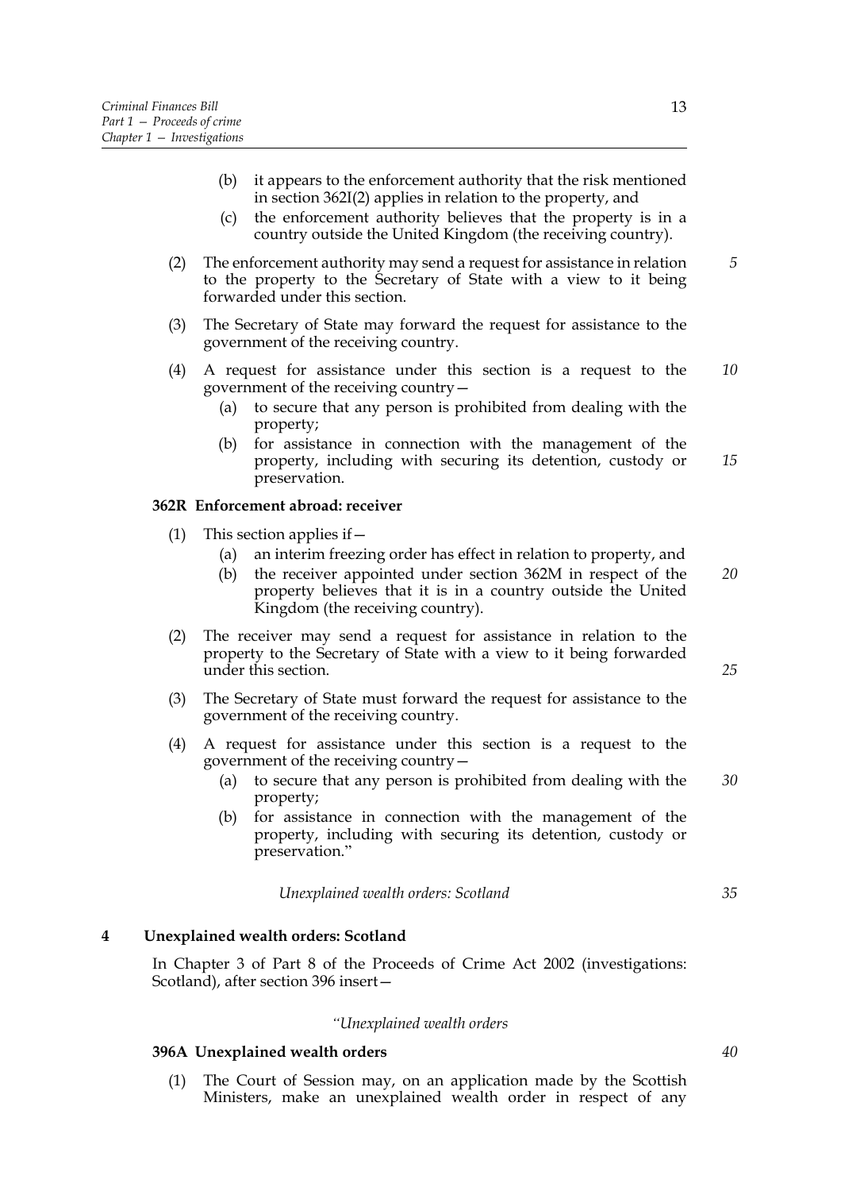(b) it appears to the enforcement authority that the risk mentioned in section 362I(2) applies in relation to the property, and

(c) the enforcement authority believes that the property is in a country outside the United Kingdom (the receiving country).

(2) The enforcement authority may send a request for assistance in relation to the property to the Secretary of State with a view to it being forwarded under this section.

(3) The Secretary of State may forward the request for assistance to the government of the receiving country.

(4) A request for assistance under this section is a request to the government of the receiving country—

(a) to secure that any person is prohibited from dealing with the property;

(b) for assistance in connection with the management of the property, including with securing its detention, custody or preservation.

**362R Enforcement abroad: receiver**

(1) This section applies if—

(a) an interim freezing order has effect in relation to property, and

(b) the receiver appointed under section 362M in respect of the property believes that it is in a country outside the United Kingdom (the receiving country).

(2) The receiver may send a request for assistance in relation to the property to the Secretary of State with a view to it being forwarded under this section.

(3) The Secretary of State must forward the request for assistance to the government of the receiving country.

(4) A request for assistance under this section is a request to the government of the receiving country—

(a) to secure that any person is prohibited from dealing with the property;

(b) for assistance in connection with the management of the property, including with securing its detention, custody or preservation."

*Unexplained wealth orders: Scotland*

**4 Unexplained wealth orders: Scotland**

In Chapter 3 of Part 8 of the Proceeds of Crime Act 2002 (investigations: Scotland), after section 396 insert—

*"Unexplained wealth orders*

**396A Unexplained wealth orders**

(1) The Court of Session may, on an application made by the Scottish Ministers, make an unexplained wealth order in respect of any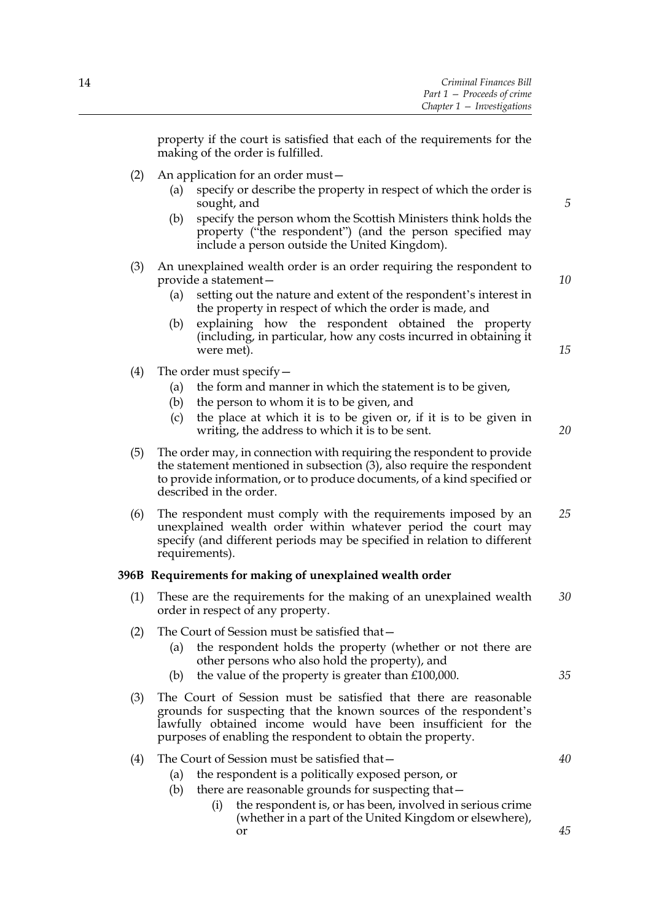property if the court is satisfied that each of the requirements for the making of the order is fulfilled.

(2) An application for an order must—

  (a) specify or describe the property in respect of which the order is sought, and

  (b) specify the person whom the Scottish Ministers think holds the property ("the respondent") (and the person specified may include a person outside the United Kingdom).

(3) An unexplained wealth order is an order requiring the respondent to provide a statement—

  (a) setting out the nature and extent of the respondent's interest in the property in respect of which the order is made, and

  (b) explaining how the respondent obtained the property (including, in particular, how any costs incurred in obtaining it were met).

(4) The order must specify—

  (a) the form and manner in which the statement is to be given,

  (b) the person to whom it is to be given, and

  (c) the place at which it is to be given or, if it is to be given in writing, the address to which it is to be sent.

(5) The order may, in connection with requiring the respondent to provide the statement mentioned in subsection (3), also require the respondent to provide information, or to produce documents, of a kind specified or described in the order.

(6) The respondent must comply with the requirements imposed by an unexplained wealth order within whatever period the court may specify (and different periods may be specified in relation to different requirements).

**396B Requirements for making of unexplained wealth order**

(1) These are the requirements for the making of an unexplained wealth order in respect of any property.

(2) The Court of Session must be satisfied that—

  (a) the respondent holds the property (whether or not there are other persons who also hold the property), and

  (b) the value of the property is greater than £100,000.

(3) The Court of Session must be satisfied that there are reasonable grounds for suspecting that the known sources of the respondent's lawfully obtained income would have been insufficient for the purposes of enabling the respondent to obtain the property.

(4) The Court of Session must be satisfied that—

  (a) the respondent is a politically exposed person, or

  (b) there are reasonable grounds for suspecting that—

    (i) the respondent is, or has been, involved in serious crime (whether in a part of the United Kingdom or elsewhere), or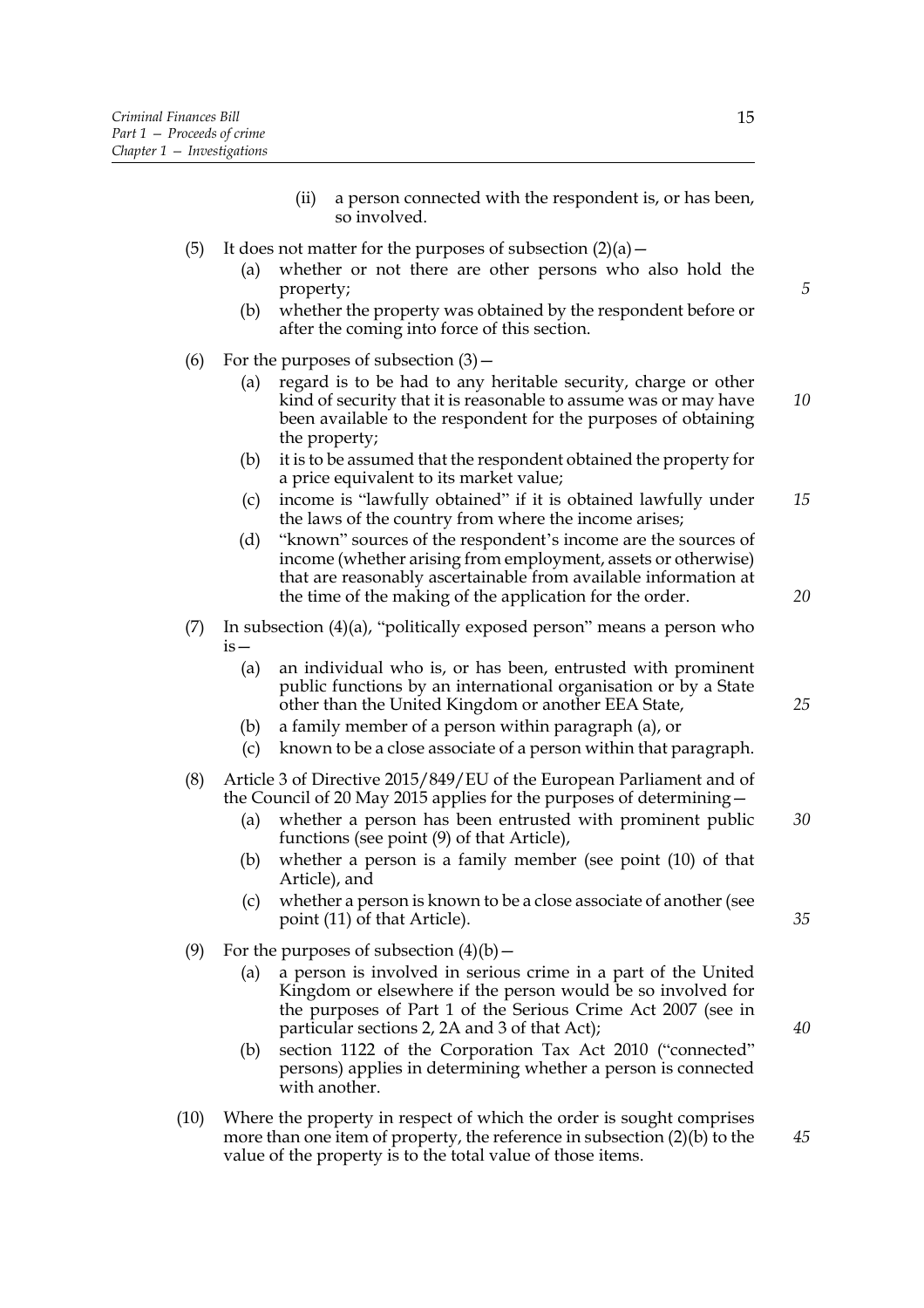(ii) a person connected with the respondent is, or has been, so involved.

(5) It does not matter for the purposes of subsection (2)(a)—

(a) whether or not there are other persons who also hold the property;

(b) whether the property was obtained by the respondent before or after the coming into force of this section.

(6) For the purposes of subsection (3)—

(a) regard is to be had to any heritable security, charge or other kind of security that it is reasonable to assume was or may have been available to the respondent for the purposes of obtaining the property;

(b) it is to be assumed that the respondent obtained the property for a price equivalent to its market value;

(c) income is "lawfully obtained" if it is obtained lawfully under the laws of the country from where the income arises;

(d) "known" sources of the respondent's income are the sources of income (whether arising from employment, assets or otherwise) that are reasonably ascertainable from available information at the time of the making of the application for the order.

(7) In subsection (4)(a), "politically exposed person" means a person who is—

(a) an individual who is, or has been, entrusted with prominent public functions by an international organisation or by a State other than the United Kingdom or another EEA State,

(b) a family member of a person within paragraph (a), or

(c) known to be a close associate of a person within that paragraph.

(8) Article 3 of Directive 2015/849/EU of the European Parliament and of the Council of 20 May 2015 applies for the purposes of determining—

(a) whether a person has been entrusted with prominent public functions (see point (9) of that Article),

(b) whether a person is a family member (see point (10) of that Article), and

(c) whether a person is known to be a close associate of another (see point (11) of that Article).

(9) For the purposes of subsection (4)(b)—

(a) a person is involved in serious crime in a part of the United Kingdom or elsewhere if the person would be so involved for the purposes of Part 1 of the Serious Crime Act 2007 (see in particular sections 2, 2A and 3 of that Act);

(b) section 1122 of the Corporation Tax Act 2010 ("connected" persons) applies in determining whether a person is connected with another.

(10) Where the property in respect of which the order is sought comprises more than one item of property, the reference in subsection (2)(b) to the value of the property is to the total value of those items.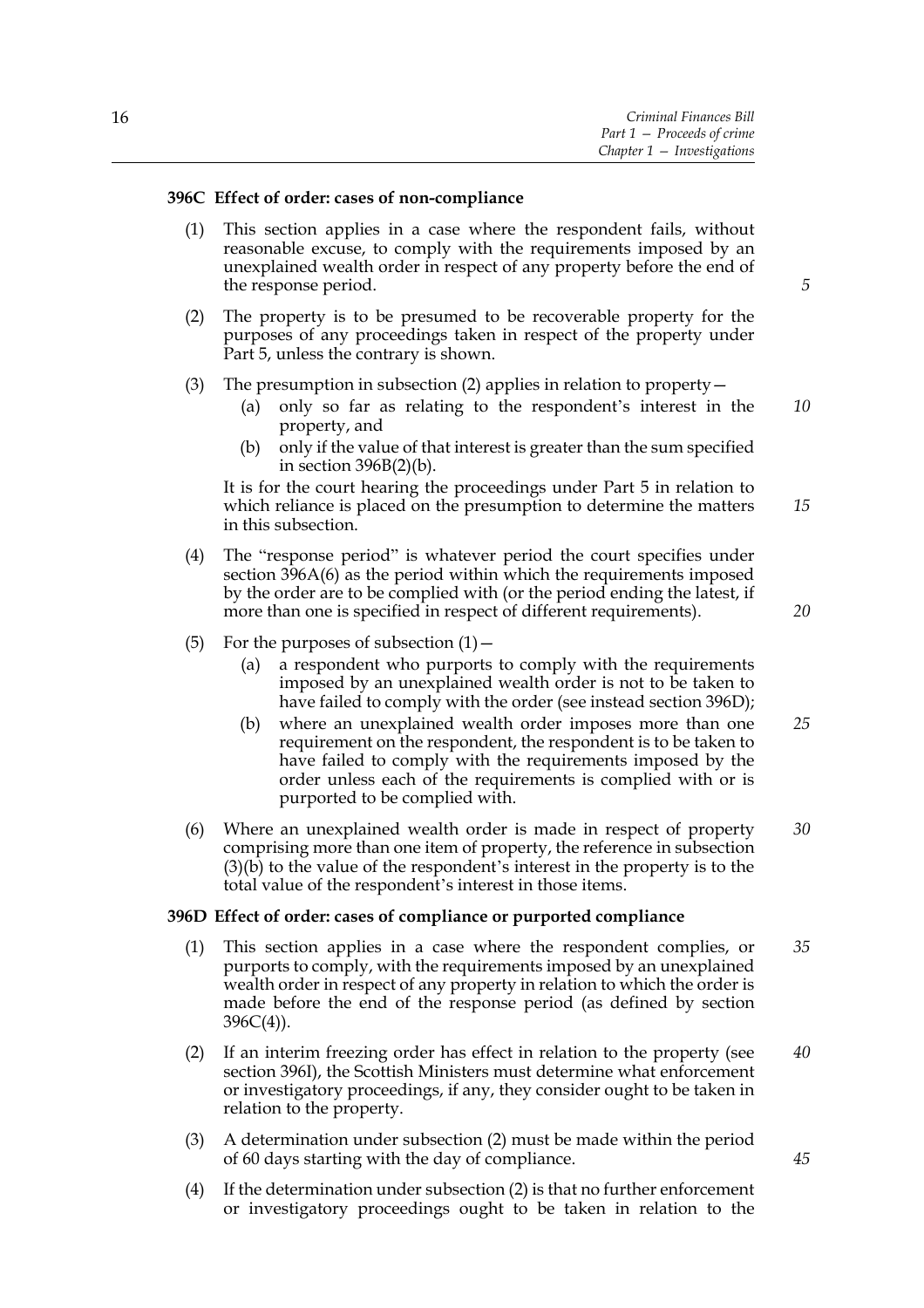### 396C Effect of order: cases of non-compliance

(1) This section applies in a case where the respondent fails, without reasonable excuse, to comply with the requirements imposed by an unexplained wealth order in respect of any property before the end of the response period.

(2) The property is to be presumed to be recoverable property for the purposes of any proceedings taken in respect of the property under Part 5, unless the contrary is shown.

(3) The presumption in subsection (2) applies in relation to property—

- (a) only so far as relating to the respondent's interest in the property, and
- (b) only if the value of that interest is greater than the sum specified in section 396B(2)(b).

It is for the court hearing the proceedings under Part 5 in relation to which reliance is placed on the presumption to determine the matters in this subsection.

(4) The "response period" is whatever period the court specifies under section 396A(6) as the period within which the requirements imposed by the order are to be complied with (or the period ending the latest, if more than one is specified in respect of different requirements).

(5) For the purposes of subsection (1)—

- (a) a respondent who purports to comply with the requirements imposed by an unexplained wealth order is not to be taken to have failed to comply with the order (see instead section 396D);
- (b) where an unexplained wealth order imposes more than one requirement on the respondent, the respondent is to be taken to have failed to comply with the requirements imposed by the order unless each of the requirements is complied with or is purported to be complied with.

(6) Where an unexplained wealth order is made in respect of property comprising more than one item of property, the reference in subsection (3)(b) to the value of the respondent's interest in the property is to the total value of the respondent's interest in those items.

### 396D Effect of order: cases of compliance or purported compliance

(1) This section applies in a case where the respondent complies, or purports to comply, with the requirements imposed by an unexplained wealth order in respect of any property in relation to which the order is made before the end of the response period (as defined by section 396C(4)).

(2) If an interim freezing order has effect in relation to the property (see section 396I), the Scottish Ministers must determine what enforcement or investigatory proceedings, if any, they consider ought to be taken in relation to the property.

(3) A determination under subsection (2) must be made within the period of 60 days starting with the day of compliance.

(4) If the determination under subsection (2) is that no further enforcement or investigatory proceedings ought to be taken in relation to the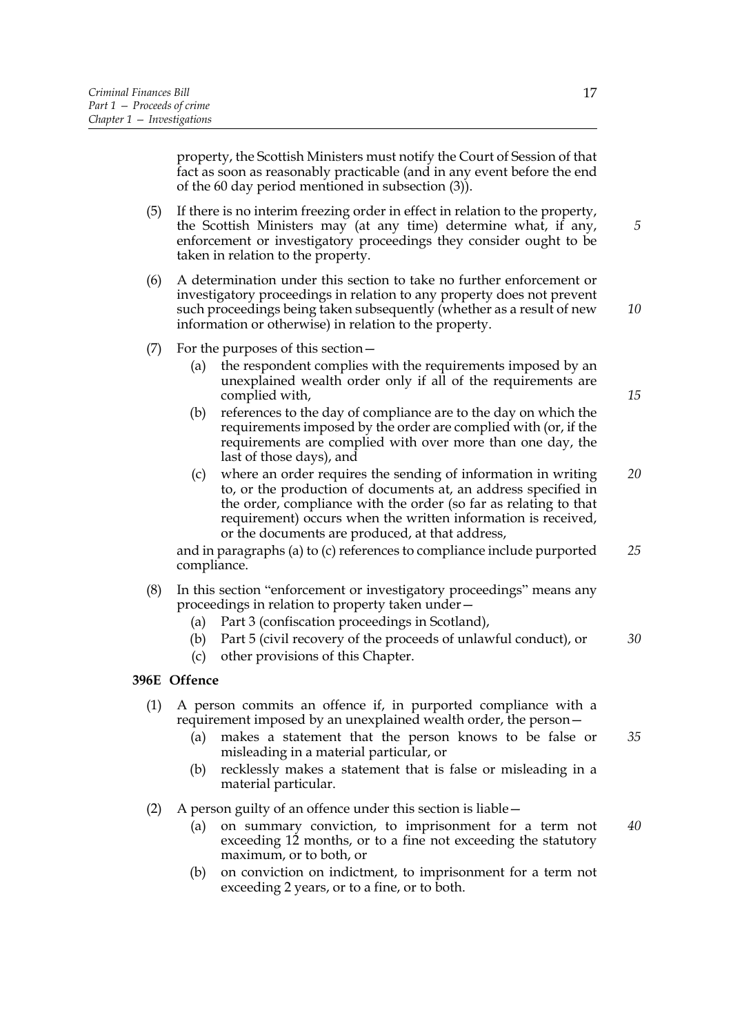property, the Scottish Ministers must notify the Court of Session of that fact as soon as reasonably practicable (and in any event before the end of the 60 day period mentioned in subsection (3)).

(5) If there is no interim freezing order in effect in relation to the property, the Scottish Ministers may (at any time) determine what, if any, enforcement or investigatory proceedings they consider ought to be taken in relation to the property.

(6) A determination under this section to take no further enforcement or investigatory proceedings in relation to any property does not prevent such proceedings being taken subsequently (whether as a result of new information or otherwise) in relation to the property.

(7) For the purposes of this section—

- (a) the respondent complies with the requirements imposed by an unexplained wealth order only if all of the requirements are complied with,
- (b) references to the day of compliance are to the day on which the requirements imposed by the order are complied with (or, if the requirements are complied with over more than one day, the last of those days), and
- (c) where an order requires the sending of information in writing to, or the production of documents at, an address specified in the order, compliance with the order (so far as relating to that requirement) occurs when the written information is received, or the documents are produced, at that address,

and in paragraphs (a) to (c) references to compliance include purported compliance.

(8) In this section "enforcement or investigatory proceedings" means any proceedings in relation to property taken under—

- (a) Part 3 (confiscation proceedings in Scotland),
- (b) Part 5 (civil recovery of the proceeds of unlawful conduct), or
- (c) other provisions of this Chapter.

**396E Offence**

(1) A person commits an offence if, in purported compliance with a requirement imposed by an unexplained wealth order, the person—

- (a) makes a statement that the person knows to be false or misleading in a material particular, or
- (b) recklessly makes a statement that is false or misleading in a material particular.

(2) A person guilty of an offence under this section is liable—

- (a) on summary conviction, to imprisonment for a term not exceeding 12 months, or to a fine not exceeding the statutory maximum, or to both, or
- (b) on conviction on indictment, to imprisonment for a term not exceeding 2 years, or to a fine, or to both.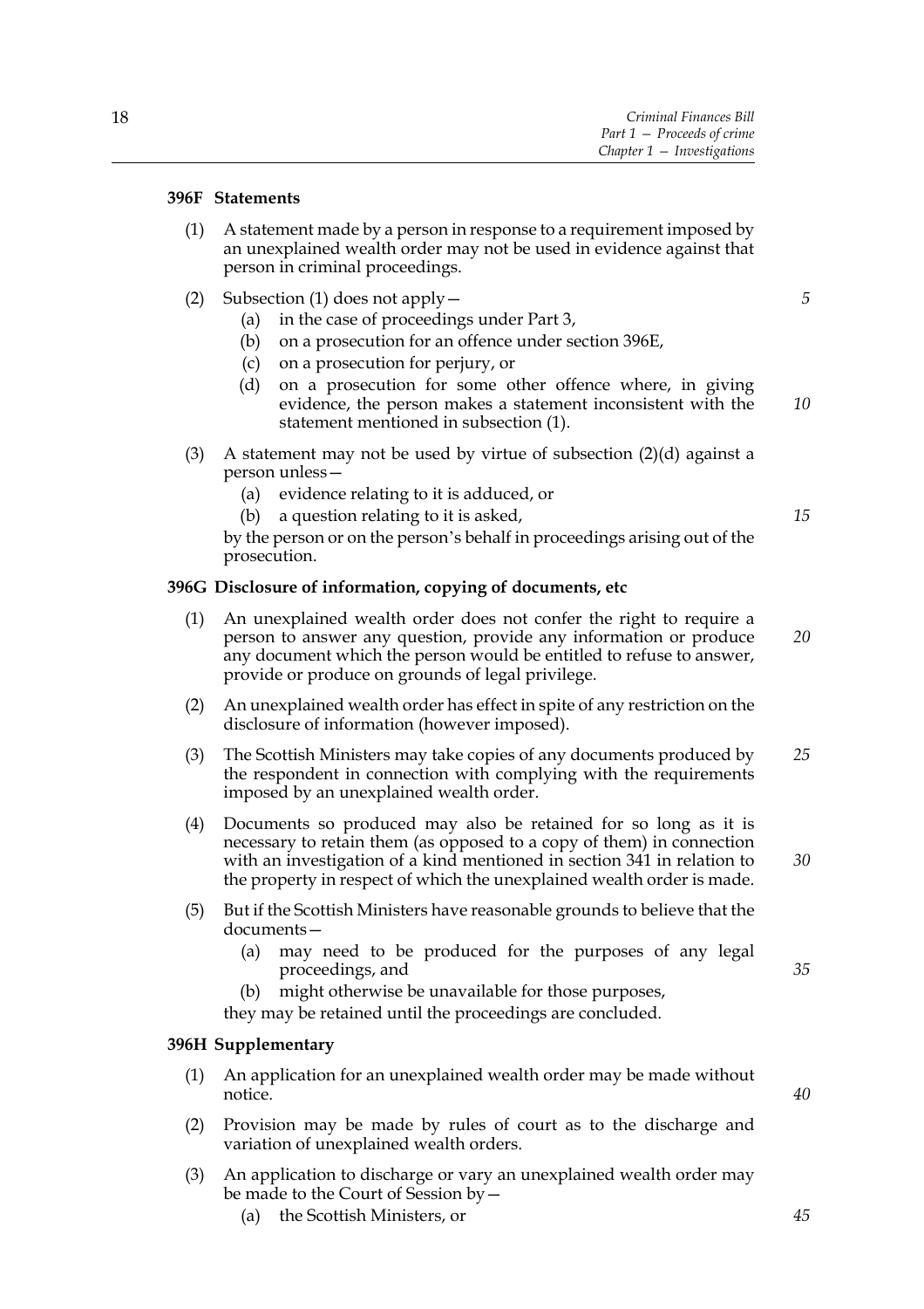### 396F Statements

(1) A statement made by a person in response to a requirement imposed by an unexplained wealth order may not be used in evidence against that person in criminal proceedings.

(2) Subsection (1) does not apply—

(a) in the case of proceedings under Part 3,

(b) on a prosecution for an offence under section 396E,

(c) on a prosecution for perjury, or

(d) on a prosecution for some other offence where, in giving evidence, the person makes a statement inconsistent with the statement mentioned in subsection (1).

(3) A statement may not be used by virtue of subsection (2)(d) against a person unless—

(a) evidence relating to it is adduced, or

(b) a question relating to it is asked,

by the person or on the person's behalf in proceedings arising out of the prosecution.

### 396G Disclosure of information, copying of documents, etc

(1) An unexplained wealth order does not confer the right to require a person to answer any question, provide any information or produce any document which the person would be entitled to refuse to answer, provide or produce on grounds of legal privilege.

(2) An unexplained wealth order has effect in spite of any restriction on the disclosure of information (however imposed).

(3) The Scottish Ministers may take copies of any documents produced by the respondent in connection with complying with the requirements imposed by an unexplained wealth order.

(4) Documents so produced may also be retained for so long as it is necessary to retain them (as opposed to a copy of them) in connection with an investigation of a kind mentioned in section 341 in relation to the property in respect of which the unexplained wealth order is made.

(5) But if the Scottish Ministers have reasonable grounds to believe that the documents—

(a) may need to be produced for the purposes of any legal proceedings, and

(b) might otherwise be unavailable for those purposes,

they may be retained until the proceedings are concluded.

### 396H Supplementary

(1) An application for an unexplained wealth order may be made without notice.

(2) Provision may be made by rules of court as to the discharge and variation of unexplained wealth orders.

(3) An application to discharge or vary an unexplained wealth order may be made to the Court of Session by—

(a) the Scottish Ministers, or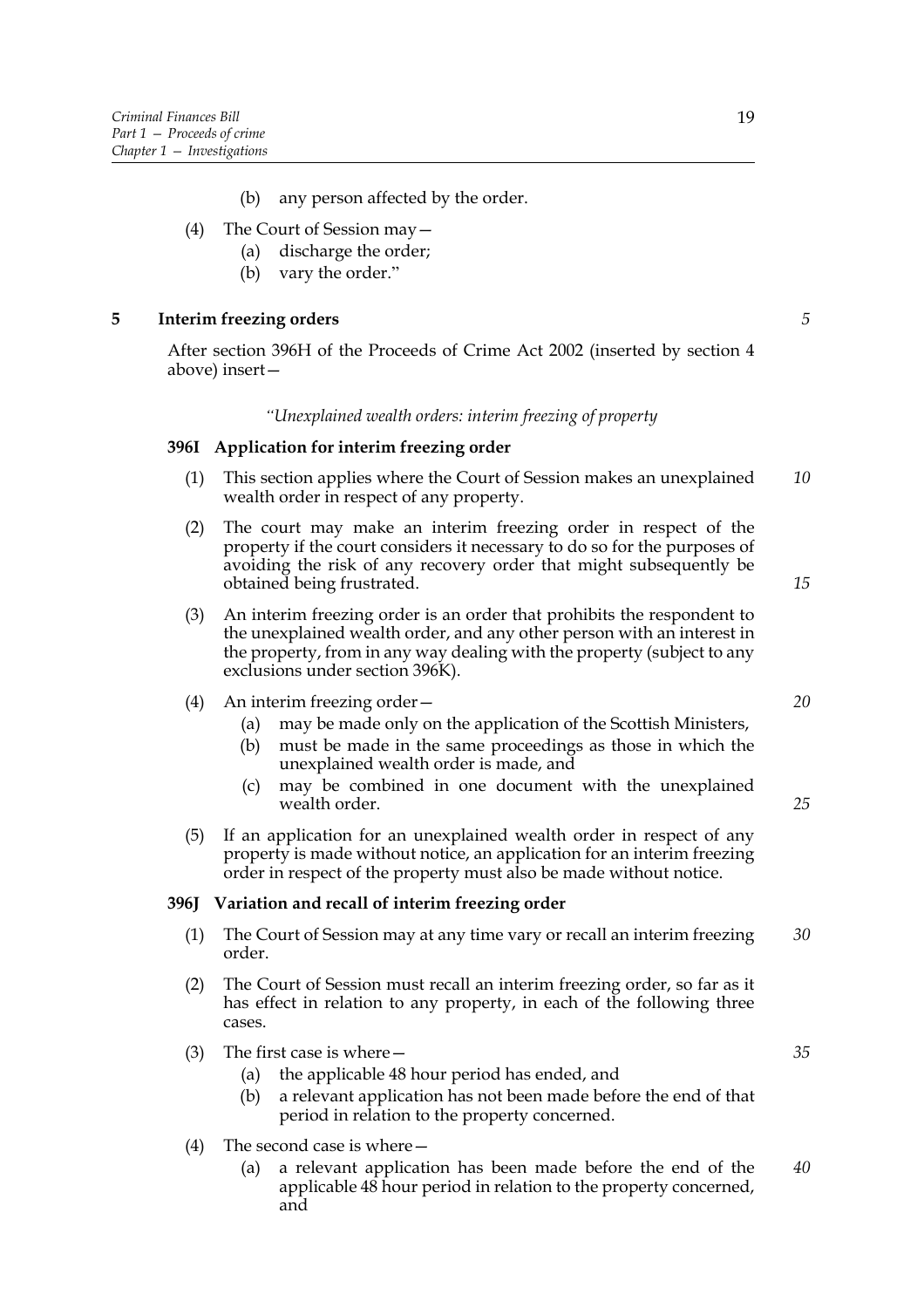(b) any person affected by the order.

(4) The Court of Session may—

(a) discharge the order;

(b) vary the order."

**5 Interim freezing orders**

After section 396H of the Proceeds of Crime Act 2002 (inserted by section 4 above) insert—

*"Unexplained wealth orders: interim freezing of property*

**396I Application for interim freezing order**

(1) This section applies where the Court of Session makes an unexplained wealth order in respect of any property.

(2) The court may make an interim freezing order in respect of the property if the court considers it necessary to do so for the purposes of avoiding the risk of any recovery order that might subsequently be obtained being frustrated.

(3) An interim freezing order is an order that prohibits the respondent to the unexplained wealth order, and any other person with an interest in the property, from in any way dealing with the property (subject to any exclusions under section 396K).

(4) An interim freezing order—

(a) may be made only on the application of the Scottish Ministers,

(b) must be made in the same proceedings as those in which the unexplained wealth order is made, and

(c) may be combined in one document with the unexplained wealth order.

(5) If an application for an unexplained wealth order in respect of any property is made without notice, an application for an interim freezing order in respect of the property must also be made without notice.

**396J Variation and recall of interim freezing order**

(1) The Court of Session may at any time vary or recall an interim freezing order.

(2) The Court of Session must recall an interim freezing order, so far as it has effect in relation to any property, in each of the following three cases.

(3) The first case is where—

(a) the applicable 48 hour period has ended, and

(b) a relevant application has not been made before the end of that period in relation to the property concerned.

(4) The second case is where—

(a) a relevant application has been made before the end of the applicable 48 hour period in relation to the property concerned, and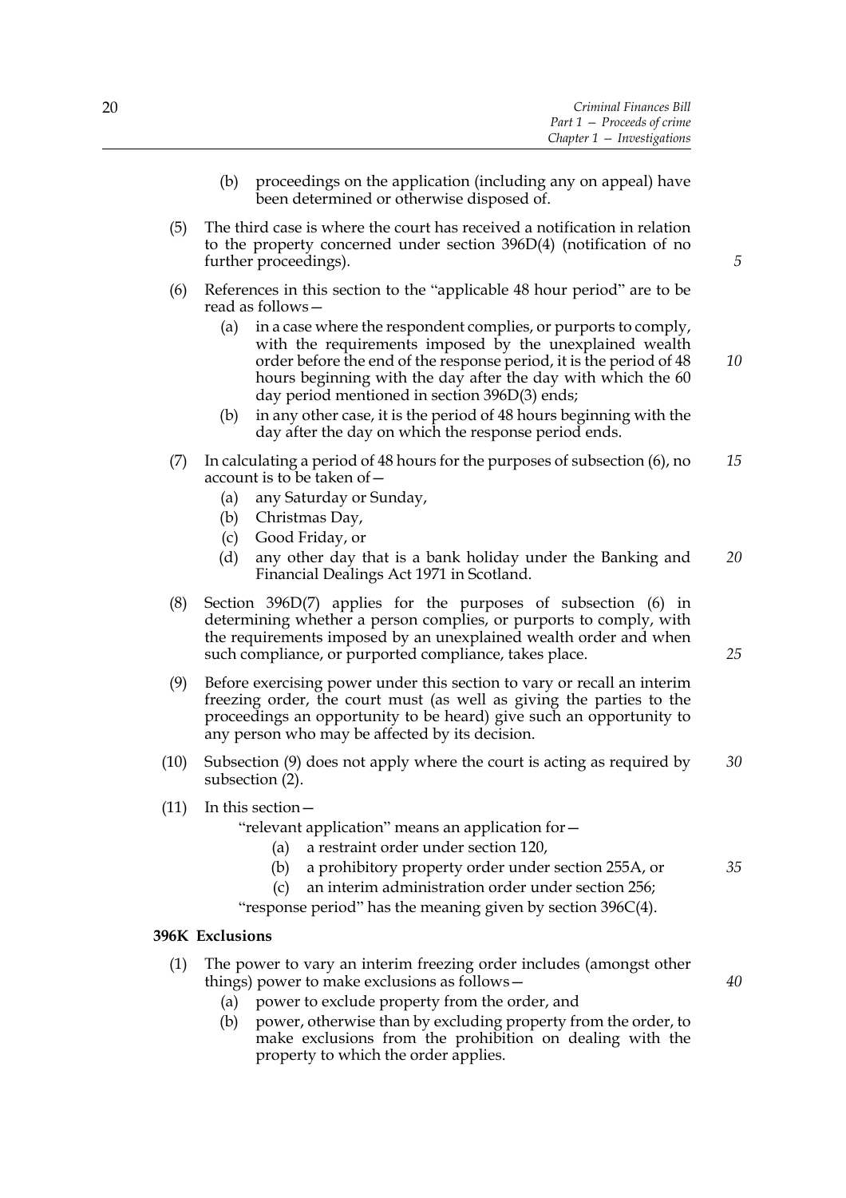(b) proceedings on the application (including any on appeal) have been determined or otherwise disposed of.

(5) The third case is where the court has received a notification in relation to the property concerned under section 396D(4) (notification of no further proceedings).

(6) References in this section to the "applicable 48 hour period" are to be read as follows—

(a) in a case where the respondent complies, or purports to comply, with the requirements imposed by the unexplained wealth order before the end of the response period, it is the period of 48 hours beginning with the day after the day with which the 60 day period mentioned in section 396D(3) ends;

(b) in any other case, it is the period of 48 hours beginning with the day after the day on which the response period ends.

(7) In calculating a period of 48 hours for the purposes of subsection (6), no account is to be taken of—

(a) any Saturday or Sunday,

(b) Christmas Day,

(c) Good Friday, or

(d) any other day that is a bank holiday under the Banking and Financial Dealings Act 1971 in Scotland.

(8) Section 396D(7) applies for the purposes of subsection (6) in determining whether a person complies, or purports to comply, with the requirements imposed by an unexplained wealth order and when such compliance, or purported compliance, takes place.

(9) Before exercising power under this section to vary or recall an interim freezing order, the court must (as well as giving the parties to the proceedings an opportunity to be heard) give such an opportunity to any person who may be affected by its decision.

(10) Subsection (9) does not apply where the court is acting as required by subsection (2).

(11) In this section—

"relevant application" means an application for—

(a) a restraint order under section 120,

(b) a prohibitory property order under section 255A, or

(c) an interim administration order under section 256;

"response period" has the meaning given by section 396C(4).

**396K Exclusions**

(1) The power to vary an interim freezing order includes (amongst other things) power to make exclusions as follows—

(a) power to exclude property from the order, and

(b) power, otherwise than by excluding property from the order, to make exclusions from the prohibition on dealing with the property to which the order applies.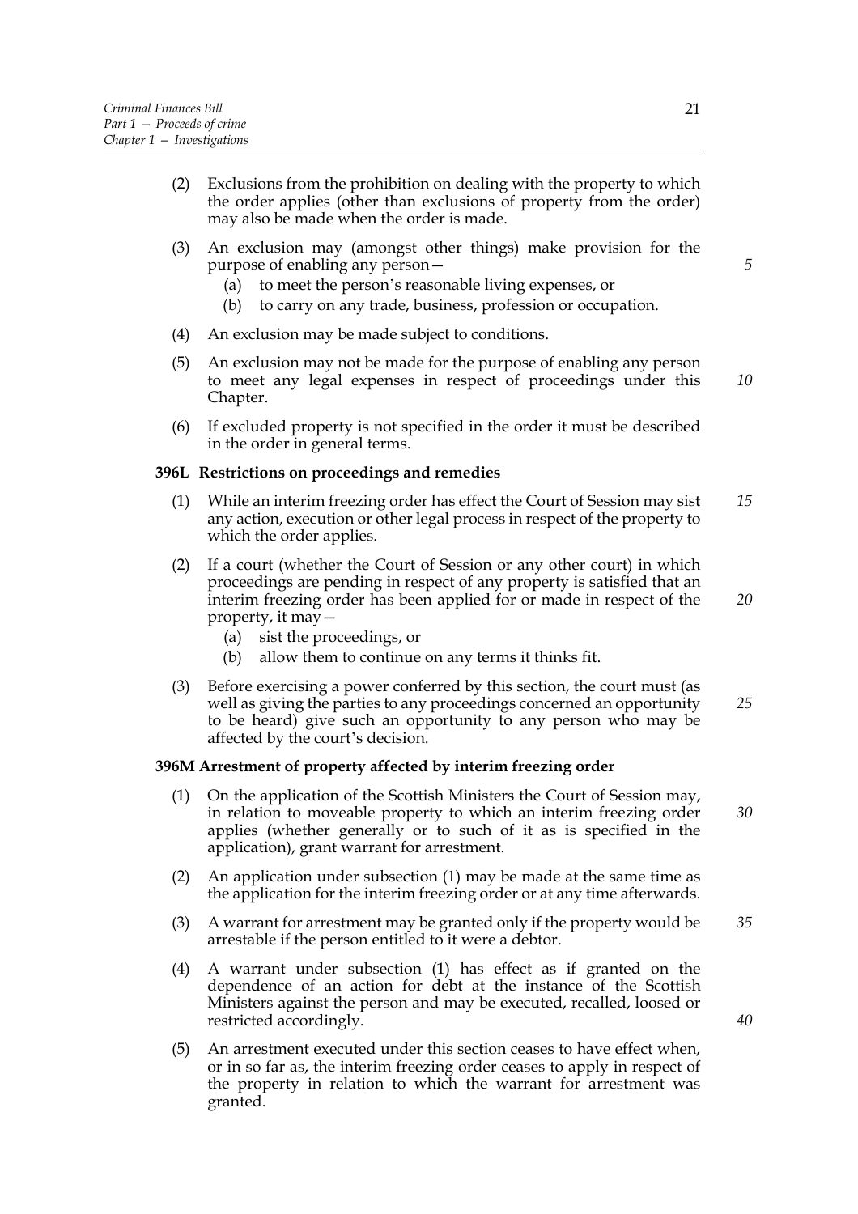(2) Exclusions from the prohibition on dealing with the property to which the order applies (other than exclusions of property from the order) may also be made when the order is made.

(3) An exclusion may (amongst other things) make provision for the purpose of enabling any person—

   (a) to meet the person's reasonable living expenses, or

   (b) to carry on any trade, business, profession or occupation.

(4) An exclusion may be made subject to conditions.

(5) An exclusion may not be made for the purpose of enabling any person to meet any legal expenses in respect of proceedings under this Chapter.

(6) If excluded property is not specified in the order it must be described in the order in general terms.

**396L Restrictions on proceedings and remedies**

(1) While an interim freezing order has effect the Court of Session may sist any action, execution or other legal process in respect of the property to which the order applies.

(2) If a court (whether the Court of Session or any other court) in which proceedings are pending in respect of any property is satisfied that an interim freezing order has been applied for or made in respect of the property, it may—

   (a) sist the proceedings, or

   (b) allow them to continue on any terms it thinks fit.

(3) Before exercising a power conferred by this section, the court must (as well as giving the parties to any proceedings concerned an opportunity to be heard) give such an opportunity to any person who may be affected by the court's decision.

**396M Arrestment of property affected by interim freezing order**

(1) On the application of the Scottish Ministers the Court of Session may, in relation to moveable property to which an interim freezing order applies (whether generally or to such of it as is specified in the application), grant warrant for arrestment.

(2) An application under subsection (1) may be made at the same time as the application for the interim freezing order or at any time afterwards.

(3) A warrant for arrestment may be granted only if the property would be arrestable if the person entitled to it were a debtor.

(4) A warrant under subsection (1) has effect as if granted on the dependence of an action for debt at the instance of the Scottish Ministers against the person and may be executed, recalled, loosed or restricted accordingly.

(5) An arrestment executed under this section ceases to have effect when, or in so far as, the interim freezing order ceases to apply in respect of the property in relation to which the warrant for arrestment was granted.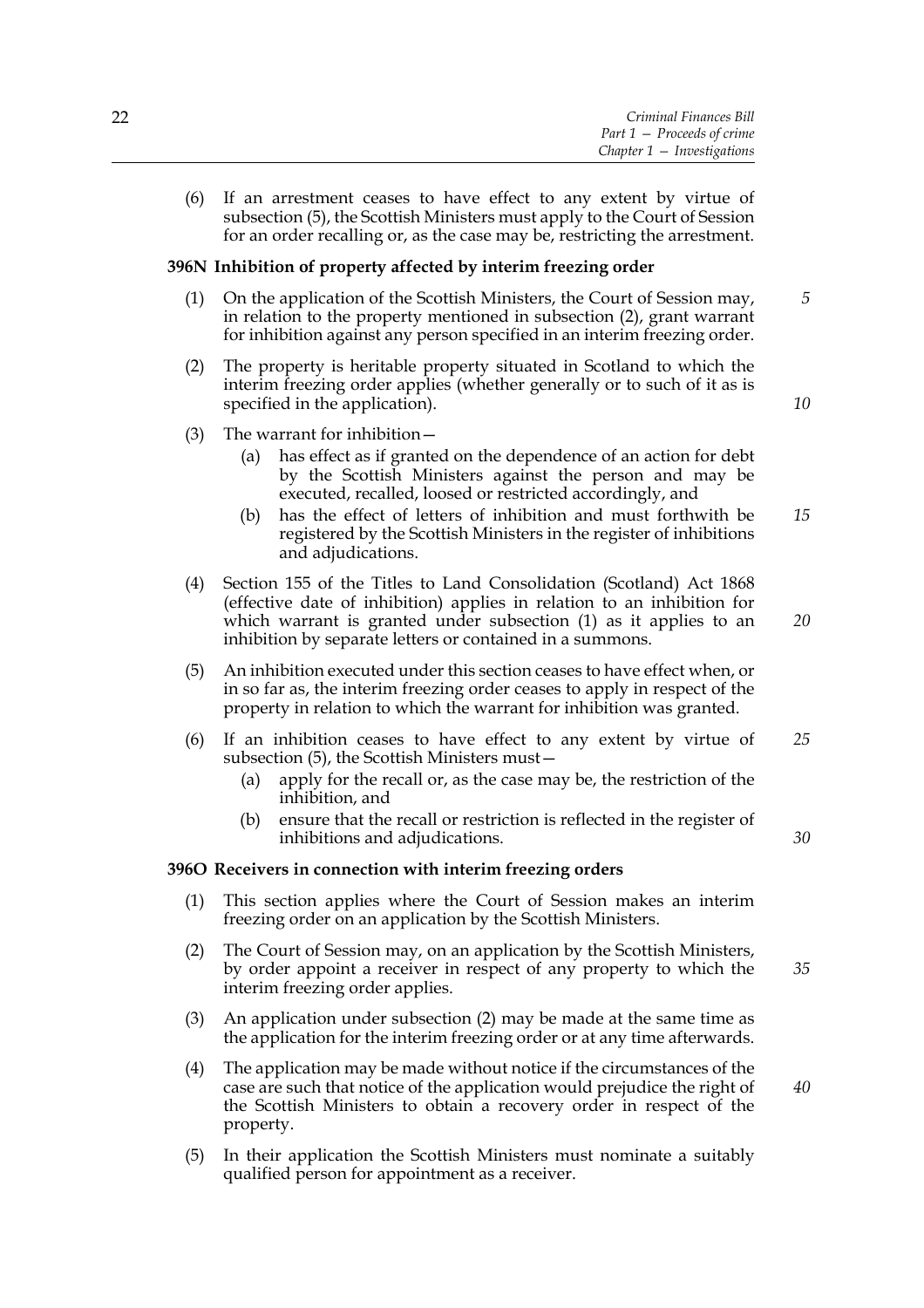(6) If an arrestment ceases to have effect to any extent by virtue of subsection (5), the Scottish Ministers must apply to the Court of Session for an order recalling or, as the case may be, restricting the arrestment.

**396N Inhibition of property affected by interim freezing order**

(1) On the application of the Scottish Ministers, the Court of Session may, in relation to the property mentioned in subsection (2), grant warrant for inhibition against any person specified in an interim freezing order.

(2) The property is heritable property situated in Scotland to which the interim freezing order applies (whether generally or to such of it as is specified in the application).

(3) The warrant for inhibition—

- (a) has effect as if granted on the dependence of an action for debt by the Scottish Ministers against the person and may be executed, recalled, loosed or restricted accordingly, and
- (b) has the effect of letters of inhibition and must forthwith be registered by the Scottish Ministers in the register of inhibitions and adjudications.

(4) Section 155 of the Titles to Land Consolidation (Scotland) Act 1868 (effective date of inhibition) applies in relation to an inhibition for which warrant is granted under subsection (1) as it applies to an inhibition by separate letters or contained in a summons.

(5) An inhibition executed under this section ceases to have effect when, or in so far as, the interim freezing order ceases to apply in respect of the property in relation to which the warrant for inhibition was granted.

(6) If an inhibition ceases to have effect to any extent by virtue of subsection (5), the Scottish Ministers must—

- (a) apply for the recall or, as the case may be, the restriction of the inhibition, and
- (b) ensure that the recall or restriction is reflected in the register of inhibitions and adjudications.

**396O Receivers in connection with interim freezing orders**

(1) This section applies where the Court of Session makes an interim freezing order on an application by the Scottish Ministers.

(2) The Court of Session may, on an application by the Scottish Ministers, by order appoint a receiver in respect of any property to which the interim freezing order applies.

(3) An application under subsection (2) may be made at the same time as the application for the interim freezing order or at any time afterwards.

(4) The application may be made without notice if the circumstances of the case are such that notice of the application would prejudice the right of the Scottish Ministers to obtain a recovery order in respect of the property.

(5) In their application the Scottish Ministers must nominate a suitably qualified person for appointment as a receiver.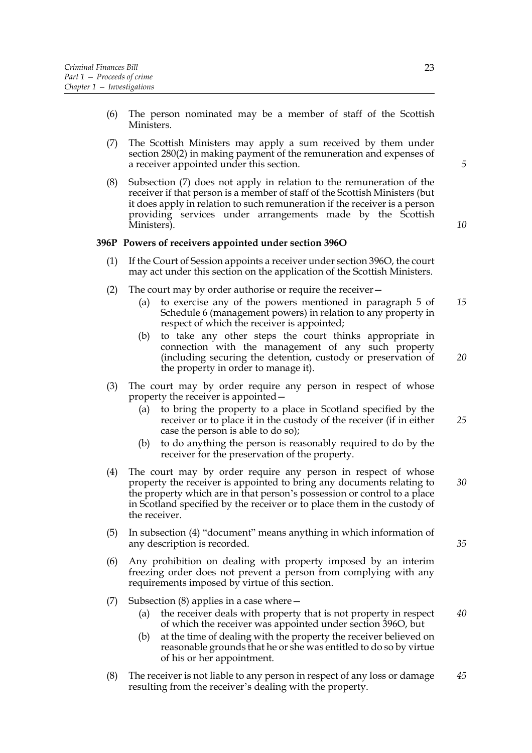(6) The person nominated may be a member of staff of the Scottish Ministers.

(7) The Scottish Ministers may apply a sum received by them under section 280(2) in making payment of the remuneration and expenses of a receiver appointed under this section.

(8) Subsection (7) does not apply in relation to the remuneration of the receiver if that person is a member of staff of the Scottish Ministers (but it does apply in relation to such remuneration if the receiver is a person providing services under arrangements made by the Scottish Ministers).

### 396P Powers of receivers appointed under section 396O

(1) If the Court of Session appoints a receiver under section 396O, the court may act under this section on the application of the Scottish Ministers.

(2) The court may by order authorise or require the receiver—

(a) to exercise any of the powers mentioned in paragraph 5 of Schedule 6 (management powers) in relation to any property in respect of which the receiver is appointed;

(b) to take any other steps the court thinks appropriate in connection with the management of any such property (including securing the detention, custody or preservation of the property in order to manage it).

(3) The court may by order require any person in respect of whose property the receiver is appointed—

(a) to bring the property to a place in Scotland specified by the receiver or to place it in the custody of the receiver (if in either case the person is able to do so);

(b) to do anything the person is reasonably required to do by the receiver for the preservation of the property.

(4) The court may by order require any person in respect of whose property the receiver is appointed to bring any documents relating to the property which are in that person's possession or control to a place in Scotland specified by the receiver or to place them in the custody of the receiver.

(5) In subsection (4) "document" means anything in which information of any description is recorded.

(6) Any prohibition on dealing with property imposed by an interim freezing order does not prevent a person from complying with any requirements imposed by virtue of this section.

(7) Subsection (8) applies in a case where—

(a) the receiver deals with property that is not property in respect of which the receiver was appointed under section 396O, but

(b) at the time of dealing with the property the receiver believed on reasonable grounds that he or she was entitled to do so by virtue of his or her appointment.

(8) The receiver is not liable to any person in respect of any loss or damage resulting from the receiver's dealing with the property.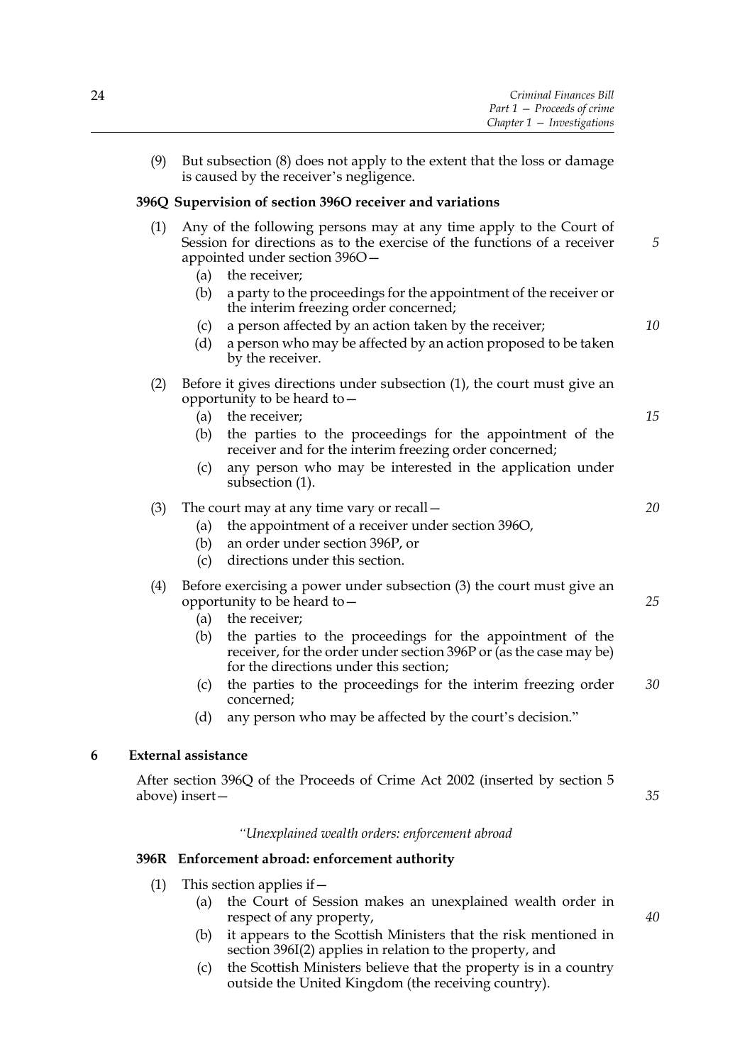(9) But subsection (8) does not apply to the extent that the loss or damage is caused by the receiver's negligence.

**396Q Supervision of section 396O receiver and variations**

(1) Any of the following persons may at any time apply to the Court of Session for directions as to the exercise of the functions of a receiver appointed under section 396O—

   (a) the receiver;

   (b) a party to the proceedings for the appointment of the receiver or the interim freezing order concerned;

   (c) a person affected by an action taken by the receiver;

   (d) a person who may be affected by an action proposed to be taken by the receiver.

(2) Before it gives directions under subsection (1), the court must give an opportunity to be heard to—

   (a) the receiver;

   (b) the parties to the proceedings for the appointment of the receiver and for the interim freezing order concerned;

   (c) any person who may be interested in the application under subsection (1).

(3) The court may at any time vary or recall—

   (a) the appointment of a receiver under section 396O,

   (b) an order under section 396P, or

   (c) directions under this section.

(4) Before exercising a power under subsection (3) the court must give an opportunity to be heard to—

   (a) the receiver;

   (b) the parties to the proceedings for the appointment of the receiver, for the order under section 396P or (as the case may be) for the directions under this section;

   (c) the parties to the proceedings for the interim freezing order concerned;

   (d) any person who may be affected by the court's decision."

**6 External assistance**

After section 396Q of the Proceeds of Crime Act 2002 (inserted by section 5 above) insert—

*"Unexplained wealth orders: enforcement abroad*

**396R Enforcement abroad: enforcement authority**

(1) This section applies if—

   (a) the Court of Session makes an unexplained wealth order in respect of any property,

   (b) it appears to the Scottish Ministers that the risk mentioned in section 396I(2) applies in relation to the property, and

   (c) the Scottish Ministers believe that the property is in a country outside the United Kingdom (the receiving country).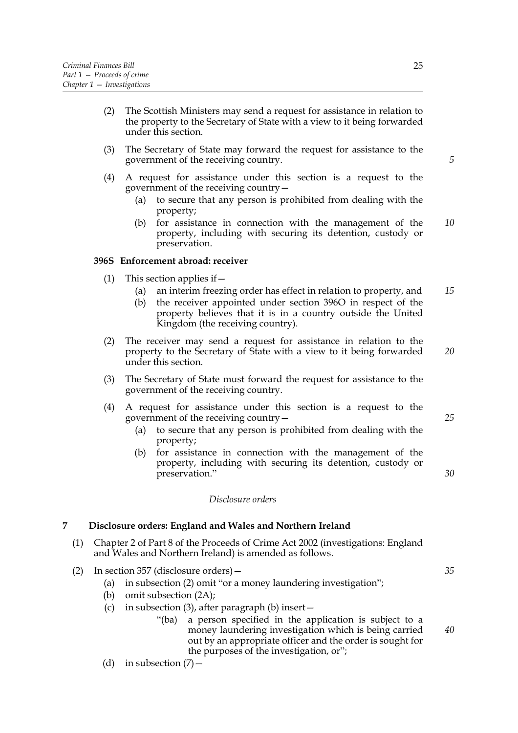(2) The Scottish Ministers may send a request for assistance in relation to the property to the Secretary of State with a view to it being forwarded under this section.

(3) The Secretary of State may forward the request for assistance to the government of the receiving country.

(4) A request for assistance under this section is a request to the government of the receiving country—

   (a) to secure that any person is prohibited from dealing with the property;

   (b) for assistance in connection with the management of the property, including with securing its detention, custody or preservation.

**396S Enforcement abroad: receiver**

(1) This section applies if—

   (a) an interim freezing order has effect in relation to property, and

   (b) the receiver appointed under section 396O in respect of the property believes that it is in a country outside the United Kingdom (the receiving country).

(2) The receiver may send a request for assistance in relation to the property to the Secretary of State with a view to it being forwarded under this section.

(3) The Secretary of State must forward the request for assistance to the government of the receiving country.

(4) A request for assistance under this section is a request to the government of the receiving country—

   (a) to secure that any person is prohibited from dealing with the property;

   (b) for assistance in connection with the management of the property, including with securing its detention, custody or preservation."

*Disclosure orders*

**7 Disclosure orders: England and Wales and Northern Ireland**

(1) Chapter 2 of Part 8 of the Proceeds of Crime Act 2002 (investigations: England and Wales and Northern Ireland) is amended as follows.

(2) In section 357 (disclosure orders)—

   (a) in subsection (2) omit "or a money laundering investigation";

   (b) omit subsection (2A);

   (c) in subsection (3), after paragraph (b) insert—

      "(ba) a person specified in the application is subject to a money laundering investigation which is being carried out by an appropriate officer and the order is sought for the purposes of the investigation, or";

   (d) in subsection (7)—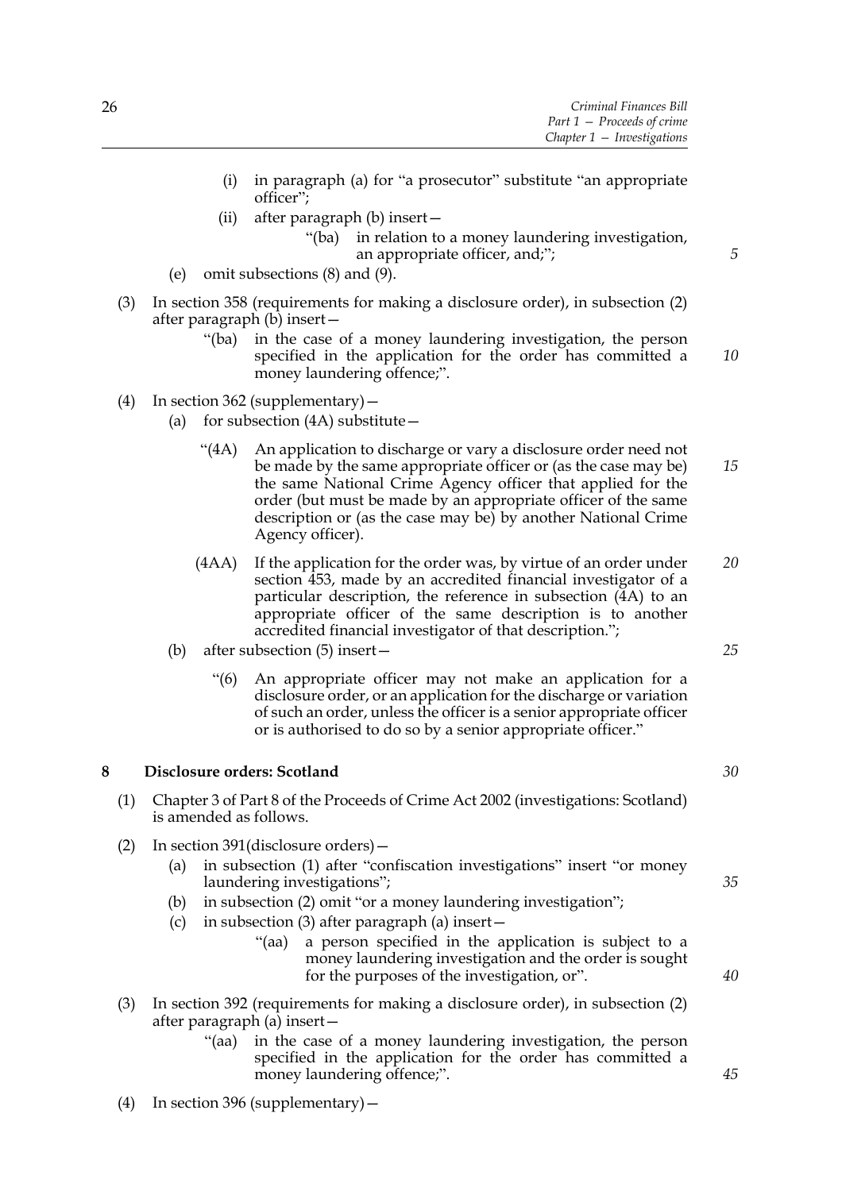(i) in paragraph (a) for "a prosecutor" substitute "an appropriate officer";

(ii) after paragraph (b) insert—

"(ba) in relation to a money laundering investigation, an appropriate officer, and;";

(e) omit subsections (8) and (9).

(3) In section 358 (requirements for making a disclosure order), in subsection (2) after paragraph (b) insert—

"(ba) in the case of a money laundering investigation, the person specified in the application for the order has committed a money laundering offence;".

(4) In section 362 (supplementary)—

(a) for subsection (4A) substitute—

"(4A) An application to discharge or vary a disclosure order need not be made by the same appropriate officer or (as the case may be) the same National Crime Agency officer that applied for the order (but must be made by an appropriate officer of the same description or (as the case may be) by another National Crime Agency officer).

(4AA) If the application for the order was, by virtue of an order under section 453, made by an accredited financial investigator of a particular description, the reference in subsection (4A) to an appropriate officer of the same description is to another accredited financial investigator of that description.";

(b) after subsection (5) insert—

"(6) An appropriate officer may not make an application for a disclosure order, or an application for the discharge or variation of such an order, unless the officer is a senior appropriate officer or is authorised to do so by a senior appropriate officer."

## 8 Disclosure orders: Scotland

(1) Chapter 3 of Part 8 of the Proceeds of Crime Act 2002 (investigations: Scotland) is amended as follows.

(2) In section 391(disclosure orders)—

(a) in subsection (1) after "confiscation investigations" insert "or money laundering investigations";

(b) in subsection (2) omit "or a money laundering investigation";

(c) in subsection (3) after paragraph (a) insert—

"(aa) a person specified in the application is subject to a money laundering investigation and the order is sought for the purposes of the investigation, or".

(3) In section 392 (requirements for making a disclosure order), in subsection (2) after paragraph (a) insert—

"(aa) in the case of a money laundering investigation, the person specified in the application for the order has committed a money laundering offence;".

(4) In section 396 (supplementary)—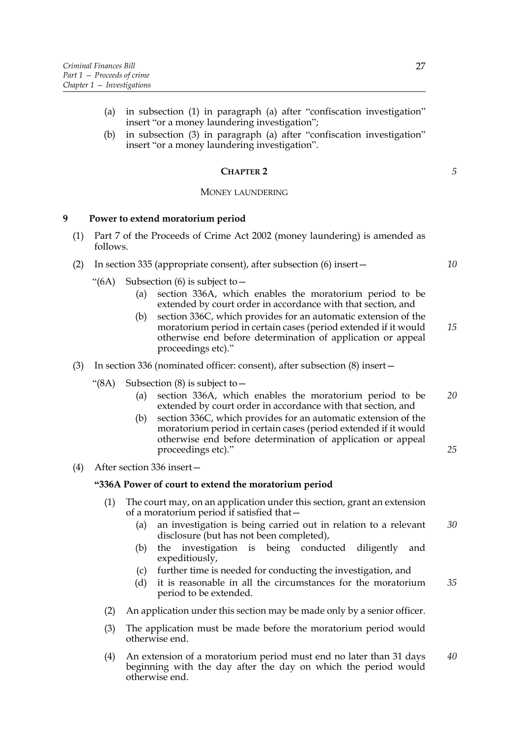(a) in subsection (1) in paragraph (a) after "confiscation investigation" insert "or a money laundering investigation";

(b) in subsection (3) in paragraph (a) after "confiscation investigation" insert "or a money laundering investigation".

## CHAPTER 2

### MONEY LAUNDERING

### 9 Power to extend moratorium period

(1) Part 7 of the Proceeds of Crime Act 2002 (money laundering) is amended as follows.

(2) In section 335 (appropriate consent), after subsection (6) insert—

"(6A) Subsection (6) is subject to—

(a) section 336A, which enables the moratorium period to be extended by court order in accordance with that section, and

(b) section 336C, which provides for an automatic extension of the moratorium period in certain cases (period extended if it would otherwise end before determination of application or appeal proceedings etc)."

(3) In section 336 (nominated officer: consent), after subsection (8) insert—

"(8A) Subsection (8) is subject to—

(a) section 336A, which enables the moratorium period to be extended by court order in accordance with that section, and

(b) section 336C, which provides for an automatic extension of the moratorium period in certain cases (period extended if it would otherwise end before determination of application or appeal proceedings etc)."

(4) After section 336 insert—

**"336A Power of court to extend the moratorium period**

(1) The court may, on an application under this section, grant an extension of a moratorium period if satisfied that—

(a) an investigation is being carried out in relation to a relevant disclosure (but has not been completed),

(b) the investigation is being conducted diligently and expeditiously,

(c) further time is needed for conducting the investigation, and

(d) it is reasonable in all the circumstances for the moratorium period to be extended.

(2) An application under this section may be made only by a senior officer.

(3) The application must be made before the moratorium period would otherwise end.

(4) An extension of a moratorium period must end no later than 31 days beginning with the day after the day on which the period would otherwise end.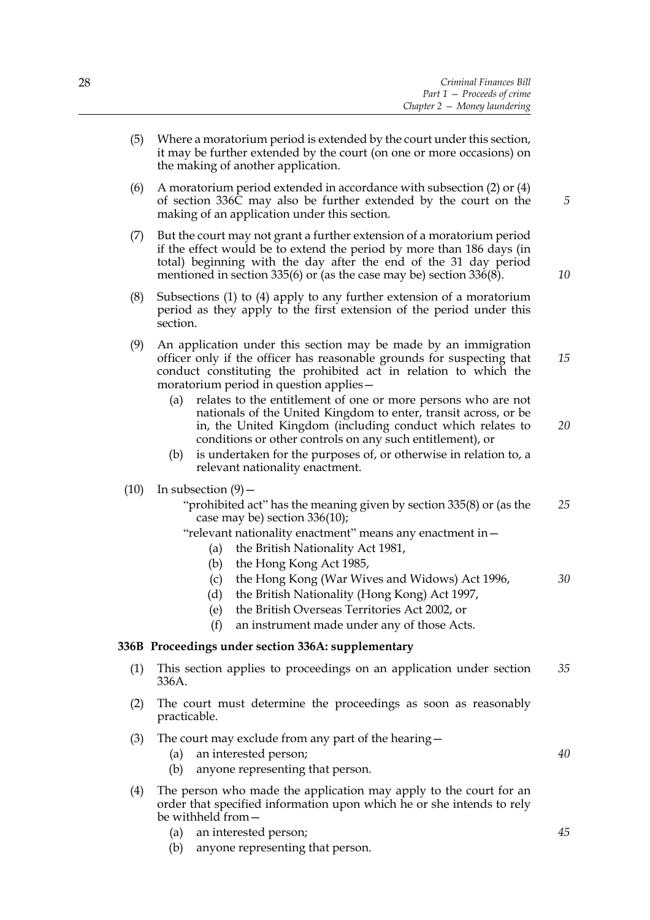(5) Where a moratorium period is extended by the court under this section, it may be further extended by the court (on one or more occasions) on the making of another application.

(6) A moratorium period extended in accordance with subsection (2) or (4) of section 336C may also be further extended by the court on the making of an application under this section.

(7) But the court may not grant a further extension of a moratorium period if the effect would be to extend the period by more than 186 days (in total) beginning with the day after the end of the 31 day period mentioned in section 335(6) or (as the case may be) section 336(8).

(8) Subsections (1) to (4) apply to any further extension of a moratorium period as they apply to the first extension of the period under this section.

(9) An application under this section may be made by an immigration officer only if the officer has reasonable grounds for suspecting that conduct constituting the prohibited act in relation to which the moratorium period in question applies—

- (a) relates to the entitlement of one or more persons who are not nationals of the United Kingdom to enter, transit across, or be in, the United Kingdom (including conduct which relates to conditions or other controls on any such entitlement), or
- (b) is undertaken for the purposes of, or otherwise in relation to, a relevant nationality enactment.

(10) In subsection (9)—

"prohibited act" has the meaning given by section 335(8) or (as the case may be) section 336(10);

"relevant nationality enactment" means any enactment in—

- (a) the British Nationality Act 1981,
- (b) the Hong Kong Act 1985,
- (c) the Hong Kong (War Wives and Widows) Act 1996,
- (d) the British Nationality (Hong Kong) Act 1997,
- (e) the British Overseas Territories Act 2002, or
- (f) an instrument made under any of those Acts.

**336B Proceedings under section 336A: supplementary**

(1) This section applies to proceedings on an application under section 336A.

(2) The court must determine the proceedings as soon as reasonably practicable.

(3) The court may exclude from any part of the hearing—

- (a) an interested person;
- (b) anyone representing that person.

(4) The person who made the application may apply to the court for an order that specified information upon which he or she intends to rely be withheld from—

- (a) an interested person;
- (b) anyone representing that person.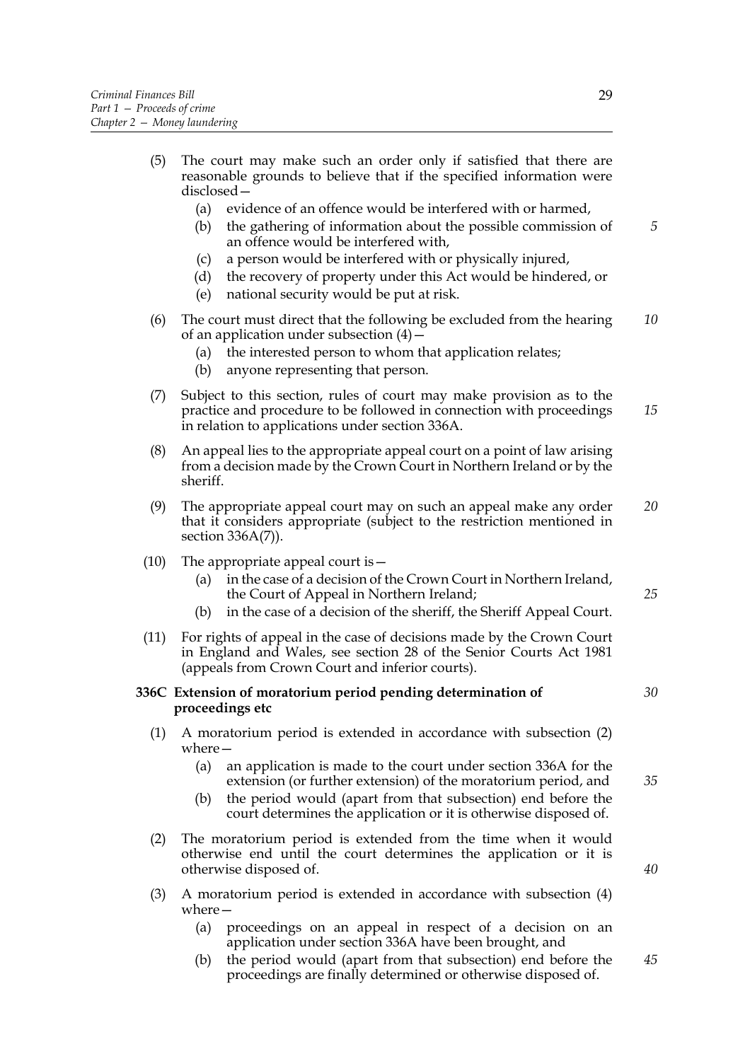(5) The court may make such an order only if satisfied that there are reasonable grounds to believe that if the specified information were disclosed—

   (a) evidence of an offence would be interfered with or harmed,

   (b) the gathering of information about the possible commission of an offence would be interfered with,

   (c) a person would be interfered with or physically injured,

   (d) the recovery of property under this Act would be hindered, or

   (e) national security would be put at risk.

(6) The court must direct that the following be excluded from the hearing of an application under subsection (4)—

   (a) the interested person to whom that application relates;

   (b) anyone representing that person.

(7) Subject to this section, rules of court may make provision as to the practice and procedure to be followed in connection with proceedings in relation to applications under section 336A.

(8) An appeal lies to the appropriate appeal court on a point of law arising from a decision made by the Crown Court in Northern Ireland or by the sheriff.

(9) The appropriate appeal court may on such an appeal make any order that it considers appropriate (subject to the restriction mentioned in section 336A(7)).

(10) The appropriate appeal court is—

   (a) in the case of a decision of the Crown Court in Northern Ireland, the Court of Appeal in Northern Ireland;

   (b) in the case of a decision of the sheriff, the Sheriff Appeal Court.

(11) For rights of appeal in the case of decisions made by the Crown Court in England and Wales, see section 28 of the Senior Courts Act 1981 (appeals from Crown Court and inferior courts).

**336C Extension of moratorium period pending determination of proceedings etc**

(1) A moratorium period is extended in accordance with subsection (2) where—

   (a) an application is made to the court under section 336A for the extension (or further extension) of the moratorium period, and

   (b) the period would (apart from that subsection) end before the court determines the application or it is otherwise disposed of.

(2) The moratorium period is extended from the time when it would otherwise end until the court determines the application or it is otherwise disposed of.

(3) A moratorium period is extended in accordance with subsection (4) where—

   (a) proceedings on an appeal in respect of a decision on an application under section 336A have been brought, and

   (b) the period would (apart from that subsection) end before the proceedings are finally determined or otherwise disposed of.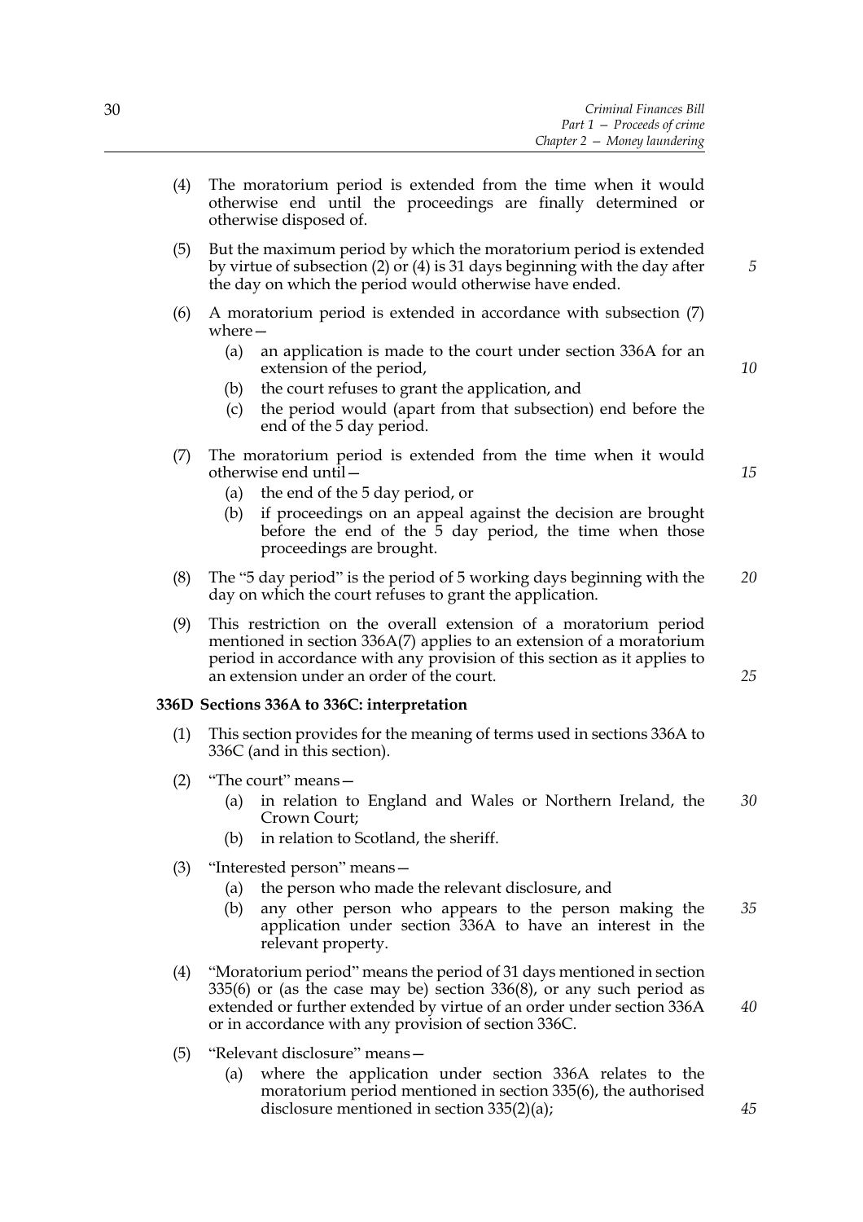(4) The moratorium period is extended from the time when it would otherwise end until the proceedings are finally determined or otherwise disposed of.

(5) But the maximum period by which the moratorium period is extended by virtue of subsection (2) or (4) is 31 days beginning with the day after the day on which the period would otherwise have ended.

(6) A moratorium period is extended in accordance with subsection (7) where—

  (a) an application is made to the court under section 336A for an extension of the period,

  (b) the court refuses to grant the application, and

  (c) the period would (apart from that subsection) end before the end of the 5 day period.

(7) The moratorium period is extended from the time when it would otherwise end until—

  (a) the end of the 5 day period, or

  (b) if proceedings on an appeal against the decision are brought before the end of the 5 day period, the time when those proceedings are brought.

(8) The "5 day period" is the period of 5 working days beginning with the day on which the court refuses to grant the application.

(9) This restriction on the overall extension of a moratorium period mentioned in section 336A(7) applies to an extension of a moratorium period in accordance with any provision of this section as it applies to an extension under an order of the court.

**336D Sections 336A to 336C: interpretation**

(1) This section provides for the meaning of terms used in sections 336A to 336C (and in this section).

(2) "The court" means—

  (a) in relation to England and Wales or Northern Ireland, the Crown Court;

  (b) in relation to Scotland, the sheriff.

(3) "Interested person" means—

  (a) the person who made the relevant disclosure, and

  (b) any other person who appears to the person making the application under section 336A to have an interest in the relevant property.

(4) "Moratorium period" means the period of 31 days mentioned in section 335(6) or (as the case may be) section 336(8), or any such period as extended or further extended by virtue of an order under section 336A or in accordance with any provision of section 336C.

(5) "Relevant disclosure" means—

  (a) where the application under section 336A relates to the moratorium period mentioned in section 335(6), the authorised disclosure mentioned in section 335(2)(a);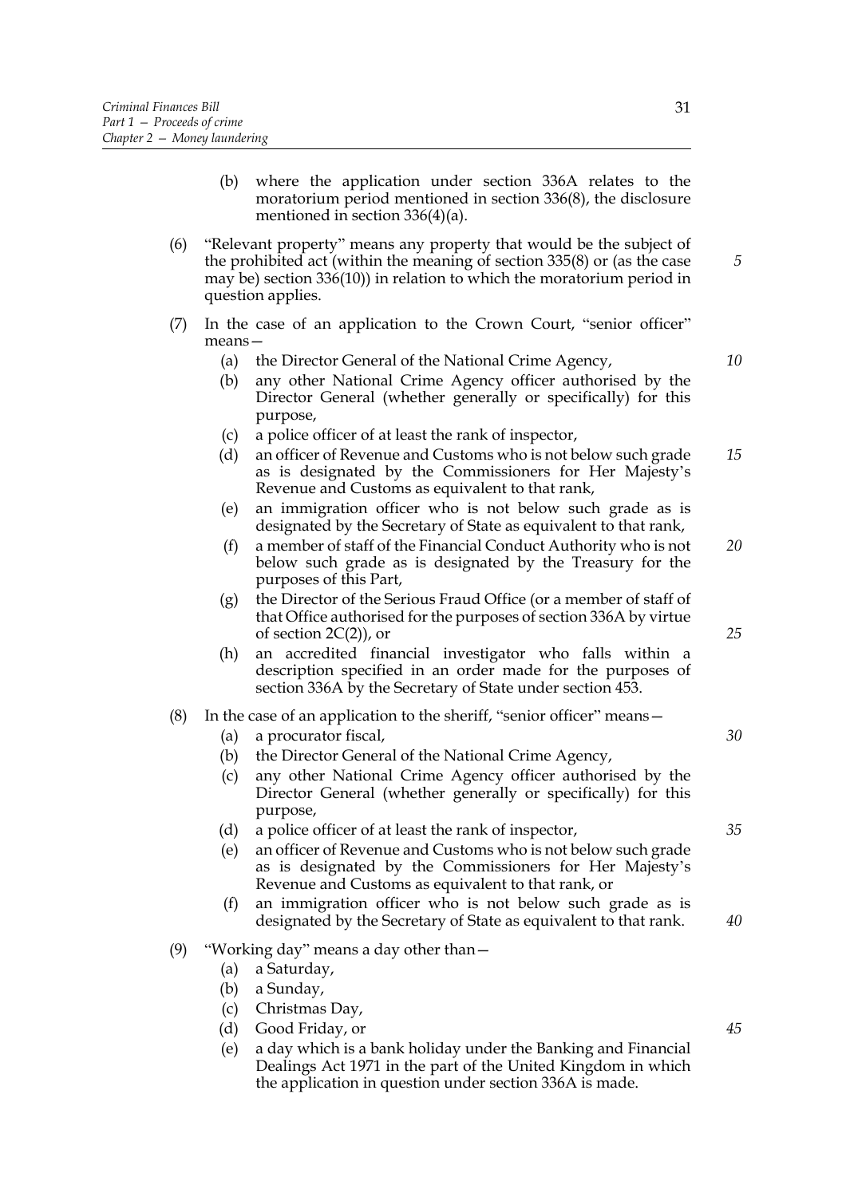(b) where the application under section 336A relates to the moratorium period mentioned in section 336(8), the disclosure mentioned in section 336(4)(a).

(6) "Relevant property" means any property that would be the subject of the prohibited act (within the meaning of section 335(8) or (as the case may be) section 336(10)) in relation to which the moratorium period in question applies.

(7) In the case of an application to the Crown Court, "senior officer" means—

  (a) the Director General of the National Crime Agency,

  (b) any other National Crime Agency officer authorised by the Director General (whether generally or specifically) for this purpose,

  (c) a police officer of at least the rank of inspector,

  (d) an officer of Revenue and Customs who is not below such grade as is designated by the Commissioners for Her Majesty's Revenue and Customs as equivalent to that rank,

  (e) an immigration officer who is not below such grade as is designated by the Secretary of State as equivalent to that rank,

  (f) a member of staff of the Financial Conduct Authority who is not below such grade as is designated by the Treasury for the purposes of this Part,

  (g) the Director of the Serious Fraud Office (or a member of staff of that Office authorised for the purposes of section 336A by virtue of section 2C(2)), or

  (h) an accredited financial investigator who falls within a description specified in an order made for the purposes of section 336A by the Secretary of State under section 453.

(8) In the case of an application to the sheriff, "senior officer" means—

  (a) a procurator fiscal,

  (b) the Director General of the National Crime Agency,

  (c) any other National Crime Agency officer authorised by the Director General (whether generally or specifically) for this purpose,

  (d) a police officer of at least the rank of inspector,

  (e) an officer of Revenue and Customs who is not below such grade as is designated by the Commissioners for Her Majesty's Revenue and Customs as equivalent to that rank, or

  (f) an immigration officer who is not below such grade as is designated by the Secretary of State as equivalent to that rank.

(9) "Working day" means a day other than—

  (a) a Saturday,

  (b) a Sunday,

  (c) Christmas Day,

  (d) Good Friday, or

  (e) a day which is a bank holiday under the Banking and Financial Dealings Act 1971 in the part of the United Kingdom in which the application in question under section 336A is made.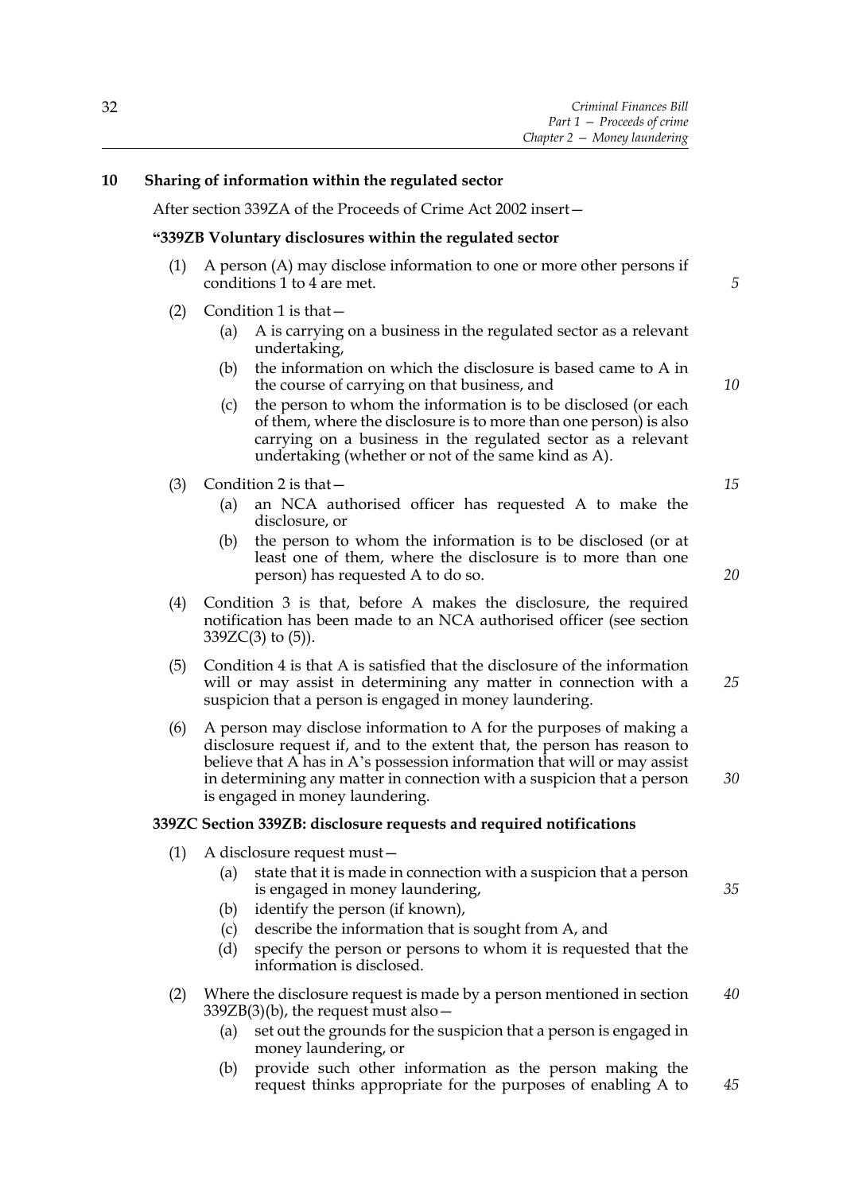## 10 Sharing of information within the regulated sector

After section 339ZA of the Proceeds of Crime Act 2002 insert—

**"339ZB Voluntary disclosures within the regulated sector**

(1) A person (A) may disclose information to one or more other persons if conditions 1 to 4 are met.

(2) Condition 1 is that—

- (a) A is carrying on a business in the regulated sector as a relevant undertaking,
- (b) the information on which the disclosure is based came to A in the course of carrying on that business, and
- (c) the person to whom the information is to be disclosed (or each of them, where the disclosure is to more than one person) is also carrying on a business in the regulated sector as a relevant undertaking (whether or not of the same kind as A).

(3) Condition 2 is that—

- (a) an NCA authorised officer has requested A to make the disclosure, or
- (b) the person to whom the information is to be disclosed (or at least one of them, where the disclosure is to more than one person) has requested A to do so.

(4) Condition 3 is that, before A makes the disclosure, the required notification has been made to an NCA authorised officer (see section 339ZC(3) to (5)).

(5) Condition 4 is that A is satisfied that the disclosure of the information will or may assist in determining any matter in connection with a suspicion that a person is engaged in money laundering.

(6) A person may disclose information to A for the purposes of making a disclosure request if, and to the extent that, the person has reason to believe that A has in A's possession information that will or may assist in determining any matter in connection with a suspicion that a person is engaged in money laundering.

**339ZC Section 339ZB: disclosure requests and required notifications**

(1) A disclosure request must—

- (a) state that it is made in connection with a suspicion that a person is engaged in money laundering,
- (b) identify the person (if known),
- (c) describe the information that is sought from A, and
- (d) specify the person or persons to whom it is requested that the information is disclosed.

(2) Where the disclosure request is made by a person mentioned in section 339ZB(3)(b), the request must also—

- (a) set out the grounds for the suspicion that a person is engaged in money laundering, or
- (b) provide such other information as the person making the request thinks appropriate for the purposes of enabling A to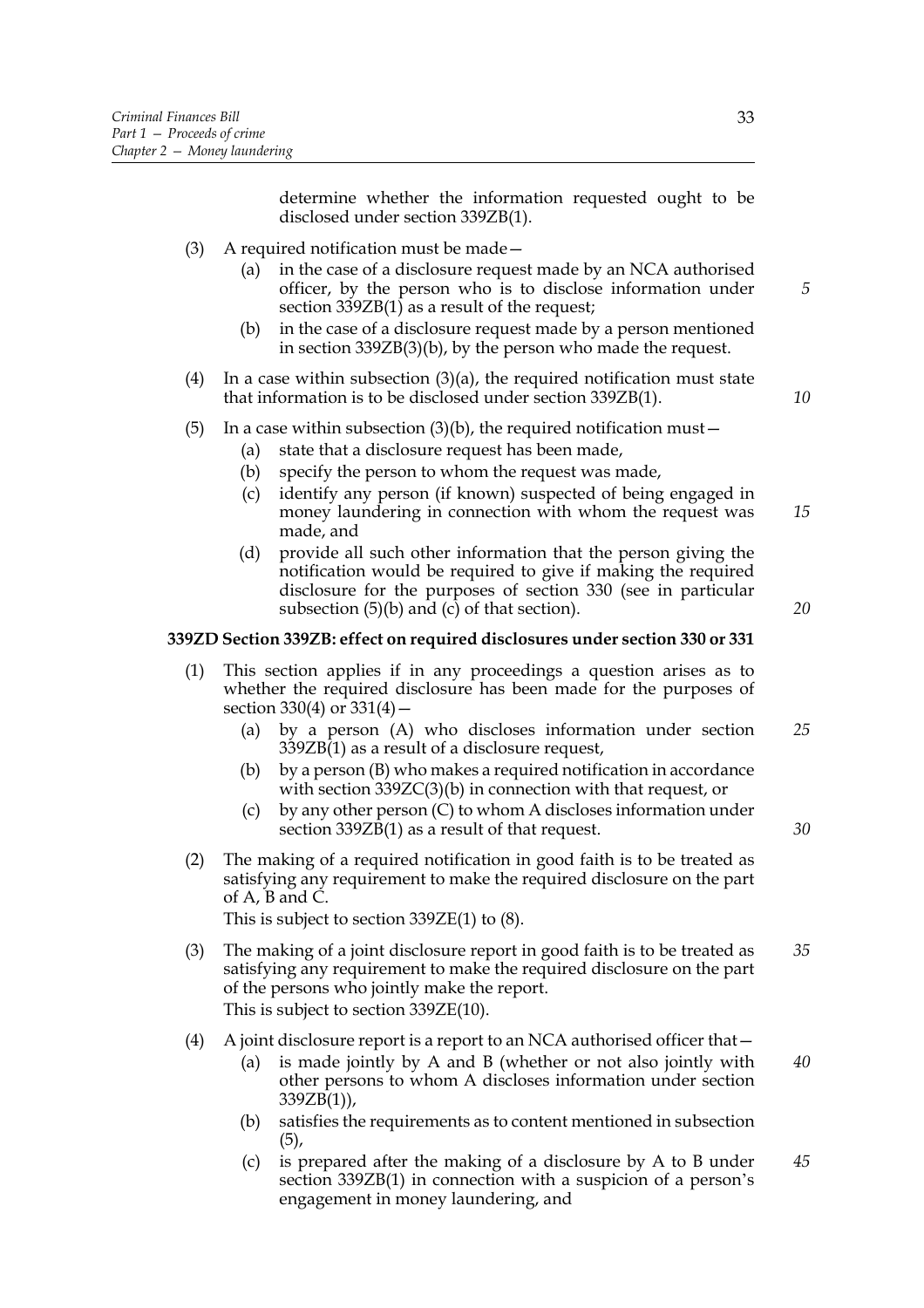determine whether the information requested ought to be disclosed under section 339ZB(1).

(3) A required notification must be made—

 (a) in the case of a disclosure request made by an NCA authorised officer, by the person who is to disclose information under section 339ZB(1) as a result of the request;

 (b) in the case of a disclosure request made by a person mentioned in section 339ZB(3)(b), by the person who made the request.

(4) In a case within subsection (3)(a), the required notification must state that information is to be disclosed under section 339ZB(1).

(5) In a case within subsection (3)(b), the required notification must—

 (a) state that a disclosure request has been made,

 (b) specify the person to whom the request was made,

 (c) identify any person (if known) suspected of being engaged in money laundering in connection with whom the request was made, and

 (d) provide all such other information that the person giving the notification would be required to give if making the required disclosure for the purposes of section 330 (see in particular subsection (5)(b) and (c) of that section).

**339ZD Section 339ZB: effect on required disclosures under section 330 or 331**

(1) This section applies if in any proceedings a question arises as to whether the required disclosure has been made for the purposes of section 330(4) or 331(4)—

 (a) by a person (A) who discloses information under section 339ZB(1) as a result of a disclosure request,

 (b) by a person (B) who makes a required notification in accordance with section 339ZC(3)(b) in connection with that request, or

 (c) by any other person (C) to whom A discloses information under section 339ZB(1) as a result of that request.

(2) The making of a required notification in good faith is to be treated as satisfying any requirement to make the required disclosure on the part of A, B and C.

This is subject to section 339ZE(1) to (8).

(3) The making of a joint disclosure report in good faith is to be treated as satisfying any requirement to make the required disclosure on the part of the persons who jointly make the report.

This is subject to section 339ZE(10).

(4) A joint disclosure report is a report to an NCA authorised officer that—

 (a) is made jointly by A and B (whether or not also jointly with other persons to whom A discloses information under section 339ZB(1)),

 (b) satisfies the requirements as to content mentioned in subsection (5),

 (c) is prepared after the making of a disclosure by A to B under section 339ZB(1) in connection with a suspicion of a person's engagement in money laundering, and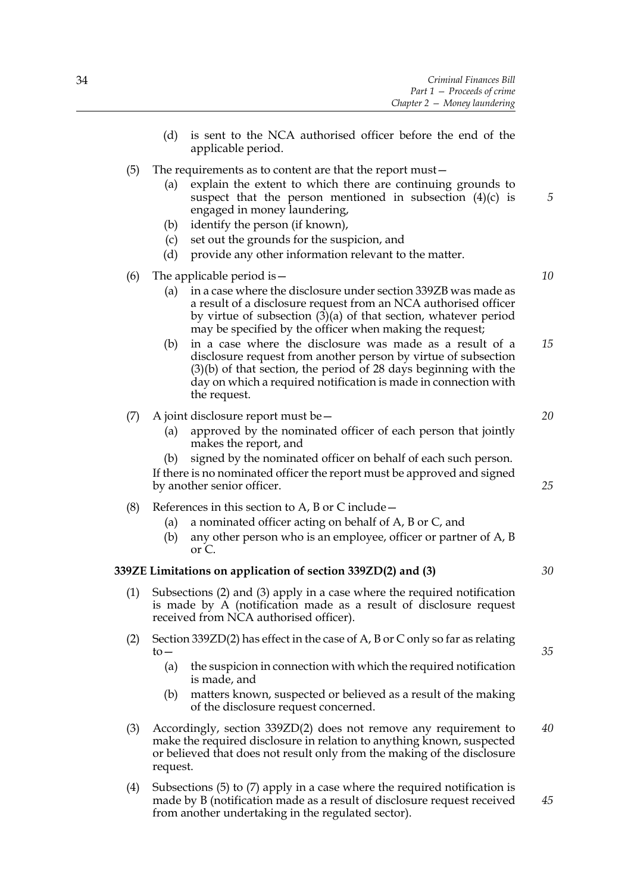(d) is sent to the NCA authorised officer before the end of the applicable period.

(5) The requirements as to content are that the report must—

(a) explain the extent to which there are continuing grounds to suspect that the person mentioned in subsection (4)(c) is engaged in money laundering,

(b) identify the person (if known),

(c) set out the grounds for the suspicion, and

(d) provide any other information relevant to the matter.

(6) The applicable period is—

(a) in a case where the disclosure under section 339ZB was made as a result of a disclosure request from an NCA authorised officer by virtue of subsection (3)(a) of that section, whatever period may be specified by the officer when making the request;

(b) in a case where the disclosure was made as a result of a disclosure request from another person by virtue of subsection (3)(b) of that section, the period of 28 days beginning with the day on which a required notification is made in connection with the request.

(7) A joint disclosure report must be—

(a) approved by the nominated officer of each person that jointly makes the report, and

(b) signed by the nominated officer on behalf of each such person.

If there is no nominated officer the report must be approved and signed by another senior officer.

(8) References in this section to A, B or C include—

(a) a nominated officer acting on behalf of A, B or C, and

(b) any other person who is an employee, officer or partner of A, B or C.

**339ZE Limitations on application of section 339ZD(2) and (3)**

(1) Subsections (2) and (3) apply in a case where the required notification is made by A (notification made as a result of disclosure request received from NCA authorised officer).

(2) Section 339ZD(2) has effect in the case of A, B or C only so far as relating to—

(a) the suspicion in connection with which the required notification is made, and

(b) matters known, suspected or believed as a result of the making of the disclosure request concerned.

(3) Accordingly, section 339ZD(2) does not remove any requirement to make the required disclosure in relation to anything known, suspected or believed that does not result only from the making of the disclosure request.

(4) Subsections (5) to (7) apply in a case where the required notification is made by B (notification made as a result of disclosure request received from another undertaking in the regulated sector).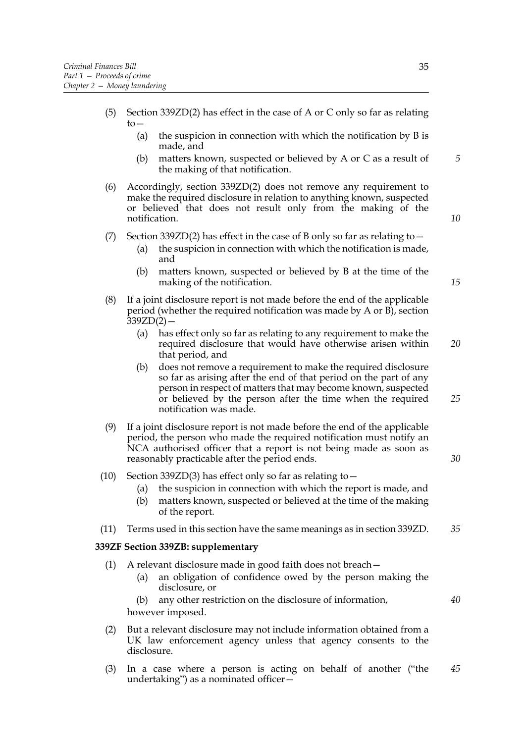(5) Section 339ZD(2) has effect in the case of A or C only so far as relating to—

  (a) the suspicion in connection with which the notification by B is made, and

  (b) matters known, suspected or believed by A or C as a result of the making of that notification.

(6) Accordingly, section 339ZD(2) does not remove any requirement to make the required disclosure in relation to anything known, suspected or believed that does not result only from the making of the notification.

(7) Section 339ZD(2) has effect in the case of B only so far as relating to—

  (a) the suspicion in connection with which the notification is made, and

  (b) matters known, suspected or believed by B at the time of the making of the notification.

(8) If a joint disclosure report is not made before the end of the applicable period (whether the required notification was made by A or B), section 339ZD(2)—

  (a) has effect only so far as relating to any requirement to make the required disclosure that would have otherwise arisen within that period, and

  (b) does not remove a requirement to make the required disclosure so far as arising after the end of that period on the part of any person in respect of matters that may become known, suspected or believed by the person after the time when the required notification was made.

(9) If a joint disclosure report is not made before the end of the applicable period, the person who made the required notification must notify an NCA authorised officer that a report is not being made as soon as reasonably practicable after the period ends.

(10) Section 339ZD(3) has effect only so far as relating to—

  (a) the suspicion in connection with which the report is made, and

  (b) matters known, suspected or believed at the time of the making of the report.

(11) Terms used in this section have the same meanings as in section 339ZD.

**339ZF Section 339ZB: supplementary**

(1) A relevant disclosure made in good faith does not breach—

  (a) an obligation of confidence owed by the person making the disclosure, or

  (b) any other restriction on the disclosure of information,

however imposed.

(2) But a relevant disclosure may not include information obtained from a UK law enforcement agency unless that agency consents to the disclosure.

(3) In a case where a person is acting on behalf of another ("the undertaking") as a nominated officer—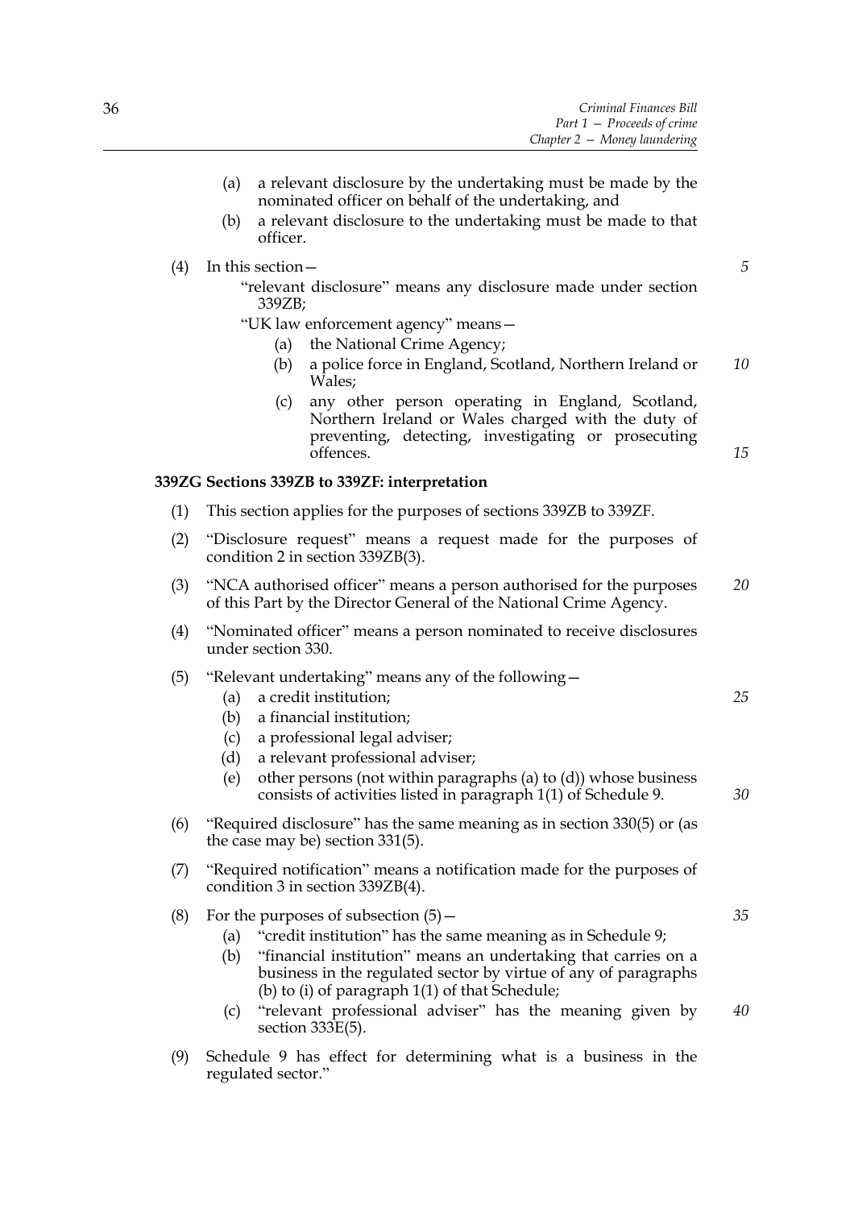(a) a relevant disclosure by the undertaking must be made by the nominated officer on behalf of the undertaking, and

(b) a relevant disclosure to the undertaking must be made to that officer.

(4) In this section—

"relevant disclosure" means any disclosure made under section 339ZB;

"UK law enforcement agency" means—

(a) the National Crime Agency;

(b) a police force in England, Scotland, Northern Ireland or Wales;

(c) any other person operating in England, Scotland, Northern Ireland or Wales charged with the duty of preventing, detecting, investigating or prosecuting offences.

**339ZG Sections 339ZB to 339ZF: interpretation**

(1) This section applies for the purposes of sections 339ZB to 339ZF.

(2) "Disclosure request" means a request made for the purposes of condition 2 in section 339ZB(3).

(3) "NCA authorised officer" means a person authorised for the purposes of this Part by the Director General of the National Crime Agency.

(4) "Nominated officer" means a person nominated to receive disclosures under section 330.

(5) "Relevant undertaking" means any of the following—

(a) a credit institution;

(b) a financial institution;

(c) a professional legal adviser;

(d) a relevant professional adviser;

(e) other persons (not within paragraphs (a) to (d)) whose business consists of activities listed in paragraph 1(1) of Schedule 9.

(6) "Required disclosure" has the same meaning as in section 330(5) or (as the case may be) section 331(5).

(7) "Required notification" means a notification made for the purposes of condition 3 in section 339ZB(4).

(8) For the purposes of subsection (5)—

(a) "credit institution" has the same meaning as in Schedule 9;

(b) "financial institution" means an undertaking that carries on a business in the regulated sector by virtue of any of paragraphs (b) to (i) of paragraph 1(1) of that Schedule;

(c) "relevant professional adviser" has the meaning given by section 333E(5).

(9) Schedule 9 has effect for determining what is a business in the regulated sector."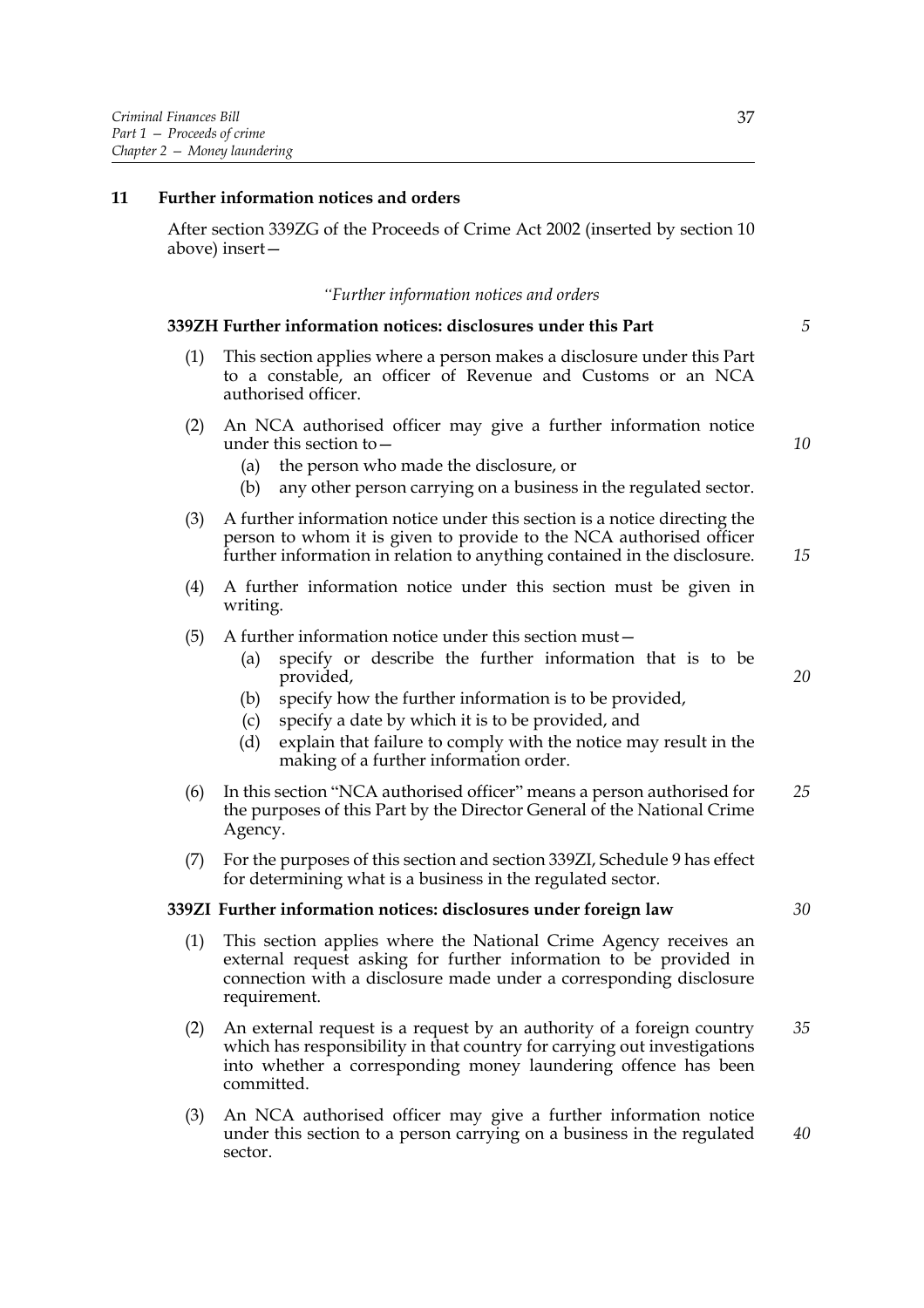## 11 Further information notices and orders

After section 339ZG of the Proceeds of Crime Act 2002 (inserted by section 10 above) insert—

*"Further information notices and orders*

### 339ZH Further information notices: disclosures under this Part

(1) This section applies where a person makes a disclosure under this Part to a constable, an officer of Revenue and Customs or an NCA authorised officer.

(2) An NCA authorised officer may give a further information notice under this section to—

   (a) the person who made the disclosure, or

   (b) any other person carrying on a business in the regulated sector.

(3) A further information notice under this section is a notice directing the person to whom it is given to provide to the NCA authorised officer further information in relation to anything contained in the disclosure.

(4) A further information notice under this section must be given in writing.

(5) A further information notice under this section must—

   (a) specify or describe the further information that is to be provided,

   (b) specify how the further information is to be provided,

   (c) specify a date by which it is to be provided, and

   (d) explain that failure to comply with the notice may result in the making of a further information order.

(6) In this section "NCA authorised officer" means a person authorised for the purposes of this Part by the Director General of the National Crime Agency.

(7) For the purposes of this section and section 339ZI, Schedule 9 has effect for determining what is a business in the regulated sector.

### 339ZI Further information notices: disclosures under foreign law

(1) This section applies where the National Crime Agency receives an external request asking for further information to be provided in connection with a disclosure made under a corresponding disclosure requirement.

(2) An external request is a request by an authority of a foreign country which has responsibility in that country for carrying out investigations into whether a corresponding money laundering offence has been committed.

(3) An NCA authorised officer may give a further information notice under this section to a person carrying on a business in the regulated sector.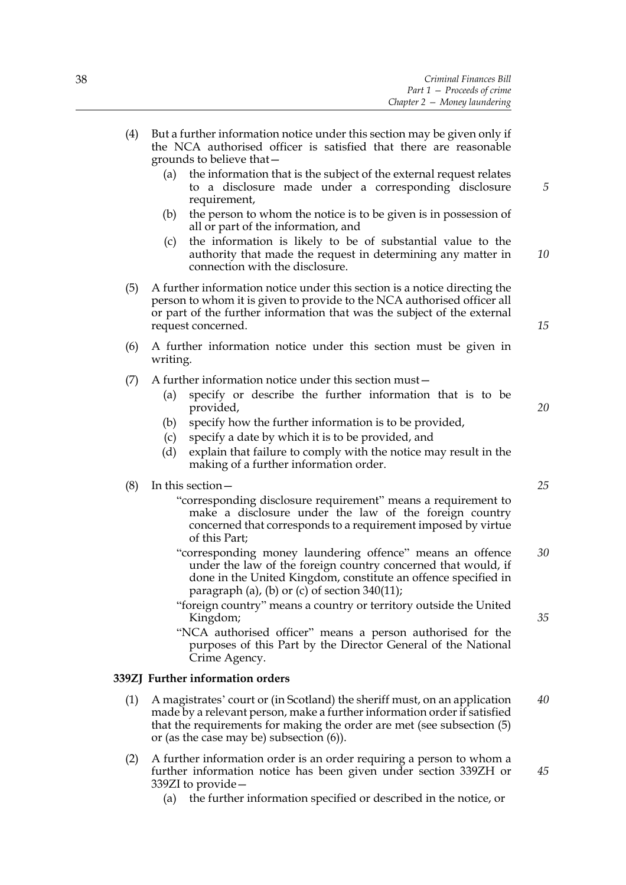(4) But a further information notice under this section may be given only if the NCA authorised officer is satisfied that there are reasonable grounds to believe that—

   (a) the information that is the subject of the external request relates to a disclosure made under a corresponding disclosure requirement,

   (b) the person to whom the notice is to be given is in possession of all or part of the information, and

   (c) the information is likely to be of substantial value to the authority that made the request in determining any matter in connection with the disclosure.

(5) A further information notice under this section is a notice directing the person to whom it is given to provide to the NCA authorised officer all or part of the further information that was the subject of the external request concerned.

(6) A further information notice under this section must be given in writing.

(7) A further information notice under this section must—

   (a) specify or describe the further information that is to be provided,

   (b) specify how the further information is to be provided,

   (c) specify a date by which it is to be provided, and

   (d) explain that failure to comply with the notice may result in the making of a further information order.

(8) In this section—

   "corresponding disclosure requirement" means a requirement to make a disclosure under the law of the foreign country concerned that corresponds to a requirement imposed by virtue of this Part;

   "corresponding money laundering offence" means an offence under the law of the foreign country concerned that would, if done in the United Kingdom, constitute an offence specified in paragraph (a), (b) or (c) of section 340(11);

   "foreign country" means a country or territory outside the United Kingdom;

   "NCA authorised officer" means a person authorised for the purposes of this Part by the Director General of the National Crime Agency.

**339ZJ Further information orders**

(1) A magistrates' court or (in Scotland) the sheriff must, on an application made by a relevant person, make a further information order if satisfied that the requirements for making the order are met (see subsection (5) or (as the case may be) subsection (6)).

(2) A further information order is an order requiring a person to whom a further information notice has been given under section 339ZH or 339ZI to provide—

   (a) the further information specified or described in the notice, or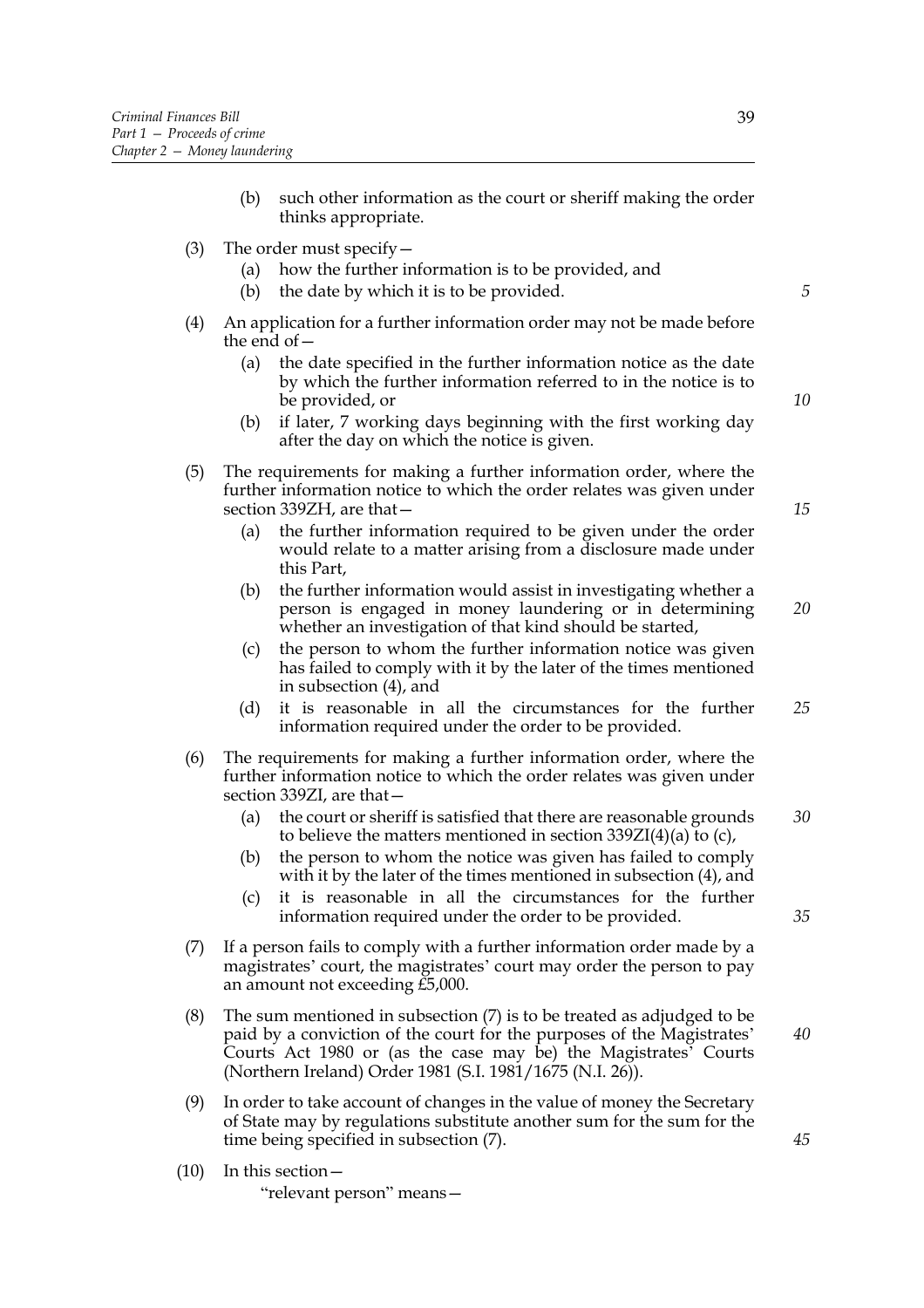(b) such other information as the court or sheriff making the order thinks appropriate.

(3) The order must specify—

(a) how the further information is to be provided, and

(b) the date by which it is to be provided.

(4) An application for a further information order may not be made before the end of—

(a) the date specified in the further information notice as the date by which the further information referred to in the notice is to be provided, or

(b) if later, 7 working days beginning with the first working day after the day on which the notice is given.

(5) The requirements for making a further information order, where the further information notice to which the order relates was given under section 339ZH, are that—

(a) the further information required to be given under the order would relate to a matter arising from a disclosure made under this Part,

(b) the further information would assist in investigating whether a person is engaged in money laundering or in determining whether an investigation of that kind should be started,

(c) the person to whom the further information notice was given has failed to comply with it by the later of the times mentioned in subsection (4), and

(d) it is reasonable in all the circumstances for the further information required under the order to be provided.

(6) The requirements for making a further information order, where the further information notice to which the order relates was given under section 339ZI, are that—

(a) the court or sheriff is satisfied that there are reasonable grounds to believe the matters mentioned in section 339ZI(4)(a) to (c),

(b) the person to whom the notice was given has failed to comply with it by the later of the times mentioned in subsection (4), and

(c) it is reasonable in all the circumstances for the further information required under the order to be provided.

(7) If a person fails to comply with a further information order made by a magistrates' court, the magistrates' court may order the person to pay an amount not exceeding £5,000.

(8) The sum mentioned in subsection (7) is to be treated as adjudged to be paid by a conviction of the court for the purposes of the Magistrates' Courts Act 1980 or (as the case may be) the Magistrates' Courts (Northern Ireland) Order 1981 (S.I. 1981/1675 (N.I. 26)).

(9) In order to take account of changes in the value of money the Secretary of State may by regulations substitute another sum for the sum for the time being specified in subsection (7).

(10) In this section—

"relevant person" means—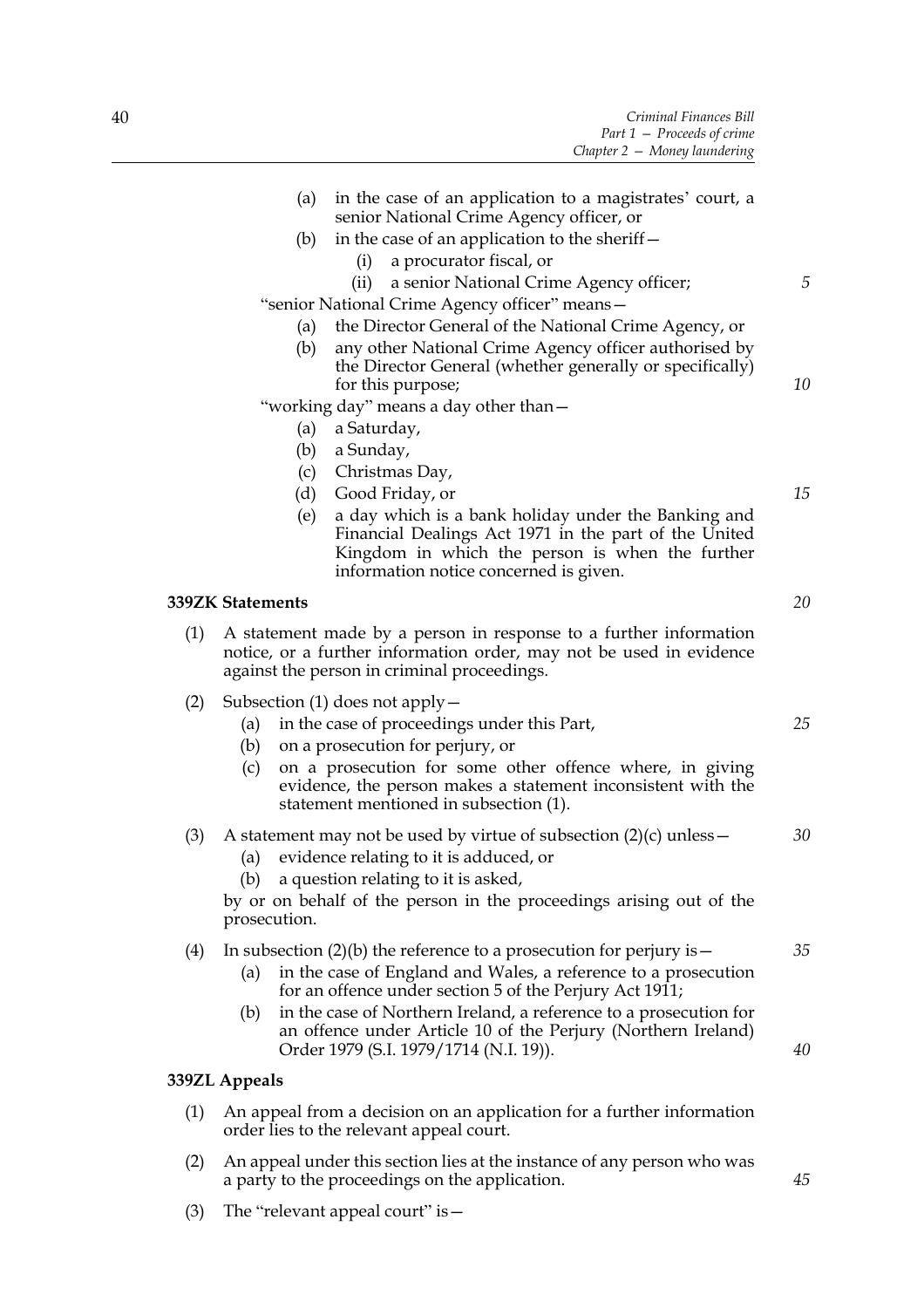(a) in the case of an application to a magistrates' court, a senior National Crime Agency officer, or

(b) in the case of an application to the sheriff—

(i) a procurator fiscal, or

(ii) a senior National Crime Agency officer;

"senior National Crime Agency officer" means—

(a) the Director General of the National Crime Agency, or

(b) any other National Crime Agency officer authorised by the Director General (whether generally or specifically) for this purpose;

"working day" means a day other than—

(a) a Saturday,

(b) a Sunday,

(c) Christmas Day,

(d) Good Friday, or

(e) a day which is a bank holiday under the Banking and Financial Dealings Act 1971 in the part of the United Kingdom in which the person is when the further information notice concerned is given.

**339ZK Statements**

(1) A statement made by a person in response to a further information notice, or a further information order, may not be used in evidence against the person in criminal proceedings.

(2) Subsection (1) does not apply—

(a) in the case of proceedings under this Part,

(b) on a prosecution for perjury, or

(c) on a prosecution for some other offence where, in giving evidence, the person makes a statement inconsistent with the statement mentioned in subsection (1).

(3) A statement may not be used by virtue of subsection (2)(c) unless—

(a) evidence relating to it is adduced, or

(b) a question relating to it is asked,

by or on behalf of the person in the proceedings arising out of the prosecution.

(4) In subsection (2)(b) the reference to a prosecution for perjury is—

(a) in the case of England and Wales, a reference to a prosecution for an offence under section 5 of the Perjury Act 1911;

(b) in the case of Northern Ireland, a reference to a prosecution for an offence under Article 10 of the Perjury (Northern Ireland) Order 1979 (S.I. 1979/1714 (N.I. 19)).

**339ZL Appeals**

(1) An appeal from a decision on an application for a further information order lies to the relevant appeal court.

(2) An appeal under this section lies at the instance of any person who was a party to the proceedings on the application.

(3) The "relevant appeal court" is—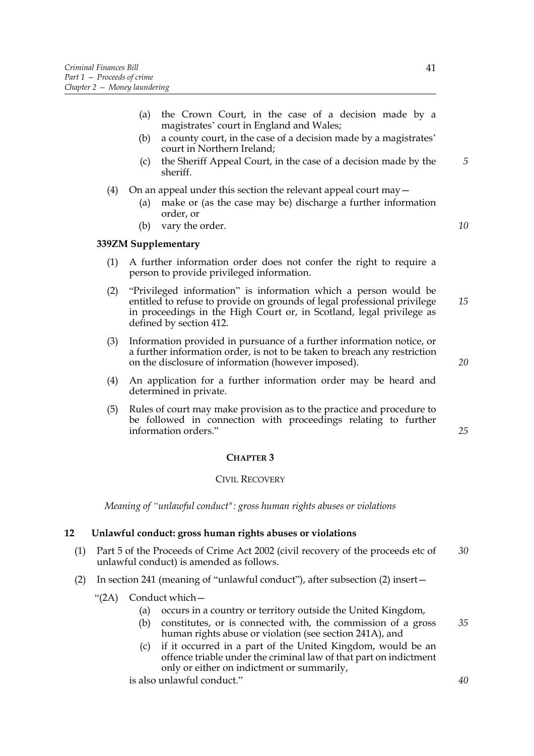(a) the Crown Court, in the case of a decision made by a magistrates' court in England and Wales;

(b) a county court, in the case of a decision made by a magistrates' court in Northern Ireland;

(c) the Sheriff Appeal Court, in the case of a decision made by the sheriff.

(4) On an appeal under this section the relevant appeal court may—

(a) make or (as the case may be) discharge a further information order, or

(b) vary the order.

**339ZM Supplementary**

(1) A further information order does not confer the right to require a person to provide privileged information.

(2) "Privileged information" is information which a person would be entitled to refuse to provide on grounds of legal professional privilege in proceedings in the High Court or, in Scotland, legal privilege as defined by section 412.

(3) Information provided in pursuance of a further information notice, or a further information order, is not to be taken to breach any restriction on the disclosure of information (however imposed).

(4) An application for a further information order may be heard and determined in private.

(5) Rules of court may make provision as to the practice and procedure to be followed in connection with proceedings relating to further information orders."

## CHAPTER 3

### CIVIL RECOVERY

*Meaning of "unlawful conduct": gross human rights abuses or violations*

**12 Unlawful conduct: gross human rights abuses or violations**

(1) Part 5 of the Proceeds of Crime Act 2002 (civil recovery of the proceeds etc of unlawful conduct) is amended as follows.

(2) In section 241 (meaning of "unlawful conduct"), after subsection (2) insert—

"(2A) Conduct which—

(a) occurs in a country or territory outside the United Kingdom,

(b) constitutes, or is connected with, the commission of a gross human rights abuse or violation (see section 241A), and

(c) if it occurred in a part of the United Kingdom, would be an offence triable under the criminal law of that part on indictment only or either on indictment or summarily,

is also unlawful conduct."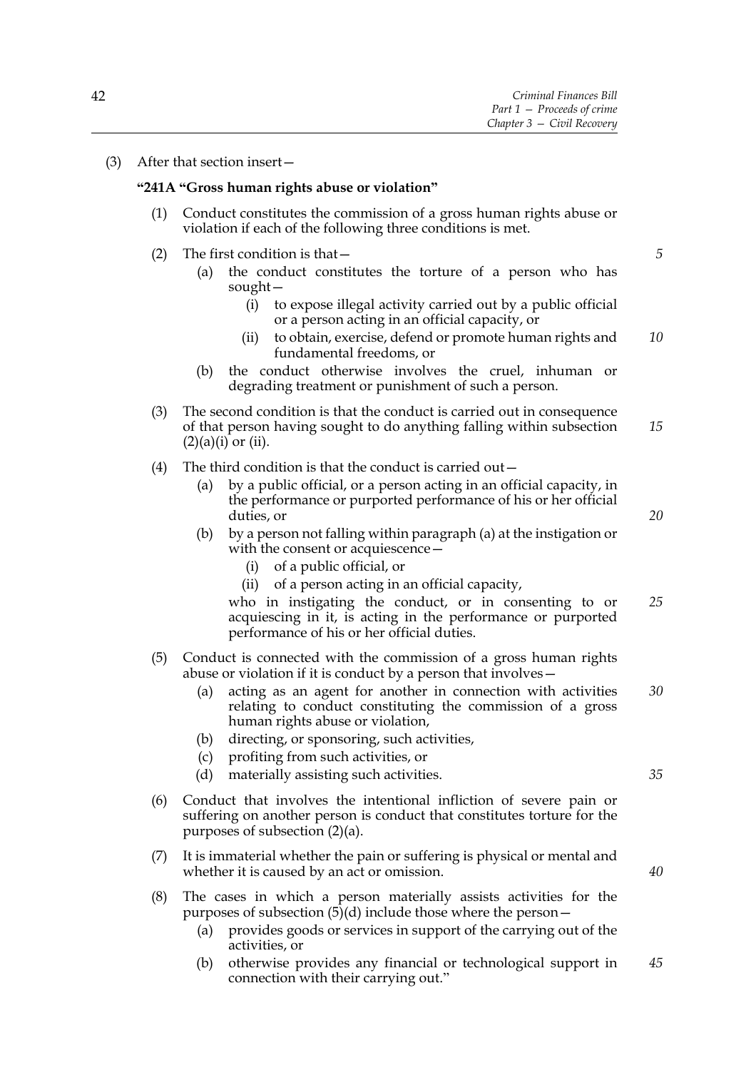(3) After that section insert—

**"241A "Gross human rights abuse or violation"**

(1) Conduct constitutes the commission of a gross human rights abuse or violation if each of the following three conditions is met.

(2) The first condition is that—

(a) the conduct constitutes the torture of a person who has sought—

(i) to expose illegal activity carried out by a public official or a person acting in an official capacity, or

(ii) to obtain, exercise, defend or promote human rights and fundamental freedoms, or

(b) the conduct otherwise involves the cruel, inhuman or degrading treatment or punishment of such a person.

(3) The second condition is that the conduct is carried out in consequence of that person having sought to do anything falling within subsection (2)(a)(i) or (ii).

(4) The third condition is that the conduct is carried out—

(a) by a public official, or a person acting in an official capacity, in the performance or purported performance of his or her official duties, or

(b) by a person not falling within paragraph (a) at the instigation or with the consent or acquiescence—

(i) of a public official, or

(ii) of a person acting in an official capacity,

who in instigating the conduct, or in consenting to or acquiescing in it, is acting in the performance or purported performance of his or her official duties.

(5) Conduct is connected with the commission of a gross human rights abuse or violation if it is conduct by a person that involves—

(a) acting as an agent for another in connection with activities relating to conduct constituting the commission of a gross human rights abuse or violation,

(b) directing, or sponsoring, such activities,

(c) profiting from such activities, or

(d) materially assisting such activities.

(6) Conduct that involves the intentional infliction of severe pain or suffering on another person is conduct that constitutes torture for the purposes of subsection (2)(a).

(7) It is immaterial whether the pain or suffering is physical or mental and whether it is caused by an act or omission.

(8) The cases in which a person materially assists activities for the purposes of subsection (5)(d) include those where the person—

(a) provides goods or services in support of the carrying out of the activities, or

(b) otherwise provides any financial or technological support in connection with their carrying out."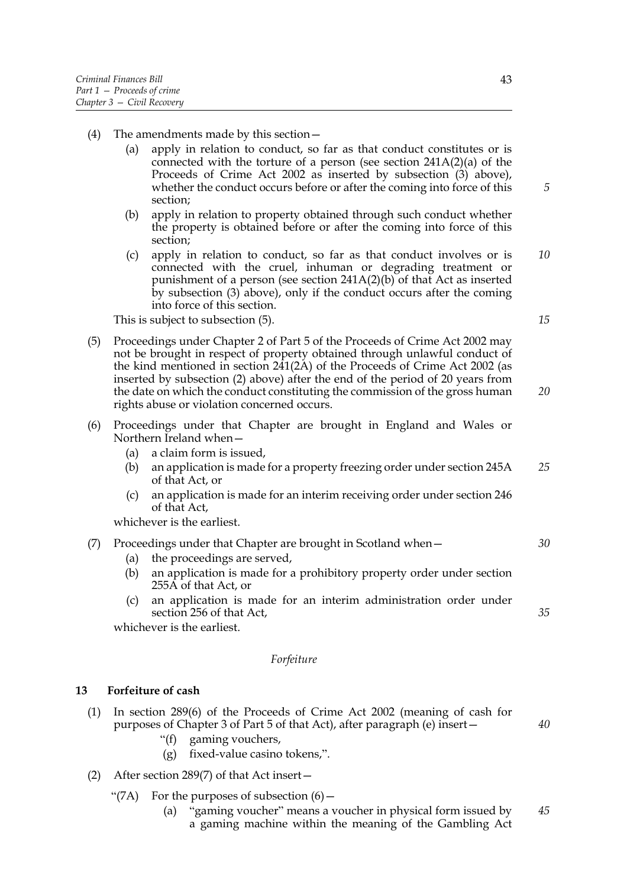(4) The amendments made by this section—

(a) apply in relation to conduct, so far as that conduct constitutes or is connected with the torture of a person (see section 241A(2)(a) of the Proceeds of Crime Act 2002 as inserted by subsection (3) above), whether the conduct occurs before or after the coming into force of this section;

(b) apply in relation to property obtained through such conduct whether the property is obtained before or after the coming into force of this section;

(c) apply in relation to conduct, so far as that conduct involves or is connected with the cruel, inhuman or degrading treatment or punishment of a person (see section 241A(2)(b) of that Act as inserted by subsection (3) above), only if the conduct occurs after the coming into force of this section.

This is subject to subsection (5).

(5) Proceedings under Chapter 2 of Part 5 of the Proceeds of Crime Act 2002 may not be brought in respect of property obtained through unlawful conduct of the kind mentioned in section 241(2A) of the Proceeds of Crime Act 2002 (as inserted by subsection (2) above) after the end of the period of 20 years from the date on which the conduct constituting the commission of the gross human rights abuse or violation concerned occurs.

(6) Proceedings under that Chapter are brought in England and Wales or Northern Ireland when—

(a) a claim form is issued,

(b) an application is made for a property freezing order under section 245A of that Act, or

(c) an application is made for an interim receiving order under section 246 of that Act,

whichever is the earliest.

(7) Proceedings under that Chapter are brought in Scotland when—

(a) the proceedings are served,

(b) an application is made for a prohibitory property order under section 255A of that Act, or

(c) an application is made for an interim administration order under section 256 of that Act,

whichever is the earliest.

*Forfeiture*

**13 Forfeiture of cash**

(1) In section 289(6) of the Proceeds of Crime Act 2002 (meaning of cash for purposes of Chapter 3 of Part 5 of that Act), after paragraph (e) insert—

"(f) gaming vouchers,

(g) fixed-value casino tokens,".

(2) After section 289(7) of that Act insert—

"(7A) For the purposes of subsection (6)—

(a) "gaming voucher" means a voucher in physical form issued by a gaming machine within the meaning of the Gambling Act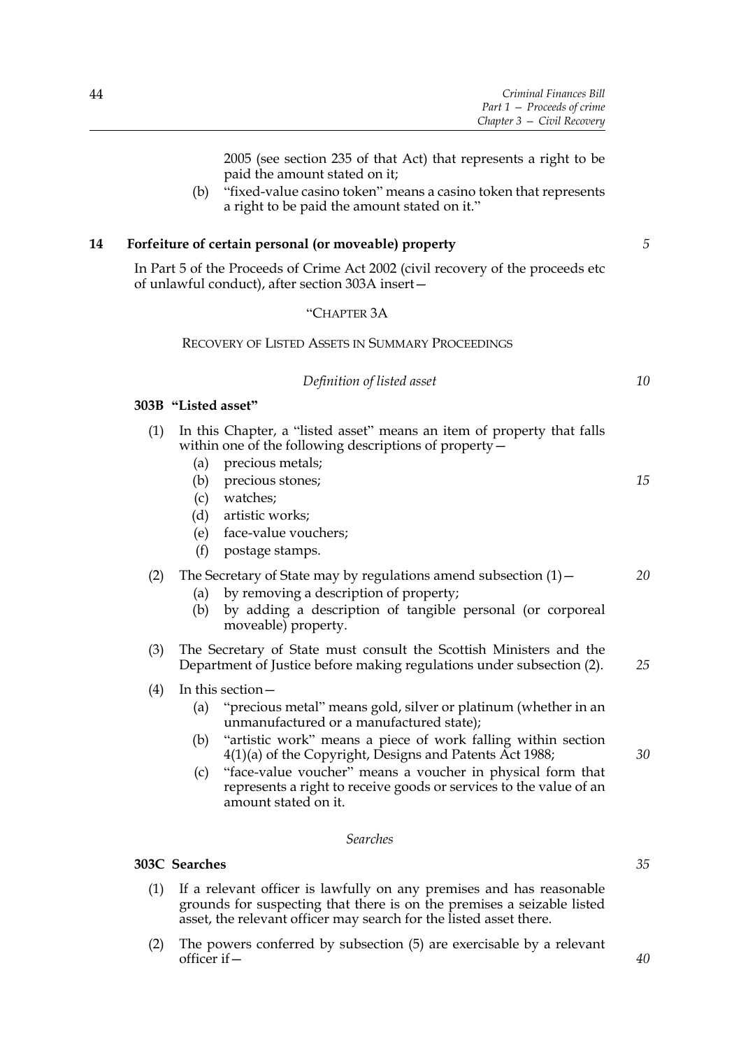2005 (see section 235 of that Act) that represents a right to be paid the amount stated on it;

(b) "fixed-value casino token" means a casino token that represents a right to be paid the amount stated on it."

**14 Forfeiture of certain personal (or moveable) property**

In Part 5 of the Proceeds of Crime Act 2002 (civil recovery of the proceeds etc of unlawful conduct), after section 303A insert—

"CHAPTER 3A

RECOVERY OF LISTED ASSETS IN SUMMARY PROCEEDINGS

*Definition of listed asset*

**303B "Listed asset"**

(1) In this Chapter, a "listed asset" means an item of property that falls within one of the following descriptions of property—

(a) precious metals;

(b) precious stones;

(c) watches;

(d) artistic works;

(e) face-value vouchers;

(f) postage stamps.

(2) The Secretary of State may by regulations amend subsection (1)—

(a) by removing a description of property;

(b) by adding a description of tangible personal (or corporeal moveable) property.

(3) The Secretary of State must consult the Scottish Ministers and the Department of Justice before making regulations under subsection (2).

(4) In this section—

(a) "precious metal" means gold, silver or platinum (whether in an unmanufactured or a manufactured state);

(b) "artistic work" means a piece of work falling within section 4(1)(a) of the Copyright, Designs and Patents Act 1988;

(c) "face-value voucher" means a voucher in physical form that represents a right to receive goods or services to the value of an amount stated on it.

*Searches*

**303C Searches**

(1) If a relevant officer is lawfully on any premises and has reasonable grounds for suspecting that there is on the premises a seizable listed asset, the relevant officer may search for the listed asset there.

(2) The powers conferred by subsection (5) are exercisable by a relevant officer if—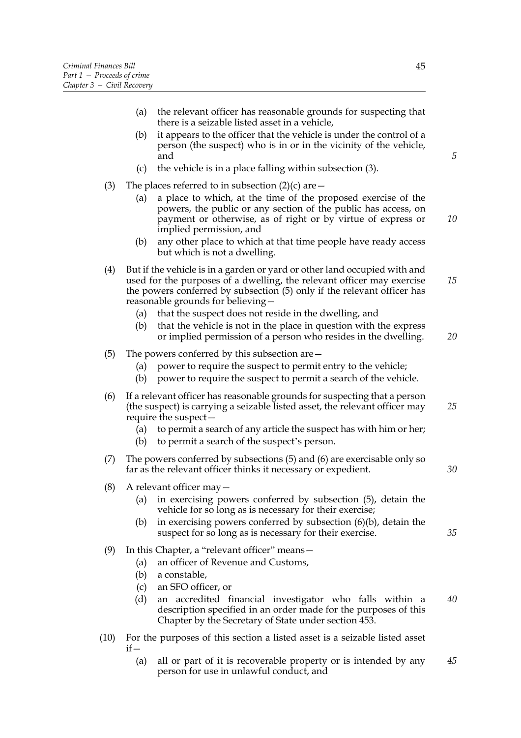(a) the relevant officer has reasonable grounds for suspecting that there is a seizable listed asset in a vehicle,

(b) it appears to the officer that the vehicle is under the control of a person (the suspect) who is in or in the vicinity of the vehicle, and

(c) the vehicle is in a place falling within subsection (3).

(3) The places referred to in subsection (2)(c) are—

(a) a place to which, at the time of the proposed exercise of the powers, the public or any section of the public has access, on payment or otherwise, as of right or by virtue of express or implied permission, and

(b) any other place to which at that time people have ready access but which is not a dwelling.

(4) But if the vehicle is in a garden or yard or other land occupied with and used for the purposes of a dwelling, the relevant officer may exercise the powers conferred by subsection (5) only if the relevant officer has reasonable grounds for believing—

(a) that the suspect does not reside in the dwelling, and

(b) that the vehicle is not in the place in question with the express or implied permission of a person who resides in the dwelling.

(5) The powers conferred by this subsection are—

(a) power to require the suspect to permit entry to the vehicle;

(b) power to require the suspect to permit a search of the vehicle.

(6) If a relevant officer has reasonable grounds for suspecting that a person (the suspect) is carrying a seizable listed asset, the relevant officer may require the suspect—

(a) to permit a search of any article the suspect has with him or her;

(b) to permit a search of the suspect's person.

(7) The powers conferred by subsections (5) and (6) are exercisable only so far as the relevant officer thinks it necessary or expedient.

(8) A relevant officer may—

(a) in exercising powers conferred by subsection (5), detain the vehicle for so long as is necessary for their exercise;

(b) in exercising powers conferred by subsection (6)(b), detain the suspect for so long as is necessary for their exercise.

(9) In this Chapter, a "relevant officer" means—

(a) an officer of Revenue and Customs,

(b) a constable,

(c) an SFO officer, or

(d) an accredited financial investigator who falls within a description specified in an order made for the purposes of this Chapter by the Secretary of State under section 453.

(10) For the purposes of this section a listed asset is a seizable listed asset if—

(a) all or part of it is recoverable property or is intended by any person for use in unlawful conduct, and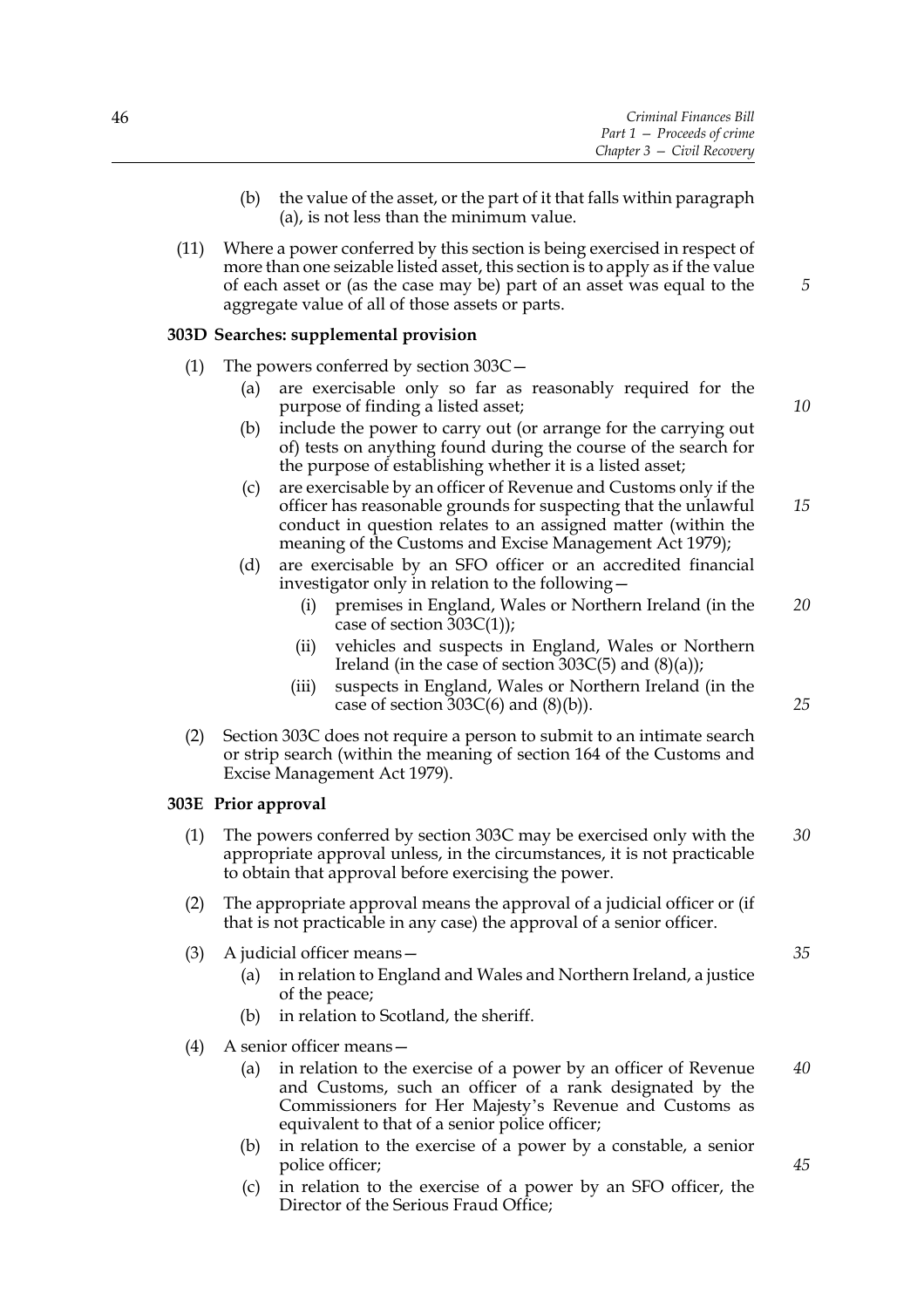(b) the value of the asset, or the part of it that falls within paragraph (a), is not less than the minimum value.

(11) Where a power conferred by this section is being exercised in respect of more than one seizable listed asset, this section is to apply as if the value of each asset or (as the case may be) part of an asset was equal to the aggregate value of all of those assets or parts.

### 303D Searches: supplemental provision

(1) The powers conferred by section 303C—

(a) are exercisable only so far as reasonably required for the purpose of finding a listed asset;

(b) include the power to carry out (or arrange for the carrying out of) tests on anything found during the course of the search for the purpose of establishing whether it is a listed asset;

(c) are exercisable by an officer of Revenue and Customs only if the officer has reasonable grounds for suspecting that the unlawful conduct in question relates to an assigned matter (within the meaning of the Customs and Excise Management Act 1979);

(d) are exercisable by an SFO officer or an accredited financial investigator only in relation to the following—

(i) premises in England, Wales or Northern Ireland (in the case of section 303C(1));

(ii) vehicles and suspects in England, Wales or Northern Ireland (in the case of section 303C(5) and (8)(a));

(iii) suspects in England, Wales or Northern Ireland (in the case of section 303C(6) and (8)(b)).

(2) Section 303C does not require a person to submit to an intimate search or strip search (within the meaning of section 164 of the Customs and Excise Management Act 1979).

### 303E Prior approval

(1) The powers conferred by section 303C may be exercised only with the appropriate approval unless, in the circumstances, it is not practicable to obtain that approval before exercising the power.

(2) The appropriate approval means the approval of a judicial officer or (if that is not practicable in any case) the approval of a senior officer.

(3) A judicial officer means—

(a) in relation to England and Wales and Northern Ireland, a justice of the peace;

(b) in relation to Scotland, the sheriff.

(4) A senior officer means—

(a) in relation to the exercise of a power by an officer of Revenue and Customs, such an officer of a rank designated by the Commissioners for Her Majesty's Revenue and Customs as equivalent to that of a senior police officer;

(b) in relation to the exercise of a power by a constable, a senior police officer;

(c) in relation to the exercise of a power by an SFO officer, the Director of the Serious Fraud Office;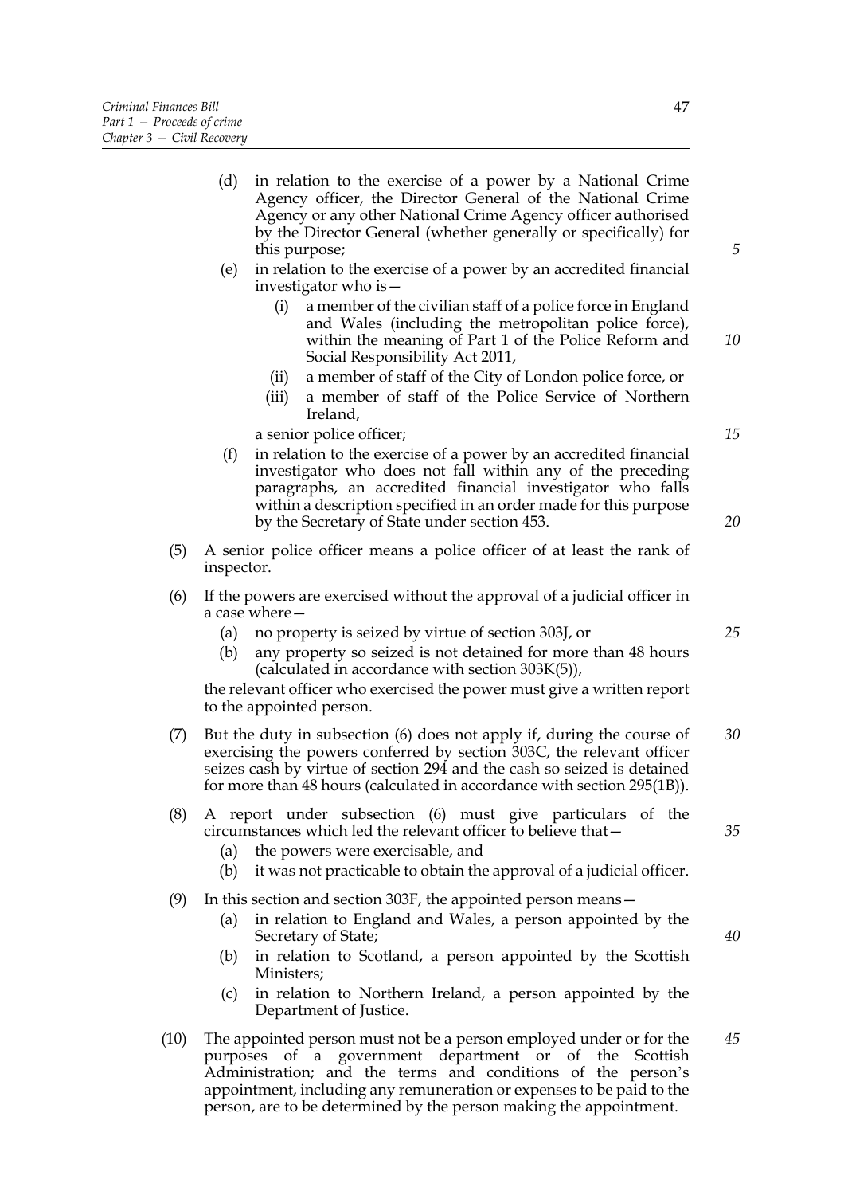(d) in relation to the exercise of a power by a National Crime Agency officer, the Director General of the National Crime Agency or any other National Crime Agency officer authorised by the Director General (whether generally or specifically) for this purpose;

(e) in relation to the exercise of a power by an accredited financial investigator who is—

   (i) a member of the civilian staff of a police force in England and Wales (including the metropolitan police force), within the meaning of Part 1 of the Police Reform and Social Responsibility Act 2011,

   (ii) a member of staff of the City of London police force, or

   (iii) a member of staff of the Police Service of Northern Ireland,

   a senior police officer;

(f) in relation to the exercise of a power by an accredited financial investigator who does not fall within any of the preceding paragraphs, an accredited financial investigator who falls within a description specified in an order made for this purpose by the Secretary of State under section 453.

(5) A senior police officer means a police officer of at least the rank of inspector.

(6) If the powers are exercised without the approval of a judicial officer in a case where—

   (a) no property is seized by virtue of section 303J, or

   (b) any property so seized is not detained for more than 48 hours (calculated in accordance with section 303K(5)),

   the relevant officer who exercised the power must give a written report to the appointed person.

(7) But the duty in subsection (6) does not apply if, during the course of exercising the powers conferred by section 303C, the relevant officer seizes cash by virtue of section 294 and the cash so seized is detained for more than 48 hours (calculated in accordance with section 295(1B)).

(8) A report under subsection (6) must give particulars of the circumstances which led the relevant officer to believe that—

   (a) the powers were exercisable, and

   (b) it was not practicable to obtain the approval of a judicial officer.

(9) In this section and section 303F, the appointed person means—

   (a) in relation to England and Wales, a person appointed by the Secretary of State;

   (b) in relation to Scotland, a person appointed by the Scottish Ministers;

   (c) in relation to Northern Ireland, a person appointed by the Department of Justice.

(10) The appointed person must not be a person employed under or for the purposes of a government department or of the Scottish Administration; and the terms and conditions of the person's appointment, including any remuneration or expenses to be paid to the person, are to be determined by the person making the appointment.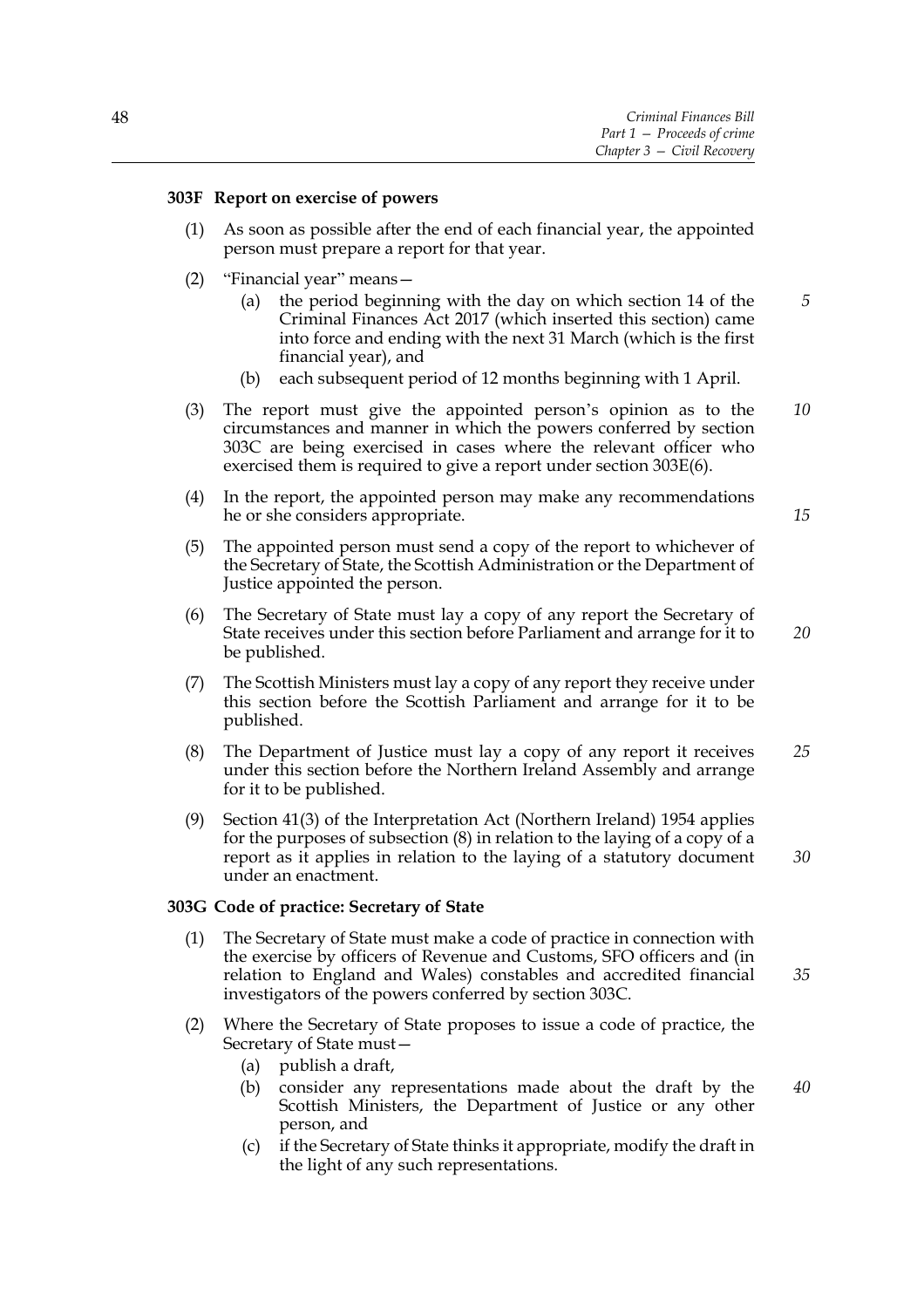### 303F Report on exercise of powers

(1) As soon as possible after the end of each financial year, the appointed person must prepare a report for that year.

(2) "Financial year" means—

  (a) the period beginning with the day on which section 14 of the Criminal Finances Act 2017 (which inserted this section) came into force and ending with the next 31 March (which is the first financial year), and

  (b) each subsequent period of 12 months beginning with 1 April.

(3) The report must give the appointed person's opinion as to the circumstances and manner in which the powers conferred by section 303C are being exercised in cases where the relevant officer who exercised them is required to give a report under section 303E(6).

(4) In the report, the appointed person may make any recommendations he or she considers appropriate.

(5) The appointed person must send a copy of the report to whichever of the Secretary of State, the Scottish Administration or the Department of Justice appointed the person.

(6) The Secretary of State must lay a copy of any report the Secretary of State receives under this section before Parliament and arrange for it to be published.

(7) The Scottish Ministers must lay a copy of any report they receive under this section before the Scottish Parliament and arrange for it to be published.

(8) The Department of Justice must lay a copy of any report it receives under this section before the Northern Ireland Assembly and arrange for it to be published.

(9) Section 41(3) of the Interpretation Act (Northern Ireland) 1954 applies for the purposes of subsection (8) in relation to the laying of a copy of a report as it applies in relation to the laying of a statutory document under an enactment.

### 303G Code of practice: Secretary of State

(1) The Secretary of State must make a code of practice in connection with the exercise by officers of Revenue and Customs, SFO officers and (in relation to England and Wales) constables and accredited financial investigators of the powers conferred by section 303C.

(2) Where the Secretary of State proposes to issue a code of practice, the Secretary of State must—

  (a) publish a draft,

  (b) consider any representations made about the draft by the Scottish Ministers, the Department of Justice or any other person, and

  (c) if the Secretary of State thinks it appropriate, modify the draft in the light of any such representations.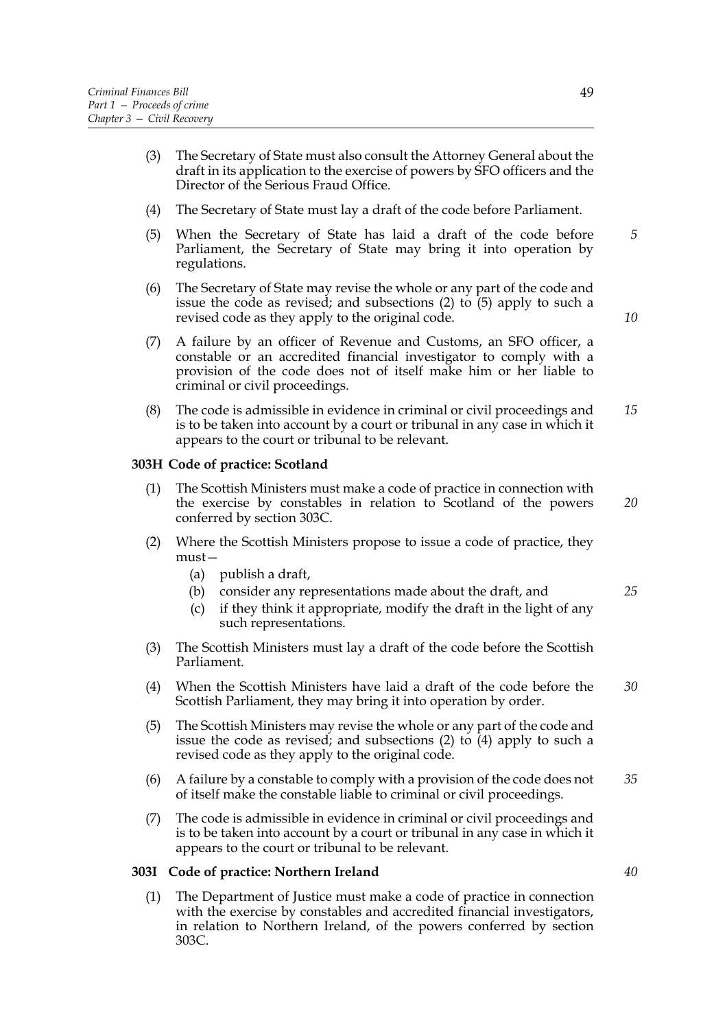(3) The Secretary of State must also consult the Attorney General about the draft in its application to the exercise of powers by SFO officers and the Director of the Serious Fraud Office.

(4) The Secretary of State must lay a draft of the code before Parliament.

(5) When the Secretary of State has laid a draft of the code before Parliament, the Secretary of State may bring it into operation by regulations.

(6) The Secretary of State may revise the whole or any part of the code and issue the code as revised; and subsections (2) to (5) apply to such a revised code as they apply to the original code.

(7) A failure by an officer of Revenue and Customs, an SFO officer, a constable or an accredited financial investigator to comply with a provision of the code does not of itself make him or her liable to criminal or civil proceedings.

(8) The code is admissible in evidence in criminal or civil proceedings and is to be taken into account by a court or tribunal in any case in which it appears to the court or tribunal to be relevant.

**303H Code of practice: Scotland**

(1) The Scottish Ministers must make a code of practice in connection with the exercise by constables in relation to Scotland of the powers conferred by section 303C.

(2) Where the Scottish Ministers propose to issue a code of practice, they must—

(a) publish a draft,

(b) consider any representations made about the draft, and

(c) if they think it appropriate, modify the draft in the light of any such representations.

(3) The Scottish Ministers must lay a draft of the code before the Scottish Parliament.

(4) When the Scottish Ministers have laid a draft of the code before the Scottish Parliament, they may bring it into operation by order.

(5) The Scottish Ministers may revise the whole or any part of the code and issue the code as revised; and subsections (2) to (4) apply to such a revised code as they apply to the original code.

(6) A failure by a constable to comply with a provision of the code does not of itself make the constable liable to criminal or civil proceedings.

(7) The code is admissible in evidence in criminal or civil proceedings and is to be taken into account by a court or tribunal in any case in which it appears to the court or tribunal to be relevant.

**303I Code of practice: Northern Ireland**

(1) The Department of Justice must make a code of practice in connection with the exercise by constables and accredited financial investigators, in relation to Northern Ireland, of the powers conferred by section 303C.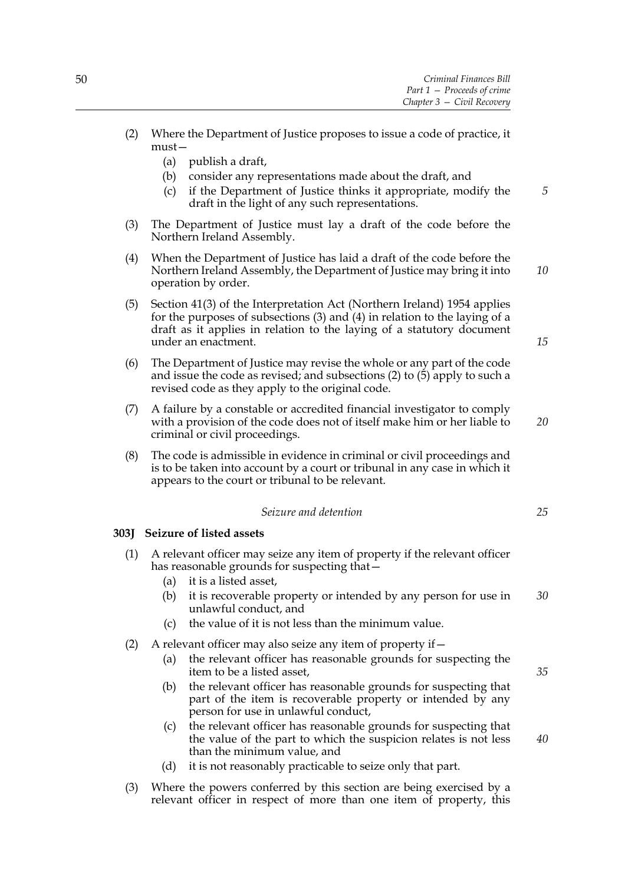(2) Where the Department of Justice proposes to issue a code of practice, it must—

  (a) publish a draft,

  (b) consider any representations made about the draft, and

  (c) if the Department of Justice thinks it appropriate, modify the draft in the light of any such representations.

(3) The Department of Justice must lay a draft of the code before the Northern Ireland Assembly.

(4) When the Department of Justice has laid a draft of the code before the Northern Ireland Assembly, the Department of Justice may bring it into operation by order.

(5) Section 41(3) of the Interpretation Act (Northern Ireland) 1954 applies for the purposes of subsections (3) and (4) in relation to the laying of a draft as it applies in relation to the laying of a statutory document under an enactment.

(6) The Department of Justice may revise the whole or any part of the code and issue the code as revised; and subsections (2) to (5) apply to such a revised code as they apply to the original code.

(7) A failure by a constable or accredited financial investigator to comply with a provision of the code does not of itself make him or her liable to criminal or civil proceedings.

(8) The code is admissible in evidence in criminal or civil proceedings and is to be taken into account by a court or tribunal in any case in which it appears to the court or tribunal to be relevant.

*Seizure and detention*

**303J Seizure of listed assets**

(1) A relevant officer may seize any item of property if the relevant officer has reasonable grounds for suspecting that—

  (a) it is a listed asset,

  (b) it is recoverable property or intended by any person for use in unlawful conduct, and

  (c) the value of it is not less than the minimum value.

(2) A relevant officer may also seize any item of property if—

  (a) the relevant officer has reasonable grounds for suspecting the item to be a listed asset,

  (b) the relevant officer has reasonable grounds for suspecting that part of the item is recoverable property or intended by any person for use in unlawful conduct,

  (c) the relevant officer has reasonable grounds for suspecting that the value of the part to which the suspicion relates is not less than the minimum value, and

  (d) it is not reasonably practicable to seize only that part.

(3) Where the powers conferred by this section are being exercised by a relevant officer in respect of more than one item of property, this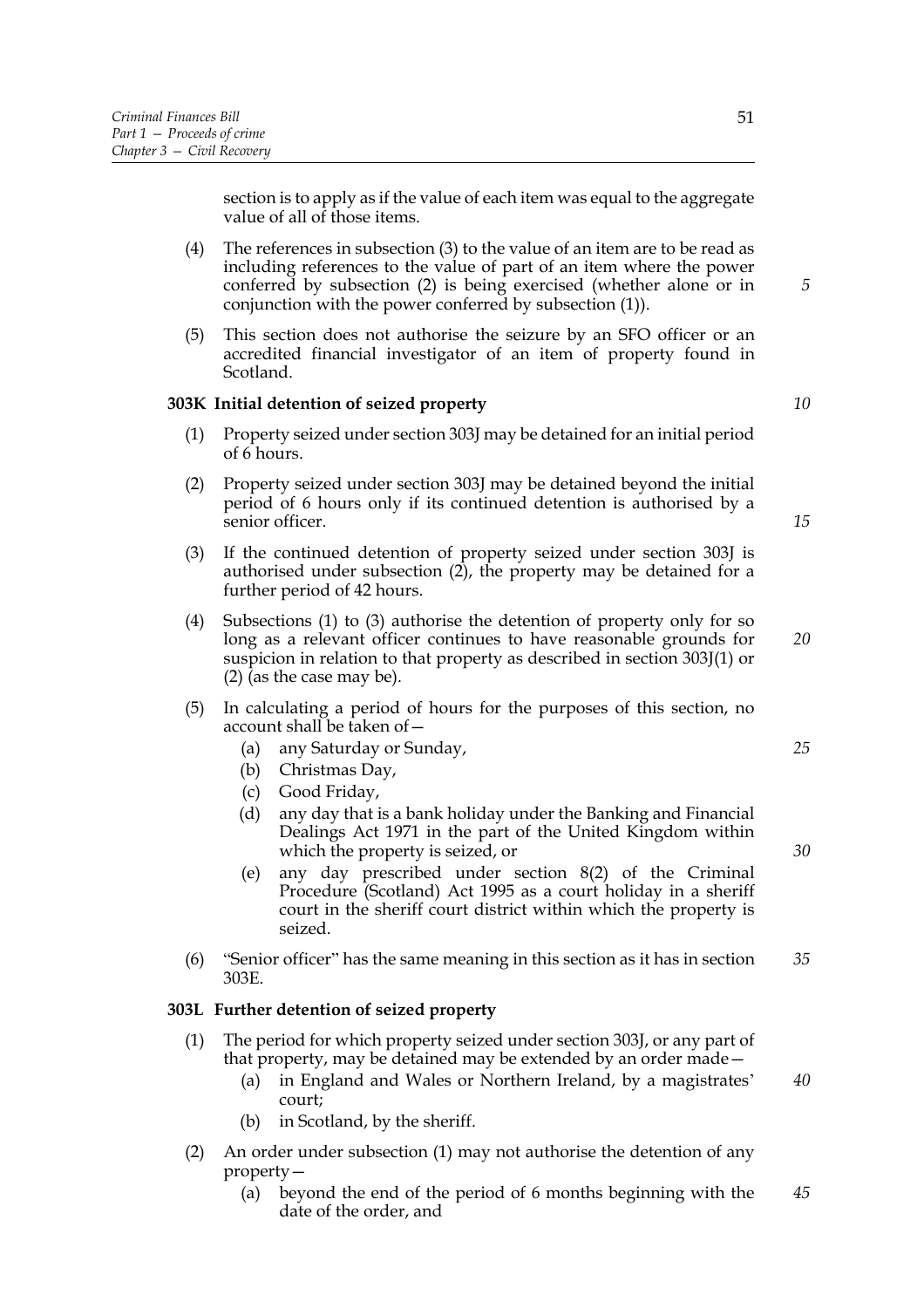section is to apply as if the value of each item was equal to the aggregate value of all of those items.

(4) The references in subsection (3) to the value of an item are to be read as including references to the value of part of an item where the power conferred by subsection (2) is being exercised (whether alone or in conjunction with the power conferred by subsection (1)).

(5) This section does not authorise the seizure by an SFO officer or an accredited financial investigator of an item of property found in Scotland.

**303K Initial detention of seized property**

(1) Property seized under section 303J may be detained for an initial period of 6 hours.

(2) Property seized under section 303J may be detained beyond the initial period of 6 hours only if its continued detention is authorised by a senior officer.

(3) If the continued detention of property seized under section 303J is authorised under subsection (2), the property may be detained for a further period of 42 hours.

(4) Subsections (1) to (3) authorise the detention of property only for so long as a relevant officer continues to have reasonable grounds for suspicion in relation to that property as described in section 303J(1) or (2) (as the case may be).

(5) In calculating a period of hours for the purposes of this section, no account shall be taken of—

- (a) any Saturday or Sunday,
- (b) Christmas Day,
- (c) Good Friday,
- (d) any day that is a bank holiday under the Banking and Financial Dealings Act 1971 in the part of the United Kingdom within which the property is seized, or
- (e) any day prescribed under section 8(2) of the Criminal Procedure (Scotland) Act 1995 as a court holiday in a sheriff court in the sheriff court district within which the property is seized.

(6) "Senior officer" has the same meaning in this section as it has in section 303E.

**303L Further detention of seized property**

(1) The period for which property seized under section 303J, or any part of that property, may be detained may be extended by an order made—

- (a) in England and Wales or Northern Ireland, by a magistrates' court;
- (b) in Scotland, by the sheriff.

(2) An order under subsection (1) may not authorise the detention of any property—

- (a) beyond the end of the period of 6 months beginning with the date of the order, and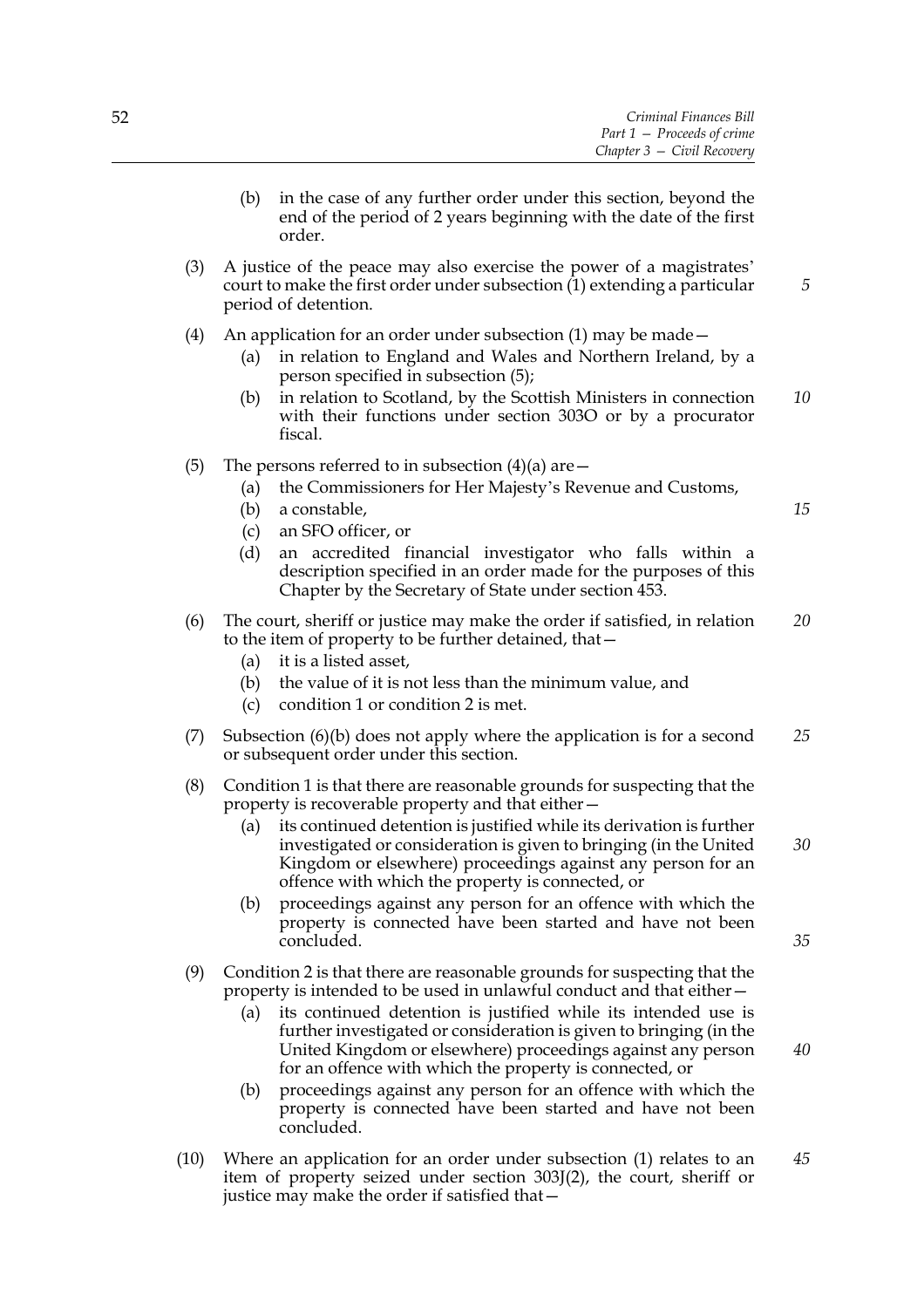(b) in the case of any further order under this section, beyond the end of the period of 2 years beginning with the date of the first order.

(3) A justice of the peace may also exercise the power of a magistrates' court to make the first order under subsection (1) extending a particular period of detention.

(4) An application for an order under subsection (1) may be made—

   (a) in relation to England and Wales and Northern Ireland, by a person specified in subsection (5);

   (b) in relation to Scotland, by the Scottish Ministers in connection with their functions under section 303O or by a procurator fiscal.

(5) The persons referred to in subsection (4)(a) are—

   (a) the Commissioners for Her Majesty's Revenue and Customs,

   (b) a constable,

   (c) an SFO officer, or

   (d) an accredited financial investigator who falls within a description specified in an order made for the purposes of this Chapter by the Secretary of State under section 453.

(6) The court, sheriff or justice may make the order if satisfied, in relation to the item of property to be further detained, that—

   (a) it is a listed asset,

   (b) the value of it is not less than the minimum value, and

   (c) condition 1 or condition 2 is met.

(7) Subsection (6)(b) does not apply where the application is for a second or subsequent order under this section.

(8) Condition 1 is that there are reasonable grounds for suspecting that the property is recoverable property and that either—

   (a) its continued detention is justified while its derivation is further investigated or consideration is given to bringing (in the United Kingdom or elsewhere) proceedings against any person for an offence with which the property is connected, or

   (b) proceedings against any person for an offence with which the property is connected have been started and have not been concluded.

(9) Condition 2 is that there are reasonable grounds for suspecting that the property is intended to be used in unlawful conduct and that either—

   (a) its continued detention is justified while its intended use is further investigated or consideration is given to bringing (in the United Kingdom or elsewhere) proceedings against any person for an offence with which the property is connected, or

   (b) proceedings against any person for an offence with which the property is connected have been started and have not been concluded.

(10) Where an application for an order under subsection (1) relates to an item of property seized under section 303J(2), the court, sheriff or justice may make the order if satisfied that—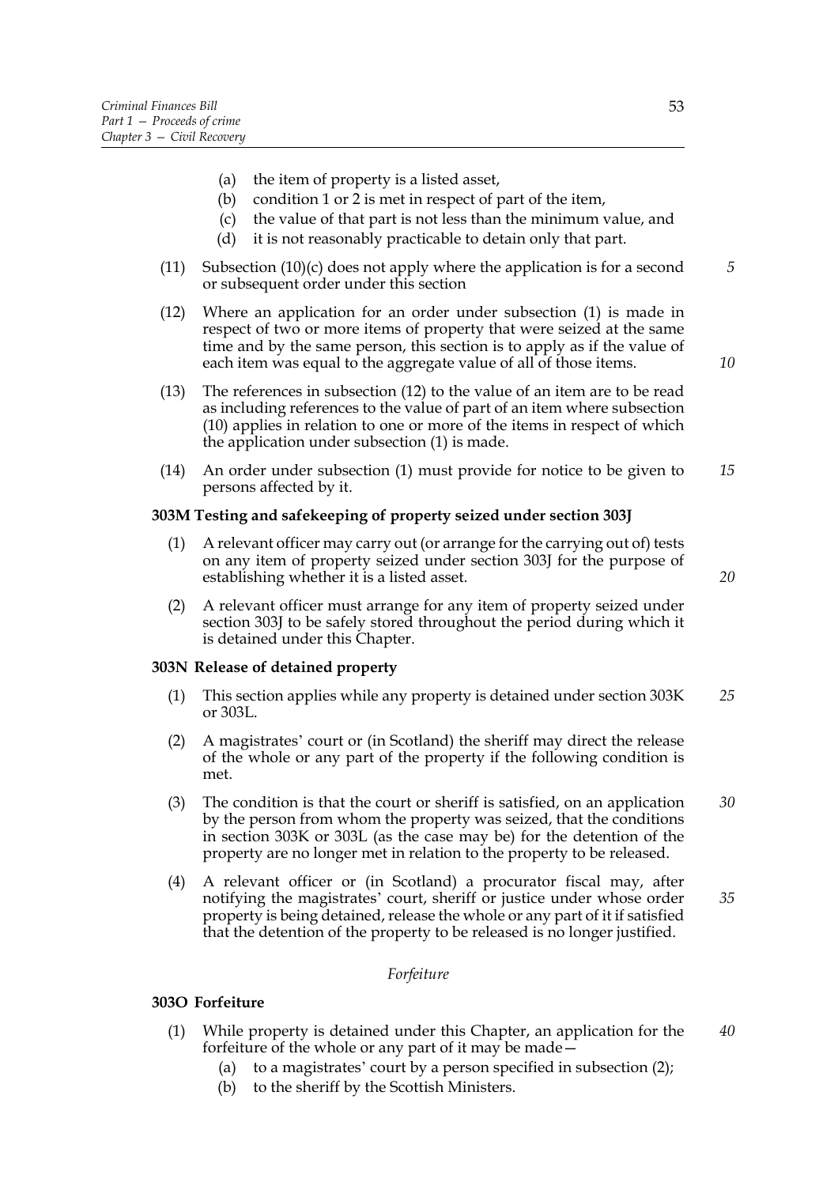(a) the item of property is a listed asset,
(b) condition 1 or 2 is met in respect of part of the item,
(c) the value of that part is not less than the minimum value, and
(d) it is not reasonably practicable to detain only that part.

(11) Subsection (10)(c) does not apply where the application is for a second or subsequent order under this section

(12) Where an application for an order under subsection (1) is made in respect of two or more items of property that were seized at the same time and by the same person, this section is to apply as if the value of each item was equal to the aggregate value of all of those items.

(13) The references in subsection (12) to the value of an item are to be read as including references to the value of part of an item where subsection (10) applies in relation to one or more of the items in respect of which the application under subsection (1) is made.

(14) An order under subsection (1) must provide for notice to be given to persons affected by it.

**303M Testing and safekeeping of property seized under section 303J**

(1) A relevant officer may carry out (or arrange for the carrying out of) tests on any item of property seized under section 303J for the purpose of establishing whether it is a listed asset.

(2) A relevant officer must arrange for any item of property seized under section 303J to be safely stored throughout the period during which it is detained under this Chapter.

**303N Release of detained property**

(1) This section applies while any property is detained under section 303K or 303L.

(2) A magistrates' court or (in Scotland) the sheriff may direct the release of the whole or any part of the property if the following condition is met.

(3) The condition is that the court or sheriff is satisfied, on an application by the person from whom the property was seized, that the conditions in section 303K or 303L (as the case may be) for the detention of the property are no longer met in relation to the property to be released.

(4) A relevant officer or (in Scotland) a procurator fiscal may, after notifying the magistrates' court, sheriff or justice under whose order property is being detained, release the whole or any part of it if satisfied that the detention of the property to be released is no longer justified.

*Forfeiture*

**303O Forfeiture**

(1) While property is detained under this Chapter, an application for the forfeiture of the whole or any part of it may be made—
(a) to a magistrates' court by a person specified in subsection (2);
(b) to the sheriff by the Scottish Ministers.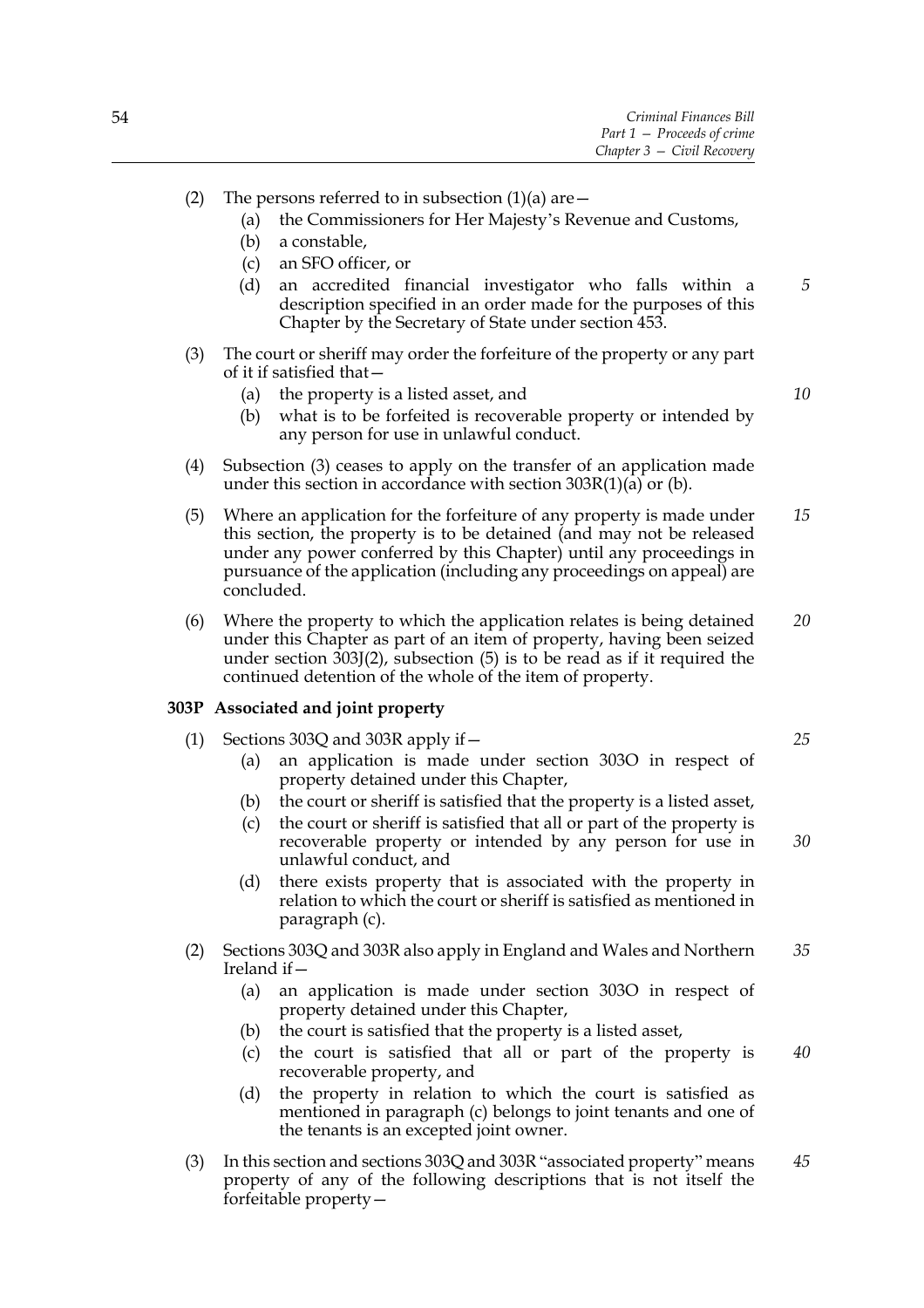(2) The persons referred to in subsection (1)(a) are—

   (a) the Commissioners for Her Majesty's Revenue and Customs,

   (b) a constable,

   (c) an SFO officer, or

   (d) an accredited financial investigator who falls within a description specified in an order made for the purposes of this Chapter by the Secretary of State under section 453.

(3) The court or sheriff may order the forfeiture of the property or any part of it if satisfied that—

   (a) the property is a listed asset, and

   (b) what is to be forfeited is recoverable property or intended by any person for use in unlawful conduct.

(4) Subsection (3) ceases to apply on the transfer of an application made under this section in accordance with section 303R(1)(a) or (b).

(5) Where an application for the forfeiture of any property is made under this section, the property is to be detained (and may not be released under any power conferred by this Chapter) until any proceedings in pursuance of the application (including any proceedings on appeal) are concluded.

(6) Where the property to which the application relates is being detained under this Chapter as part of an item of property, having been seized under section 303J(2), subsection (5) is to be read as if it required the continued detention of the whole of the item of property.

**303P Associated and joint property**

(1) Sections 303Q and 303R apply if—

   (a) an application is made under section 303O in respect of property detained under this Chapter,

   (b) the court or sheriff is satisfied that the property is a listed asset,

   (c) the court or sheriff is satisfied that all or part of the property is recoverable property or intended by any person for use in unlawful conduct, and

   (d) there exists property that is associated with the property in relation to which the court or sheriff is satisfied as mentioned in paragraph (c).

(2) Sections 303Q and 303R also apply in England and Wales and Northern Ireland if—

   (a) an application is made under section 303O in respect of property detained under this Chapter,

   (b) the court is satisfied that the property is a listed asset,

   (c) the court is satisfied that all or part of the property is recoverable property, and

   (d) the property in relation to which the court is satisfied as mentioned in paragraph (c) belongs to joint tenants and one of the tenants is an excepted joint owner.

(3) In this section and sections 303Q and 303R "associated property" means property of any of the following descriptions that is not itself the forfeitable property—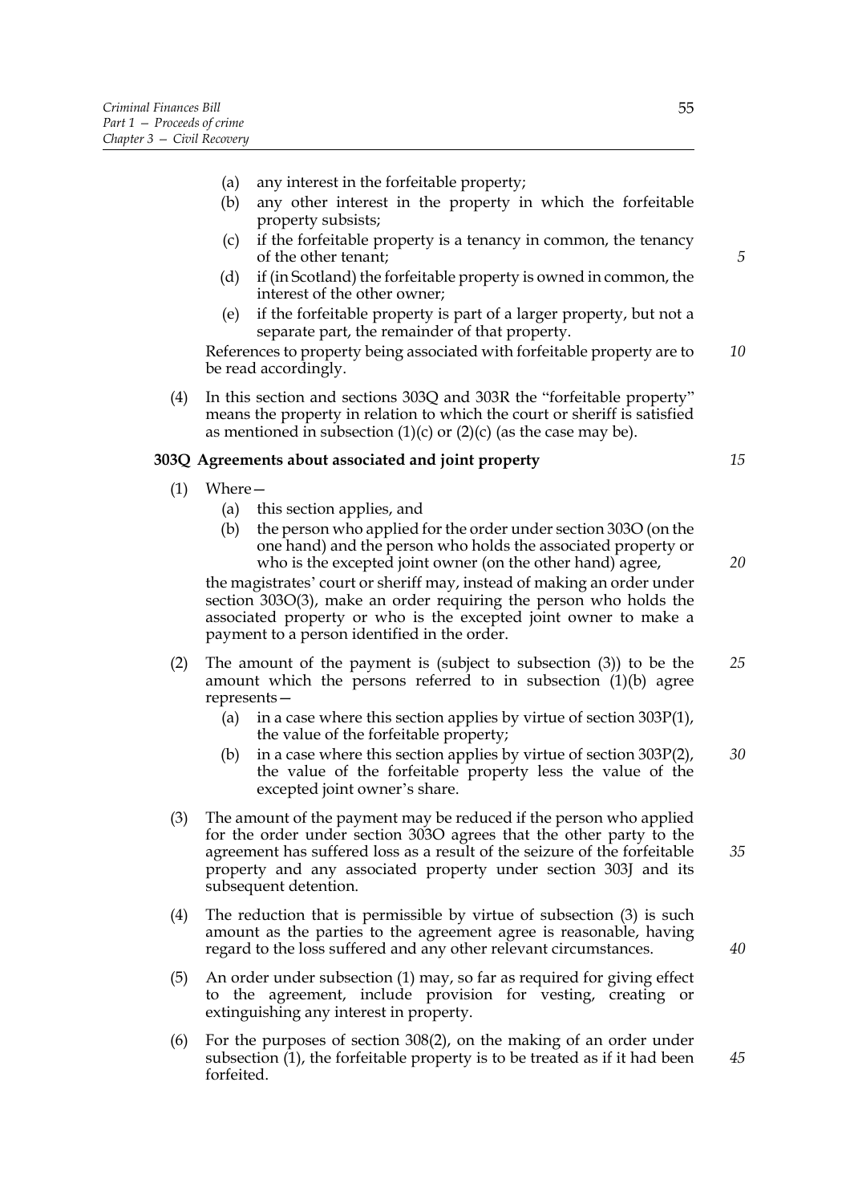(a) any interest in the forfeitable property;

(b) any other interest in the property in which the forfeitable property subsists;

(c) if the forfeitable property is a tenancy in common, the tenancy of the other tenant;

(d) if (in Scotland) the forfeitable property is owned in common, the interest of the other owner;

(e) if the forfeitable property is part of a larger property, but not a separate part, the remainder of that property.

References to property being associated with forfeitable property are to be read accordingly.

(4) In this section and sections 303Q and 303R the "forfeitable property" means the property in relation to which the court or sheriff is satisfied as mentioned in subsection (1)(c) or (2)(c) (as the case may be).

### 303Q Agreements about associated and joint property

(1) Where—

(a) this section applies, and

(b) the person who applied for the order under section 303O (on the one hand) and the person who holds the associated property or who is the excepted joint owner (on the other hand) agree,

the magistrates' court or sheriff may, instead of making an order under section 303O(3), make an order requiring the person who holds the associated property or who is the excepted joint owner to make a payment to a person identified in the order.

(2) The amount of the payment is (subject to subsection (3)) to be the amount which the persons referred to in subsection (1)(b) agree represents—

(a) in a case where this section applies by virtue of section 303P(1), the value of the forfeitable property;

(b) in a case where this section applies by virtue of section 303P(2), the value of the forfeitable property less the value of the excepted joint owner's share.

(3) The amount of the payment may be reduced if the person who applied for the order under section 303O agrees that the other party to the agreement has suffered loss as a result of the seizure of the forfeitable property and any associated property under section 303J and its subsequent detention.

(4) The reduction that is permissible by virtue of subsection (3) is such amount as the parties to the agreement agree is reasonable, having regard to the loss suffered and any other relevant circumstances.

(5) An order under subsection (1) may, so far as required for giving effect to the agreement, include provision for vesting, creating or extinguishing any interest in property.

(6) For the purposes of section 308(2), on the making of an order under subsection (1), the forfeitable property is to be treated as if it had been forfeited.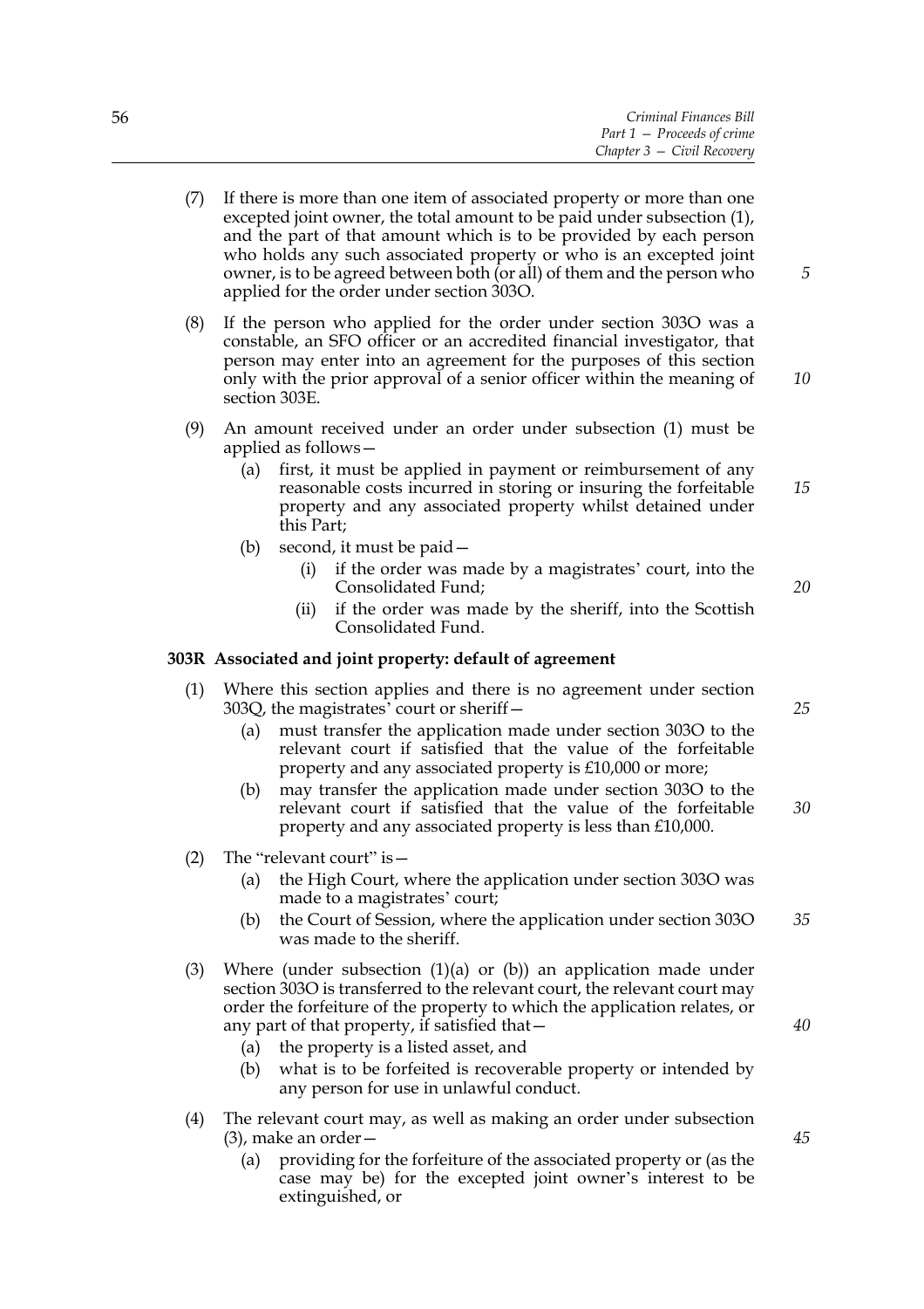(7) If there is more than one item of associated property or more than one excepted joint owner, the total amount to be paid under subsection (1), and the part of that amount which is to be provided by each person who holds any such associated property or who is an excepted joint owner, is to be agreed between both (or all) of them and the person who applied for the order under section 303O.

(8) If the person who applied for the order under section 303O was a constable, an SFO officer or an accredited financial investigator, that person may enter into an agreement for the purposes of this section only with the prior approval of a senior officer within the meaning of section 303E.

(9) An amount received under an order under subsection (1) must be applied as follows—

   (a) first, it must be applied in payment or reimbursement of any reasonable costs incurred in storing or insuring the forfeitable property and any associated property whilst detained under this Part;

   (b) second, it must be paid—

      (i) if the order was made by a magistrates' court, into the Consolidated Fund;

      (ii) if the order was made by the sheriff, into the Scottish Consolidated Fund.

**303R Associated and joint property: default of agreement**

(1) Where this section applies and there is no agreement under section 303Q, the magistrates' court or sheriff—

   (a) must transfer the application made under section 303O to the relevant court if satisfied that the value of the forfeitable property and any associated property is £10,000 or more;

   (b) may transfer the application made under section 303O to the relevant court if satisfied that the value of the forfeitable property and any associated property is less than £10,000.

(2) The "relevant court" is—

   (a) the High Court, where the application under section 303O was made to a magistrates' court;

   (b) the Court of Session, where the application under section 303O was made to the sheriff.

(3) Where (under subsection (1)(a) or (b)) an application made under section 303O is transferred to the relevant court, the relevant court may order the forfeiture of the property to which the application relates, or any part of that property, if satisfied that—

   (a) the property is a listed asset, and

   (b) what is to be forfeited is recoverable property or intended by any person for use in unlawful conduct.

(4) The relevant court may, as well as making an order under subsection (3), make an order—

   (a) providing for the forfeiture of the associated property or (as the case may be) for the excepted joint owner's interest to be extinguished, or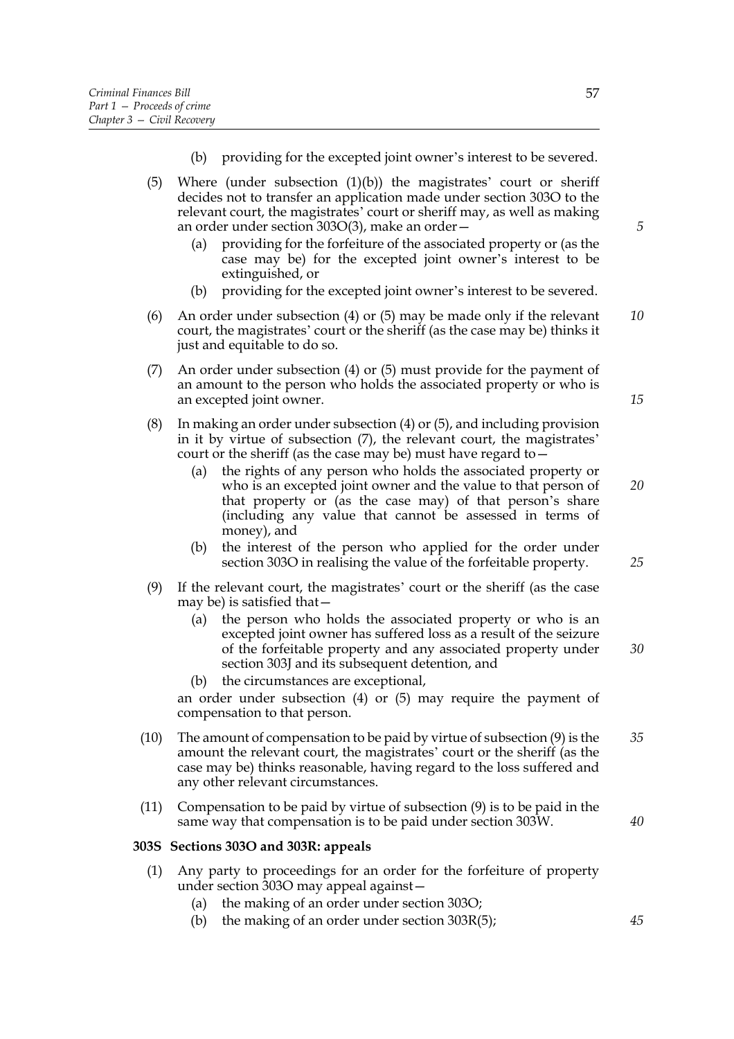(b) providing for the excepted joint owner's interest to be severed.

(5) Where (under subsection (1)(b)) the magistrates' court or sheriff decides not to transfer an application made under section 303O to the relevant court, the magistrates' court or sheriff may, as well as making an order under section 303O(3), make an order—

(a) providing for the forfeiture of the associated property or (as the case may be) for the excepted joint owner's interest to be extinguished, or

(b) providing for the excepted joint owner's interest to be severed.

(6) An order under subsection (4) or (5) may be made only if the relevant court, the magistrates' court or the sheriff (as the case may be) thinks it just and equitable to do so.

(7) An order under subsection (4) or (5) must provide for the payment of an amount to the person who holds the associated property or who is an excepted joint owner.

(8) In making an order under subsection (4) or (5), and including provision in it by virtue of subsection (7), the relevant court, the magistrates' court or the sheriff (as the case may be) must have regard to—

(a) the rights of any person who holds the associated property or who is an excepted joint owner and the value to that person of that property or (as the case may) of that person's share (including any value that cannot be assessed in terms of money), and

(b) the interest of the person who applied for the order under section 303O in realising the value of the forfeitable property.

(9) If the relevant court, the magistrates' court or the sheriff (as the case may be) is satisfied that—

(a) the person who holds the associated property or who is an excepted joint owner has suffered loss as a result of the seizure of the forfeitable property and any associated property under section 303J and its subsequent detention, and

(b) the circumstances are exceptional,

an order under subsection (4) or (5) may require the payment of compensation to that person.

(10) The amount of compensation to be paid by virtue of subsection (9) is the amount the relevant court, the magistrates' court or the sheriff (as the case may be) thinks reasonable, having regard to the loss suffered and any other relevant circumstances.

(11) Compensation to be paid by virtue of subsection (9) is to be paid in the same way that compensation is to be paid under section 303W.

**303S Sections 303O and 303R: appeals**

(1) Any party to proceedings for an order for the forfeiture of property under section 303O may appeal against—

(a) the making of an order under section 303O;

(b) the making of an order under section 303R(5);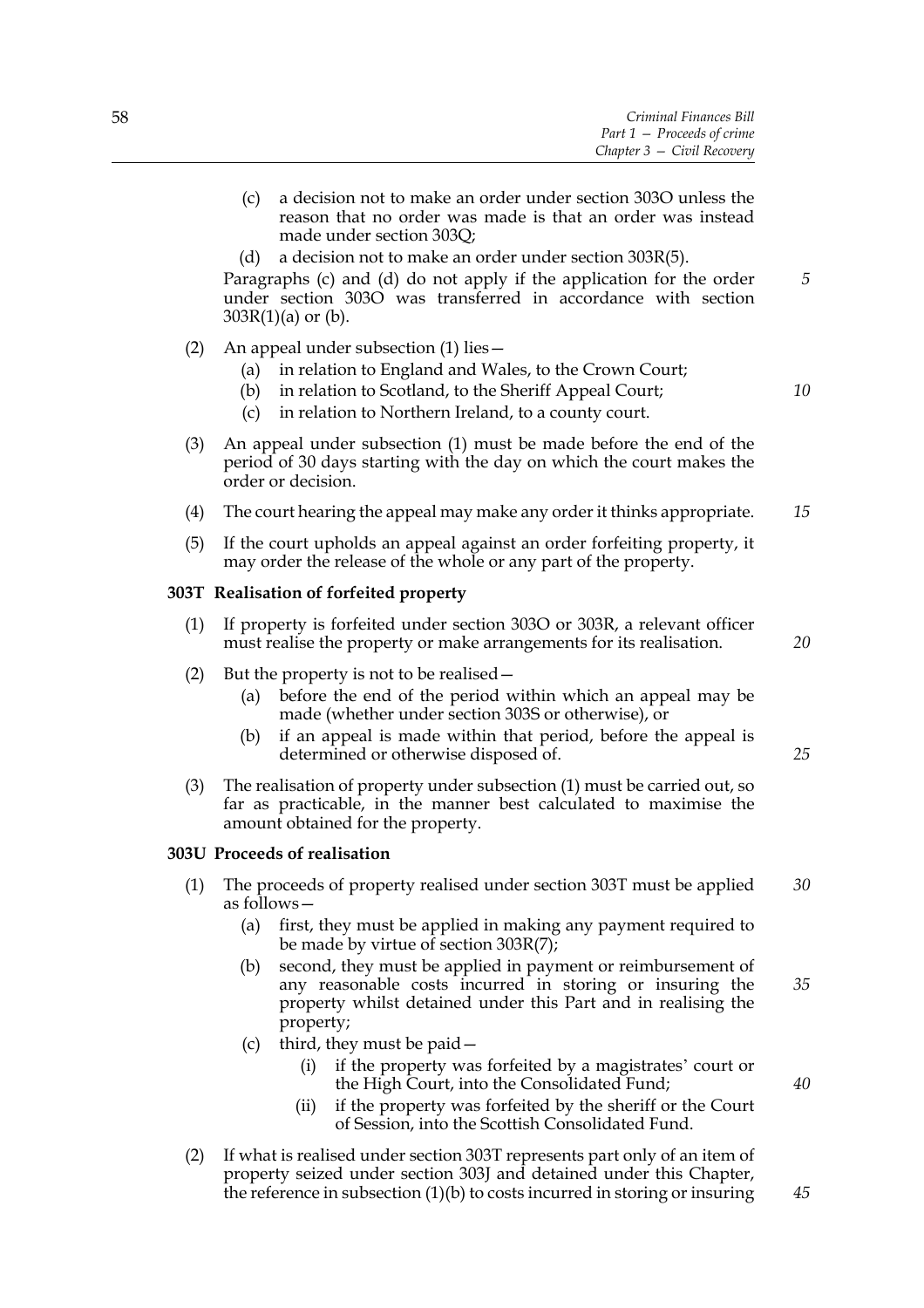(c) a decision not to make an order under section 303O unless the reason that no order was made is that an order was instead made under section 303Q;

(d) a decision not to make an order under section 303R(5).

Paragraphs (c) and (d) do not apply if the application for the order under section 303O was transferred in accordance with section 303R(1)(a) or (b).

(2) An appeal under subsection (1) lies—

(a) in relation to England and Wales, to the Crown Court;

(b) in relation to Scotland, to the Sheriff Appeal Court;

(c) in relation to Northern Ireland, to a county court.

(3) An appeal under subsection (1) must be made before the end of the period of 30 days starting with the day on which the court makes the order or decision.

(4) The court hearing the appeal may make any order it thinks appropriate.

(5) If the court upholds an appeal against an order forfeiting property, it may order the release of the whole or any part of the property.

### 303T Realisation of forfeited property

(1) If property is forfeited under section 303O or 303R, a relevant officer must realise the property or make arrangements for its realisation.

(2) But the property is not to be realised—

(a) before the end of the period within which an appeal may be made (whether under section 303S or otherwise), or

(b) if an appeal is made within that period, before the appeal is determined or otherwise disposed of.

(3) The realisation of property under subsection (1) must be carried out, so far as practicable, in the manner best calculated to maximise the amount obtained for the property.

### 303U Proceeds of realisation

(1) The proceeds of property realised under section 303T must be applied as follows—

(a) first, they must be applied in making any payment required to be made by virtue of section 303R(7);

(b) second, they must be applied in payment or reimbursement of any reasonable costs incurred in storing or insuring the property whilst detained under this Part and in realising the property;

(c) third, they must be paid—

(i) if the property was forfeited by a magistrates' court or the High Court, into the Consolidated Fund;

(ii) if the property was forfeited by the sheriff or the Court of Session, into the Scottish Consolidated Fund.

(2) If what is realised under section 303T represents part only of an item of property seized under section 303J and detained under this Chapter, the reference in subsection (1)(b) to costs incurred in storing or insuring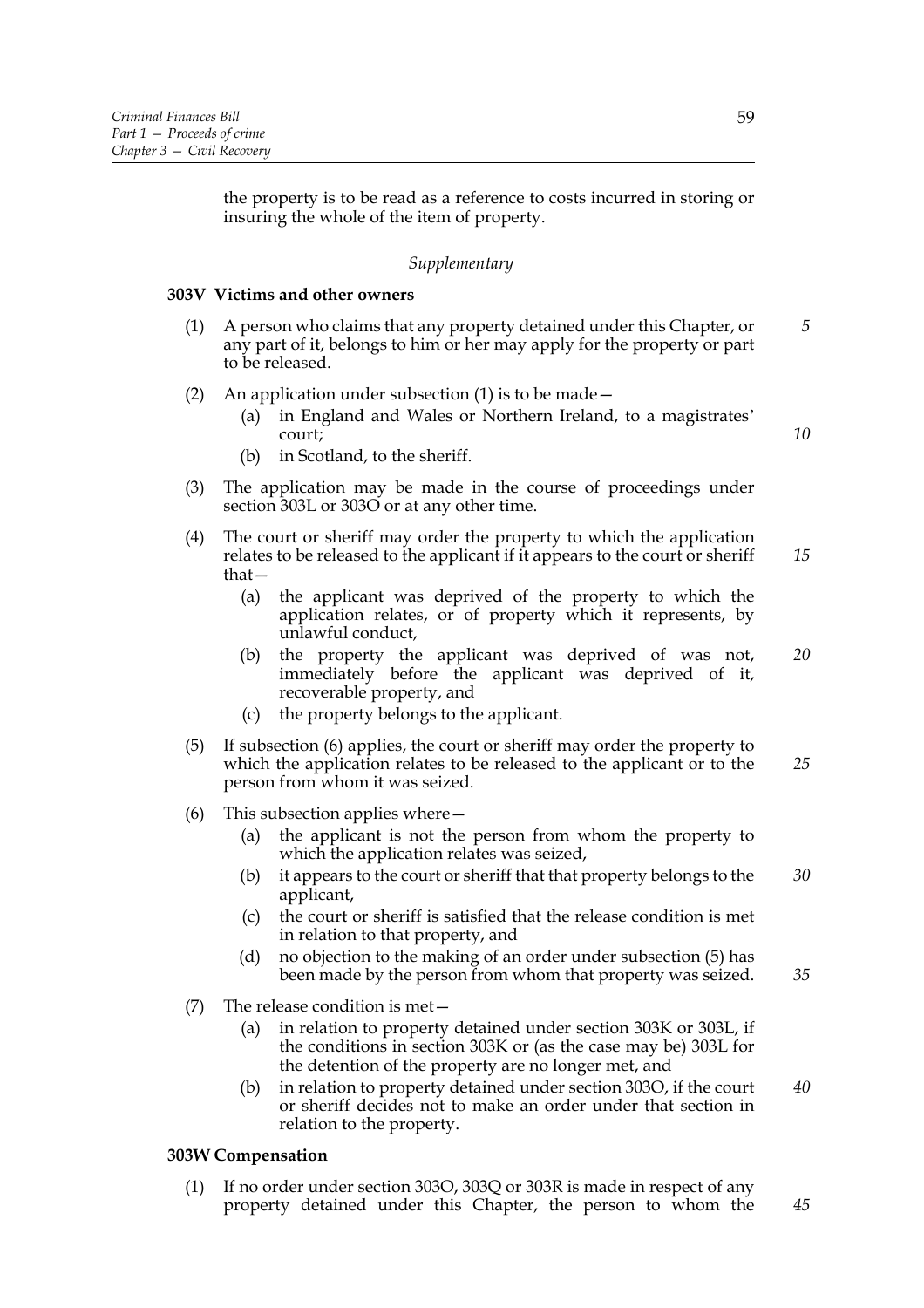the property is to be read as a reference to costs incurred in storing or insuring the whole of the item of property.

*Supplementary*

**303V Victims and other owners**

(1) A person who claims that any property detained under this Chapter, or any part of it, belongs to him or her may apply for the property or part to be released.

(2) An application under subsection (1) is to be made—

(a) in England and Wales or Northern Ireland, to a magistrates' court;

(b) in Scotland, to the sheriff.

(3) The application may be made in the course of proceedings under section 303L or 303O or at any other time.

(4) The court or sheriff may order the property to which the application relates to be released to the applicant if it appears to the court or sheriff that—

(a) the applicant was deprived of the property to which the application relates, or of property which it represents, by unlawful conduct,

(b) the property the applicant was deprived of was not, immediately before the applicant was deprived of it, recoverable property, and

(c) the property belongs to the applicant.

(5) If subsection (6) applies, the court or sheriff may order the property to which the application relates to be released to the applicant or to the person from whom it was seized.

(6) This subsection applies where—

(a) the applicant is not the person from whom the property to which the application relates was seized,

(b) it appears to the court or sheriff that that property belongs to the applicant,

(c) the court or sheriff is satisfied that the release condition is met in relation to that property, and

(d) no objection to the making of an order under subsection (5) has been made by the person from whom that property was seized.

(7) The release condition is met—

(a) in relation to property detained under section 303K or 303L, if the conditions in section 303K or (as the case may be) 303L for the detention of the property are no longer met, and

(b) in relation to property detained under section 303O, if the court or sheriff decides not to make an order under that section in relation to the property.

**303W Compensation**

(1) If no order under section 303O, 303Q or 303R is made in respect of any property detained under this Chapter, the person to whom the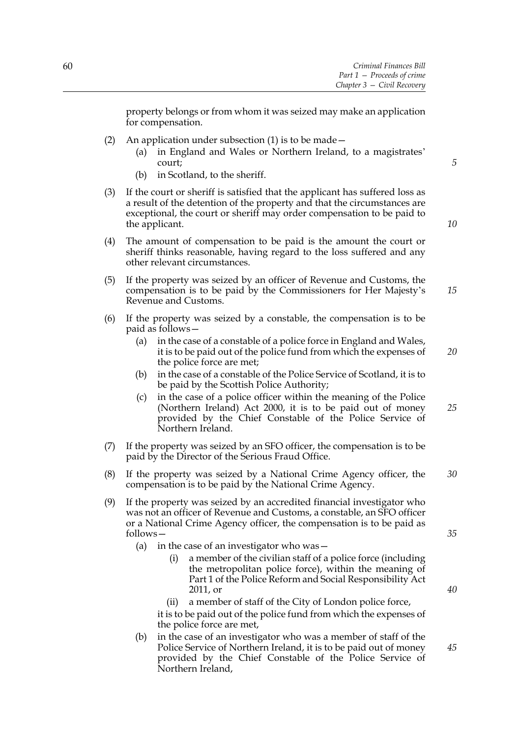property belongs or from whom it was seized may make an application for compensation.

(2) An application under subsection (1) is to be made—

 (a) in England and Wales or Northern Ireland, to a magistrates' court;

 (b) in Scotland, to the sheriff.

(3) If the court or sheriff is satisfied that the applicant has suffered loss as a result of the detention of the property and that the circumstances are exceptional, the court or sheriff may order compensation to be paid to the applicant.

(4) The amount of compensation to be paid is the amount the court or sheriff thinks reasonable, having regard to the loss suffered and any other relevant circumstances.

(5) If the property was seized by an officer of Revenue and Customs, the compensation is to be paid by the Commissioners for Her Majesty's Revenue and Customs.

(6) If the property was seized by a constable, the compensation is to be paid as follows—

 (a) in the case of a constable of a police force in England and Wales, it is to be paid out of the police fund from which the expenses of the police force are met;

 (b) in the case of a constable of the Police Service of Scotland, it is to be paid by the Scottish Police Authority;

 (c) in the case of a police officer within the meaning of the Police (Northern Ireland) Act 2000, it is to be paid out of money provided by the Chief Constable of the Police Service of Northern Ireland.

(7) If the property was seized by an SFO officer, the compensation is to be paid by the Director of the Serious Fraud Office.

(8) If the property was seized by a National Crime Agency officer, the compensation is to be paid by the National Crime Agency.

(9) If the property was seized by an accredited financial investigator who was not an officer of Revenue and Customs, a constable, an SFO officer or a National Crime Agency officer, the compensation is to be paid as follows—

 (a) in the case of an investigator who was—

  (i) a member of the civilian staff of a police force (including the metropolitan police force), within the meaning of Part 1 of the Police Reform and Social Responsibility Act 2011, or

  (ii) a member of staff of the City of London police force,

 it is to be paid out of the police fund from which the expenses of the police force are met,

 (b) in the case of an investigator who was a member of staff of the Police Service of Northern Ireland, it is to be paid out of money provided by the Chief Constable of the Police Service of Northern Ireland,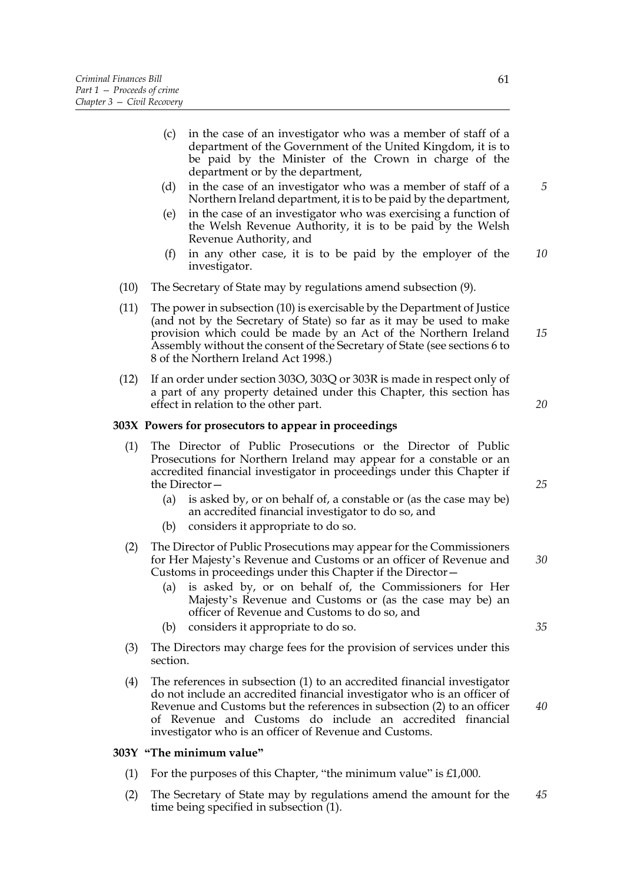(c) in the case of an investigator who was a member of staff of a department of the Government of the United Kingdom, it is to be paid by the Minister of the Crown in charge of the department or by the department,

(d) in the case of an investigator who was a member of staff of a Northern Ireland department, it is to be paid by the department,

(e) in the case of an investigator who was exercising a function of the Welsh Revenue Authority, it is to be paid by the Welsh Revenue Authority, and

(f) in any other case, it is to be paid by the employer of the investigator.

(10) The Secretary of State may by regulations amend subsection (9).

(11) The power in subsection (10) is exercisable by the Department of Justice (and not by the Secretary of State) so far as it may be used to make provision which could be made by an Act of the Northern Ireland Assembly without the consent of the Secretary of State (see sections 6 to 8 of the Northern Ireland Act 1998.)

(12) If an order under section 303O, 303Q or 303R is made in respect only of a part of any property detained under this Chapter, this section has effect in relation to the other part.

### 303X Powers for prosecutors to appear in proceedings

(1) The Director of Public Prosecutions or the Director of Public Prosecutions for Northern Ireland may appear for a constable or an accredited financial investigator in proceedings under this Chapter if the Director—

(a) is asked by, or on behalf of, a constable or (as the case may be) an accredited financial investigator to do so, and

(b) considers it appropriate to do so.

(2) The Director of Public Prosecutions may appear for the Commissioners for Her Majesty's Revenue and Customs or an officer of Revenue and Customs in proceedings under this Chapter if the Director—

(a) is asked by, or on behalf of, the Commissioners for Her Majesty's Revenue and Customs or (as the case may be) an officer of Revenue and Customs to do so, and

(b) considers it appropriate to do so.

(3) The Directors may charge fees for the provision of services under this section.

(4) The references in subsection (1) to an accredited financial investigator do not include an accredited financial investigator who is an officer of Revenue and Customs but the references in subsection (2) to an officer of Revenue and Customs do include an accredited financial investigator who is an officer of Revenue and Customs.

### 303Y "The minimum value"

(1) For the purposes of this Chapter, "the minimum value" is £1,000.

(2) The Secretary of State may by regulations amend the amount for the time being specified in subsection (1).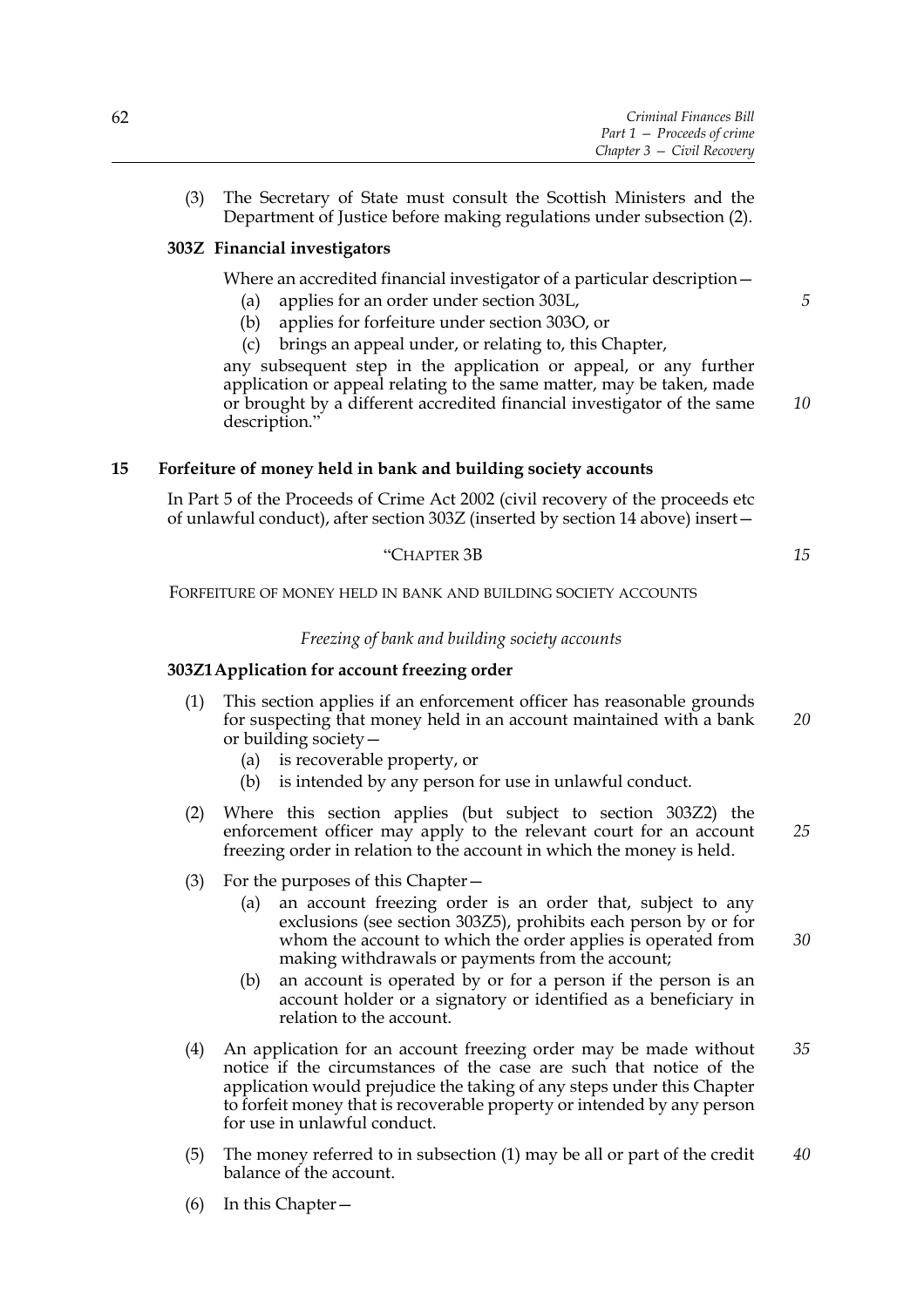(3) The Secretary of State must consult the Scottish Ministers and the Department of Justice before making regulations under subsection (2).

**303Z Financial investigators**

Where an accredited financial investigator of a particular description—

(a) applies for an order under section 303L,

(b) applies for forfeiture under section 303O, or

(c) brings an appeal under, or relating to, this Chapter,

any subsequent step in the application or appeal, or any further application or appeal relating to the same matter, may be taken, made or brought by a different accredited financial investigator of the same description."

**15 Forfeiture of money held in bank and building society accounts**

In Part 5 of the Proceeds of Crime Act 2002 (civil recovery of the proceeds etc of unlawful conduct), after section 303Z (inserted by section 14 above) insert—

"CHAPTER 3B

FORFEITURE OF MONEY HELD IN BANK AND BUILDING SOCIETY ACCOUNTS

*Freezing of bank and building society accounts*

**303Z1 Application for account freezing order**

(1) This section applies if an enforcement officer has reasonable grounds for suspecting that money held in an account maintained with a bank or building society—

(a) is recoverable property, or

(b) is intended by any person for use in unlawful conduct.

(2) Where this section applies (but subject to section 303Z2) the enforcement officer may apply to the relevant court for an account freezing order in relation to the account in which the money is held.

(3) For the purposes of this Chapter—

(a) an account freezing order is an order that, subject to any exclusions (see section 303Z5), prohibits each person by or for whom the account to which the order applies is operated from making withdrawals or payments from the account;

(b) an account is operated by or for a person if the person is an account holder or a signatory or identified as a beneficiary in relation to the account.

(4) An application for an account freezing order may be made without notice if the circumstances of the case are such that notice of the application would prejudice the taking of any steps under this Chapter to forfeit money that is recoverable property or intended by any person for use in unlawful conduct.

(5) The money referred to in subsection (1) may be all or part of the credit balance of the account.

(6) In this Chapter—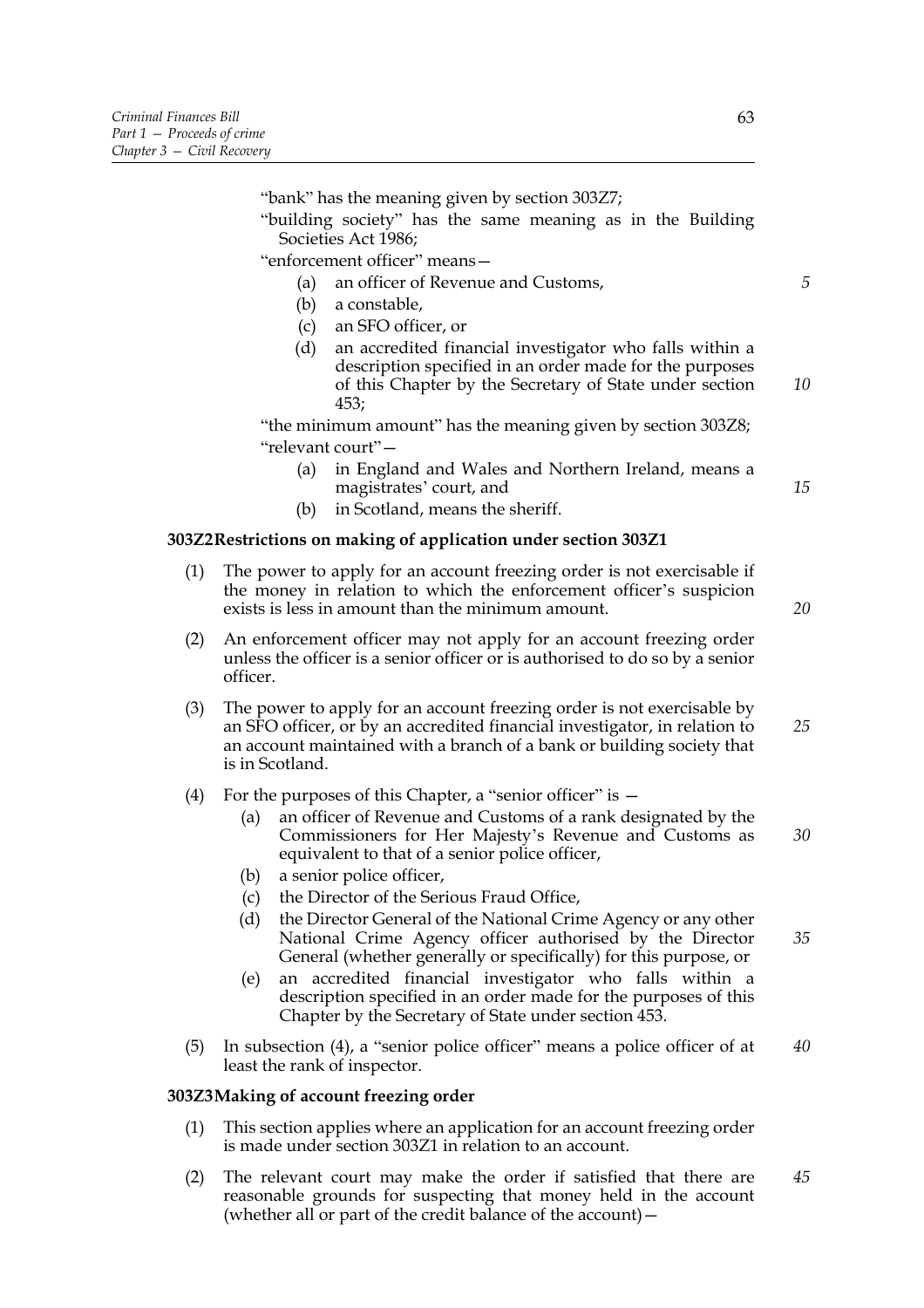"bank" has the meaning given by section 303Z7;

"building society" has the same meaning as in the Building Societies Act 1986;

"enforcement officer" means—

(a) an officer of Revenue and Customs,

(b) a constable,

(c) an SFO officer, or

(d) an accredited financial investigator who falls within a description specified in an order made for the purposes of this Chapter by the Secretary of State under section 453;

"the minimum amount" has the meaning given by section 303Z8;

"relevant court"—

(a) in England and Wales and Northern Ireland, means a magistrates' court, and

(b) in Scotland, means the sheriff.

**303Z2 Restrictions on making of application under section 303Z1**

(1) The power to apply for an account freezing order is not exercisable if the money in relation to which the enforcement officer's suspicion exists is less in amount than the minimum amount.

(2) An enforcement officer may not apply for an account freezing order unless the officer is a senior officer or is authorised to do so by a senior officer.

(3) The power to apply for an account freezing order is not exercisable by an SFO officer, or by an accredited financial investigator, in relation to an account maintained with a branch of a bank or building society that is in Scotland.

(4) For the purposes of this Chapter, a "senior officer" is —

(a) an officer of Revenue and Customs of a rank designated by the Commissioners for Her Majesty's Revenue and Customs as equivalent to that of a senior police officer,

(b) a senior police officer,

(c) the Director of the Serious Fraud Office,

(d) the Director General of the National Crime Agency or any other National Crime Agency officer authorised by the Director General (whether generally or specifically) for this purpose, or

(e) an accredited financial investigator who falls within a description specified in an order made for the purposes of this Chapter by the Secretary of State under section 453.

(5) In subsection (4), a "senior police officer" means a police officer of at least the rank of inspector.

**303Z3 Making of account freezing order**

(1) This section applies where an application for an account freezing order is made under section 303Z1 in relation to an account.

(2) The relevant court may make the order if satisfied that there are reasonable grounds for suspecting that money held in the account (whether all or part of the credit balance of the account)—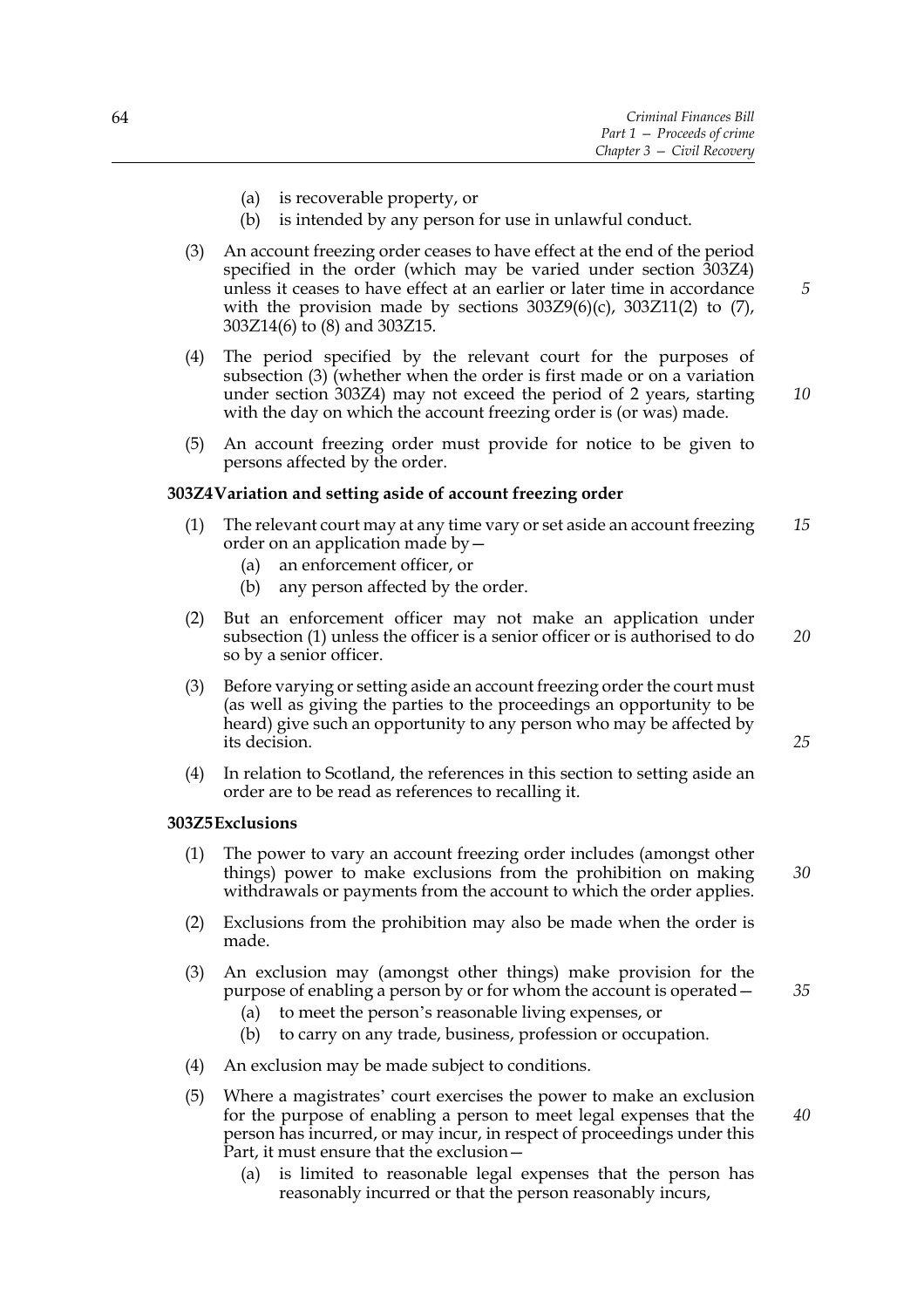(a) is recoverable property, or
(b) is intended by any person for use in unlawful conduct.

(3) An account freezing order ceases to have effect at the end of the period specified in the order (which may be varied under section 303Z4) unless it ceases to have effect at an earlier or later time in accordance with the provision made by sections 303Z9(6)(c), 303Z11(2) to (7), 303Z14(6) to (8) and 303Z15.

(4) The period specified by the relevant court for the purposes of subsection (3) (whether when the order is first made or on a variation under section 303Z4) may not exceed the period of 2 years, starting with the day on which the account freezing order is (or was) made.

(5) An account freezing order must provide for notice to be given to persons affected by the order.

**303Z4 Variation and setting aside of account freezing order**

(1) The relevant court may at any time vary or set aside an account freezing order on an application made by—
(a) an enforcement officer, or
(b) any person affected by the order.

(2) But an enforcement officer may not make an application under subsection (1) unless the officer is a senior officer or is authorised to do so by a senior officer.

(3) Before varying or setting aside an account freezing order the court must (as well as giving the parties to the proceedings an opportunity to be heard) give such an opportunity to any person who may be affected by its decision.

(4) In relation to Scotland, the references in this section to setting aside an order are to be read as references to recalling it.

**303Z5 Exclusions**

(1) The power to vary an account freezing order includes (amongst other things) power to make exclusions from the prohibition on making withdrawals or payments from the account to which the order applies.

(2) Exclusions from the prohibition may also be made when the order is made.

(3) An exclusion may (amongst other things) make provision for the purpose of enabling a person by or for whom the account is operated—
(a) to meet the person's reasonable living expenses, or
(b) to carry on any trade, business, profession or occupation.

(4) An exclusion may be made subject to conditions.

(5) Where a magistrates' court exercises the power to make an exclusion for the purpose of enabling a person to meet legal expenses that the person has incurred, or may incur, in respect of proceedings under this Part, it must ensure that the exclusion—
(a) is limited to reasonable legal expenses that the person has reasonably incurred or that the person reasonably incurs,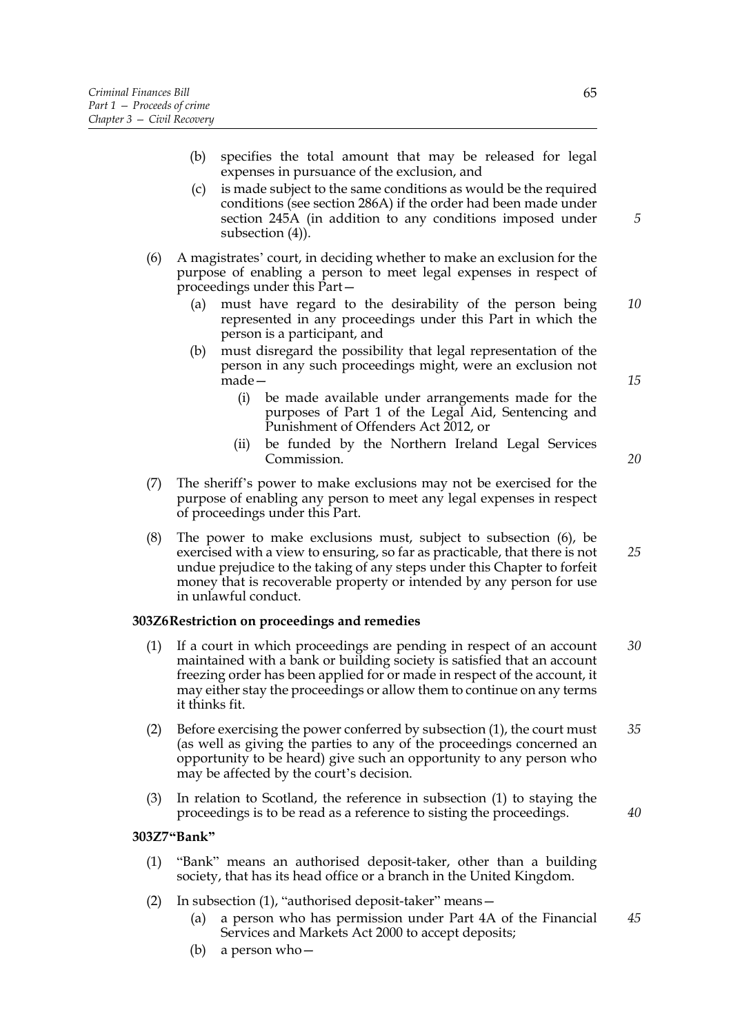(b) specifies the total amount that may be released for legal expenses in pursuance of the exclusion, and

(c) is made subject to the same conditions as would be the required conditions (see section 286A) if the order had been made under section 245A (in addition to any conditions imposed under subsection (4)).

(6) A magistrates' court, in deciding whether to make an exclusion for the purpose of enabling a person to meet legal expenses in respect of proceedings under this Part—

(a) must have regard to the desirability of the person being represented in any proceedings under this Part in which the person is a participant, and

(b) must disregard the possibility that legal representation of the person in any such proceedings might, were an exclusion not made—

(i) be made available under arrangements made for the purposes of Part 1 of the Legal Aid, Sentencing and Punishment of Offenders Act 2012, or

(ii) be funded by the Northern Ireland Legal Services Commission.

(7) The sheriff's power to make exclusions may not be exercised for the purpose of enabling any person to meet any legal expenses in respect of proceedings under this Part.

(8) The power to make exclusions must, subject to subsection (6), be exercised with a view to ensuring, so far as practicable, that there is not undue prejudice to the taking of any steps under this Chapter to forfeit money that is recoverable property or intended by any person for use in unlawful conduct.

**303Z6 Restriction on proceedings and remedies**

(1) If a court in which proceedings are pending in respect of an account maintained with a bank or building society is satisfied that an account freezing order has been applied for or made in respect of the account, it may either stay the proceedings or allow them to continue on any terms it thinks fit.

(2) Before exercising the power conferred by subsection (1), the court must (as well as giving the parties to any of the proceedings concerned an opportunity to be heard) give such an opportunity to any person who may be affected by the court's decision.

(3) In relation to Scotland, the reference in subsection (1) to staying the proceedings is to be read as a reference to sisting the proceedings.

**303Z7 "Bank"**

(1) "Bank" means an authorised deposit-taker, other than a building society, that has its head office or a branch in the United Kingdom.

(2) In subsection (1), "authorised deposit-taker" means—

(a) a person who has permission under Part 4A of the Financial Services and Markets Act 2000 to accept deposits;

(b) a person who—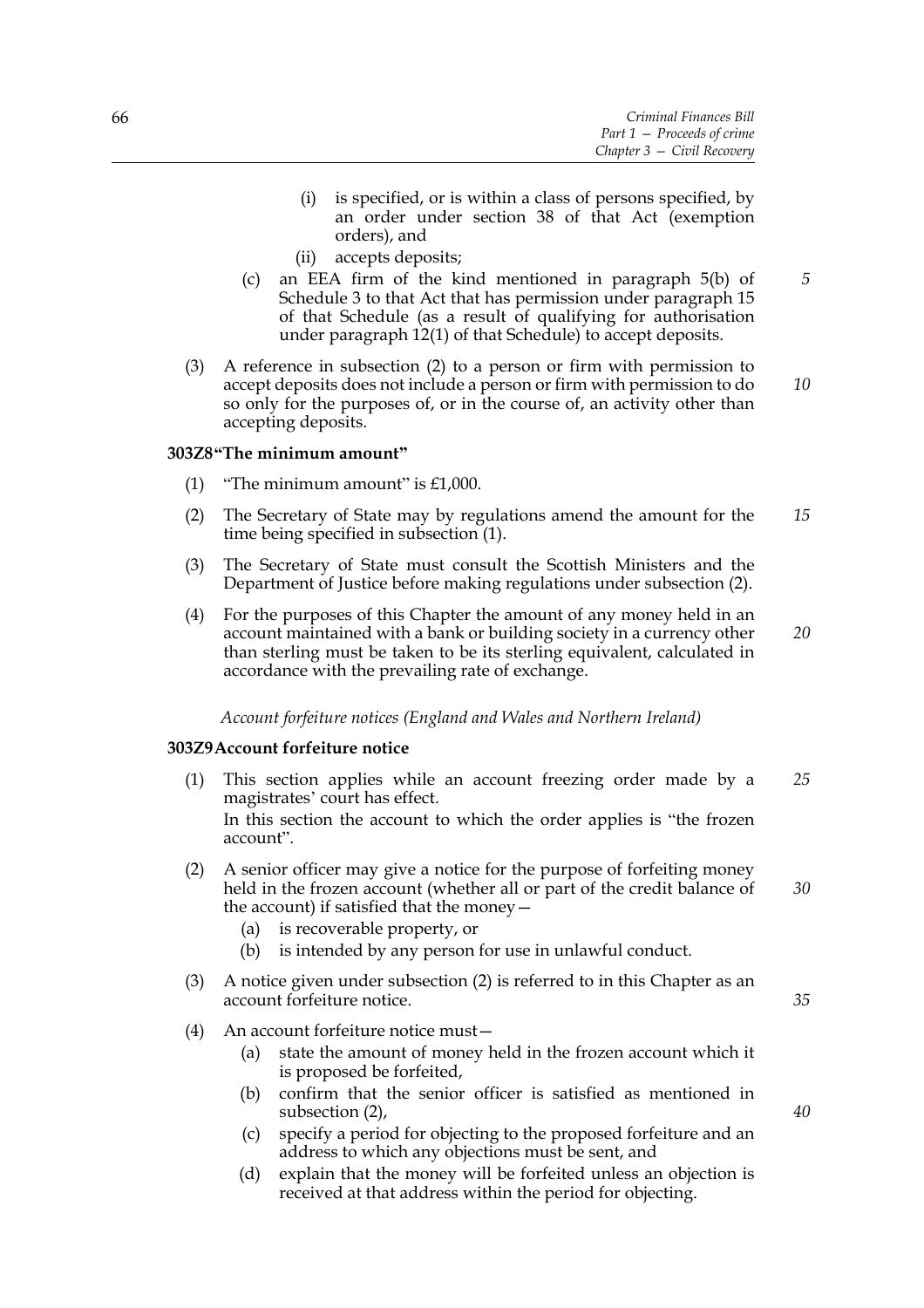(i) is specified, or is within a class of persons specified, by an order under section 38 of that Act (exemption orders), and

(ii) accepts deposits;

(c) an EEA firm of the kind mentioned in paragraph 5(b) of Schedule 3 to that Act that has permission under paragraph 15 of that Schedule (as a result of qualifying for authorisation under paragraph 12(1) of that Schedule) to accept deposits.

(3) A reference in subsection (2) to a person or firm with permission to accept deposits does not include a person or firm with permission to do so only for the purposes of, or in the course of, an activity other than accepting deposits.

**303Z8 "The minimum amount"**

(1) "The minimum amount" is £1,000.

(2) The Secretary of State may by regulations amend the amount for the time being specified in subsection (1).

(3) The Secretary of State must consult the Scottish Ministers and the Department of Justice before making regulations under subsection (2).

(4) For the purposes of this Chapter the amount of any money held in an account maintained with a bank or building society in a currency other than sterling must be taken to be its sterling equivalent, calculated in accordance with the prevailing rate of exchange.

*Account forfeiture notices (England and Wales and Northern Ireland)*

**303Z9 Account forfeiture notice**

(1) This section applies while an account freezing order made by a magistrates' court has effect.
In this section the account to which the order applies is "the frozen account".

(2) A senior officer may give a notice for the purpose of forfeiting money held in the frozen account (whether all or part of the credit balance of the account) if satisfied that the money—

(a) is recoverable property, or

(b) is intended by any person for use in unlawful conduct.

(3) A notice given under subsection (2) is referred to in this Chapter as an account forfeiture notice.

(4) An account forfeiture notice must—

(a) state the amount of money held in the frozen account which it is proposed be forfeited,

(b) confirm that the senior officer is satisfied as mentioned in subsection (2),

(c) specify a period for objecting to the proposed forfeiture and an address to which any objections must be sent, and

(d) explain that the money will be forfeited unless an objection is received at that address within the period for objecting.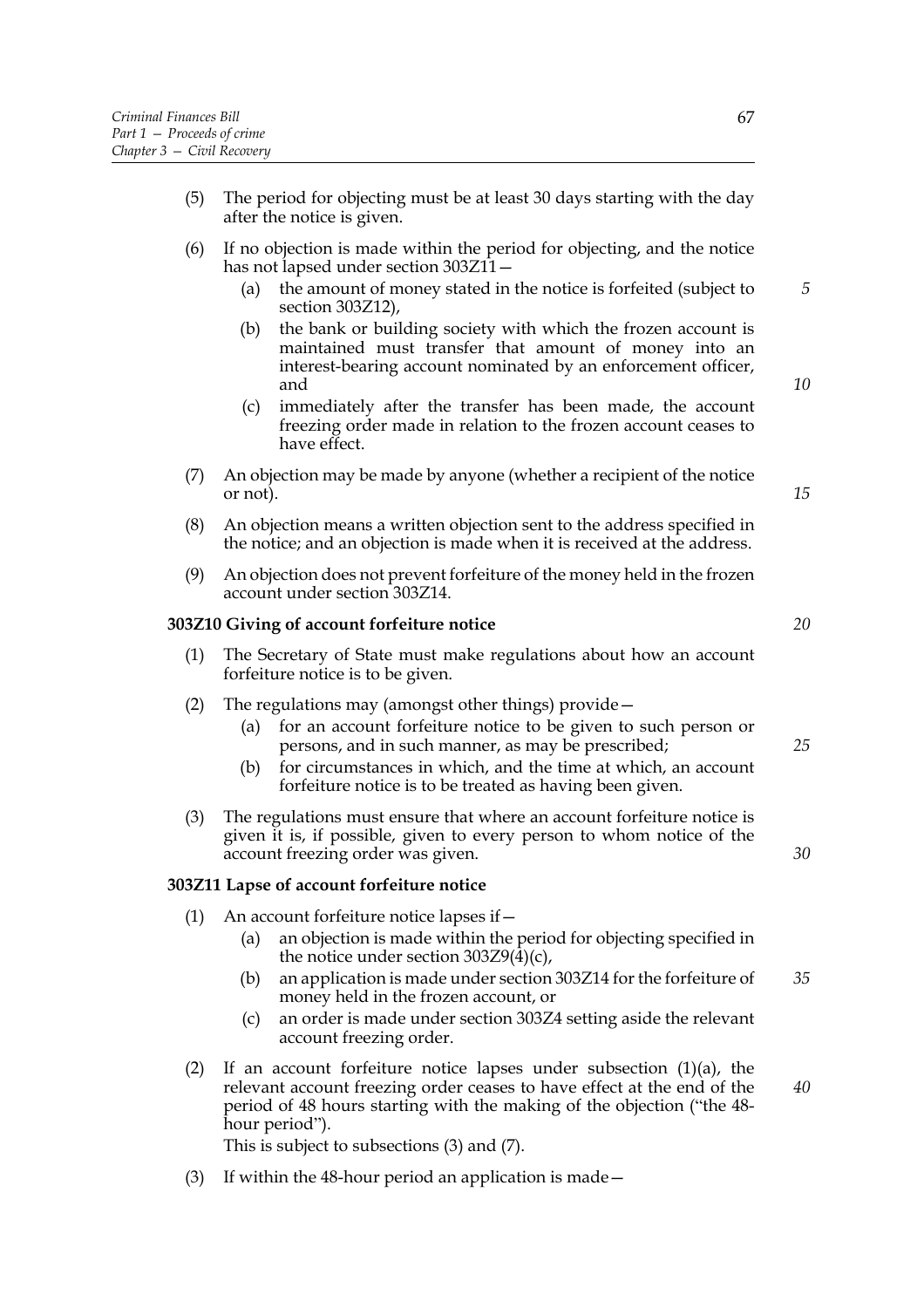(5) The period for objecting must be at least 30 days starting with the day after the notice is given.

(6) If no objection is made within the period for objecting, and the notice has not lapsed under section 303Z11—

  (a) the amount of money stated in the notice is forfeited (subject to section 303Z12),

  (b) the bank or building society with which the frozen account is maintained must transfer that amount of money into an interest-bearing account nominated by an enforcement officer, and

  (c) immediately after the transfer has been made, the account freezing order made in relation to the frozen account ceases to have effect.

(7) An objection may be made by anyone (whether a recipient of the notice or not).

(8) An objection means a written objection sent to the address specified in the notice; and an objection is made when it is received at the address.

(9) An objection does not prevent forfeiture of the money held in the frozen account under section 303Z14.

### 303Z10 Giving of account forfeiture notice

(1) The Secretary of State must make regulations about how an account forfeiture notice is to be given.

(2) The regulations may (amongst other things) provide—

  (a) for an account forfeiture notice to be given to such person or persons, and in such manner, as may be prescribed;

  (b) for circumstances in which, and the time at which, an account forfeiture notice is to be treated as having been given.

(3) The regulations must ensure that where an account forfeiture notice is given it is, if possible, given to every person to whom notice of the account freezing order was given.

### 303Z11 Lapse of account forfeiture notice

(1) An account forfeiture notice lapses if—

  (a) an objection is made within the period for objecting specified in the notice under section 303Z9(4)(c),

  (b) an application is made under section 303Z14 for the forfeiture of money held in the frozen account, or

  (c) an order is made under section 303Z4 setting aside the relevant account freezing order.

(2) If an account forfeiture notice lapses under subsection (1)(a), the relevant account freezing order ceases to have effect at the end of the period of 48 hours starting with the making of the objection ("the 48-hour period").

This is subject to subsections (3) and (7).

(3) If within the 48-hour period an application is made—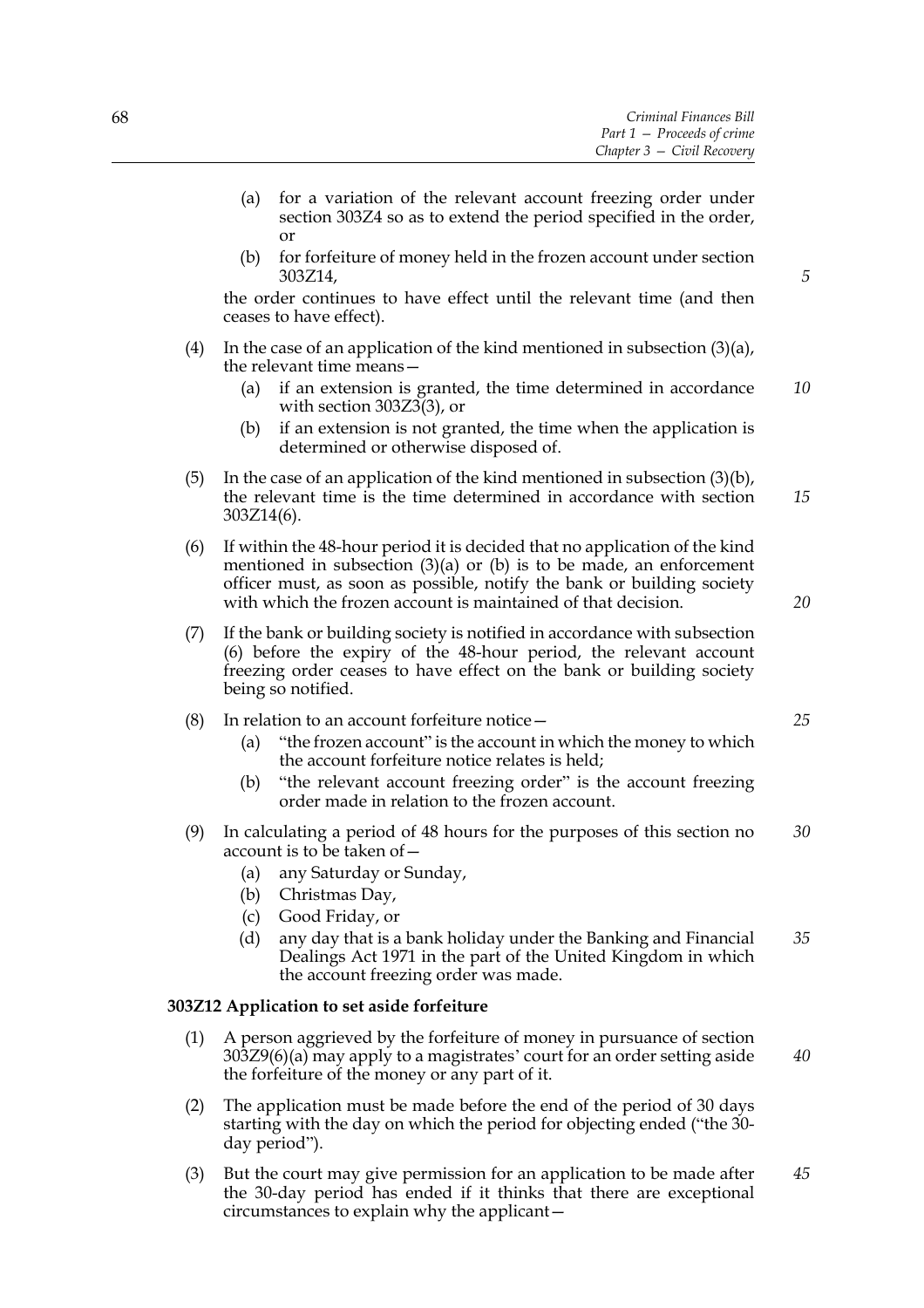(a) for a variation of the relevant account freezing order under section 303Z4 so as to extend the period specified in the order, or

(b) for forfeiture of money held in the frozen account under section 303Z14,

the order continues to have effect until the relevant time (and then ceases to have effect).

(4) In the case of an application of the kind mentioned in subsection (3)(a), the relevant time means—

(a) if an extension is granted, the time determined in accordance with section 303Z3(3), or

(b) if an extension is not granted, the time when the application is determined or otherwise disposed of.

(5) In the case of an application of the kind mentioned in subsection (3)(b), the relevant time is the time determined in accordance with section 303Z14(6).

(6) If within the 48-hour period it is decided that no application of the kind mentioned in subsection (3)(a) or (b) is to be made, an enforcement officer must, as soon as possible, notify the bank or building society with which the frozen account is maintained of that decision.

(7) If the bank or building society is notified in accordance with subsection (6) before the expiry of the 48-hour period, the relevant account freezing order ceases to have effect on the bank or building society being so notified.

(8) In relation to an account forfeiture notice—

(a) "the frozen account" is the account in which the money to which the account forfeiture notice relates is held;

(b) "the relevant account freezing order" is the account freezing order made in relation to the frozen account.

(9) In calculating a period of 48 hours for the purposes of this section no account is to be taken of—

(a) any Saturday or Sunday,

(b) Christmas Day,

(c) Good Friday, or

(d) any day that is a bank holiday under the Banking and Financial Dealings Act 1971 in the part of the United Kingdom in which the account freezing order was made.

**303Z12 Application to set aside forfeiture**

(1) A person aggrieved by the forfeiture of money in pursuance of section 303Z9(6)(a) may apply to a magistrates' court for an order setting aside the forfeiture of the money or any part of it.

(2) The application must be made before the end of the period of 30 days starting with the day on which the period for objecting ended ("the 30-day period").

(3) But the court may give permission for an application to be made after the 30-day period has ended if it thinks that there are exceptional circumstances to explain why the applicant—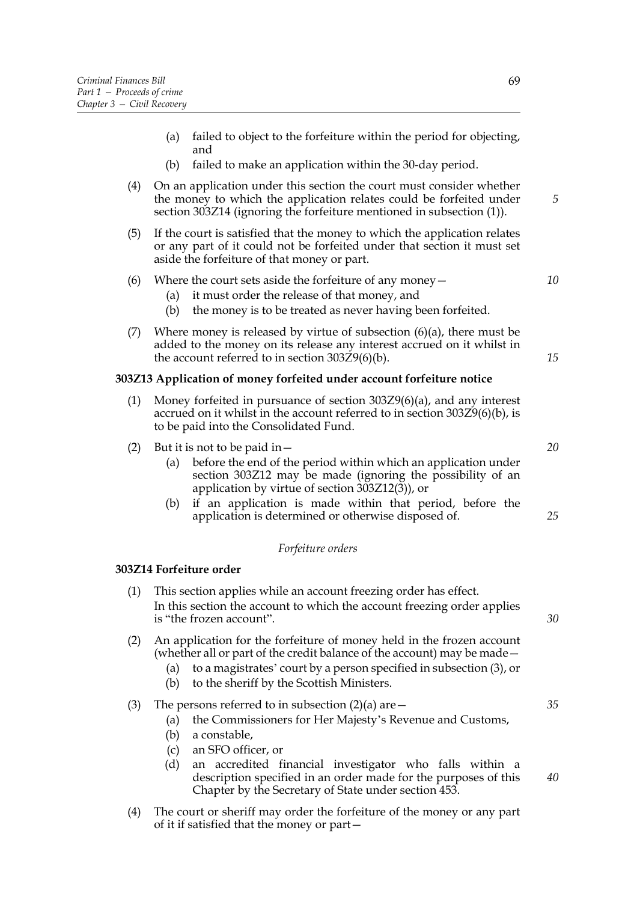(a) failed to object to the forfeiture within the period for objecting, and

(b) failed to make an application within the 30-day period.

(4) On an application under this section the court must consider whether the money to which the application relates could be forfeited under section 303Z14 (ignoring the forfeiture mentioned in subsection (1)).

(5) If the court is satisfied that the money to which the application relates or any part of it could not be forfeited under that section it must set aside the forfeiture of that money or part.

(6) Where the court sets aside the forfeiture of any money—

(a) it must order the release of that money, and

(b) the money is to be treated as never having been forfeited.

(7) Where money is released by virtue of subsection (6)(a), there must be added to the money on its release any interest accrued on it whilst in the account referred to in section 303Z9(6)(b).

**303Z13 Application of money forfeited under account forfeiture notice**

(1) Money forfeited in pursuance of section 303Z9(6)(a), and any interest accrued on it whilst in the account referred to in section 303Z9(6)(b), is to be paid into the Consolidated Fund.

(2) But it is not to be paid in—

(a) before the end of the period within which an application under section 303Z12 may be made (ignoring the possibility of an application by virtue of section 303Z12(3)), or

(b) if an application is made within that period, before the application is determined or otherwise disposed of.

*Forfeiture orders*

**303Z14 Forfeiture order**

(1) This section applies while an account freezing order has effect.
In this section the account to which the account freezing order applies is "the frozen account".

(2) An application for the forfeiture of money held in the frozen account (whether all or part of the credit balance of the account) may be made—

(a) to a magistrates' court by a person specified in subsection (3), or

(b) to the sheriff by the Scottish Ministers.

(3) The persons referred to in subsection (2)(a) are—

(a) the Commissioners for Her Majesty's Revenue and Customs,

(b) a constable,

(c) an SFO officer, or

(d) an accredited financial investigator who falls within a description specified in an order made for the purposes of this Chapter by the Secretary of State under section 453.

(4) The court or sheriff may order the forfeiture of the money or any part of it if satisfied that the money or part—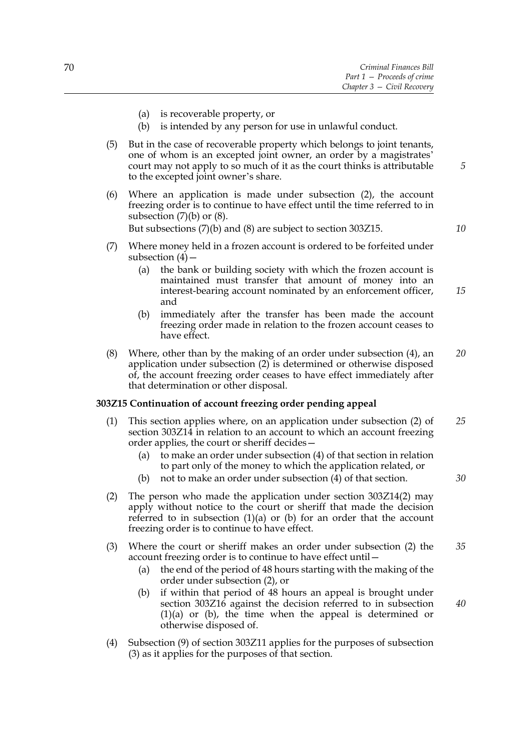(a) is recoverable property, or
(b) is intended by any person for use in unlawful conduct.

(5) But in the case of recoverable property which belongs to joint tenants, one of whom is an excepted joint owner, an order by a magistrates' court may not apply to so much of it as the court thinks is attributable to the excepted joint owner's share.

(6) Where an application is made under subsection (2), the account freezing order is to continue to have effect until the time referred to in subsection (7)(b) or (8).
But subsections (7)(b) and (8) are subject to section 303Z15.

(7) Where money held in a frozen account is ordered to be forfeited under subsection (4)—
(a) the bank or building society with which the frozen account is maintained must transfer that amount of money into an interest-bearing account nominated by an enforcement officer, and
(b) immediately after the transfer has been made the account freezing order made in relation to the frozen account ceases to have effect.

(8) Where, other than by the making of an order under subsection (4), an application under subsection (2) is determined or otherwise disposed of, the account freezing order ceases to have effect immediately after that determination or other disposal.

**303Z15 Continuation of account freezing order pending appeal**

(1) This section applies where, on an application under subsection (2) of section 303Z14 in relation to an account to which an account freezing order applies, the court or sheriff decides—
(a) to make an order under subsection (4) of that section in relation to part only of the money to which the application related, or
(b) not to make an order under subsection (4) of that section.

(2) The person who made the application under section 303Z14(2) may apply without notice to the court or sheriff that made the decision referred to in subsection (1)(a) or (b) for an order that the account freezing order is to continue to have effect.

(3) Where the court or sheriff makes an order under subsection (2) the account freezing order is to continue to have effect until—
(a) the end of the period of 48 hours starting with the making of the order under subsection (2), or
(b) if within that period of 48 hours an appeal is brought under section 303Z16 against the decision referred to in subsection (1)(a) or (b), the time when the appeal is determined or otherwise disposed of.

(4) Subsection (9) of section 303Z11 applies for the purposes of subsection (3) as it applies for the purposes of that section.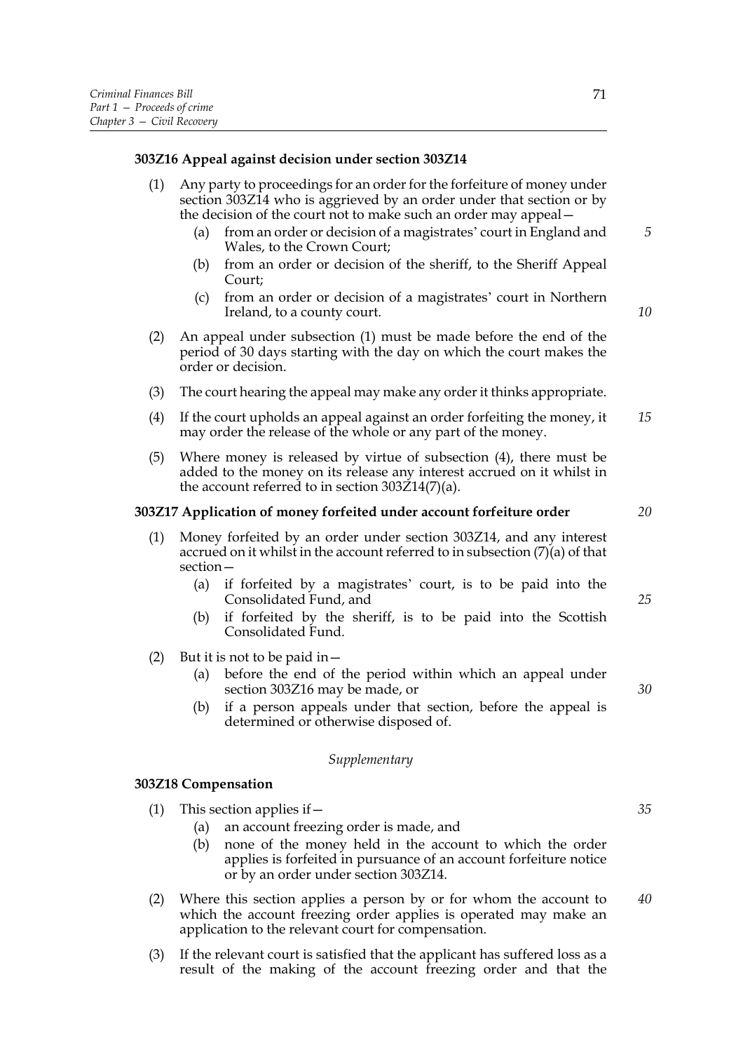### 303Z16 Appeal against decision under section 303Z14

(1) Any party to proceedings for an order for the forfeiture of money under section 303Z14 who is aggrieved by an order under that section or by the decision of the court not to make such an order may appeal—

  (a) from an order or decision of a magistrates' court in England and Wales, to the Crown Court;

  (b) from an order or decision of the sheriff, to the Sheriff Appeal Court;

  (c) from an order or decision of a magistrates' court in Northern Ireland, to a county court.

(2) An appeal under subsection (1) must be made before the end of the period of 30 days starting with the day on which the court makes the order or decision.

(3) The court hearing the appeal may make any order it thinks appropriate.

(4) If the court upholds an appeal against an order forfeiting the money, it may order the release of the whole or any part of the money.

(5) Where money is released by virtue of subsection (4), there must be added to the money on its release any interest accrued on it whilst in the account referred to in section 303Z14(7)(a).

### 303Z17 Application of money forfeited under account forfeiture order

(1) Money forfeited by an order under section 303Z14, and any interest accrued on it whilst in the account referred to in subsection (7)(a) of that section—

  (a) if forfeited by a magistrates' court, is to be paid into the Consolidated Fund, and

  (b) if forfeited by the sheriff, is to be paid into the Scottish Consolidated Fund.

(2) But it is not to be paid in—

  (a) before the end of the period within which an appeal under section 303Z16 may be made, or

  (b) if a person appeals under that section, before the appeal is determined or otherwise disposed of.

*Supplementary*

### 303Z18 Compensation

(1) This section applies if—

  (a) an account freezing order is made, and

  (b) none of the money held in the account to which the order applies is forfeited in pursuance of an account forfeiture notice or by an order under section 303Z14.

(2) Where this section applies a person by or for whom the account to which the account freezing order applies is operated may make an application to the relevant court for compensation.

(3) If the relevant court is satisfied that the applicant has suffered loss as a result of the making of the account freezing order and that the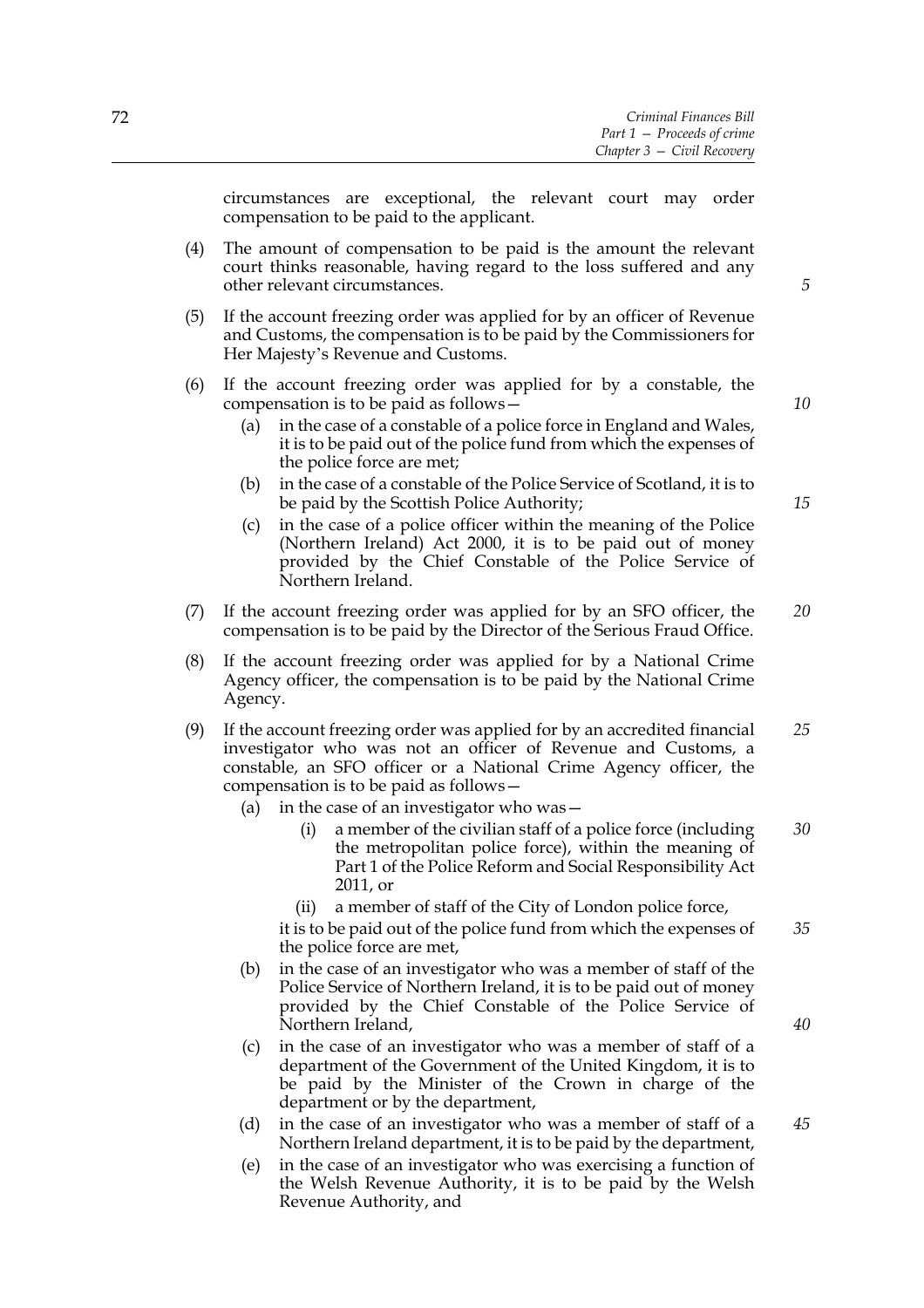circumstances are exceptional, the relevant court may order compensation to be paid to the applicant.

(4) The amount of compensation to be paid is the amount the relevant court thinks reasonable, having regard to the loss suffered and any other relevant circumstances.

(5) If the account freezing order was applied for by an officer of Revenue and Customs, the compensation is to be paid by the Commissioners for Her Majesty's Revenue and Customs.

(6) If the account freezing order was applied for by a constable, the compensation is to be paid as follows—

   (a) in the case of a constable of a police force in England and Wales, it is to be paid out of the police fund from which the expenses of the police force are met;

   (b) in the case of a constable of the Police Service of Scotland, it is to be paid by the Scottish Police Authority;

   (c) in the case of a police officer within the meaning of the Police (Northern Ireland) Act 2000, it is to be paid out of money provided by the Chief Constable of the Police Service of Northern Ireland.

(7) If the account freezing order was applied for by an SFO officer, the compensation is to be paid by the Director of the Serious Fraud Office.

(8) If the account freezing order was applied for by a National Crime Agency officer, the compensation is to be paid by the National Crime Agency.

(9) If the account freezing order was applied for by an accredited financial investigator who was not an officer of Revenue and Customs, a constable, an SFO officer or a National Crime Agency officer, the compensation is to be paid as follows—

   (a) in the case of an investigator who was—

      (i) a member of the civilian staff of a police force (including the metropolitan police force), within the meaning of Part 1 of the Police Reform and Social Responsibility Act 2011, or

      (ii) a member of staff of the City of London police force,

   it is to be paid out of the police fund from which the expenses of the police force are met,

   (b) in the case of an investigator who was a member of staff of the Police Service of Northern Ireland, it is to be paid out of money provided by the Chief Constable of the Police Service of Northern Ireland,

   (c) in the case of an investigator who was a member of staff of a department of the Government of the United Kingdom, it is to be paid by the Minister of the Crown in charge of the department or by the department,

   (d) in the case of an investigator who was a member of staff of a Northern Ireland department, it is to be paid by the department,

   (e) in the case of an investigator who was exercising a function of the Welsh Revenue Authority, it is to be paid by the Welsh Revenue Authority, and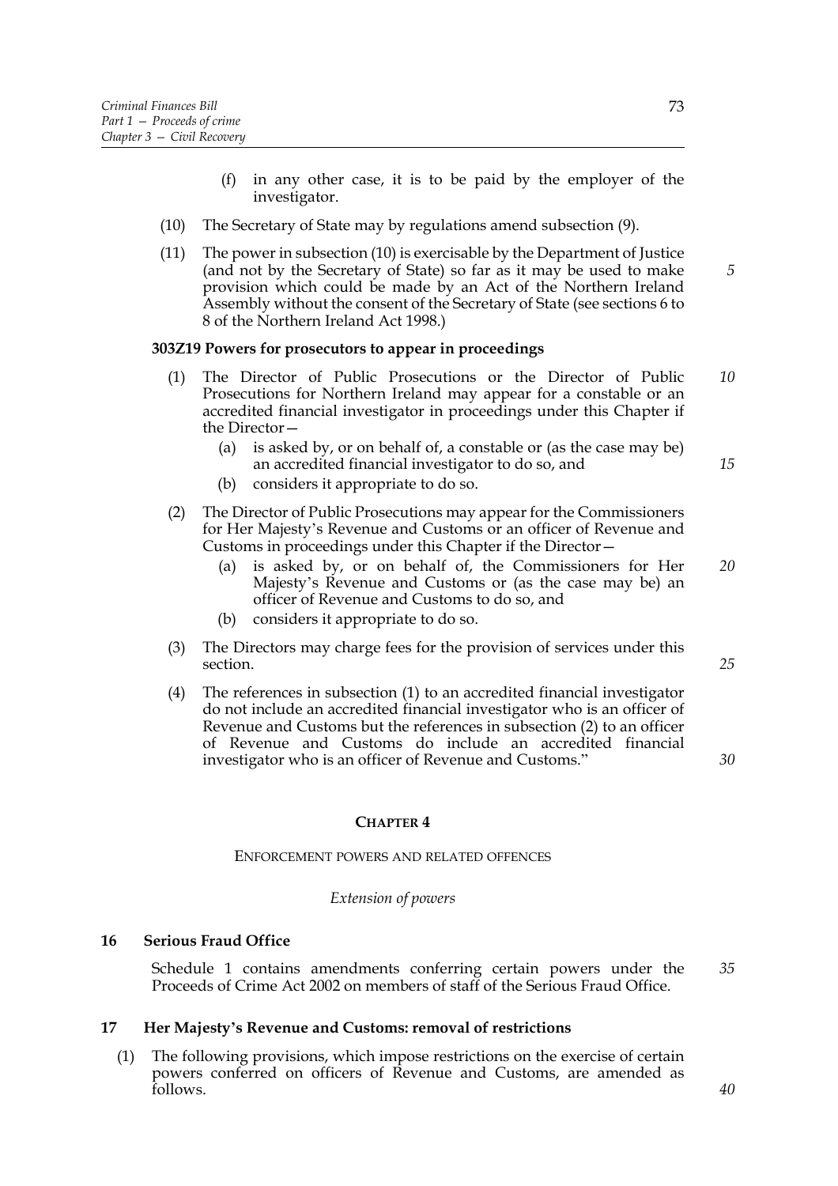(f) in any other case, it is to be paid by the employer of the investigator.

(10) The Secretary of State may by regulations amend subsection (9).

(11) The power in subsection (10) is exercisable by the Department of Justice (and not by the Secretary of State) so far as it may be used to make provision which could be made by an Act of the Northern Ireland Assembly without the consent of the Secretary of State (see sections 6 to 8 of the Northern Ireland Act 1998.)

**303Z19 Powers for prosecutors to appear in proceedings**

(1) The Director of Public Prosecutions or the Director of Public Prosecutions for Northern Ireland may appear for a constable or an accredited financial investigator in proceedings under this Chapter if the Director—

(a) is asked by, or on behalf of, a constable or (as the case may be) an accredited financial investigator to do so, and

(b) considers it appropriate to do so.

(2) The Director of Public Prosecutions may appear for the Commissioners for Her Majesty's Revenue and Customs or an officer of Revenue and Customs in proceedings under this Chapter if the Director—

(a) is asked by, or on behalf of, the Commissioners for Her Majesty's Revenue and Customs or (as the case may be) an officer of Revenue and Customs to do so, and

(b) considers it appropriate to do so.

(3) The Directors may charge fees for the provision of services under this section.

(4) The references in subsection (1) to an accredited financial investigator do not include an accredited financial investigator who is an officer of Revenue and Customs but the references in subsection (2) to an officer of Revenue and Customs do include an accredited financial investigator who is an officer of Revenue and Customs."

## CHAPTER 4

ENFORCEMENT POWERS AND RELATED OFFENCES

*Extension of powers*

### 16 Serious Fraud Office

Schedule 1 contains amendments conferring certain powers under the Proceeds of Crime Act 2002 on members of staff of the Serious Fraud Office.

### 17 Her Majesty's Revenue and Customs: removal of restrictions

(1) The following provisions, which impose restrictions on the exercise of certain powers conferred on officers of Revenue and Customs, are amended as follows.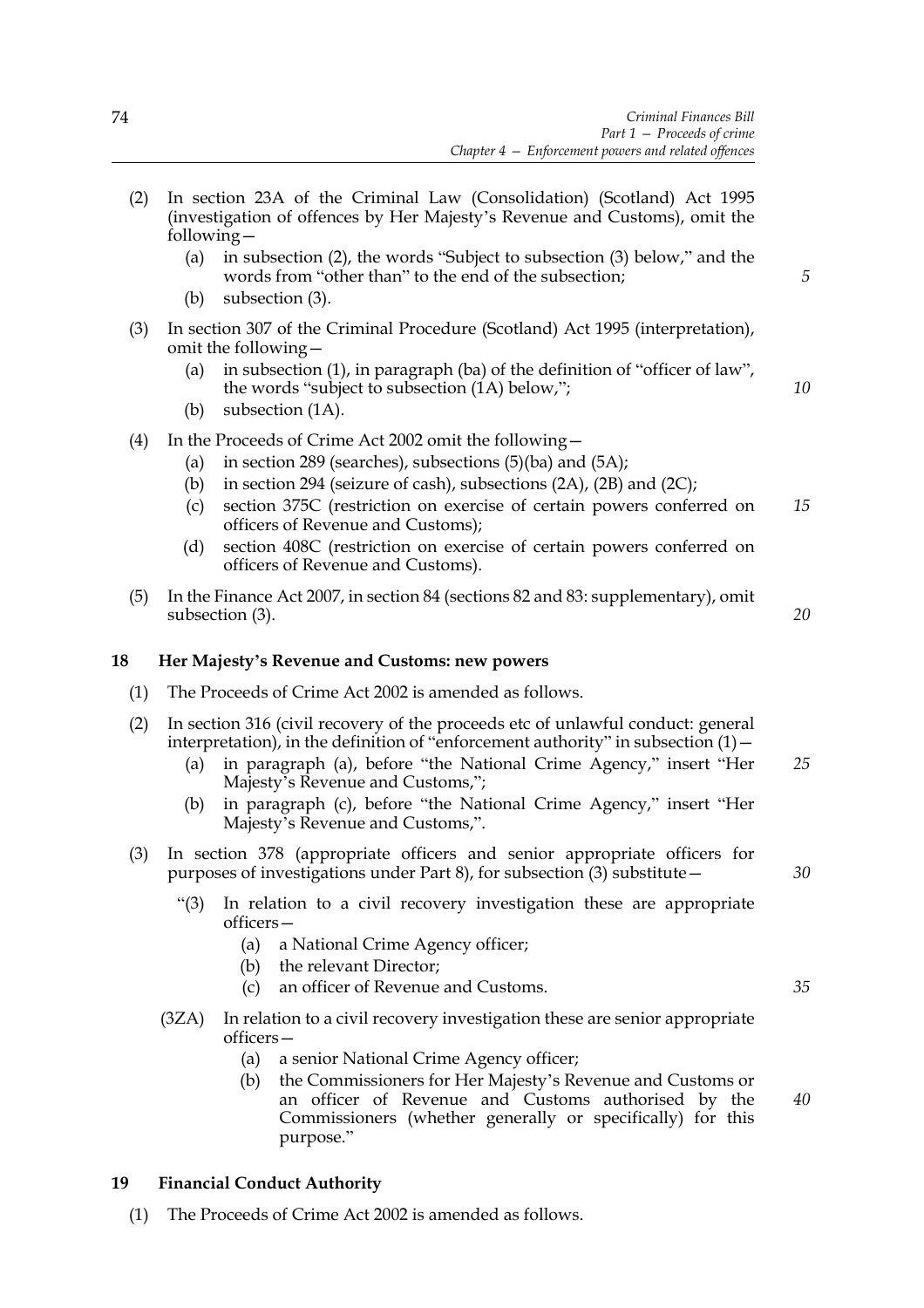(2) In section 23A of the Criminal Law (Consolidation) (Scotland) Act 1995 (investigation of offences by Her Majesty's Revenue and Customs), omit the following—

   (a) in subsection (2), the words "Subject to subsection (3) below," and the words from "other than" to the end of the subsection;

   (b) subsection (3).

(3) In section 307 of the Criminal Procedure (Scotland) Act 1995 (interpretation), omit the following—

   (a) in subsection (1), in paragraph (ba) of the definition of "officer of law", the words "subject to subsection (1A) below,";

   (b) subsection (1A).

(4) In the Proceeds of Crime Act 2002 omit the following—

   (a) in section 289 (searches), subsections (5)(ba) and (5A);

   (b) in section 294 (seizure of cash), subsections (2A), (2B) and (2C);

   (c) section 375C (restriction on exercise of certain powers conferred on officers of Revenue and Customs);

   (d) section 408C (restriction on exercise of certain powers conferred on officers of Revenue and Customs).

(5) In the Finance Act 2007, in section 84 (sections 82 and 83: supplementary), omit subsection (3).

## 18 Her Majesty's Revenue and Customs: new powers

(1) The Proceeds of Crime Act 2002 is amended as follows.

(2) In section 316 (civil recovery of the proceeds etc of unlawful conduct: general interpretation), in the definition of "enforcement authority" in subsection (1)—

   (a) in paragraph (a), before "the National Crime Agency," insert "Her Majesty's Revenue and Customs,";

   (b) in paragraph (c), before "the National Crime Agency," insert "Her Majesty's Revenue and Customs,".

(3) In section 378 (appropriate officers and senior appropriate officers for purposes of investigations under Part 8), for subsection (3) substitute—

   "(3) In relation to a civil recovery investigation these are appropriate officers—

      (a) a National Crime Agency officer;

      (b) the relevant Director;

      (c) an officer of Revenue and Customs.

   (3ZA) In relation to a civil recovery investigation these are senior appropriate officers—

      (a) a senior National Crime Agency officer;

      (b) the Commissioners for Her Majesty's Revenue and Customs or an officer of Revenue and Customs authorised by the Commissioners (whether generally or specifically) for this purpose."

## 19 Financial Conduct Authority

(1) The Proceeds of Crime Act 2002 is amended as follows.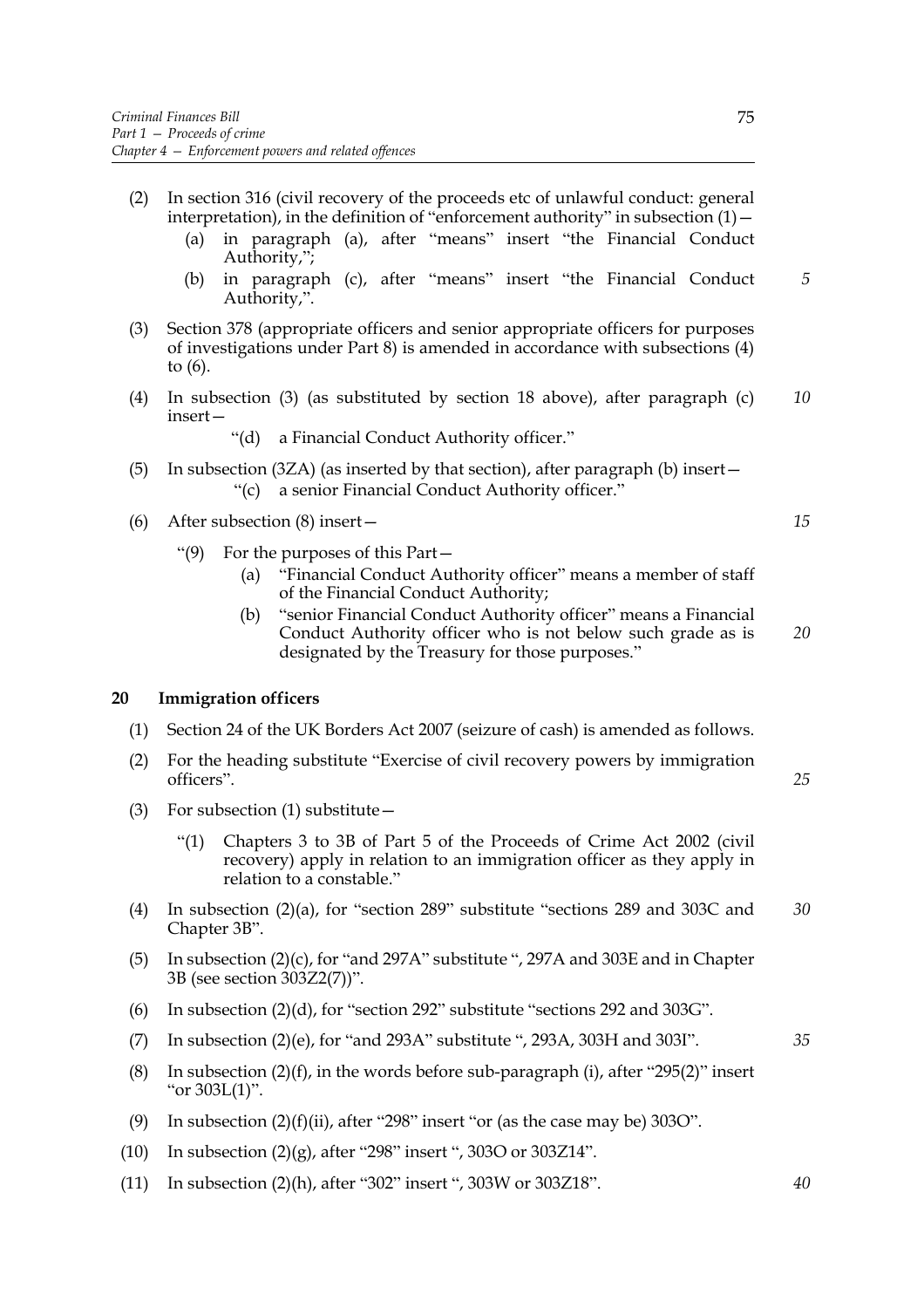(2) In section 316 (civil recovery of the proceeds etc of unlawful conduct: general interpretation), in the definition of "enforcement authority" in subsection (1)—

(a) in paragraph (a), after "means" insert "the Financial Conduct Authority,";

(b) in paragraph (c), after "means" insert "the Financial Conduct Authority,".

(3) Section 378 (appropriate officers and senior appropriate officers for purposes of investigations under Part 8) is amended in accordance with subsections (4) to (6).

(4) In subsection (3) (as substituted by section 18 above), after paragraph (c) insert—

"(d) a Financial Conduct Authority officer."

(5) In subsection (3ZA) (as inserted by that section), after paragraph (b) insert—

"(c) a senior Financial Conduct Authority officer."

(6) After subsection (8) insert—

"(9) For the purposes of this Part—

(a) "Financial Conduct Authority officer" means a member of staff of the Financial Conduct Authority;

(b) "senior Financial Conduct Authority officer" means a Financial Conduct Authority officer who is not below such grade as is designated by the Treasury for those purposes."

## 20 Immigration officers

(1) Section 24 of the UK Borders Act 2007 (seizure of cash) is amended as follows.

(2) For the heading substitute "Exercise of civil recovery powers by immigration officers".

(3) For subsection (1) substitute—

"(1) Chapters 3 to 3B of Part 5 of the Proceeds of Crime Act 2002 (civil recovery) apply in relation to an immigration officer as they apply in relation to a constable."

(4) In subsection (2)(a), for "section 289" substitute "sections 289 and 303C and Chapter 3B".

(5) In subsection (2)(c), for "and 297A" substitute ", 297A and 303E and in Chapter 3B (see section 303Z2(7))".

(6) In subsection (2)(d), for "section 292" substitute "sections 292 and 303G".

(7) In subsection (2)(e), for "and 293A" substitute ", 293A, 303H and 303I".

(8) In subsection (2)(f), in the words before sub-paragraph (i), after "295(2)" insert "or 303L(1)".

(9) In subsection (2)(f)(ii), after "298" insert "or (as the case may be) 303O".

(10) In subsection (2)(g), after "298" insert ", 303O or 303Z14".

(11) In subsection (2)(h), after "302" insert ", 303W or 303Z18".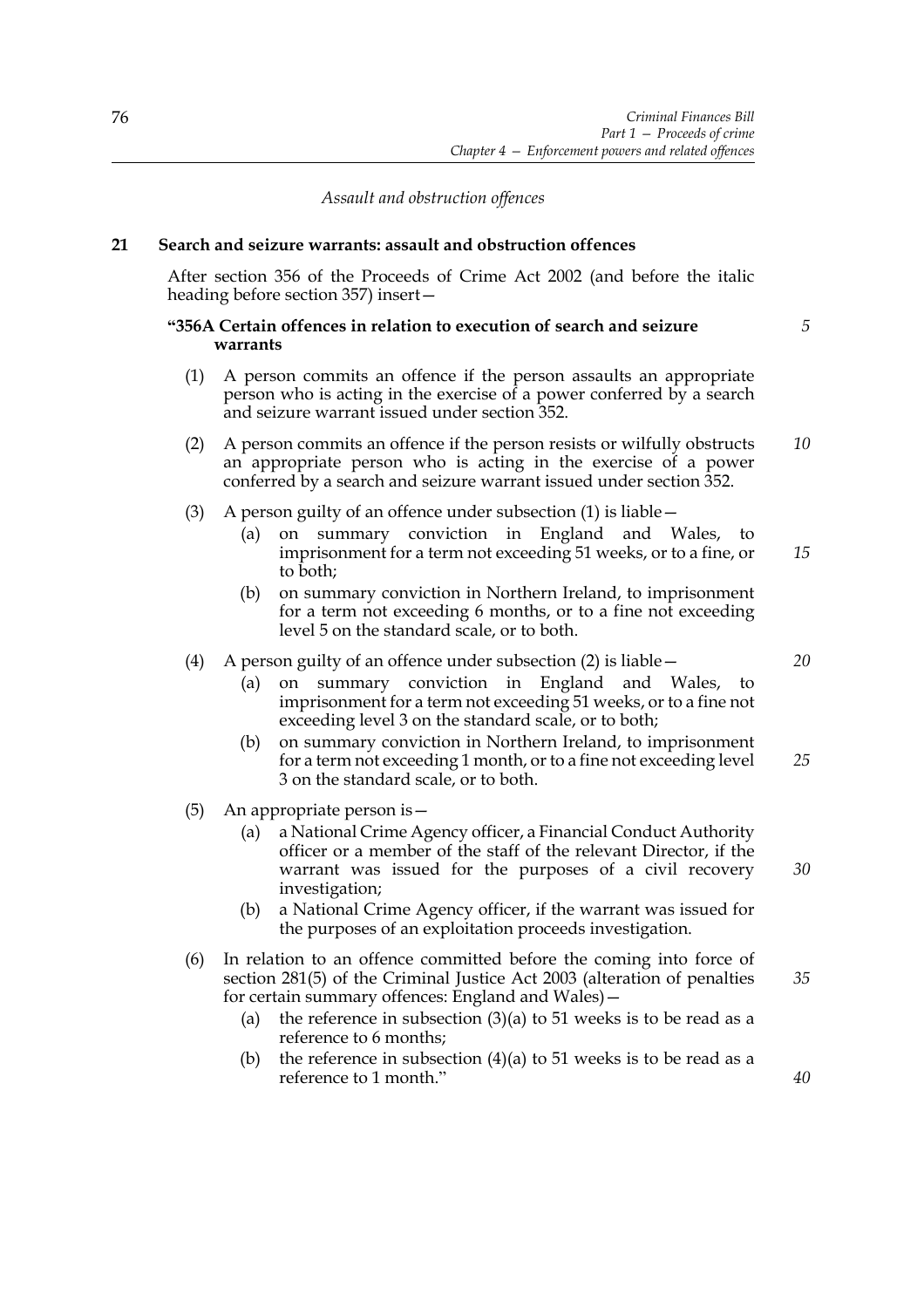*Assault and obstruction offences*

**21 Search and seizure warrants: assault and obstruction offences**

After section 356 of the Proceeds of Crime Act 2002 (and before the italic heading before section 357) insert—

**"356A Certain offences in relation to execution of search and seizure warrants**

(1) A person commits an offence if the person assaults an appropriate person who is acting in the exercise of a power conferred by a search and seizure warrant issued under section 352.

(2) A person commits an offence if the person resists or wilfully obstructs an appropriate person who is acting in the exercise of a power conferred by a search and seizure warrant issued under section 352.

(3) A person guilty of an offence under subsection (1) is liable—

(a) on summary conviction in England and Wales, to imprisonment for a term not exceeding 51 weeks, or to a fine, or to both;

(b) on summary conviction in Northern Ireland, to imprisonment for a term not exceeding 6 months, or to a fine not exceeding level 5 on the standard scale, or to both.

(4) A person guilty of an offence under subsection (2) is liable—

(a) on summary conviction in England and Wales, to imprisonment for a term not exceeding 51 weeks, or to a fine not exceeding level 3 on the standard scale, or to both;

(b) on summary conviction in Northern Ireland, to imprisonment for a term not exceeding 1 month, or to a fine not exceeding level 3 on the standard scale, or to both.

(5) An appropriate person is—

(a) a National Crime Agency officer, a Financial Conduct Authority officer or a member of the staff of the relevant Director, if the warrant was issued for the purposes of a civil recovery investigation;

(b) a National Crime Agency officer, if the warrant was issued for the purposes of an exploitation proceeds investigation.

(6) In relation to an offence committed before the coming into force of section 281(5) of the Criminal Justice Act 2003 (alteration of penalties for certain summary offences: England and Wales)—

(a) the reference in subsection (3)(a) to 51 weeks is to be read as a reference to 6 months;

(b) the reference in subsection (4)(a) to 51 weeks is to be read as a reference to 1 month."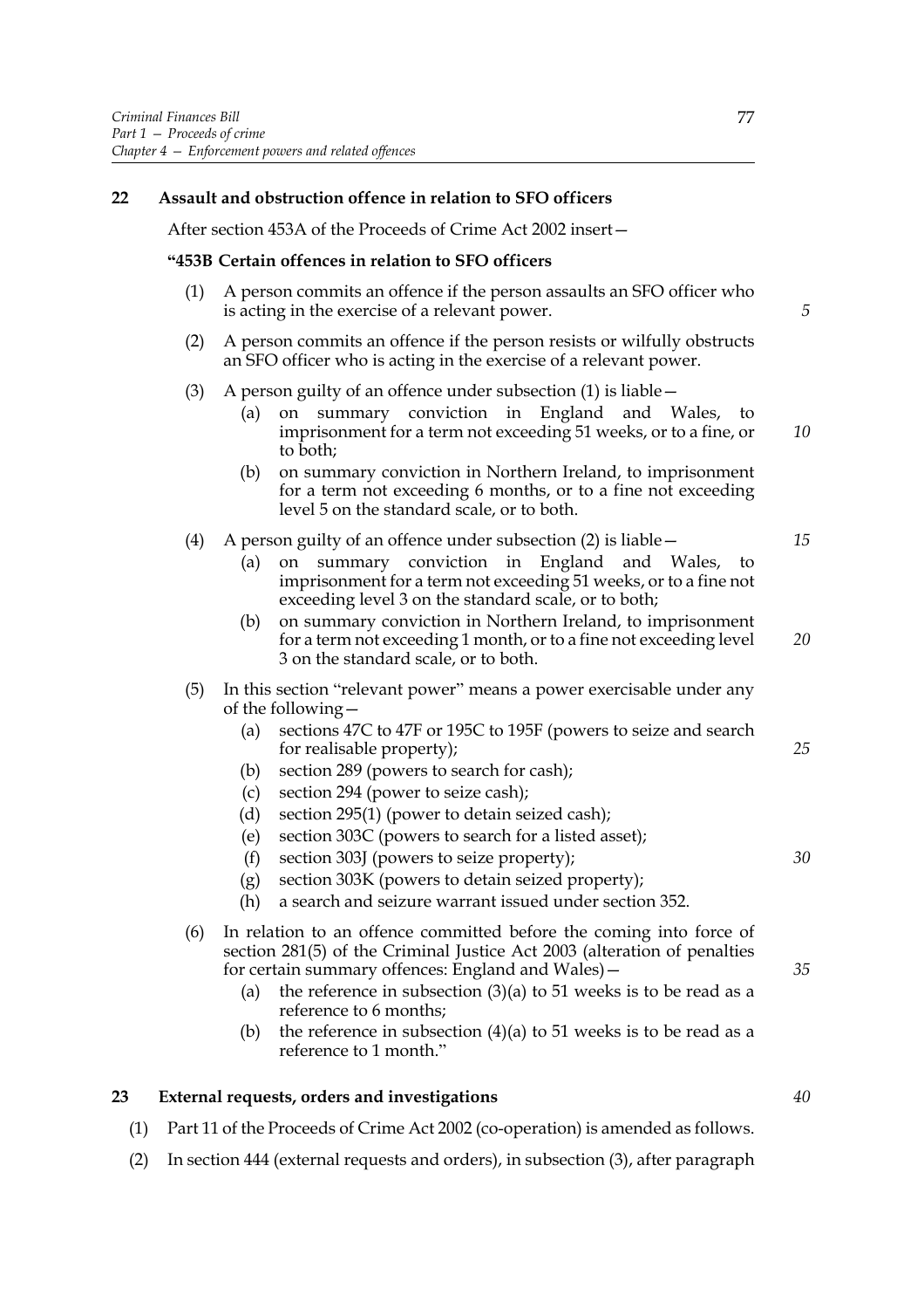## 22 Assault and obstruction offence in relation to SFO officers

After section 453A of the Proceeds of Crime Act 2002 insert—

### "453B Certain offences in relation to SFO officers

(1) A person commits an offence if the person assaults an SFO officer who is acting in the exercise of a relevant power.

(2) A person commits an offence if the person resists or wilfully obstructs an SFO officer who is acting in the exercise of a relevant power.

(3) A person guilty of an offence under subsection (1) is liable—

  (a) on summary conviction in England and Wales, to imprisonment for a term not exceeding 51 weeks, or to a fine, or to both;

  (b) on summary conviction in Northern Ireland, to imprisonment for a term not exceeding 6 months, or to a fine not exceeding level 5 on the standard scale, or to both.

(4) A person guilty of an offence under subsection (2) is liable—

  (a) on summary conviction in England and Wales, to imprisonment for a term not exceeding 51 weeks, or to a fine not exceeding level 3 on the standard scale, or to both;

  (b) on summary conviction in Northern Ireland, to imprisonment for a term not exceeding 1 month, or to a fine not exceeding level 3 on the standard scale, or to both.

(5) In this section "relevant power" means a power exercisable under any of the following—

  (a) sections 47C to 47F or 195C to 195F (powers to seize and search for realisable property);

  (b) section 289 (powers to search for cash);

  (c) section 294 (power to seize cash);

  (d) section 295(1) (power to detain seized cash);

  (e) section 303C (powers to search for a listed asset);

  (f) section 303J (powers to seize property);

  (g) section 303K (powers to detain seized property);

  (h) a search and seizure warrant issued under section 352.

(6) In relation to an offence committed before the coming into force of section 281(5) of the Criminal Justice Act 2003 (alteration of penalties for certain summary offences: England and Wales)—

  (a) the reference in subsection (3)(a) to 51 weeks is to be read as a reference to 6 months;

  (b) the reference in subsection (4)(a) to 51 weeks is to be read as a reference to 1 month."

## 23 External requests, orders and investigations

(1) Part 11 of the Proceeds of Crime Act 2002 (co-operation) is amended as follows.

(2) In section 444 (external requests and orders), in subsection (3), after paragraph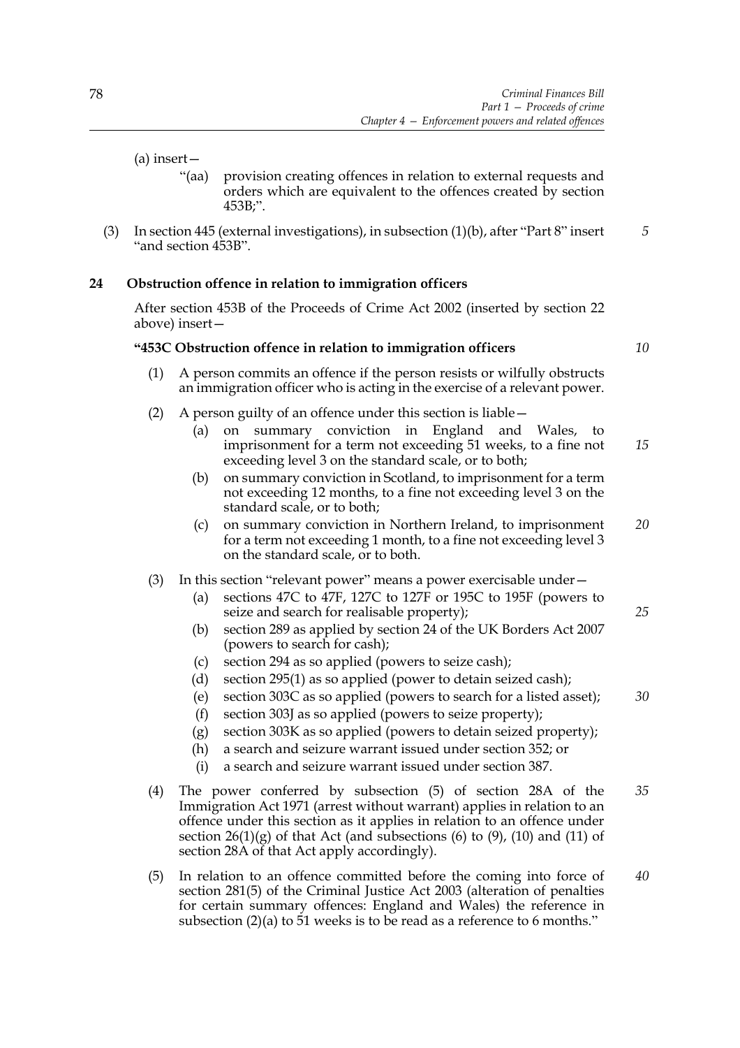(a) insert—

"(aa) provision creating offences in relation to external requests and orders which are equivalent to the offences created by section 453B;".

(3) In section 445 (external investigations), in subsection (1)(b), after "Part 8" insert "and section 453B".

**24 Obstruction offence in relation to immigration officers**

After section 453B of the Proceeds of Crime Act 2002 (inserted by section 22 above) insert—

**"453C Obstruction offence in relation to immigration officers**

(1) A person commits an offence if the person resists or wilfully obstructs an immigration officer who is acting in the exercise of a relevant power.

(2) A person guilty of an offence under this section is liable—

(a) on summary conviction in England and Wales, to imprisonment for a term not exceeding 51 weeks, to a fine not exceeding level 3 on the standard scale, or to both;

(b) on summary conviction in Scotland, to imprisonment for a term not exceeding 12 months, to a fine not exceeding level 3 on the standard scale, or to both;

(c) on summary conviction in Northern Ireland, to imprisonment for a term not exceeding 1 month, to a fine not exceeding level 3 on the standard scale, or to both.

(3) In this section "relevant power" means a power exercisable under—

(a) sections 47C to 47F, 127C to 127F or 195C to 195F (powers to seize and search for realisable property);

(b) section 289 as applied by section 24 of the UK Borders Act 2007 (powers to search for cash);

(c) section 294 as so applied (powers to seize cash);

(d) section 295(1) as so applied (power to detain seized cash);

(e) section 303C as so applied (powers to search for a listed asset);

(f) section 303J as so applied (powers to seize property);

(g) section 303K as so applied (powers to detain seized property);

(h) a search and seizure warrant issued under section 352; or

(i) a search and seizure warrant issued under section 387.

(4) The power conferred by subsection (5) of section 28A of the Immigration Act 1971 (arrest without warrant) applies in relation to an offence under this section as it applies in relation to an offence under section 26(1)(g) of that Act (and subsections (6) to (9), (10) and (11) of section 28A of that Act apply accordingly).

(5) In relation to an offence committed before the coming into force of section 281(5) of the Criminal Justice Act 2003 (alteration of penalties for certain summary offences: England and Wales) the reference in subsection (2)(a) to 51 weeks is to be read as a reference to 6 months."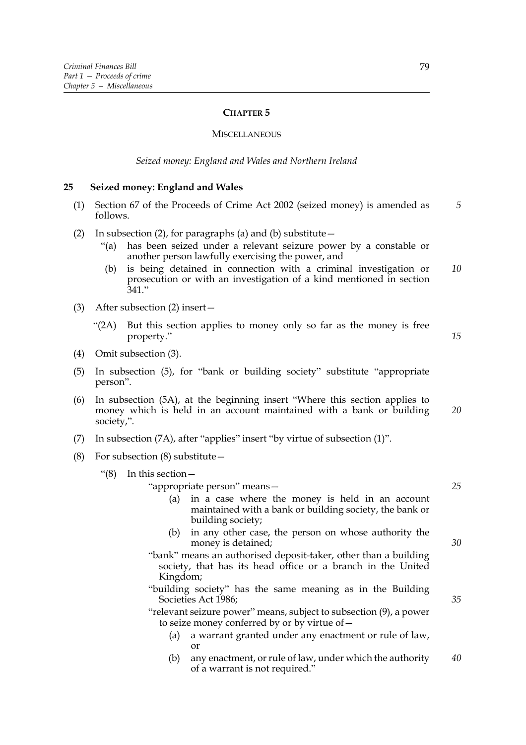## CHAPTER 5

### MISCELLANEOUS

*Seized money: England and Wales and Northern Ireland*

**25 Seized money: England and Wales**

(1) Section 67 of the Proceeds of Crime Act 2002 (seized money) is amended as follows.

(2) In subsection (2), for paragraphs (a) and (b) substitute—

"(a) has been seized under a relevant seizure power by a constable or another person lawfully exercising the power, and

(b) is being detained in connection with a criminal investigation or prosecution or with an investigation of a kind mentioned in section 341."

(3) After subsection (2) insert—

"(2A) But this section applies to money only so far as the money is free property."

(4) Omit subsection (3).

(5) In subsection (5), for "bank or building society" substitute "appropriate person".

(6) In subsection (5A), at the beginning insert "Where this section applies to money which is held in an account maintained with a bank or building society,".

(7) In subsection (7A), after "applies" insert "by virtue of subsection (1)".

(8) For subsection (8) substitute—

"(8) In this section—

"appropriate person" means—

(a) in a case where the money is held in an account maintained with a bank or building society, the bank or building society;

(b) in any other case, the person on whose authority the money is detained;

"bank" means an authorised deposit-taker, other than a building society, that has its head office or a branch in the United Kingdom;

"building society" has the same meaning as in the Building Societies Act 1986;

"relevant seizure power" means, subject to subsection (9), a power to seize money conferred by or by virtue of—

(a) a warrant granted under any enactment or rule of law, or

(b) any enactment, or rule of law, under which the authority of a warrant is not required."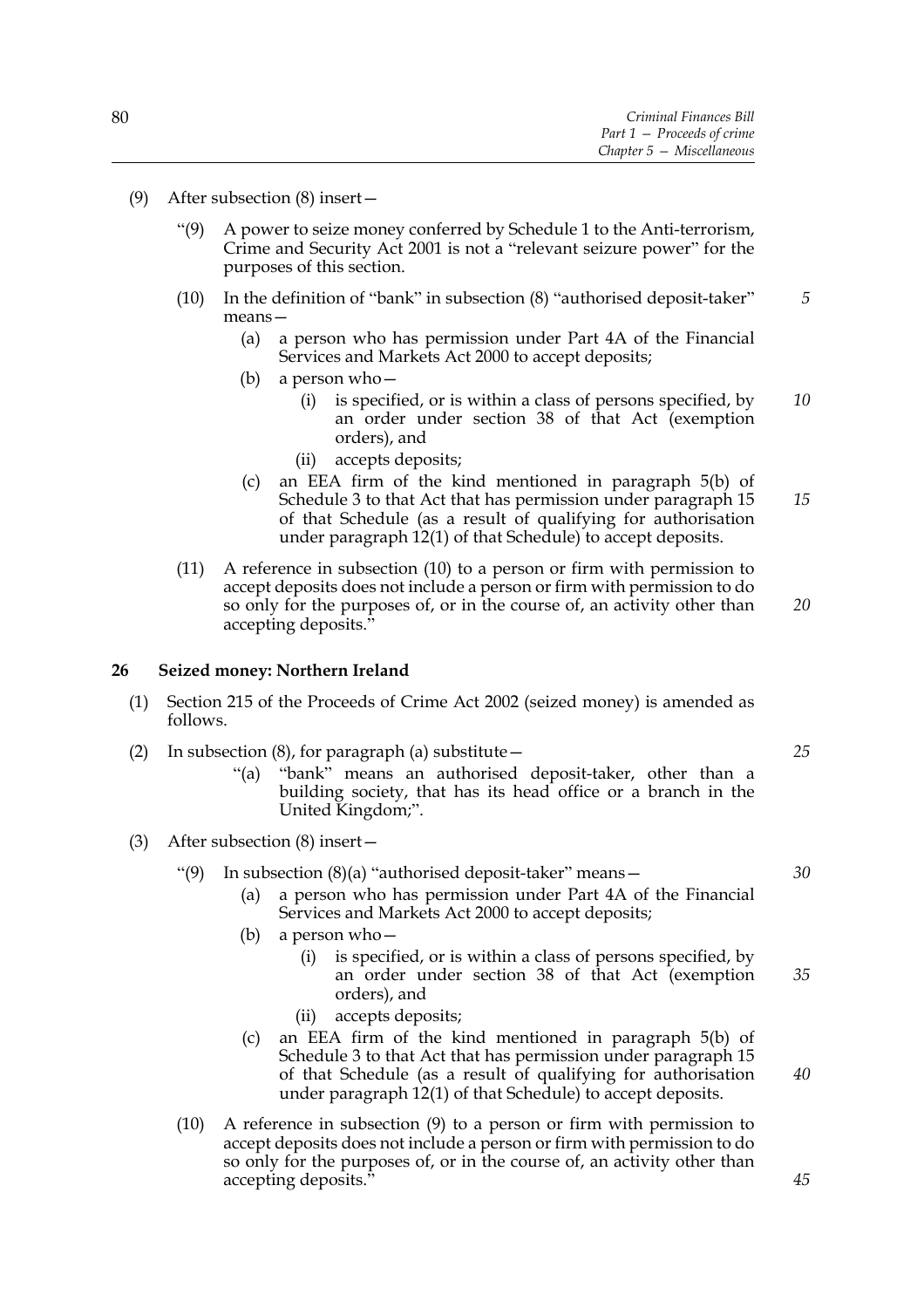(9) After subsection (8) insert—

“(9) A power to seize money conferred by Schedule 1 to the Anti-terrorism, Crime and Security Act 2001 is not a “relevant seizure power” for the purposes of this section.

(10) In the definition of “bank” in subsection (8) “authorised deposit-taker” means—

(a) a person who has permission under Part 4A of the Financial Services and Markets Act 2000 to accept deposits;

(b) a person who—

(i) is specified, or is within a class of persons specified, by an order under section 38 of that Act (exemption orders), and

(ii) accepts deposits;

(c) an EEA firm of the kind mentioned in paragraph 5(b) of Schedule 3 to that Act that has permission under paragraph 15 of that Schedule (as a result of qualifying for authorisation under paragraph 12(1) of that Schedule) to accept deposits.

(11) A reference in subsection (10) to a person or firm with permission to accept deposits does not include a person or firm with permission to do so only for the purposes of, or in the course of, an activity other than accepting deposits.”

### 26 Seized money: Northern Ireland

(1) Section 215 of the Proceeds of Crime Act 2002 (seized money) is amended as follows.

(2) In subsection (8), for paragraph (a) substitute—

“(a) “bank” means an authorised deposit-taker, other than a building society, that has its head office or a branch in the United Kingdom;”.

(3) After subsection (8) insert—

“(9) In subsection (8)(a) “authorised deposit-taker” means—

(a) a person who has permission under Part 4A of the Financial Services and Markets Act 2000 to accept deposits;

(b) a person who—

(i) is specified, or is within a class of persons specified, by an order under section 38 of that Act (exemption orders), and

(ii) accepts deposits;

(c) an EEA firm of the kind mentioned in paragraph 5(b) of Schedule 3 to that Act that has permission under paragraph 15 of that Schedule (as a result of qualifying for authorisation under paragraph 12(1) of that Schedule) to accept deposits.

(10) A reference in subsection (9) to a person or firm with permission to accept deposits does not include a person or firm with permission to do so only for the purposes of, or in the course of, an activity other than accepting deposits.”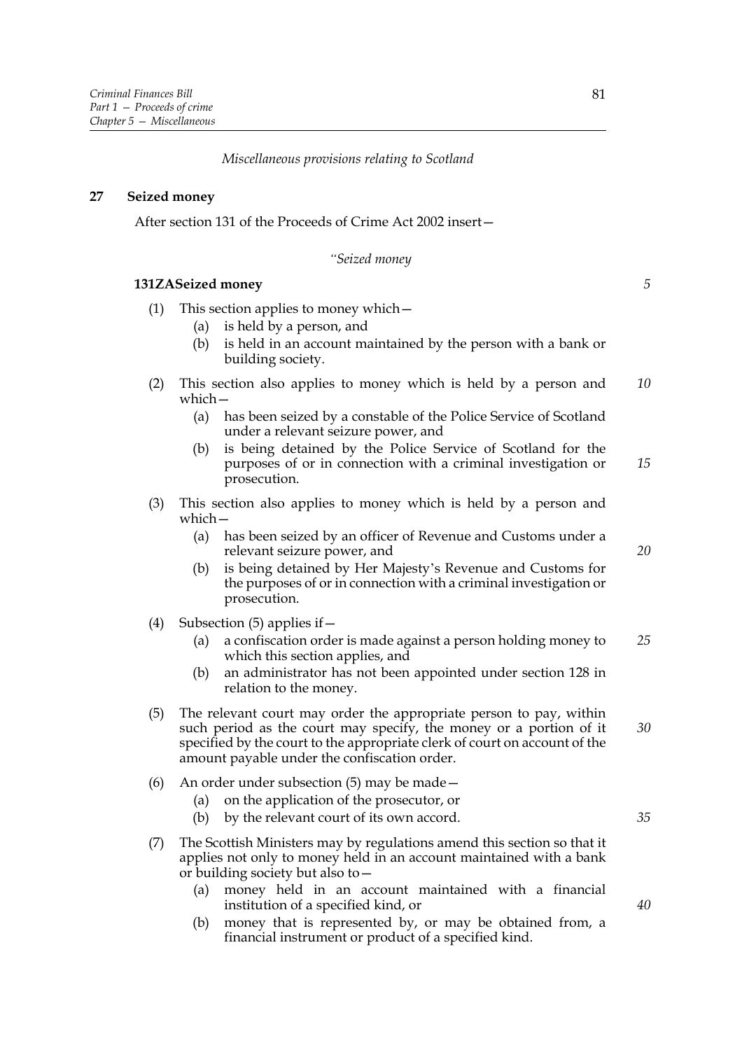*Miscellaneous provisions relating to Scotland*

**27 Seized money**

After section 131 of the Proceeds of Crime Act 2002 insert—

*"Seized money*

**131ZA Seized money**

(1) This section applies to money which—

(a) is held by a person, and

(b) is held in an account maintained by the person with a bank or building society.

(2) This section also applies to money which is held by a person and which—

(a) has been seized by a constable of the Police Service of Scotland under a relevant seizure power, and

(b) is being detained by the Police Service of Scotland for the purposes of or in connection with a criminal investigation or prosecution.

(3) This section also applies to money which is held by a person and which—

(a) has been seized by an officer of Revenue and Customs under a relevant seizure power, and

(b) is being detained by Her Majesty's Revenue and Customs for the purposes of or in connection with a criminal investigation or prosecution.

(4) Subsection (5) applies if—

(a) a confiscation order is made against a person holding money to which this section applies, and

(b) an administrator has not been appointed under section 128 in relation to the money.

(5) The relevant court may order the appropriate person to pay, within such period as the court may specify, the money or a portion of it specified by the court to the appropriate clerk of court on account of the amount payable under the confiscation order.

(6) An order under subsection (5) may be made—

(a) on the application of the prosecutor, or

(b) by the relevant court of its own accord.

(7) The Scottish Ministers may by regulations amend this section so that it applies not only to money held in an account maintained with a bank or building society but also to—

(a) money held in an account maintained with a financial institution of a specified kind, or

(b) money that is represented by, or may be obtained from, a financial instrument or product of a specified kind.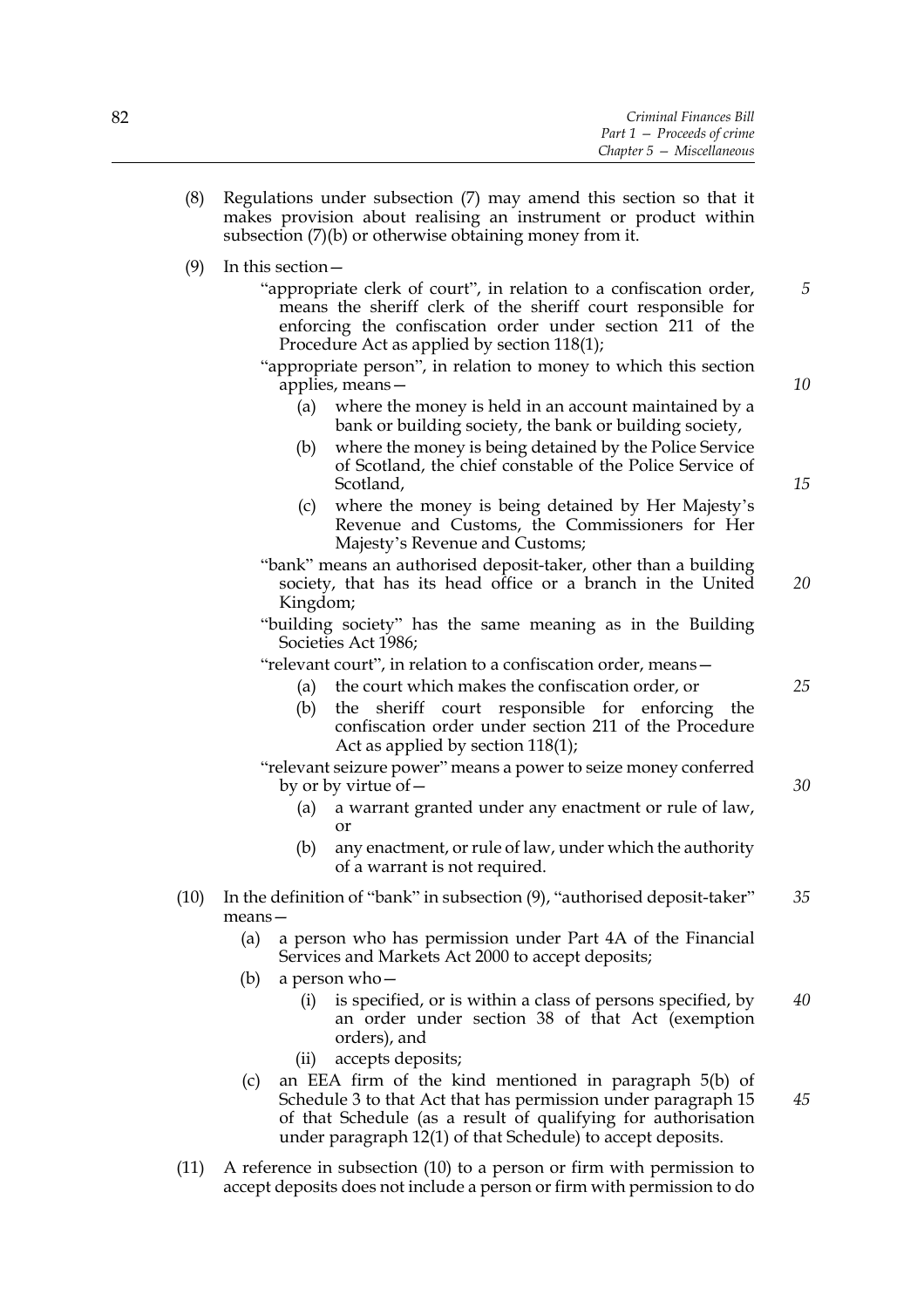(8) Regulations under subsection (7) may amend this section so that it makes provision about realising an instrument or product within subsection (7)(b) or otherwise obtaining money from it.

(9) In this section—

"appropriate clerk of court", in relation to a confiscation order, means the sheriff clerk of the sheriff court responsible for enforcing the confiscation order under section 211 of the Procedure Act as applied by section 118(1);

"appropriate person", in relation to money to which this section applies, means—

(a) where the money is held in an account maintained by a bank or building society, the bank or building society,

(b) where the money is being detained by the Police Service of Scotland, the chief constable of the Police Service of Scotland,

(c) where the money is being detained by Her Majesty's Revenue and Customs, the Commissioners for Her Majesty's Revenue and Customs;

"bank" means an authorised deposit-taker, other than a building society, that has its head office or a branch in the United Kingdom;

"building society" has the same meaning as in the Building Societies Act 1986;

"relevant court", in relation to a confiscation order, means—

(a) the court which makes the confiscation order, or

(b) the sheriff court responsible for enforcing the confiscation order under section 211 of the Procedure Act as applied by section 118(1);

"relevant seizure power" means a power to seize money conferred by or by virtue of—

(a) a warrant granted under any enactment or rule of law, or

(b) any enactment, or rule of law, under which the authority of a warrant is not required.

(10) In the definition of "bank" in subsection (9), "authorised deposit-taker" means—

(a) a person who has permission under Part 4A of the Financial Services and Markets Act 2000 to accept deposits;

(b) a person who—

(i) is specified, or is within a class of persons specified, by an order under section 38 of that Act (exemption orders), and

(ii) accepts deposits;

(c) an EEA firm of the kind mentioned in paragraph 5(b) of Schedule 3 to that Act that has permission under paragraph 15 of that Schedule (as a result of qualifying for authorisation under paragraph 12(1) of that Schedule) to accept deposits.

(11) A reference in subsection (10) to a person or firm with permission to accept deposits does not include a person or firm with permission to do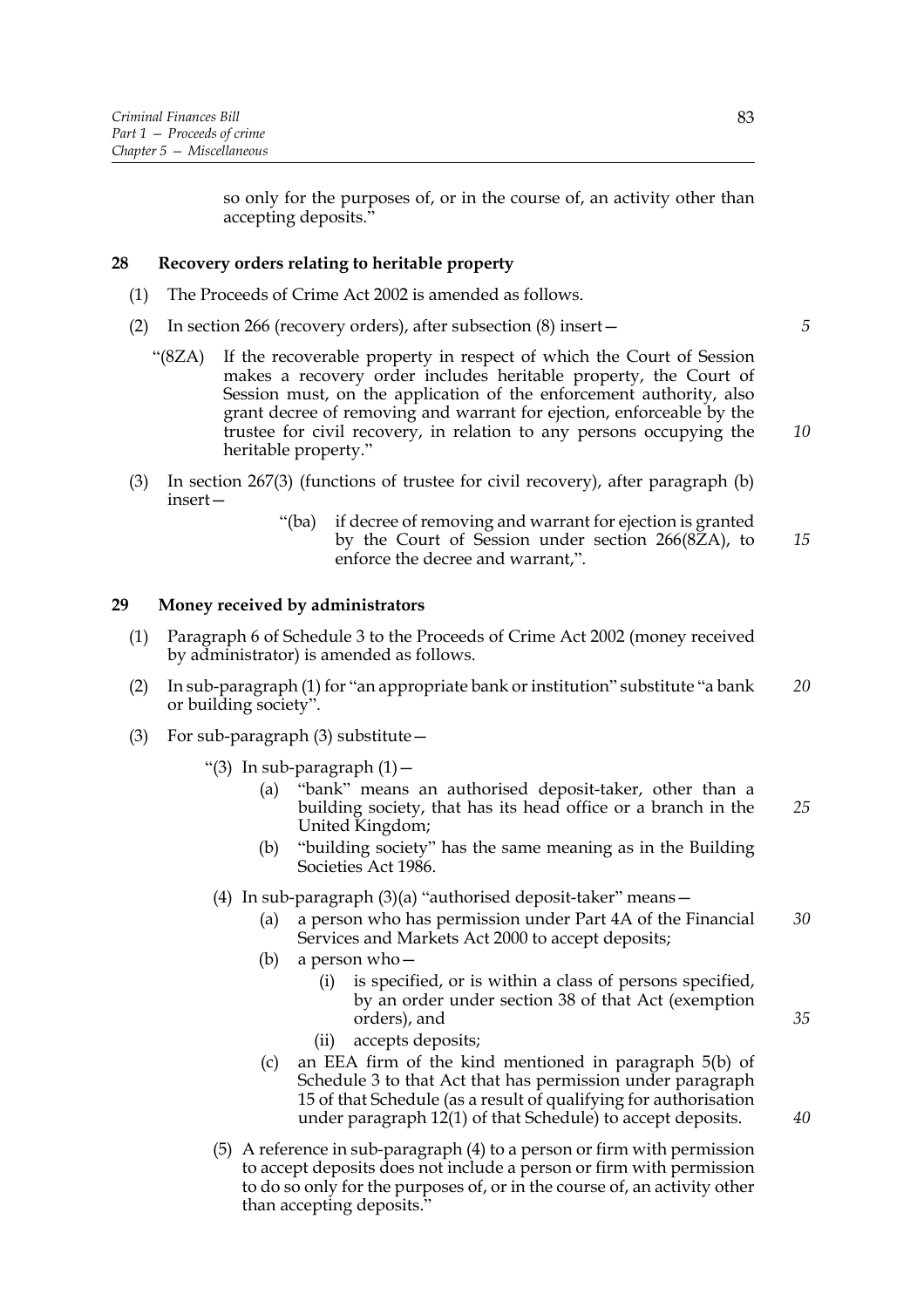so only for the purposes of, or in the course of, an activity other than accepting deposits."

## 28 Recovery orders relating to heritable property

(1) The Proceeds of Crime Act 2002 is amended as follows.

(2) In section 266 (recovery orders), after subsection (8) insert—

"(8ZA) If the recoverable property in respect of which the Court of Session makes a recovery order includes heritable property, the Court of Session must, on the application of the enforcement authority, also grant decree of removing and warrant for ejection, enforceable by the trustee for civil recovery, in relation to any persons occupying the heritable property."

(3) In section 267(3) (functions of trustee for civil recovery), after paragraph (b) insert—

"(ba) if decree of removing and warrant for ejection is granted by the Court of Session under section 266(8ZA), to enforce the decree and warrant,".

## 29 Money received by administrators

(1) Paragraph 6 of Schedule 3 to the Proceeds of Crime Act 2002 (money received by administrator) is amended as follows.

(2) In sub-paragraph (1) for "an appropriate bank or institution" substitute "a bank or building society".

(3) For sub-paragraph (3) substitute—

"(3) In sub-paragraph (1)—

(a) "bank" means an authorised deposit-taker, other than a building society, that has its head office or a branch in the United Kingdom;

(b) "building society" has the same meaning as in the Building Societies Act 1986.

(4) In sub-paragraph (3)(a) "authorised deposit-taker" means—

(a) a person who has permission under Part 4A of the Financial Services and Markets Act 2000 to accept deposits;

(b) a person who—

(i) is specified, or is within a class of persons specified, by an order under section 38 of that Act (exemption orders), and

(ii) accepts deposits;

(c) an EEA firm of the kind mentioned in paragraph 5(b) of Schedule 3 to that Act that has permission under paragraph 15 of that Schedule (as a result of qualifying for authorisation under paragraph 12(1) of that Schedule) to accept deposits.

(5) A reference in sub-paragraph (4) to a person or firm with permission to accept deposits does not include a person or firm with permission to do so only for the purposes of, or in the course of, an activity other than accepting deposits."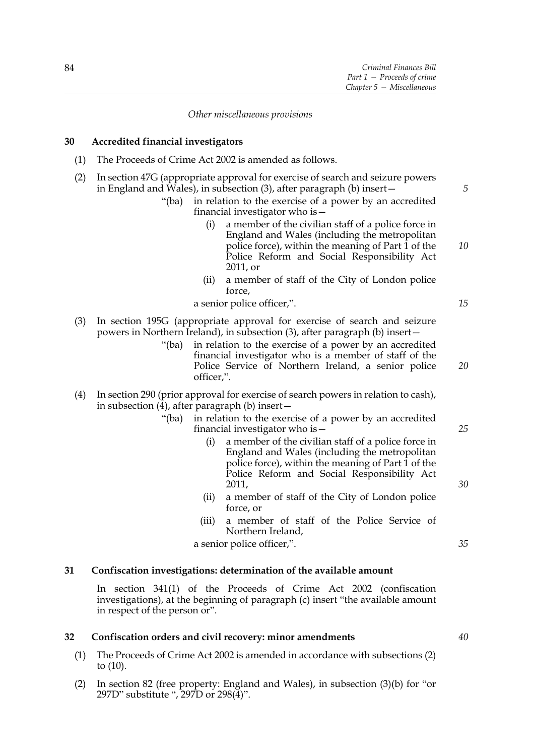*Other miscellaneous provisions*

**30 Accredited financial investigators**

(1) The Proceeds of Crime Act 2002 is amended as follows.

(2) In section 47G (appropriate approval for exercise of search and seizure powers in England and Wales), in subsection (3), after paragraph (b) insert—

> "(ba) in relation to the exercise of a power by an accredited financial investigator who is—
>
> (i) a member of the civilian staff of a police force in England and Wales (including the metropolitan police force), within the meaning of Part 1 of the Police Reform and Social Responsibility Act 2011, or
>
> (ii) a member of staff of the City of London police force,
>
> a senior police officer,".

(3) In section 195G (appropriate approval for exercise of search and seizure powers in Northern Ireland), in subsection (3), after paragraph (b) insert—

> "(ba) in relation to the exercise of a power by an accredited financial investigator who is a member of staff of the Police Service of Northern Ireland, a senior police officer,".

(4) In section 290 (prior approval for exercise of search powers in relation to cash), in subsection (4), after paragraph (b) insert—

> "(ba) in relation to the exercise of a power by an accredited financial investigator who is—
>
> (i) a member of the civilian staff of a police force in England and Wales (including the metropolitan police force), within the meaning of Part 1 of the Police Reform and Social Responsibility Act 2011,
>
> (ii) a member of staff of the City of London police force, or
>
> (iii) a member of staff of the Police Service of Northern Ireland,
>
> a senior police officer,".

**31 Confiscation investigations: determination of the available amount**

In section 341(1) of the Proceeds of Crime Act 2002 (confiscation investigations), at the beginning of paragraph (c) insert "the available amount in respect of the person or".

**32 Confiscation orders and civil recovery: minor amendments**

(1) The Proceeds of Crime Act 2002 is amended in accordance with subsections (2) to (10).

(2) In section 82 (free property: England and Wales), in subsection (3)(b) for "or 297D" substitute ", 297D or 298(4)".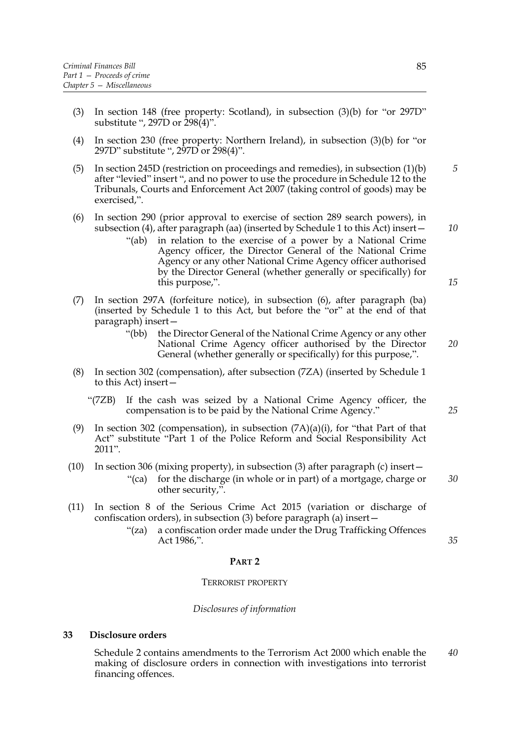(3) In section 148 (free property: Scotland), in subsection (3)(b) for "or 297D" substitute ", 297D or 298(4)".

(4) In section 230 (free property: Northern Ireland), in subsection (3)(b) for "or 297D" substitute ", 297D or 298(4)".

(5) In section 245D (restriction on proceedings and remedies), in subsection (1)(b) after "levied" insert ", and no power to use the procedure in Schedule 12 to the Tribunals, Courts and Enforcement Act 2007 (taking control of goods) may be exercised,".

(6) In section 290 (prior approval to exercise of section 289 search powers), in subsection (4), after paragraph (aa) (inserted by Schedule 1 to this Act) insert—

"(ab) in relation to the exercise of a power by a National Crime Agency officer, the Director General of the National Crime Agency or any other National Crime Agency officer authorised by the Director General (whether generally or specifically) for this purpose,".

(7) In section 297A (forfeiture notice), in subsection (6), after paragraph (ba) (inserted by Schedule 1 to this Act, but before the "or" at the end of that paragraph) insert—

"(bb) the Director General of the National Crime Agency or any other National Crime Agency officer authorised by the Director General (whether generally or specifically) for this purpose,".

(8) In section 302 (compensation), after subsection (7ZA) (inserted by Schedule 1 to this Act) insert—

"(7ZB) If the cash was seized by a National Crime Agency officer, the compensation is to be paid by the National Crime Agency."

(9) In section 302 (compensation), in subsection (7A)(a)(i), for "that Part of that Act" substitute "Part 1 of the Police Reform and Social Responsibility Act 2011".

(10) In section 306 (mixing property), in subsection (3) after paragraph (c) insert—

"(ca) for the discharge (in whole or in part) of a mortgage, charge or other security,".

(11) In section 8 of the Serious Crime Act 2015 (variation or discharge of confiscation orders), in subsection (3) before paragraph (a) insert—

"(za) a confiscation order made under the Drug Trafficking Offences Act 1986,".

## PART 2

### TERRORIST PROPERTY

*Disclosures of information*

**33 Disclosure orders**

Schedule 2 contains amendments to the Terrorism Act 2000 which enable the making of disclosure orders in connection with investigations into terrorist financing offences.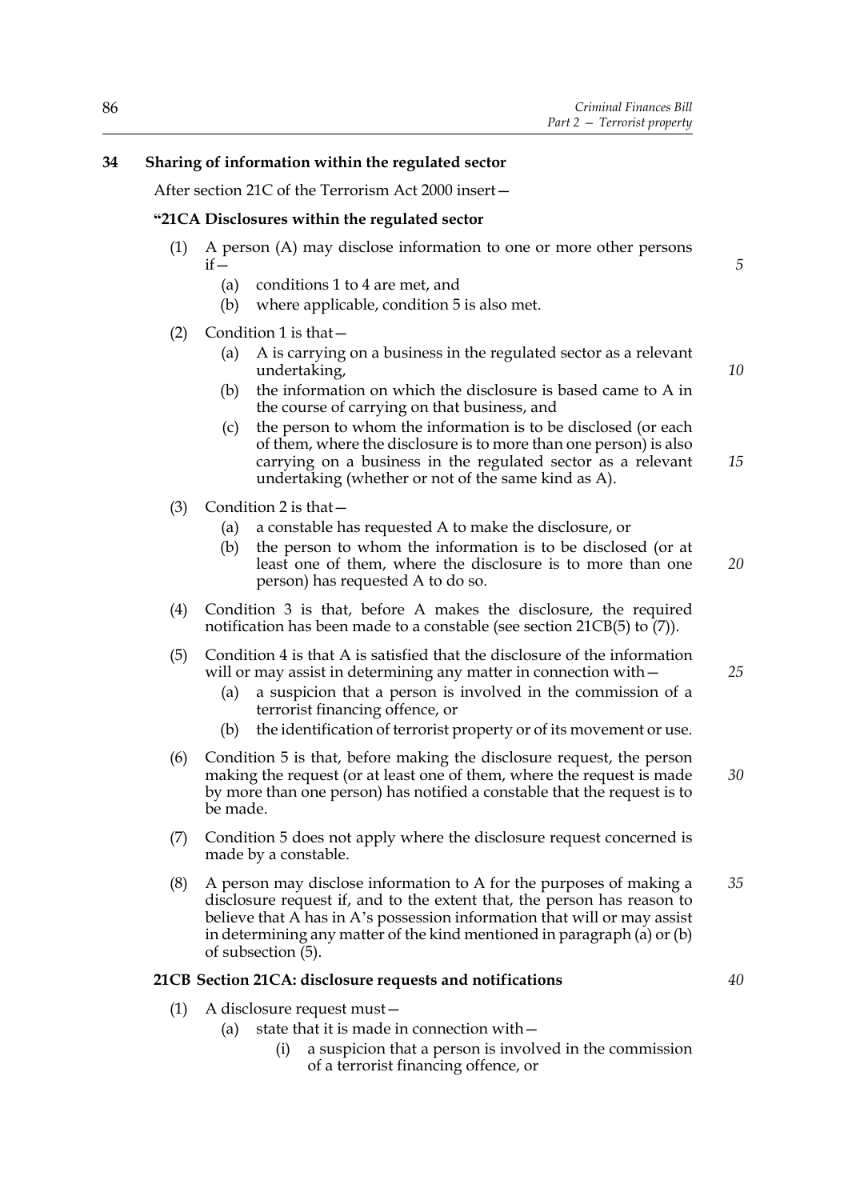## 34 Sharing of information within the regulated sector

After section 21C of the Terrorism Act 2000 insert—

### "21CA Disclosures within the regulated sector

(1) A person (A) may disclose information to one or more other persons if—

   (a) conditions 1 to 4 are met, and

   (b) where applicable, condition 5 is also met.

(2) Condition 1 is that—

   (a) A is carrying on a business in the regulated sector as a relevant undertaking,

   (b) the information on which the disclosure is based came to A in the course of carrying on that business, and

   (c) the person to whom the information is to be disclosed (or each of them, where the disclosure is to more than one person) is also carrying on a business in the regulated sector as a relevant undertaking (whether or not of the same kind as A).

(3) Condition 2 is that—

   (a) a constable has requested A to make the disclosure, or

   (b) the person to whom the information is to be disclosed (or at least one of them, where the disclosure is to more than one person) has requested A to do so.

(4) Condition 3 is that, before A makes the disclosure, the required notification has been made to a constable (see section 21CB(5) to (7)).

(5) Condition 4 is that A is satisfied that the disclosure of the information will or may assist in determining any matter in connection with—

   (a) a suspicion that a person is involved in the commission of a terrorist financing offence, or

   (b) the identification of terrorist property or of its movement or use.

(6) Condition 5 is that, before making the disclosure request, the person making the request (or at least one of them, where the request is made by more than one person) has notified a constable that the request is to be made.

(7) Condition 5 does not apply where the disclosure request concerned is made by a constable.

(8) A person may disclose information to A for the purposes of making a disclosure request if, and to the extent that, the person has reason to believe that A has in A's possession information that will or may assist in determining any matter of the kind mentioned in paragraph (a) or (b) of subsection (5).

### 21CB Section 21CA: disclosure requests and notifications

(1) A disclosure request must—

   (a) state that it is made in connection with—

      (i) a suspicion that a person is involved in the commission of a terrorist financing offence, or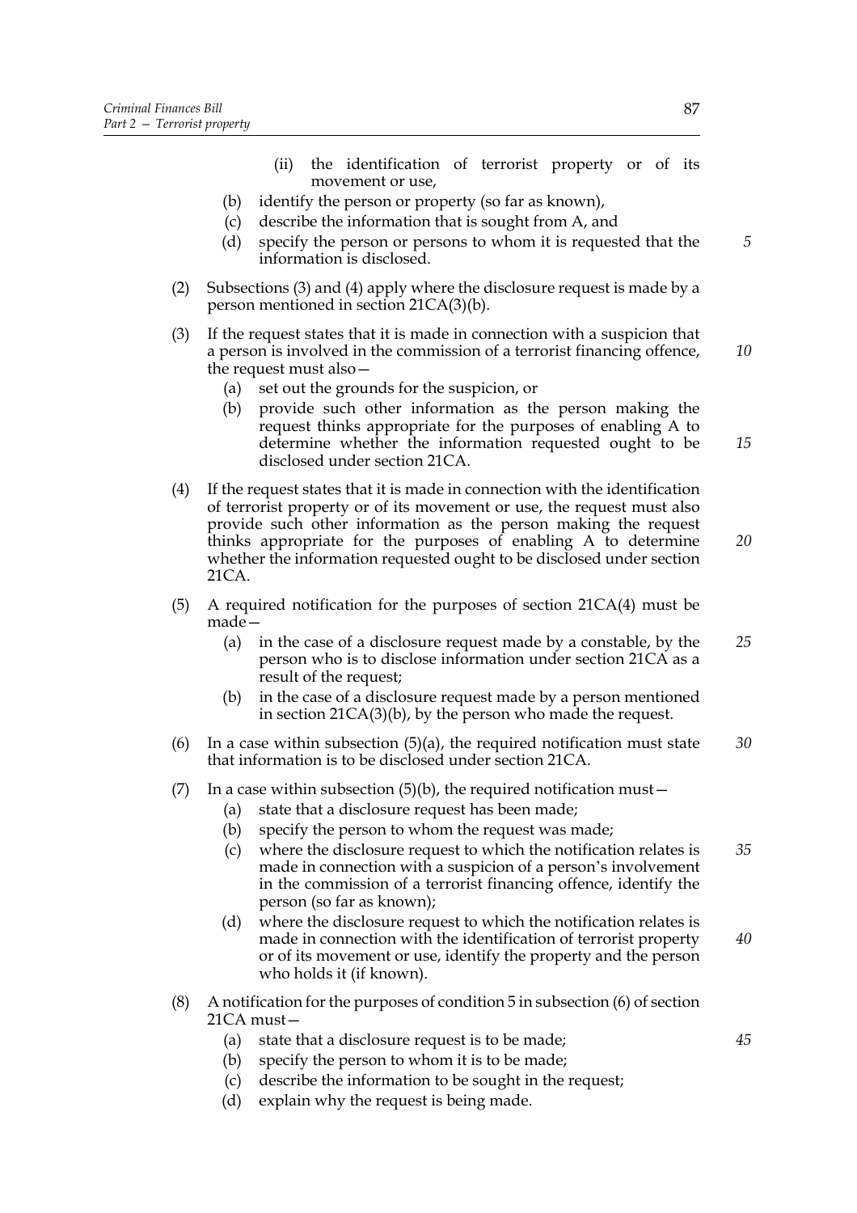(ii) the identification of terrorist property or of its movement or use,

(b) identify the person or property (so far as known),

(c) describe the information that is sought from A, and

(d) specify the person or persons to whom it is requested that the information is disclosed.

(2) Subsections (3) and (4) apply where the disclosure request is made by a person mentioned in section 21CA(3)(b).

(3) If the request states that it is made in connection with a suspicion that a person is involved in the commission of a terrorist financing offence, the request must also—

(a) set out the grounds for the suspicion, or

(b) provide such other information as the person making the request thinks appropriate for the purposes of enabling A to determine whether the information requested ought to be disclosed under section 21CA.

(4) If the request states that it is made in connection with the identification of terrorist property or of its movement or use, the request must also provide such other information as the person making the request thinks appropriate for the purposes of enabling A to determine whether the information requested ought to be disclosed under section 21CA.

(5) A required notification for the purposes of section 21CA(4) must be made—

(a) in the case of a disclosure request made by a constable, by the person who is to disclose information under section 21CA as a result of the request;

(b) in the case of a disclosure request made by a person mentioned in section 21CA(3)(b), by the person who made the request.

(6) In a case within subsection (5)(a), the required notification must state that information is to be disclosed under section 21CA.

(7) In a case within subsection (5)(b), the required notification must—

(a) state that a disclosure request has been made;

(b) specify the person to whom the request was made;

(c) where the disclosure request to which the notification relates is made in connection with a suspicion of a person's involvement in the commission of a terrorist financing offence, identify the person (so far as known);

(d) where the disclosure request to which the notification relates is made in connection with the identification of terrorist property or of its movement or use, identify the property and the person who holds it (if known).

(8) A notification for the purposes of condition 5 in subsection (6) of section 21CA must—

(a) state that a disclosure request is to be made;

(b) specify the person to whom it is to be made;

(c) describe the information to be sought in the request;

(d) explain why the request is being made.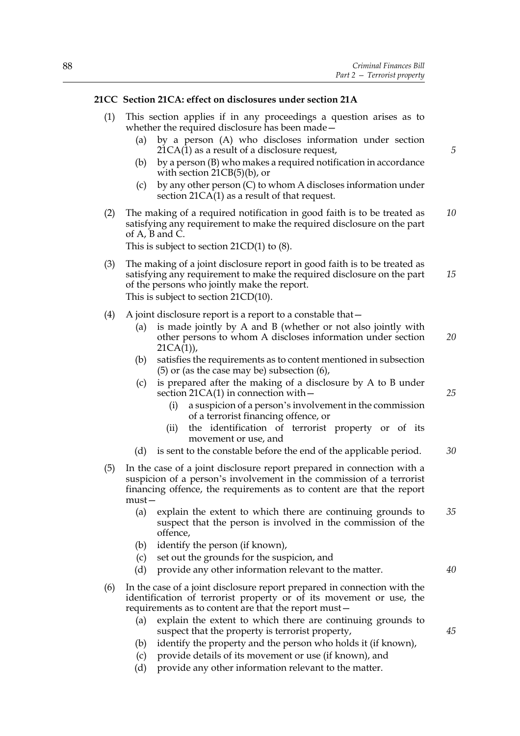### 21CC Section 21CA: effect on disclosures under section 21A

(1) This section applies if in any proceedings a question arises as to whether the required disclosure has been made—

- (a) by a person (A) who discloses information under section 21CA(1) as a result of a disclosure request,
- (b) by a person (B) who makes a required notification in accordance with section 21CB(5)(b), or
- (c) by any other person (C) to whom A discloses information under section 21CA(1) as a result of that request.

(2) The making of a required notification in good faith is to be treated as satisfying any requirement to make the required disclosure on the part of A, B and C.

This is subject to section 21CD(1) to (8).

(3) The making of a joint disclosure report in good faith is to be treated as satisfying any requirement to make the required disclosure on the part of the persons who jointly make the report.

This is subject to section 21CD(10).

(4) A joint disclosure report is a report to a constable that—

- (a) is made jointly by A and B (whether or not also jointly with other persons to whom A discloses information under section 21CA(1)),
- (b) satisfies the requirements as to content mentioned in subsection (5) or (as the case may be) subsection (6),
- (c) is prepared after the making of a disclosure by A to B under section 21CA(1) in connection with—
  - (i) a suspicion of a person's involvement in the commission of a terrorist financing offence, or
  - (ii) the identification of terrorist property or of its movement or use, and
- (d) is sent to the constable before the end of the applicable period.

(5) In the case of a joint disclosure report prepared in connection with a suspicion of a person's involvement in the commission of a terrorist financing offence, the requirements as to content are that the report must—

- (a) explain the extent to which there are continuing grounds to suspect that the person is involved in the commission of the offence,
- (b) identify the person (if known),
- (c) set out the grounds for the suspicion, and
- (d) provide any other information relevant to the matter.

(6) In the case of a joint disclosure report prepared in connection with the identification of terrorist property or of its movement or use, the requirements as to content are that the report must—

- (a) explain the extent to which there are continuing grounds to suspect that the property is terrorist property,
- (b) identify the property and the person who holds it (if known),
- (c) provide details of its movement or use (if known), and
- (d) provide any other information relevant to the matter.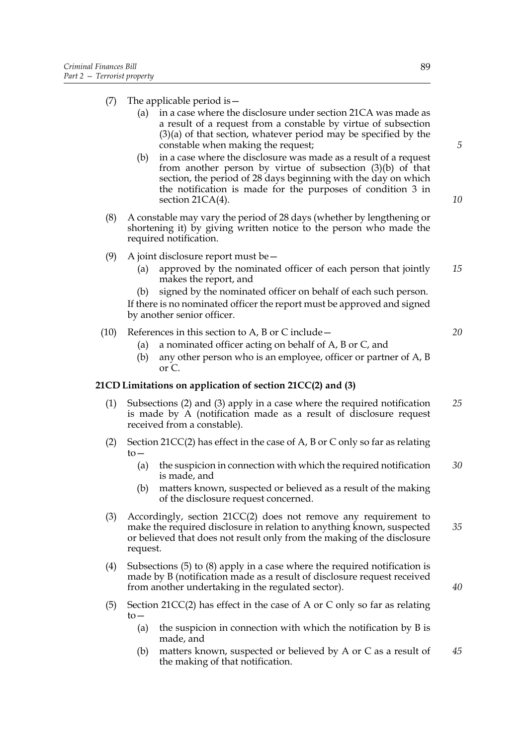(7) The applicable period is—

(a) in a case where the disclosure under section 21CA was made as a result of a request from a constable by virtue of subsection (3)(a) of that section, whatever period may be specified by the constable when making the request;

(b) in a case where the disclosure was made as a result of a request from another person by virtue of subsection (3)(b) of that section, the period of 28 days beginning with the day on which the notification is made for the purposes of condition 3 in section 21CA(4).

(8) A constable may vary the period of 28 days (whether by lengthening or shortening it) by giving written notice to the person who made the required notification.

(9) A joint disclosure report must be—

(a) approved by the nominated officer of each person that jointly makes the report, and

(b) signed by the nominated officer on behalf of each such person.

If there is no nominated officer the report must be approved and signed by another senior officer.

(10) References in this section to A, B or C include—

(a) a nominated officer acting on behalf of A, B or C, and

(b) any other person who is an employee, officer or partner of A, B or C.

**21CD Limitations on application of section 21CC(2) and (3)**

(1) Subsections (2) and (3) apply in a case where the required notification is made by A (notification made as a result of disclosure request received from a constable).

(2) Section 21CC(2) has effect in the case of A, B or C only so far as relating to—

(a) the suspicion in connection with which the required notification is made, and

(b) matters known, suspected or believed as a result of the making of the disclosure request concerned.

(3) Accordingly, section 21CC(2) does not remove any requirement to make the required disclosure in relation to anything known, suspected or believed that does not result only from the making of the disclosure request.

(4) Subsections (5) to (8) apply in a case where the required notification is made by B (notification made as a result of disclosure request received from another undertaking in the regulated sector).

(5) Section 21CC(2) has effect in the case of A or C only so far as relating to—

(a) the suspicion in connection with which the notification by B is made, and

(b) matters known, suspected or believed by A or C as a result of the making of that notification.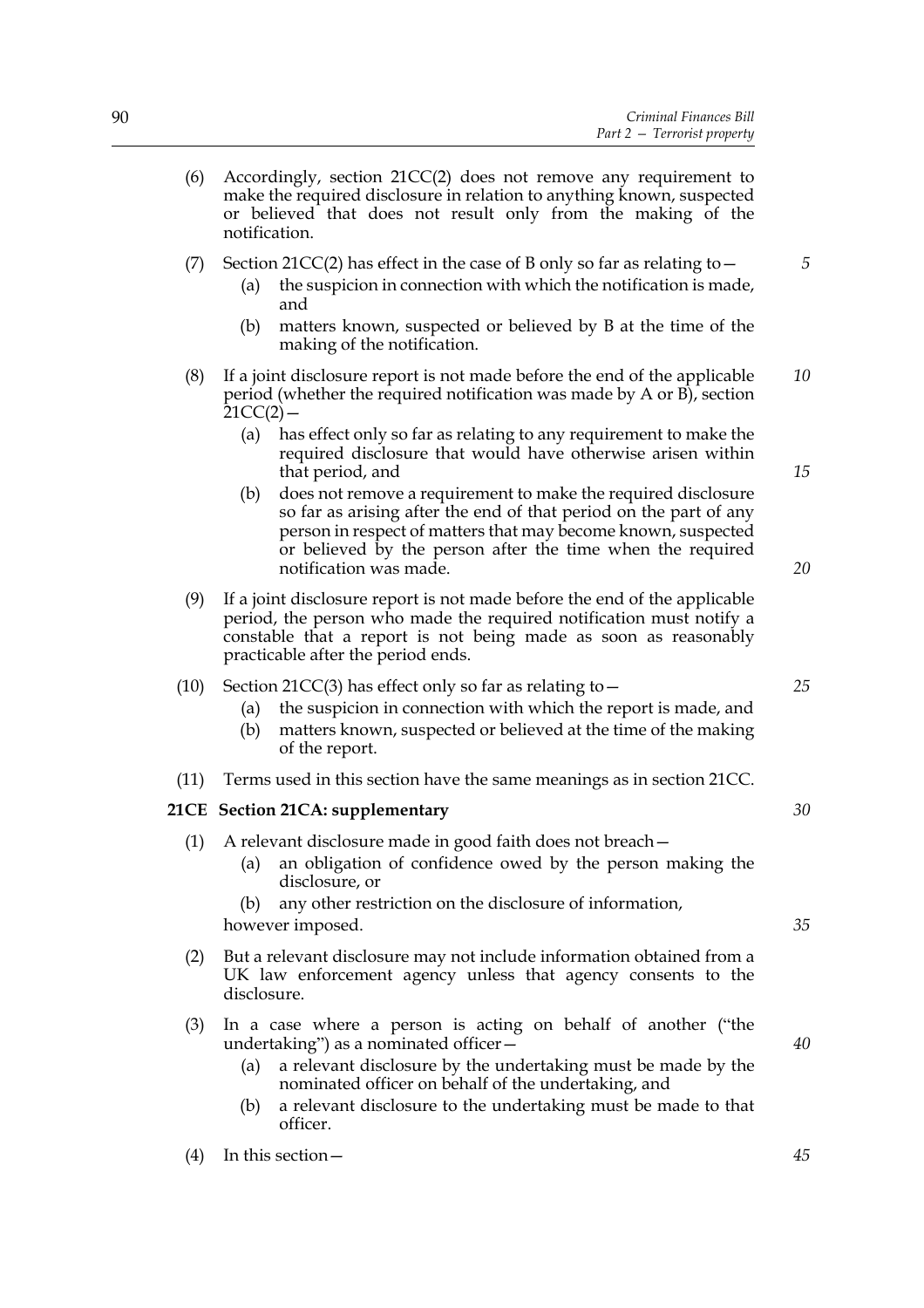(6) Accordingly, section 21CC(2) does not remove any requirement to make the required disclosure in relation to anything known, suspected or believed that does not result only from the making of the notification.

(7) Section 21CC(2) has effect in the case of B only so far as relating to—

 (a) the suspicion in connection with which the notification is made, and

 (b) matters known, suspected or believed by B at the time of the making of the notification.

(8) If a joint disclosure report is not made before the end of the applicable period (whether the required notification was made by A or B), section 21CC(2)—

 (a) has effect only so far as relating to any requirement to make the required disclosure that would have otherwise arisen within that period, and

 (b) does not remove a requirement to make the required disclosure so far as arising after the end of that period on the part of any person in respect of matters that may become known, suspected or believed by the person after the time when the required notification was made.

(9) If a joint disclosure report is not made before the end of the applicable period, the person who made the required notification must notify a constable that a report is not being made as soon as reasonably practicable after the period ends.

(10) Section 21CC(3) has effect only so far as relating to—

 (a) the suspicion in connection with which the report is made, and

 (b) matters known, suspected or believed at the time of the making of the report.

(11) Terms used in this section have the same meanings as in section 21CC.

**21CE Section 21CA: supplementary**

(1) A relevant disclosure made in good faith does not breach—

 (a) an obligation of confidence owed by the person making the disclosure, or

 (b) any other restriction on the disclosure of information,

however imposed.

(2) But a relevant disclosure may not include information obtained from a UK law enforcement agency unless that agency consents to the disclosure.

(3) In a case where a person is acting on behalf of another ("the undertaking") as a nominated officer—

 (a) a relevant disclosure by the undertaking must be made by the nominated officer on behalf of the undertaking, and

 (b) a relevant disclosure to the undertaking must be made to that officer.

(4) In this section—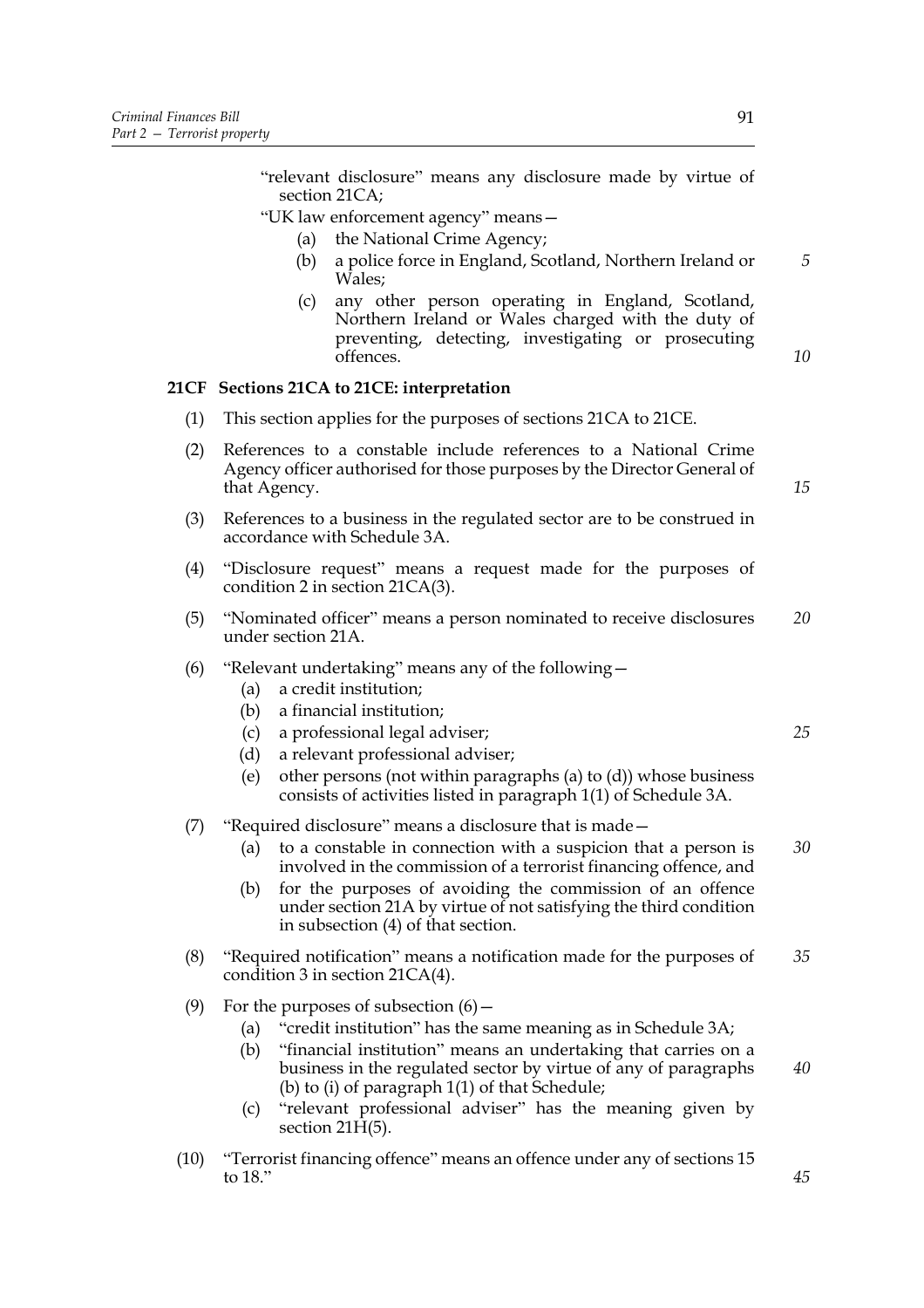"relevant disclosure" means any disclosure made by virtue of section 21CA;

"UK law enforcement agency" means—

(a) the National Crime Agency;

(b) a police force in England, Scotland, Northern Ireland or Wales;

(c) any other person operating in England, Scotland, Northern Ireland or Wales charged with the duty of preventing, detecting, investigating or prosecuting offences.

**21CF Sections 21CA to 21CE: interpretation**

(1) This section applies for the purposes of sections 21CA to 21CE.

(2) References to a constable include references to a National Crime Agency officer authorised for those purposes by the Director General of that Agency.

(3) References to a business in the regulated sector are to be construed in accordance with Schedule 3A.

(4) "Disclosure request" means a request made for the purposes of condition 2 in section 21CA(3).

(5) "Nominated officer" means a person nominated to receive disclosures under section 21A.

(6) "Relevant undertaking" means any of the following—

(a) a credit institution;

(b) a financial institution;

(c) a professional legal adviser;

(d) a relevant professional adviser;

(e) other persons (not within paragraphs (a) to (d)) whose business consists of activities listed in paragraph 1(1) of Schedule 3A.

(7) "Required disclosure" means a disclosure that is made—

(a) to a constable in connection with a suspicion that a person is involved in the commission of a terrorist financing offence, and

(b) for the purposes of avoiding the commission of an offence under section 21A by virtue of not satisfying the third condition in subsection (4) of that section.

(8) "Required notification" means a notification made for the purposes of condition 3 in section 21CA(4).

(9) For the purposes of subsection (6)—

(a) "credit institution" has the same meaning as in Schedule 3A;

(b) "financial institution" means an undertaking that carries on a business in the regulated sector by virtue of any of paragraphs (b) to (i) of paragraph 1(1) of that Schedule;

(c) "relevant professional adviser" has the meaning given by section 21H(5).

(10) "Terrorist financing offence" means an offence under any of sections 15 to 18."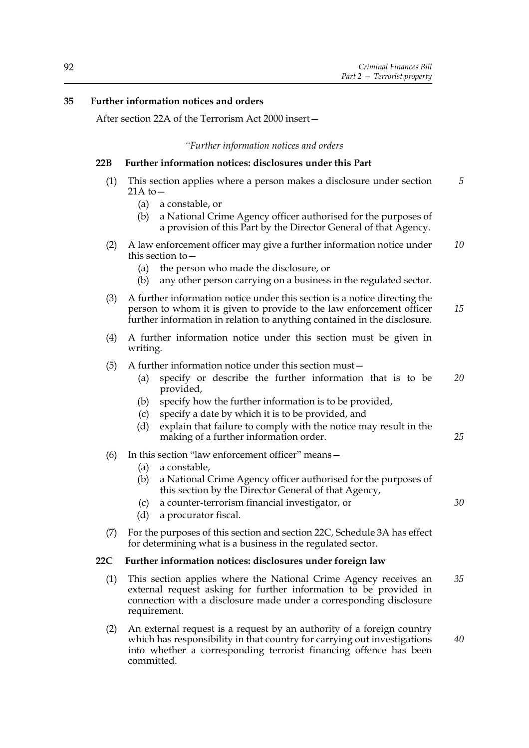**35 Further information notices and orders**

After section 22A of the Terrorism Act 2000 insert—

*"Further information notices and orders*

**22B Further information notices: disclosures under this Part**

(1) This section applies where a person makes a disclosure under section 21A to—

(a) a constable, or

(b) a National Crime Agency officer authorised for the purposes of a provision of this Part by the Director General of that Agency.

(2) A law enforcement officer may give a further information notice under this section to—

(a) the person who made the disclosure, or

(b) any other person carrying on a business in the regulated sector.

(3) A further information notice under this section is a notice directing the person to whom it is given to provide to the law enforcement officer further information in relation to anything contained in the disclosure.

(4) A further information notice under this section must be given in writing.

(5) A further information notice under this section must—

(a) specify or describe the further information that is to be provided,

(b) specify how the further information is to be provided,

(c) specify a date by which it is to be provided, and

(d) explain that failure to comply with the notice may result in the making of a further information order.

(6) In this section "law enforcement officer" means—

(a) a constable,

(b) a National Crime Agency officer authorised for the purposes of this section by the Director General of that Agency,

(c) a counter-terrorism financial investigator, or

(d) a procurator fiscal.

(7) For the purposes of this section and section 22C, Schedule 3A has effect for determining what is a business in the regulated sector.

**22C Further information notices: disclosures under foreign law**

(1) This section applies where the National Crime Agency receives an external request asking for further information to be provided in connection with a disclosure made under a corresponding disclosure requirement.

(2) An external request is a request by an authority of a foreign country which has responsibility in that country for carrying out investigations into whether a corresponding terrorist financing offence has been committed.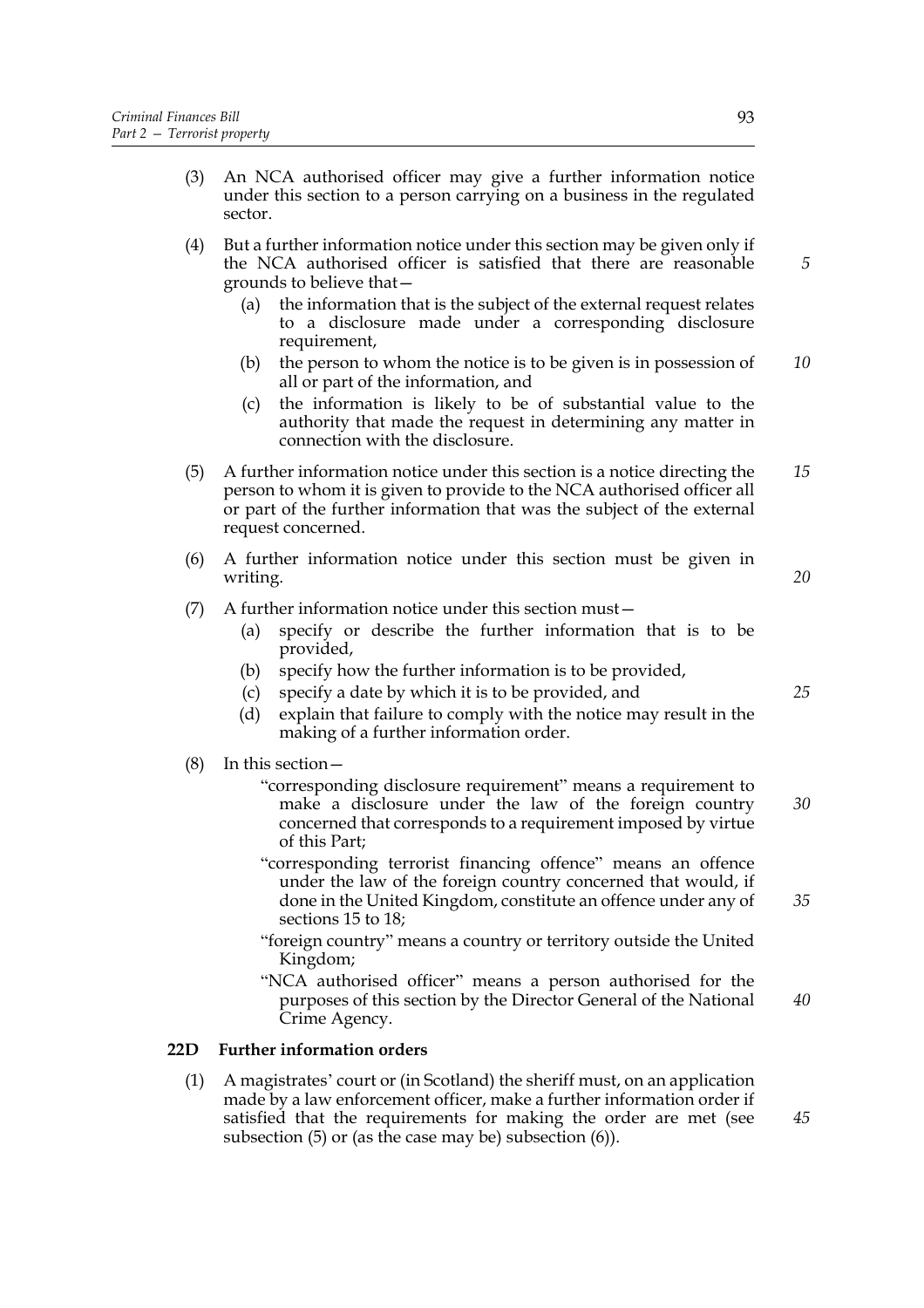(3) An NCA authorised officer may give a further information notice under this section to a person carrying on a business in the regulated sector.

(4) But a further information notice under this section may be given only if the NCA authorised officer is satisfied that there are reasonable grounds to believe that—

- (a) the information that is the subject of the external request relates to a disclosure made under a corresponding disclosure requirement,
- (b) the person to whom the notice is to be given is in possession of all or part of the information, and
- (c) the information is likely to be of substantial value to the authority that made the request in determining any matter in connection with the disclosure.

(5) A further information notice under this section is a notice directing the person to whom it is given to provide to the NCA authorised officer all or part of the further information that was the subject of the external request concerned.

(6) A further information notice under this section must be given in writing.

(7) A further information notice under this section must—

- (a) specify or describe the further information that is to be provided,
- (b) specify how the further information is to be provided,
- (c) specify a date by which it is to be provided, and
- (d) explain that failure to comply with the notice may result in the making of a further information order.

(8) In this section—

"corresponding disclosure requirement" means a requirement to make a disclosure under the law of the foreign country concerned that corresponds to a requirement imposed by virtue of this Part;

"corresponding terrorist financing offence" means an offence under the law of the foreign country concerned that would, if done in the United Kingdom, constitute an offence under any of sections 15 to 18;

"foreign country" means a country or territory outside the United Kingdom;

"NCA authorised officer" means a person authorised for the purposes of this section by the Director General of the National Crime Agency.

**22D Further information orders**

(1) A magistrates' court or (in Scotland) the sheriff must, on an application made by a law enforcement officer, make a further information order if satisfied that the requirements for making the order are met (see subsection (5) or (as the case may be) subsection (6)).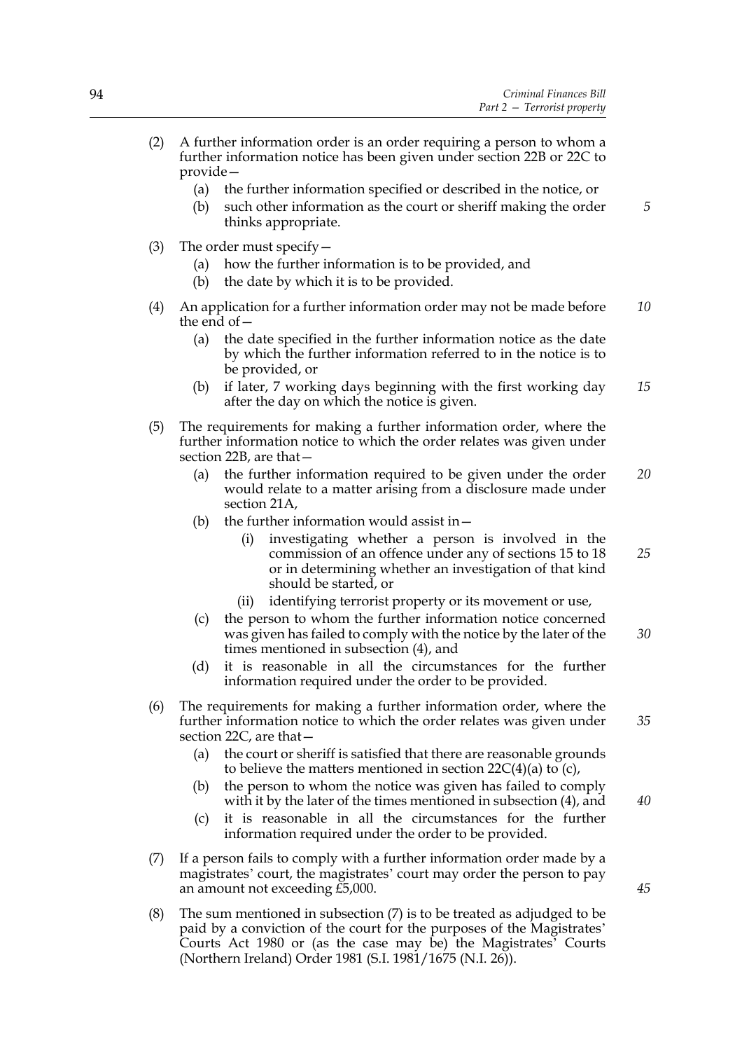(2) A further information order is an order requiring a person to whom a further information notice has been given under section 22B or 22C to provide—

  (a) the further information specified or described in the notice, or

  (b) such other information as the court or sheriff making the order thinks appropriate.

(3) The order must specify—

  (a) how the further information is to be provided, and

  (b) the date by which it is to be provided.

(4) An application for a further information order may not be made before the end of—

  (a) the date specified in the further information notice as the date by which the further information referred to in the notice is to be provided, or

  (b) if later, 7 working days beginning with the first working day after the day on which the notice is given.

(5) The requirements for making a further information order, where the further information notice to which the order relates was given under section 22B, are that—

  (a) the further information required to be given under the order would relate to a matter arising from a disclosure made under section 21A,

  (b) the further information would assist in—

    (i) investigating whether a person is involved in the commission of an offence under any of sections 15 to 18 or in determining whether an investigation of that kind should be started, or

    (ii) identifying terrorist property or its movement or use,

  (c) the person to whom the further information notice concerned was given has failed to comply with the notice by the later of the times mentioned in subsection (4), and

  (d) it is reasonable in all the circumstances for the further information required under the order to be provided.

(6) The requirements for making a further information order, where the further information notice to which the order relates was given under section 22C, are that—

  (a) the court or sheriff is satisfied that there are reasonable grounds to believe the matters mentioned in section 22C(4)(a) to (c),

  (b) the person to whom the notice was given has failed to comply with it by the later of the times mentioned in subsection (4), and

  (c) it is reasonable in all the circumstances for the further information required under the order to be provided.

(7) If a person fails to comply with a further information order made by a magistrates' court, the magistrates' court may order the person to pay an amount not exceeding £5,000.

(8) The sum mentioned in subsection (7) is to be treated as adjudged to be paid by a conviction of the court for the purposes of the Magistrates' Courts Act 1980 or (as the case may be) the Magistrates' Courts (Northern Ireland) Order 1981 (S.I. 1981/1675 (N.I. 26)).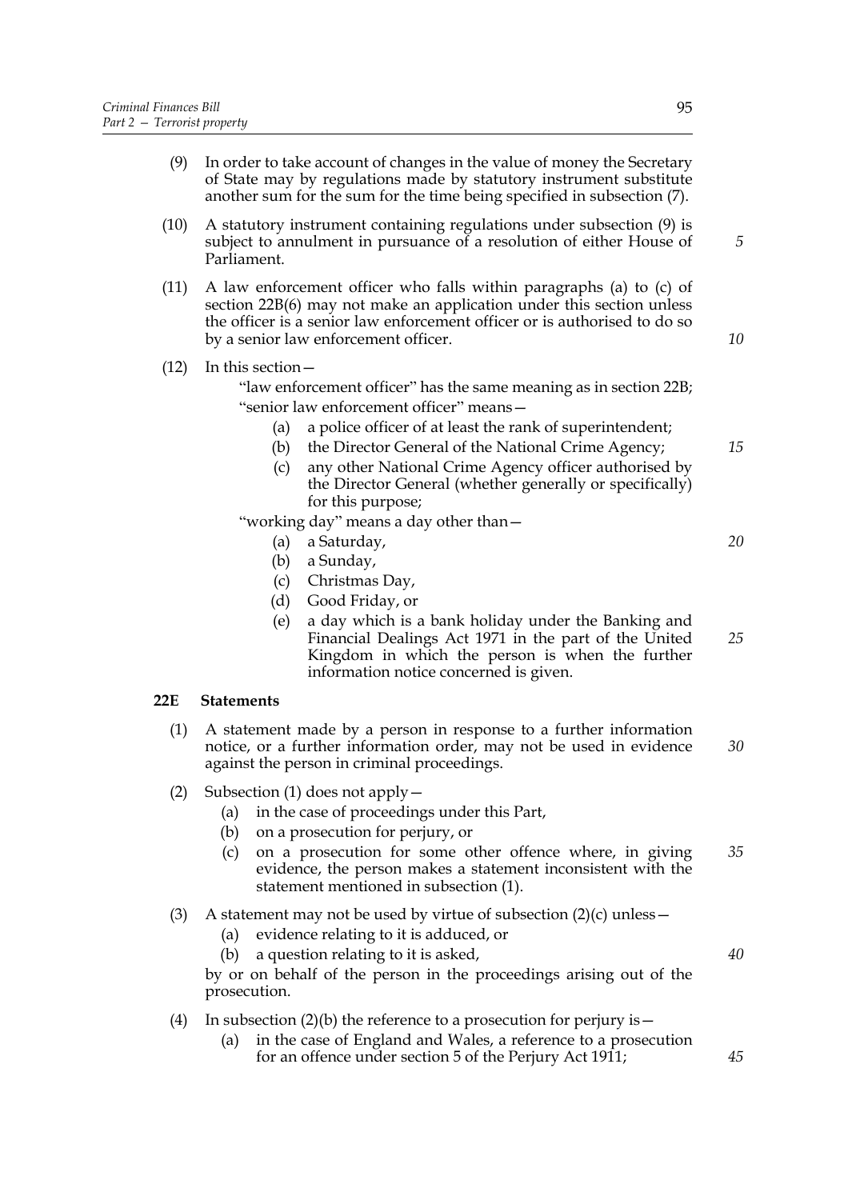(9) In order to take account of changes in the value of money the Secretary of State may by regulations made by statutory instrument substitute another sum for the sum for the time being specified in subsection (7).

(10) A statutory instrument containing regulations under subsection (9) is subject to annulment in pursuance of a resolution of either House of Parliament.

(11) A law enforcement officer who falls within paragraphs (a) to (c) of section 22B(6) may not make an application under this section unless the officer is a senior law enforcement officer or is authorised to do so by a senior law enforcement officer.

(12) In this section—

"law enforcement officer" has the same meaning as in section 22B;

"senior law enforcement officer" means—

- (a) a police officer of at least the rank of superintendent;
- (b) the Director General of the National Crime Agency;
- (c) any other National Crime Agency officer authorised by the Director General (whether generally or specifically) for this purpose;

"working day" means a day other than—

- (a) a Saturday,
- (b) a Sunday,
- (c) Christmas Day,
- (d) Good Friday, or
- (e) a day which is a bank holiday under the Banking and Financial Dealings Act 1971 in the part of the United Kingdom in which the person is when the further information notice concerned is given.

### 22E Statements

(1) A statement made by a person in response to a further information notice, or a further information order, may not be used in evidence against the person in criminal proceedings.

(2) Subsection (1) does not apply—

- (a) in the case of proceedings under this Part,
- (b) on a prosecution for perjury, or
- (c) on a prosecution for some other offence where, in giving evidence, the person makes a statement inconsistent with the statement mentioned in subsection (1).

(3) A statement may not be used by virtue of subsection (2)(c) unless—

- (a) evidence relating to it is adduced, or
- (b) a question relating to it is asked,

by or on behalf of the person in the proceedings arising out of the prosecution.

(4) In subsection (2)(b) the reference to a prosecution for perjury is—

- (a) in the case of England and Wales, a reference to a prosecution for an offence under section 5 of the Perjury Act 1911;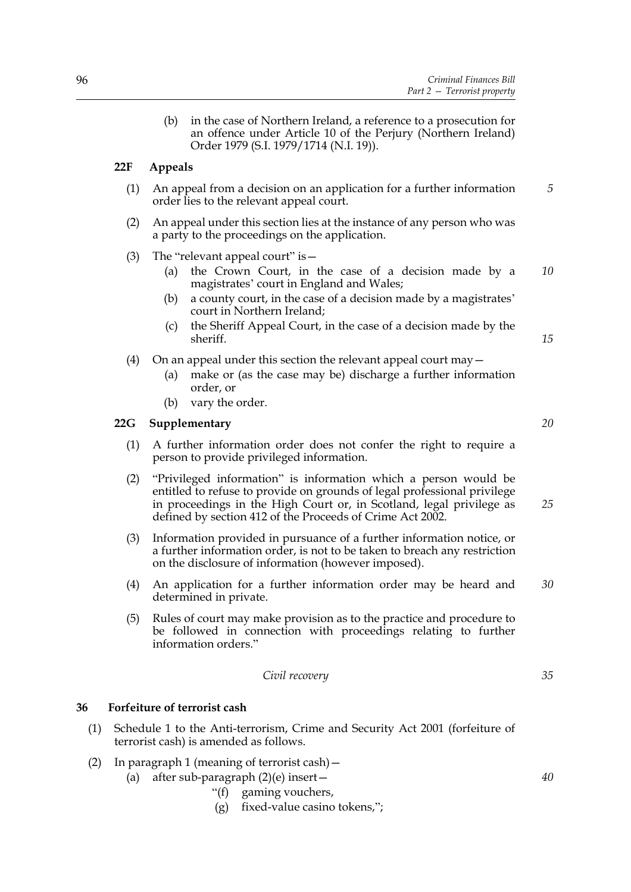(b) in the case of Northern Ireland, a reference to a prosecution for an offence under Article 10 of the Perjury (Northern Ireland) Order 1979 (S.I. 1979/1714 (N.I. 19)).

**22F Appeals**

(1) An appeal from a decision on an application for a further information order lies to the relevant appeal court.

(2) An appeal under this section lies at the instance of any person who was a party to the proceedings on the application.

(3) The "relevant appeal court" is—

(a) the Crown Court, in the case of a decision made by a magistrates' court in England and Wales;

(b) a county court, in the case of a decision made by a magistrates' court in Northern Ireland;

(c) the Sheriff Appeal Court, in the case of a decision made by the sheriff.

(4) On an appeal under this section the relevant appeal court may—

(a) make or (as the case may be) discharge a further information order, or

(b) vary the order.

**22G Supplementary**

(1) A further information order does not confer the right to require a person to provide privileged information.

(2) "Privileged information" is information which a person would be entitled to refuse to provide on grounds of legal professional privilege in proceedings in the High Court or, in Scotland, legal privilege as defined by section 412 of the Proceeds of Crime Act 2002.

(3) Information provided in pursuance of a further information notice, or a further information order, is not to be taken to breach any restriction on the disclosure of information (however imposed).

(4) An application for a further information order may be heard and determined in private.

(5) Rules of court may make provision as to the practice and procedure to be followed in connection with proceedings relating to further information orders."

*Civil recovery*

**36 Forfeiture of terrorist cash**

(1) Schedule 1 to the Anti-terrorism, Crime and Security Act 2001 (forfeiture of terrorist cash) is amended as follows.

(2) In paragraph 1 (meaning of terrorist cash)—

(a) after sub-paragraph (2)(e) insert—

"(f) gaming vouchers,

(g) fixed-value casino tokens,";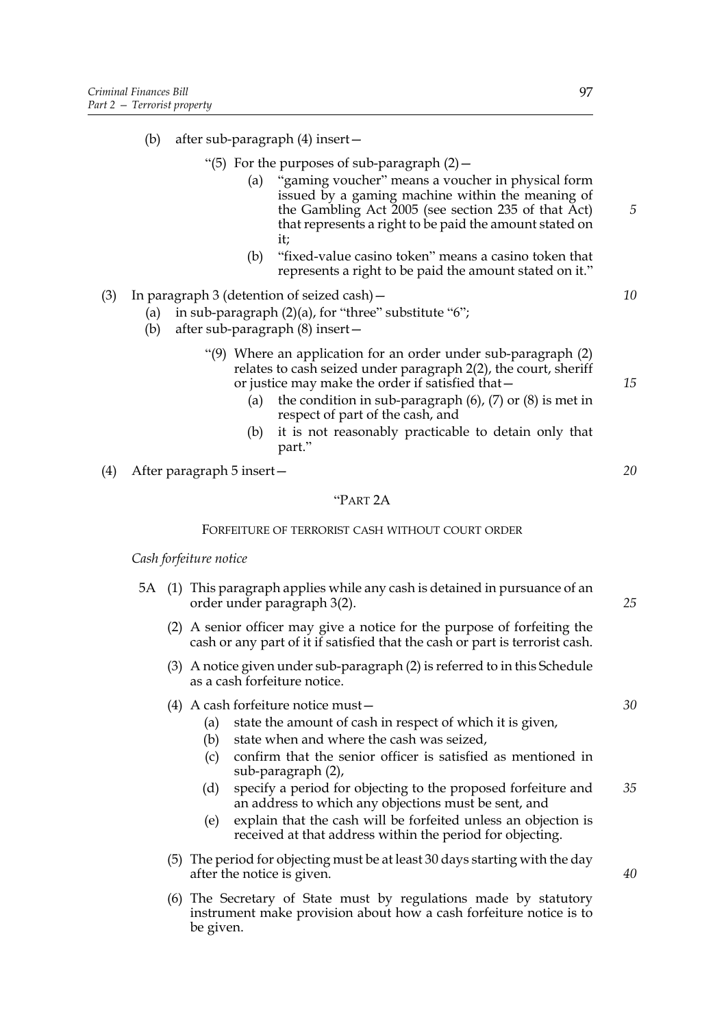(b) after sub-paragraph (4) insert—

"(5) For the purposes of sub-paragraph (2)—

(a) "gaming voucher" means a voucher in physical form issued by a gaming machine within the meaning of the Gambling Act 2005 (see section 235 of that Act) that represents a right to be paid the amount stated on it;

(b) "fixed-value casino token" means a casino token that represents a right to be paid the amount stated on it."

(3) In paragraph 3 (detention of seized cash)—

(a) in sub-paragraph (2)(a), for "three" substitute "6";

(b) after sub-paragraph (8) insert—

"(9) Where an application for an order under sub-paragraph (2) relates to cash seized under paragraph 2(2), the court, sheriff or justice may make the order if satisfied that—

(a) the condition in sub-paragraph (6), (7) or (8) is met in respect of part of the cash, and

(b) it is not reasonably practicable to detain only that part."

(4) After paragraph 5 insert—

"PART 2A

FORFEITURE OF TERRORIST CASH WITHOUT COURT ORDER

*Cash forfeiture notice*

5A (1) This paragraph applies while any cash is detained in pursuance of an order under paragraph 3(2).

(2) A senior officer may give a notice for the purpose of forfeiting the cash or any part of it if satisfied that the cash or part is terrorist cash.

(3) A notice given under sub-paragraph (2) is referred to in this Schedule as a cash forfeiture notice.

(4) A cash forfeiture notice must—

(a) state the amount of cash in respect of which it is given,

(b) state when and where the cash was seized,

(c) confirm that the senior officer is satisfied as mentioned in sub-paragraph (2),

(d) specify a period for objecting to the proposed forfeiture and an address to which any objections must be sent, and

(e) explain that the cash will be forfeited unless an objection is received at that address within the period for objecting.

(5) The period for objecting must be at least 30 days starting with the day after the notice is given.

(6) The Secretary of State must by regulations made by statutory instrument make provision about how a cash forfeiture notice is to be given.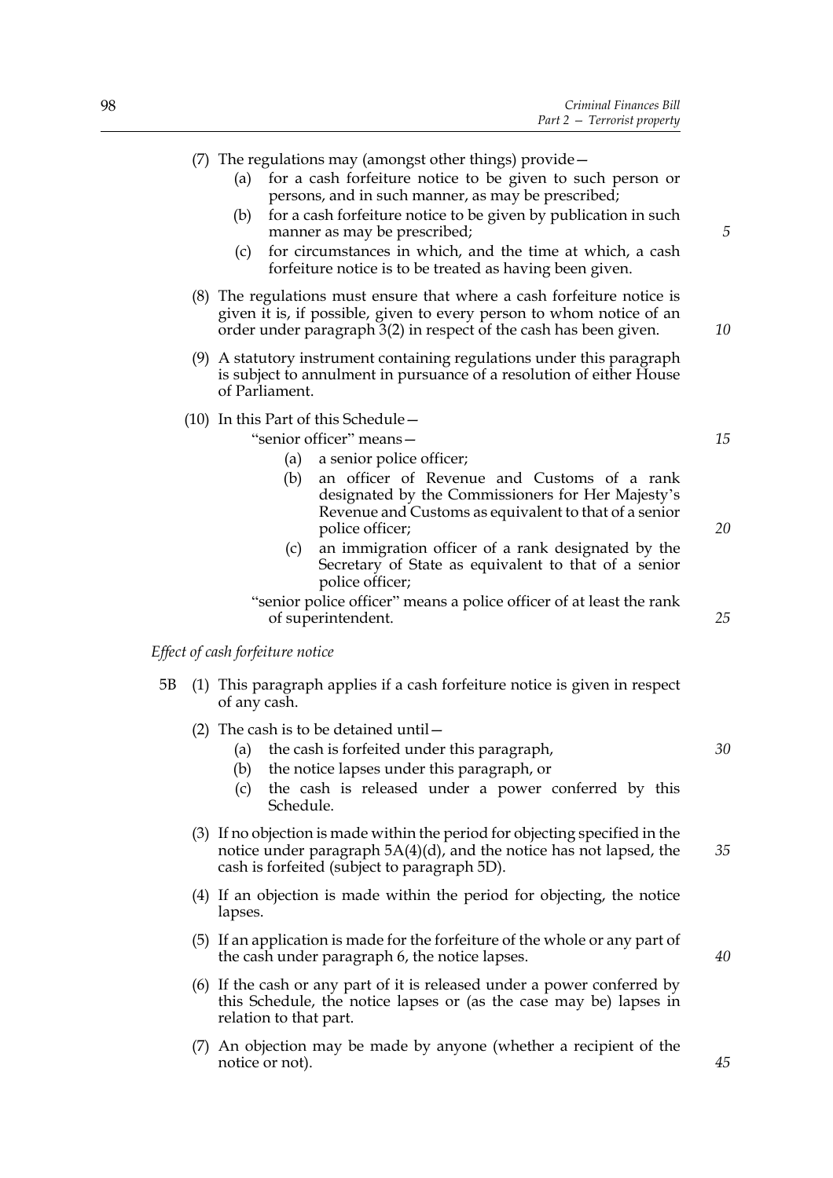(7) The regulations may (amongst other things) provide—

(a) for a cash forfeiture notice to be given to such person or persons, and in such manner, as may be prescribed;

(b) for a cash forfeiture notice to be given by publication in such manner as may be prescribed;

(c) for circumstances in which, and the time at which, a cash forfeiture notice is to be treated as having been given.

(8) The regulations must ensure that where a cash forfeiture notice is given it is, if possible, given to every person to whom notice of an order under paragraph 3(2) in respect of the cash has been given.

(9) A statutory instrument containing regulations under this paragraph is subject to annulment in pursuance of a resolution of either House of Parliament.

(10) In this Part of this Schedule—

"senior officer" means—

(a) a senior police officer;

(b) an officer of Revenue and Customs of a rank designated by the Commissioners for Her Majesty's Revenue and Customs as equivalent to that of a senior police officer;

(c) an immigration officer of a rank designated by the Secretary of State as equivalent to that of a senior police officer;

"senior police officer" means a police officer of at least the rank of superintendent.

*Effect of cash forfeiture notice*

5B (1) This paragraph applies if a cash forfeiture notice is given in respect of any cash.

(2) The cash is to be detained until—

(a) the cash is forfeited under this paragraph,

(b) the notice lapses under this paragraph, or

(c) the cash is released under a power conferred by this Schedule.

(3) If no objection is made within the period for objecting specified in the notice under paragraph 5A(4)(d), and the notice has not lapsed, the cash is forfeited (subject to paragraph 5D).

(4) If an objection is made within the period for objecting, the notice lapses.

(5) If an application is made for the forfeiture of the whole or any part of the cash under paragraph 6, the notice lapses.

(6) If the cash or any part of it is released under a power conferred by this Schedule, the notice lapses or (as the case may be) lapses in relation to that part.

(7) An objection may be made by anyone (whether a recipient of the notice or not).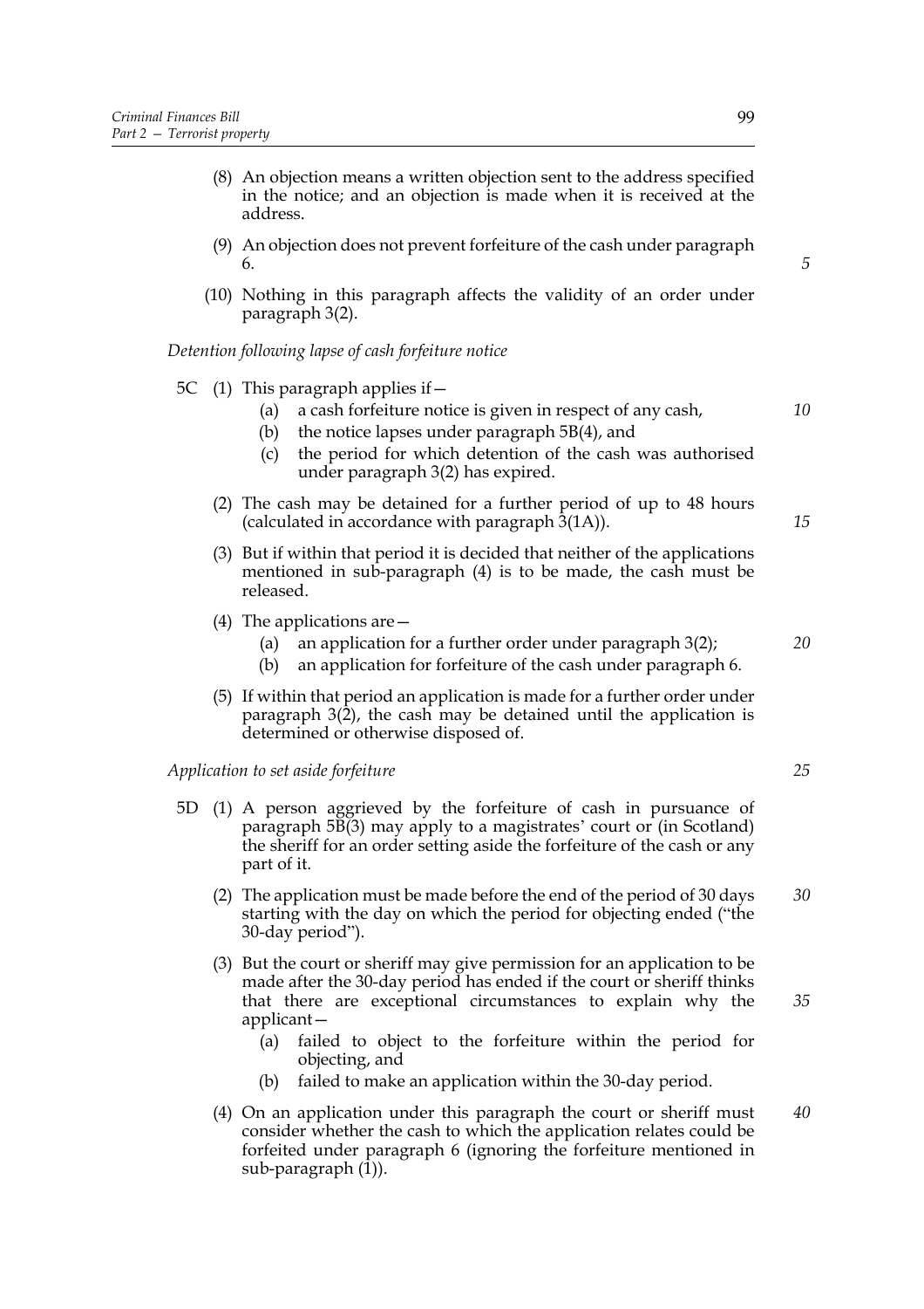(8) An objection means a written objection sent to the address specified in the notice; and an objection is made when it is received at the address.

(9) An objection does not prevent forfeiture of the cash under paragraph 6.

(10) Nothing in this paragraph affects the validity of an order under paragraph 3(2).

*Detention following lapse of cash forfeiture notice*

5C (1) This paragraph applies if—

(a) a cash forfeiture notice is given in respect of any cash,

(b) the notice lapses under paragraph 5B(4), and

(c) the period for which detention of the cash was authorised under paragraph 3(2) has expired.

(2) The cash may be detained for a further period of up to 48 hours (calculated in accordance with paragraph 3(1A)).

(3) But if within that period it is decided that neither of the applications mentioned in sub-paragraph (4) is to be made, the cash must be released.

(4) The applications are—

(a) an application for a further order under paragraph 3(2);

(b) an application for forfeiture of the cash under paragraph 6.

(5) If within that period an application is made for a further order under paragraph 3(2), the cash may be detained until the application is determined or otherwise disposed of.

*Application to set aside forfeiture*

5D (1) A person aggrieved by the forfeiture of cash in pursuance of paragraph 5B(3) may apply to a magistrates' court or (in Scotland) the sheriff for an order setting aside the forfeiture of the cash or any part of it.

(2) The application must be made before the end of the period of 30 days starting with the day on which the period for objecting ended ("the 30-day period").

(3) But the court or sheriff may give permission for an application to be made after the 30-day period has ended if the court or sheriff thinks that there are exceptional circumstances to explain why the applicant—

(a) failed to object to the forfeiture within the period for objecting, and

(b) failed to make an application within the 30-day period.

(4) On an application under this paragraph the court or sheriff must consider whether the cash to which the application relates could be forfeited under paragraph 6 (ignoring the forfeiture mentioned in sub-paragraph (1)).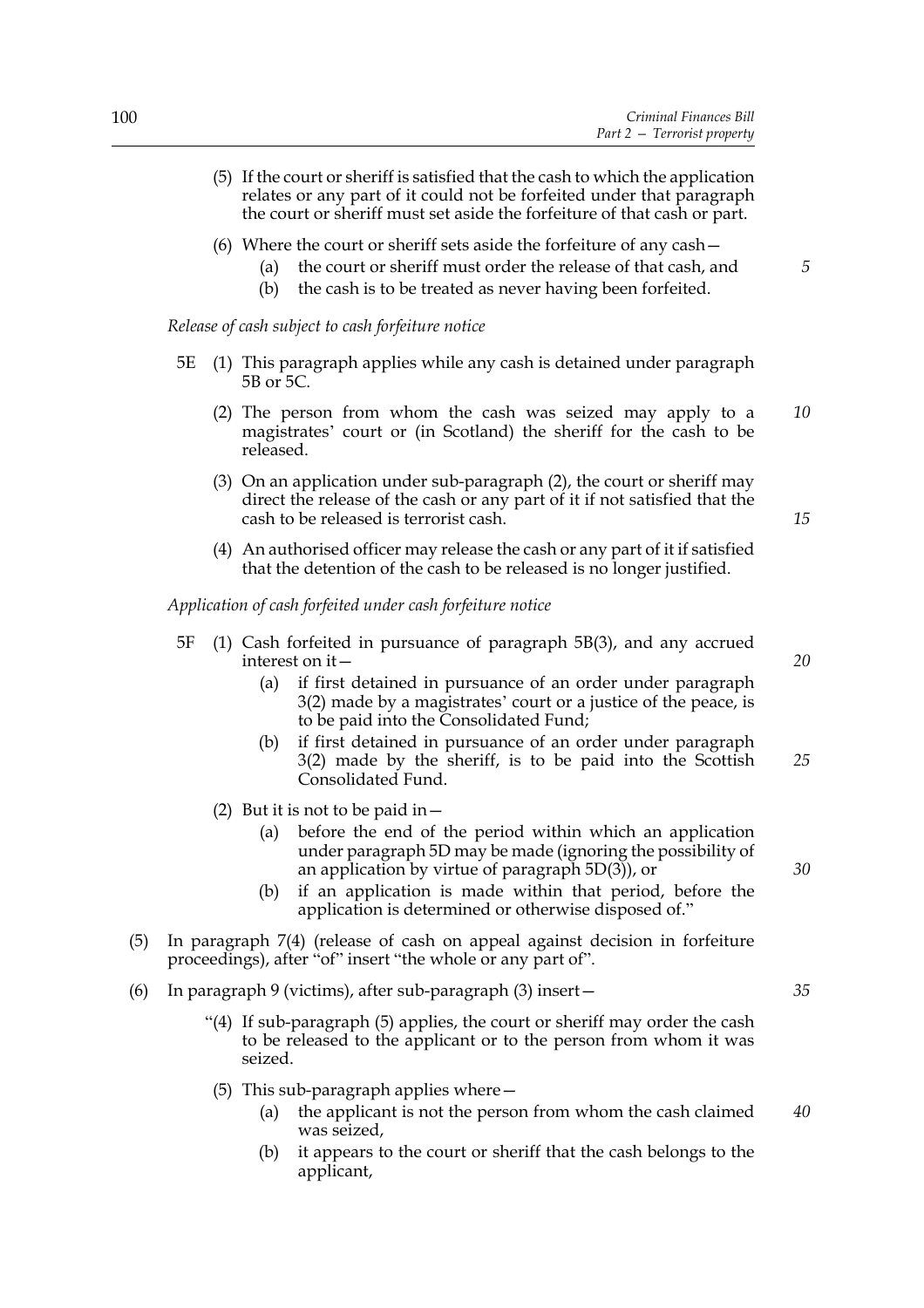(5) If the court or sheriff is satisfied that the cash to which the application relates or any part of it could not be forfeited under that paragraph the court or sheriff must set aside the forfeiture of that cash or part.

(6) Where the court or sheriff sets aside the forfeiture of any cash—

(a) the court or sheriff must order the release of that cash, and

(b) the cash is to be treated as never having been forfeited.

*Release of cash subject to cash forfeiture notice*

5E (1) This paragraph applies while any cash is detained under paragraph 5B or 5C.

(2) The person from whom the cash was seized may apply to a magistrates' court or (in Scotland) the sheriff for the cash to be released.

(3) On an application under sub-paragraph (2), the court or sheriff may direct the release of the cash or any part of it if not satisfied that the cash to be released is terrorist cash.

(4) An authorised officer may release the cash or any part of it if satisfied that the detention of the cash to be released is no longer justified.

*Application of cash forfeited under cash forfeiture notice*

5F (1) Cash forfeited in pursuance of paragraph 5B(3), and any accrued interest on it—

(a) if first detained in pursuance of an order under paragraph 3(2) made by a magistrates' court or a justice of the peace, is to be paid into the Consolidated Fund;

(b) if first detained in pursuance of an order under paragraph 3(2) made by the sheriff, is to be paid into the Scottish Consolidated Fund.

(2) But it is not to be paid in—

(a) before the end of the period within which an application under paragraph 5D may be made (ignoring the possibility of an application by virtue of paragraph 5D(3)), or

(b) if an application is made within that period, before the application is determined or otherwise disposed of."

(5) In paragraph 7(4) (release of cash on appeal against decision in forfeiture proceedings), after "of" insert "the whole or any part of".

(6) In paragraph 9 (victims), after sub-paragraph (3) insert—

"(4) If sub-paragraph (5) applies, the court or sheriff may order the cash to be released to the applicant or to the person from whom it was seized.

(5) This sub-paragraph applies where—

(a) the applicant is not the person from whom the cash claimed was seized,

(b) it appears to the court or sheriff that the cash belongs to the applicant,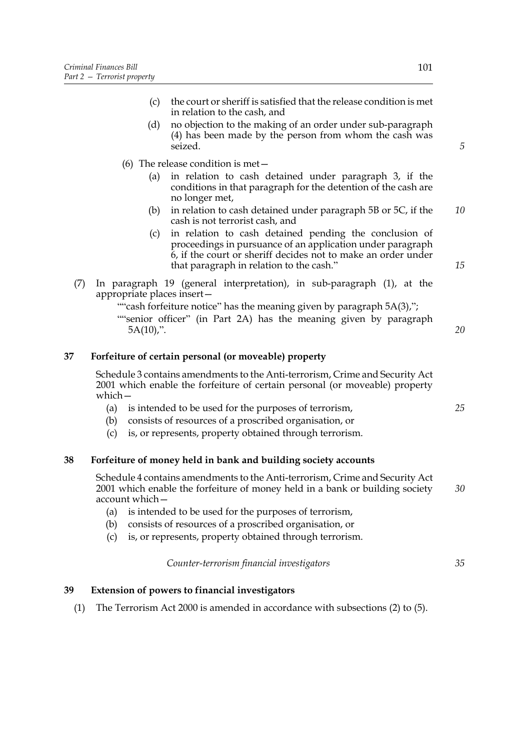(c) the court or sheriff is satisfied that the release condition is met in relation to the cash, and

(d) no objection to the making of an order under sub-paragraph (4) has been made by the person from whom the cash was seized.

(6) The release condition is met—

(a) in relation to cash detained under paragraph 3, if the conditions in that paragraph for the detention of the cash are no longer met,

(b) in relation to cash detained under paragraph 5B or 5C, if the cash is not terrorist cash, and

(c) in relation to cash detained pending the conclusion of proceedings in pursuance of an application under paragraph 6, if the court or sheriff decides not to make an order under that paragraph in relation to the cash."

(7) In paragraph 19 (general interpretation), in sub-paragraph (1), at the appropriate places insert—

""cash forfeiture notice" has the meaning given by paragraph 5A(3),";

""senior officer" (in Part 2A) has the meaning given by paragraph 5A(10),".

**37 Forfeiture of certain personal (or moveable) property**

Schedule 3 contains amendments to the Anti-terrorism, Crime and Security Act 2001 which enable the forfeiture of certain personal (or moveable) property which—

(a) is intended to be used for the purposes of terrorism,

(b) consists of resources of a proscribed organisation, or

(c) is, or represents, property obtained through terrorism.

**38 Forfeiture of money held in bank and building society accounts**

Schedule 4 contains amendments to the Anti-terrorism, Crime and Security Act 2001 which enable the forfeiture of money held in a bank or building society account which—

(a) is intended to be used for the purposes of terrorism,

(b) consists of resources of a proscribed organisation, or

(c) is, or represents, property obtained through terrorism.

*Counter-terrorism financial investigators*

**39 Extension of powers to financial investigators**

(1) The Terrorism Act 2000 is amended in accordance with subsections (2) to (5).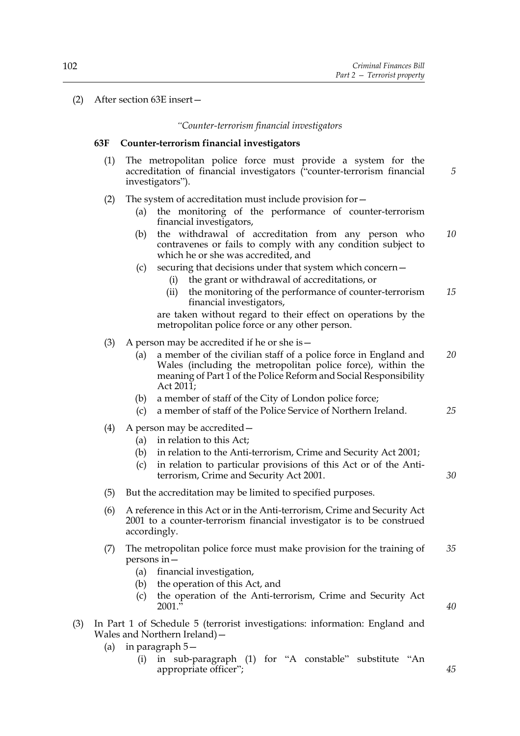(2) After section 63E insert—

*"Counter-terrorism financial investigators*

**63F Counter-terrorism financial investigators**

(1) The metropolitan police force must provide a system for the accreditation of financial investigators ("counter-terrorism financial investigators").

(2) The system of accreditation must include provision for—

(a) the monitoring of the performance of counter-terrorism financial investigators,

(b) the withdrawal of accreditation from any person who contravenes or fails to comply with any condition subject to which he or she was accredited, and

(c) securing that decisions under that system which concern—

(i) the grant or withdrawal of accreditations, or

(ii) the monitoring of the performance of counter-terrorism financial investigators,

are taken without regard to their effect on operations by the metropolitan police force or any other person.

(3) A person may be accredited if he or she is—

(a) a member of the civilian staff of a police force in England and Wales (including the metropolitan police force), within the meaning of Part 1 of the Police Reform and Social Responsibility Act 2011;

(b) a member of staff of the City of London police force;

(c) a member of staff of the Police Service of Northern Ireland.

(4) A person may be accredited—

(a) in relation to this Act;

(b) in relation to the Anti-terrorism, Crime and Security Act 2001;

(c) in relation to particular provisions of this Act or of the Anti-terrorism, Crime and Security Act 2001.

(5) But the accreditation may be limited to specified purposes.

(6) A reference in this Act or in the Anti-terrorism, Crime and Security Act 2001 to a counter-terrorism financial investigator is to be construed accordingly.

(7) The metropolitan police force must make provision for the training of persons in—

(a) financial investigation,

(b) the operation of this Act, and

(c) the operation of the Anti-terrorism, Crime and Security Act 2001."

(3) In Part 1 of Schedule 5 (terrorist investigations: information: England and Wales and Northern Ireland)—

(a) in paragraph 5—

(i) in sub-paragraph (1) for "A constable" substitute "An appropriate officer";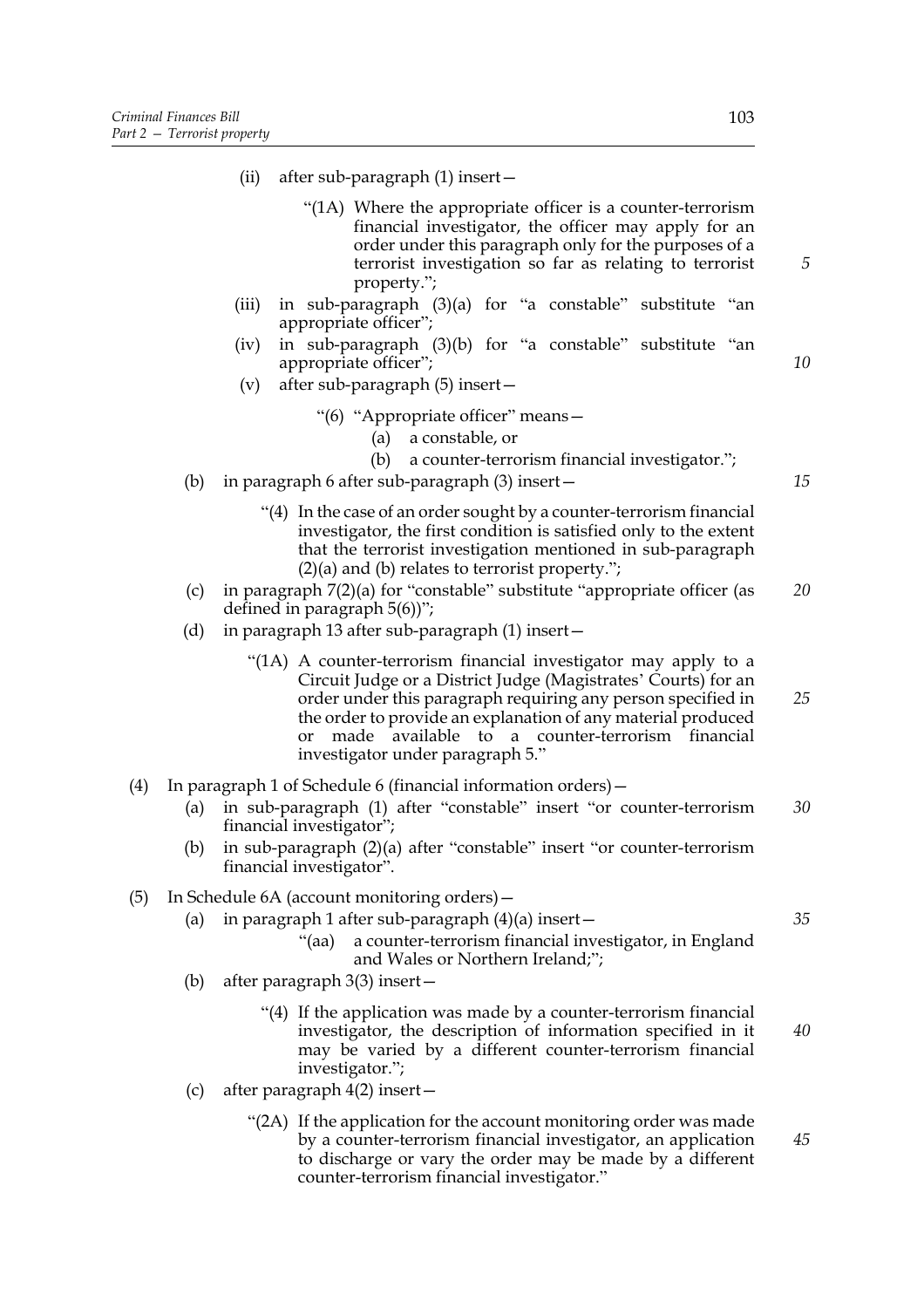(ii) after sub-paragraph (1) insert—

"(1A) Where the appropriate officer is a counter-terrorism financial investigator, the officer may apply for an order under this paragraph only for the purposes of a terrorist investigation so far as relating to terrorist property.";

(iii) in sub-paragraph (3)(a) for "a constable" substitute "an appropriate officer";

(iv) in sub-paragraph (3)(b) for "a constable" substitute "an appropriate officer";

(v) after sub-paragraph (5) insert—

"(6) "Appropriate officer" means—

(a) a constable, or

(b) a counter-terrorism financial investigator.";

(b) in paragraph 6 after sub-paragraph (3) insert—

"(4) In the case of an order sought by a counter-terrorism financial investigator, the first condition is satisfied only to the extent that the terrorist investigation mentioned in sub-paragraph (2)(a) and (b) relates to terrorist property.";

(c) in paragraph 7(2)(a) for "constable" substitute "appropriate officer (as defined in paragraph 5(6))";

(d) in paragraph 13 after sub-paragraph (1) insert—

"(1A) A counter-terrorism financial investigator may apply to a Circuit Judge or a District Judge (Magistrates' Courts) for an order under this paragraph requiring any person specified in the order to provide an explanation of any material produced or made available to a counter-terrorism financial investigator under paragraph 5."

(4) In paragraph 1 of Schedule 6 (financial information orders)—

(a) in sub-paragraph (1) after "constable" insert "or counter-terrorism financial investigator";

(b) in sub-paragraph (2)(a) after "constable" insert "or counter-terrorism financial investigator".

(5) In Schedule 6A (account monitoring orders)—

(a) in paragraph 1 after sub-paragraph (4)(a) insert—

"(aa) a counter-terrorism financial investigator, in England and Wales or Northern Ireland;";

(b) after paragraph 3(3) insert—

"(4) If the application was made by a counter-terrorism financial investigator, the description of information specified in it may be varied by a different counter-terrorism financial investigator.";

(c) after paragraph 4(2) insert—

"(2A) If the application for the account monitoring order was made by a counter-terrorism financial investigator, an application to discharge or vary the order may be made by a different counter-terrorism financial investigator."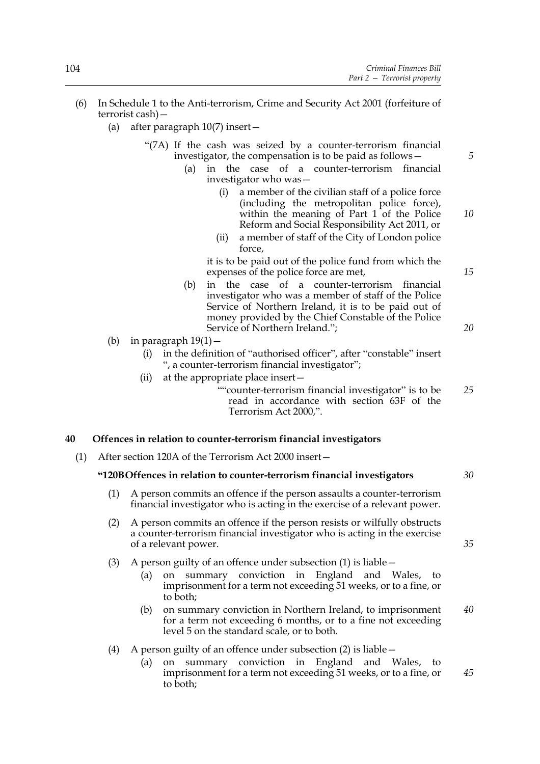(6) In Schedule 1 to the Anti-terrorism, Crime and Security Act 2001 (forfeiture of terrorist cash)—

(a) after paragraph 10(7) insert—

"(7A) If the cash was seized by a counter-terrorism financial investigator, the compensation is to be paid as follows—

(a) in the case of a counter-terrorism financial investigator who was—

(i) a member of the civilian staff of a police force (including the metropolitan police force), within the meaning of Part 1 of the Police Reform and Social Responsibility Act 2011, or

(ii) a member of staff of the City of London police force,

it is to be paid out of the police fund from which the expenses of the police force are met,

(b) in the case of a counter-terrorism financial investigator who was a member of staff of the Police Service of Northern Ireland, it is to be paid out of money provided by the Chief Constable of the Police Service of Northern Ireland.";

(b) in paragraph 19(1)—

(i) in the definition of "authorised officer", after "constable" insert ", a counter-terrorism financial investigator";

(ii) at the appropriate place insert—

""counter-terrorism financial investigator" is to be read in accordance with section 63F of the Terrorism Act 2000,".

**40 Offences in relation to counter-terrorism financial investigators**

(1) After section 120A of the Terrorism Act 2000 insert—

**"120B Offences in relation to counter-terrorism financial investigators**

(1) A person commits an offence if the person assaults a counter-terrorism financial investigator who is acting in the exercise of a relevant power.

(2) A person commits an offence if the person resists or wilfully obstructs a counter-terrorism financial investigator who is acting in the exercise of a relevant power.

(3) A person guilty of an offence under subsection (1) is liable—

(a) on summary conviction in England and Wales, to imprisonment for a term not exceeding 51 weeks, or to a fine, or to both;

(b) on summary conviction in Northern Ireland, to imprisonment for a term not exceeding 6 months, or to a fine not exceeding level 5 on the standard scale, or to both.

(4) A person guilty of an offence under subsection (2) is liable—

(a) on summary conviction in England and Wales, to imprisonment for a term not exceeding 51 weeks, or to a fine, or to both;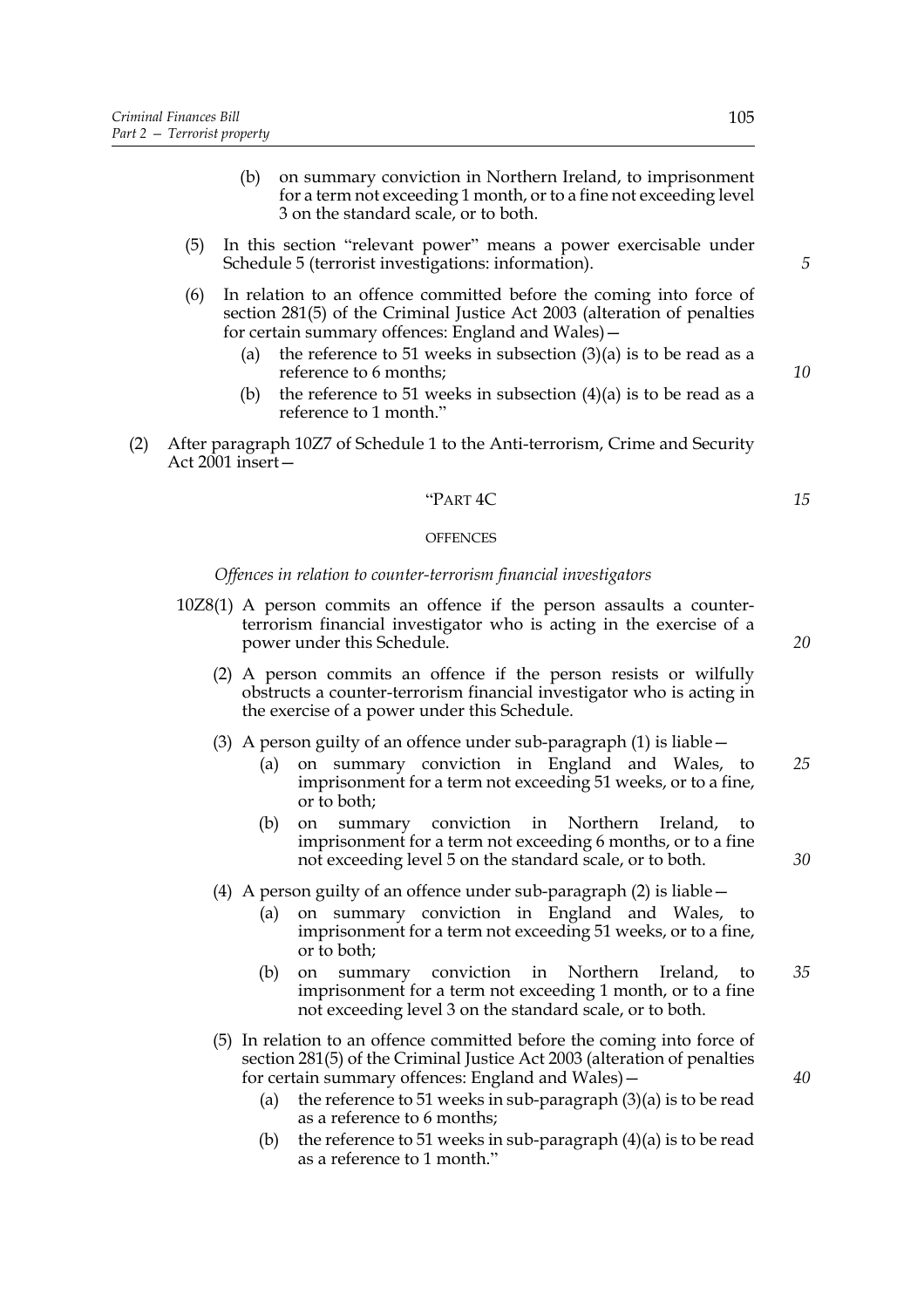(b) on summary conviction in Northern Ireland, to imprisonment for a term not exceeding 1 month, or to a fine not exceeding level 3 on the standard scale, or to both.

(5) In this section "relevant power" means a power exercisable under Schedule 5 (terrorist investigations: information).

(6) In relation to an offence committed before the coming into force of section 281(5) of the Criminal Justice Act 2003 (alteration of penalties for certain summary offences: England and Wales)—

(a) the reference to 51 weeks in subsection (3)(a) is to be read as a reference to 6 months;

(b) the reference to 51 weeks in subsection (4)(a) is to be read as a reference to 1 month."

(2) After paragraph 10Z7 of Schedule 1 to the Anti-terrorism, Crime and Security Act 2001 insert—

"PART 4C

OFFENCES

*Offences in relation to counter-terrorism financial investigators*

10Z8(1) A person commits an offence if the person assaults a counter-terrorism financial investigator who is acting in the exercise of a power under this Schedule.

(2) A person commits an offence if the person resists or wilfully obstructs a counter-terrorism financial investigator who is acting in the exercise of a power under this Schedule.

(3) A person guilty of an offence under sub-paragraph (1) is liable—

(a) on summary conviction in England and Wales, to imprisonment for a term not exceeding 51 weeks, or to a fine, or to both;

(b) on summary conviction in Northern Ireland, to imprisonment for a term not exceeding 6 months, or to a fine not exceeding level 5 on the standard scale, or to both.

(4) A person guilty of an offence under sub-paragraph (2) is liable—

(a) on summary conviction in England and Wales, to imprisonment for a term not exceeding 51 weeks, or to a fine, or to both;

(b) on summary conviction in Northern Ireland, to imprisonment for a term not exceeding 1 month, or to a fine not exceeding level 3 on the standard scale, or to both.

(5) In relation to an offence committed before the coming into force of section 281(5) of the Criminal Justice Act 2003 (alteration of penalties for certain summary offences: England and Wales)—

(a) the reference to 51 weeks in sub-paragraph (3)(a) is to be read as a reference to 6 months;

(b) the reference to 51 weeks in sub-paragraph (4)(a) is to be read as a reference to 1 month."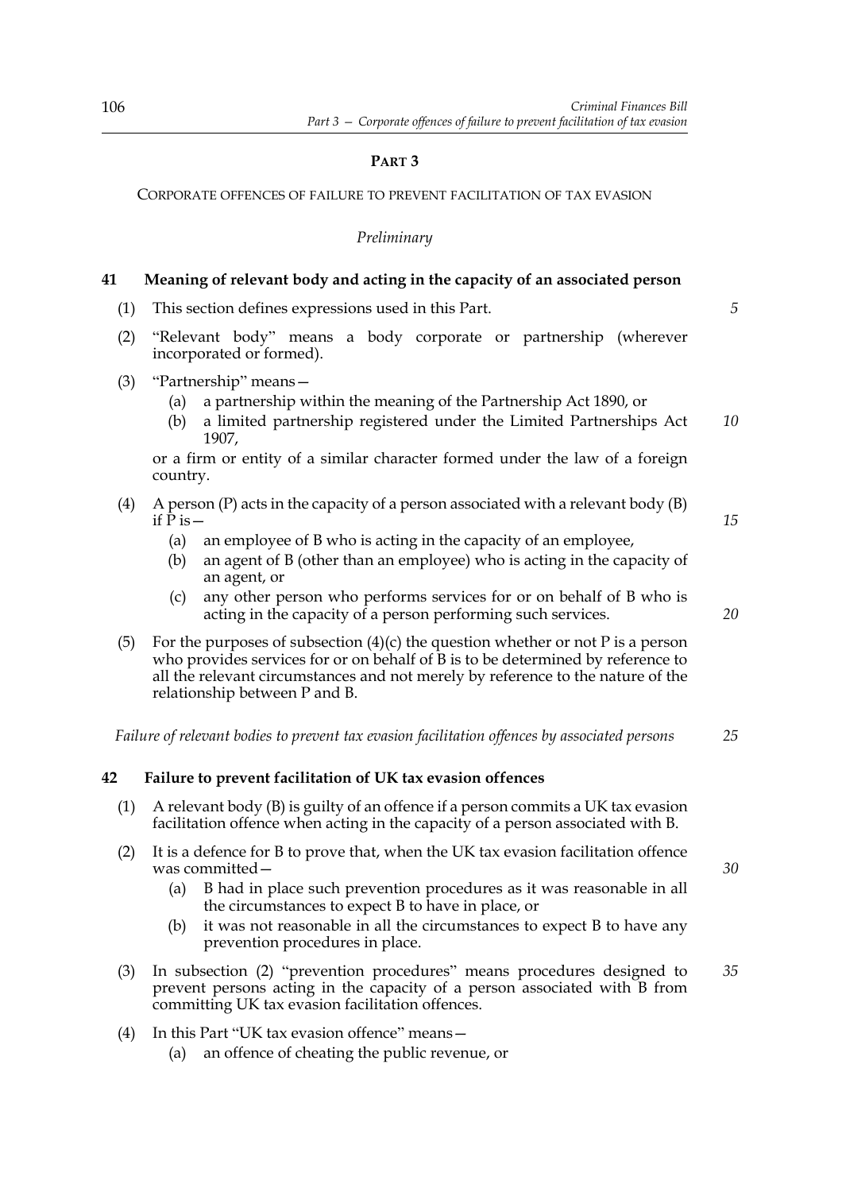## PART 3

CORPORATE OFFENCES OF FAILURE TO PREVENT FACILITATION OF TAX EVASION

*Preliminary*

### 41 Meaning of relevant body and acting in the capacity of an associated person

(1) This section defines expressions used in this Part.

(2) "Relevant body" means a body corporate or partnership (wherever incorporated or formed).

(3) "Partnership" means—

   (a) a partnership within the meaning of the Partnership Act 1890, or

   (b) a limited partnership registered under the Limited Partnerships Act 1907,

   or a firm or entity of a similar character formed under the law of a foreign country.

(4) A person (P) acts in the capacity of a person associated with a relevant body (B) if P is—

   (a) an employee of B who is acting in the capacity of an employee,

   (b) an agent of B (other than an employee) who is acting in the capacity of an agent, or

   (c) any other person who performs services for or on behalf of B who is acting in the capacity of a person performing such services.

(5) For the purposes of subsection (4)(c) the question whether or not P is a person who provides services for or on behalf of B is to be determined by reference to all the relevant circumstances and not merely by reference to the nature of the relationship between P and B.

*Failure of relevant bodies to prevent tax evasion facilitation offences by associated persons*

### 42 Failure to prevent facilitation of UK tax evasion offences

(1) A relevant body (B) is guilty of an offence if a person commits a UK tax evasion facilitation offence when acting in the capacity of a person associated with B.

(2) It is a defence for B to prove that, when the UK tax evasion facilitation offence was committed—

   (a) B had in place such prevention procedures as it was reasonable in all the circumstances to expect B to have in place, or

   (b) it was not reasonable in all the circumstances to expect B to have any prevention procedures in place.

(3) In subsection (2) "prevention procedures" means procedures designed to prevent persons acting in the capacity of a person associated with B from committing UK tax evasion facilitation offences.

(4) In this Part "UK tax evasion offence" means—

   (a) an offence of cheating the public revenue, or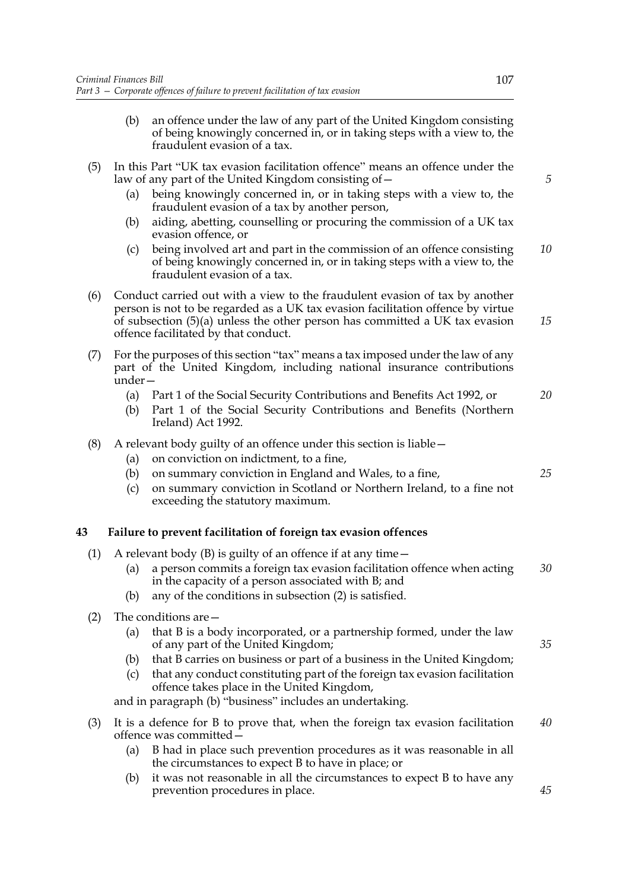(b) an offence under the law of any part of the United Kingdom consisting of being knowingly concerned in, or in taking steps with a view to, the fraudulent evasion of a tax.

(5) In this Part "UK tax evasion facilitation offence" means an offence under the law of any part of the United Kingdom consisting of—

(a) being knowingly concerned in, or in taking steps with a view to, the fraudulent evasion of a tax by another person,

(b) aiding, abetting, counselling or procuring the commission of a UK tax evasion offence, or

(c) being involved art and part in the commission of an offence consisting of being knowingly concerned in, or in taking steps with a view to, the fraudulent evasion of a tax.

(6) Conduct carried out with a view to the fraudulent evasion of tax by another person is not to be regarded as a UK tax evasion facilitation offence by virtue of subsection (5)(a) unless the other person has committed a UK tax evasion offence facilitated by that conduct.

(7) For the purposes of this section "tax" means a tax imposed under the law of any part of the United Kingdom, including national insurance contributions under—

(a) Part 1 of the Social Security Contributions and Benefits Act 1992, or

(b) Part 1 of the Social Security Contributions and Benefits (Northern Ireland) Act 1992.

(8) A relevant body guilty of an offence under this section is liable—

(a) on conviction on indictment, to a fine,

(b) on summary conviction in England and Wales, to a fine,

(c) on summary conviction in Scotland or Northern Ireland, to a fine not exceeding the statutory maximum.

## 43 Failure to prevent facilitation of foreign tax evasion offences

(1) A relevant body (B) is guilty of an offence if at any time—

(a) a person commits a foreign tax evasion facilitation offence when acting in the capacity of a person associated with B; and

(b) any of the conditions in subsection (2) is satisfied.

(2) The conditions are—

(a) that B is a body incorporated, or a partnership formed, under the law of any part of the United Kingdom;

(b) that B carries on business or part of a business in the United Kingdom;

(c) that any conduct constituting part of the foreign tax evasion facilitation offence takes place in the United Kingdom,

and in paragraph (b) "business" includes an undertaking.

(3) It is a defence for B to prove that, when the foreign tax evasion facilitation offence was committed—

(a) B had in place such prevention procedures as it was reasonable in all the circumstances to expect B to have in place; or

(b) it was not reasonable in all the circumstances to expect B to have any prevention procedures in place.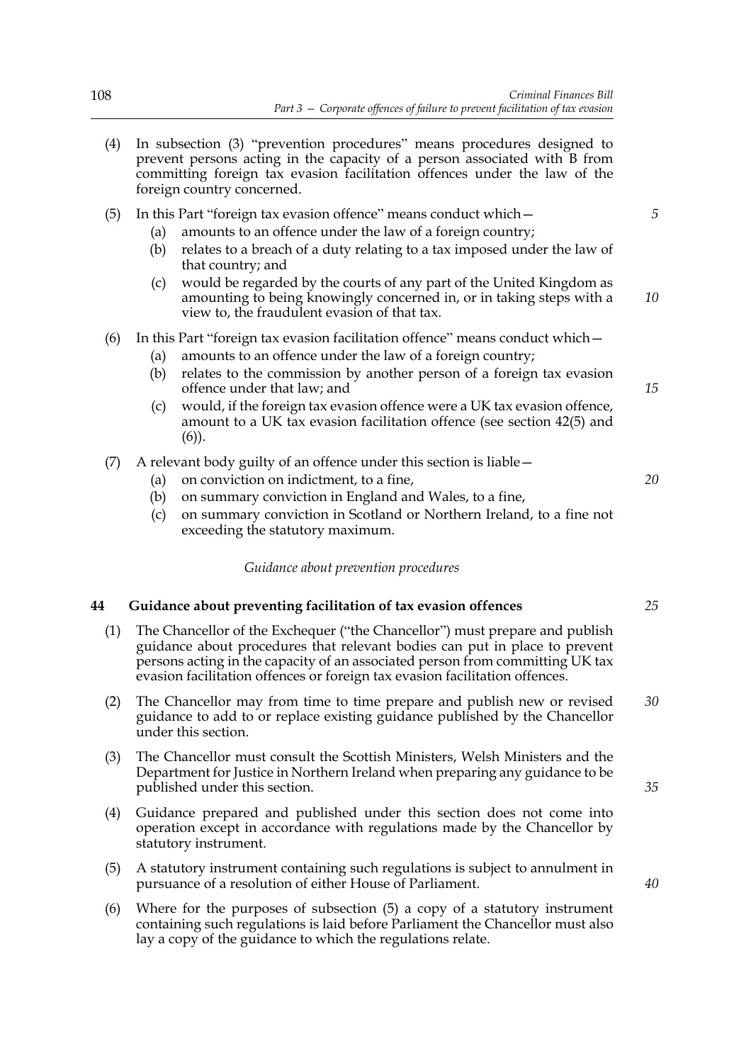(4) In subsection (3) "prevention procedures" means procedures designed to prevent persons acting in the capacity of a person associated with B from committing foreign tax evasion facilitation offences under the law of the foreign country concerned.

(5) In this Part "foreign tax evasion offence" means conduct which—

- (a) amounts to an offence under the law of a foreign country;
- (b) relates to a breach of a duty relating to a tax imposed under the law of that country; and
- (c) would be regarded by the courts of any part of the United Kingdom as amounting to being knowingly concerned in, or in taking steps with a view to, the fraudulent evasion of that tax.

(6) In this Part "foreign tax evasion facilitation offence" means conduct which—

- (a) amounts to an offence under the law of a foreign country;
- (b) relates to the commission by another person of a foreign tax evasion offence under that law; and
- (c) would, if the foreign tax evasion offence were a UK tax evasion offence, amount to a UK tax evasion facilitation offence (see section 42(5) and (6)).

(7) A relevant body guilty of an offence under this section is liable—

- (a) on conviction on indictment, to a fine,
- (b) on summary conviction in England and Wales, to a fine,
- (c) on summary conviction in Scotland or Northern Ireland, to a fine not exceeding the statutory maximum.

*Guidance about prevention procedures*

## 44 Guidance about preventing facilitation of tax evasion offences

(1) The Chancellor of the Exchequer ("the Chancellor") must prepare and publish guidance about procedures that relevant bodies can put in place to prevent persons acting in the capacity of an associated person from committing UK tax evasion facilitation offences or foreign tax evasion facilitation offences.

(2) The Chancellor may from time to time prepare and publish new or revised guidance to add to or replace existing guidance published by the Chancellor under this section.

(3) The Chancellor must consult the Scottish Ministers, Welsh Ministers and the Department for Justice in Northern Ireland when preparing any guidance to be published under this section.

(4) Guidance prepared and published under this section does not come into operation except in accordance with regulations made by the Chancellor by statutory instrument.

(5) A statutory instrument containing such regulations is subject to annulment in pursuance of a resolution of either House of Parliament.

(6) Where for the purposes of subsection (5) a copy of a statutory instrument containing such regulations is laid before Parliament the Chancellor must also lay a copy of the guidance to which the regulations relate.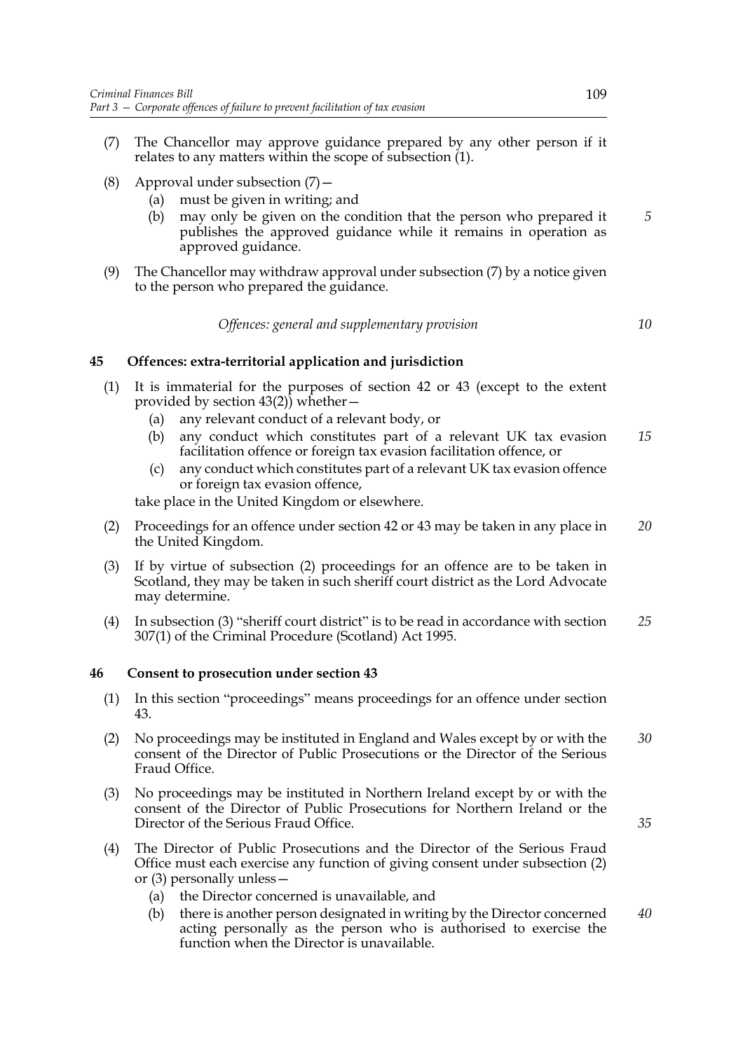(7) The Chancellor may approve guidance prepared by any other person if it relates to any matters within the scope of subsection (1).

(8) Approval under subsection (7)—
   (a) must be given in writing; and
   (b) may only be given on the condition that the person who prepared it publishes the approved guidance while it remains in operation as approved guidance.

(9) The Chancellor may withdraw approval under subsection (7) by a notice given to the person who prepared the guidance.

*Offences: general and supplementary provision*

### 45 Offences: extra-territorial application and jurisdiction

(1) It is immaterial for the purposes of section 42 or 43 (except to the extent provided by section 43(2)) whether—
   (a) any relevant conduct of a relevant body, or
   (b) any conduct which constitutes part of a relevant UK tax evasion facilitation offence or foreign tax evasion facilitation offence, or
   (c) any conduct which constitutes part of a relevant UK tax evasion offence or foreign tax evasion offence,

take place in the United Kingdom or elsewhere.

(2) Proceedings for an offence under section 42 or 43 may be taken in any place in the United Kingdom.

(3) If by virtue of subsection (2) proceedings for an offence are to be taken in Scotland, they may be taken in such sheriff court district as the Lord Advocate may determine.

(4) In subsection (3) "sheriff court district" is to be read in accordance with section 307(1) of the Criminal Procedure (Scotland) Act 1995.

### 46 Consent to prosecution under section 43

(1) In this section "proceedings" means proceedings for an offence under section 43.

(2) No proceedings may be instituted in England and Wales except by or with the consent of the Director of Public Prosecutions or the Director of the Serious Fraud Office.

(3) No proceedings may be instituted in Northern Ireland except by or with the consent of the Director of Public Prosecutions for Northern Ireland or the Director of the Serious Fraud Office.

(4) The Director of Public Prosecutions and the Director of the Serious Fraud Office must each exercise any function of giving consent under subsection (2) or (3) personally unless—
   (a) the Director concerned is unavailable, and
   (b) there is another person designated in writing by the Director concerned acting personally as the person who is authorised to exercise the function when the Director is unavailable.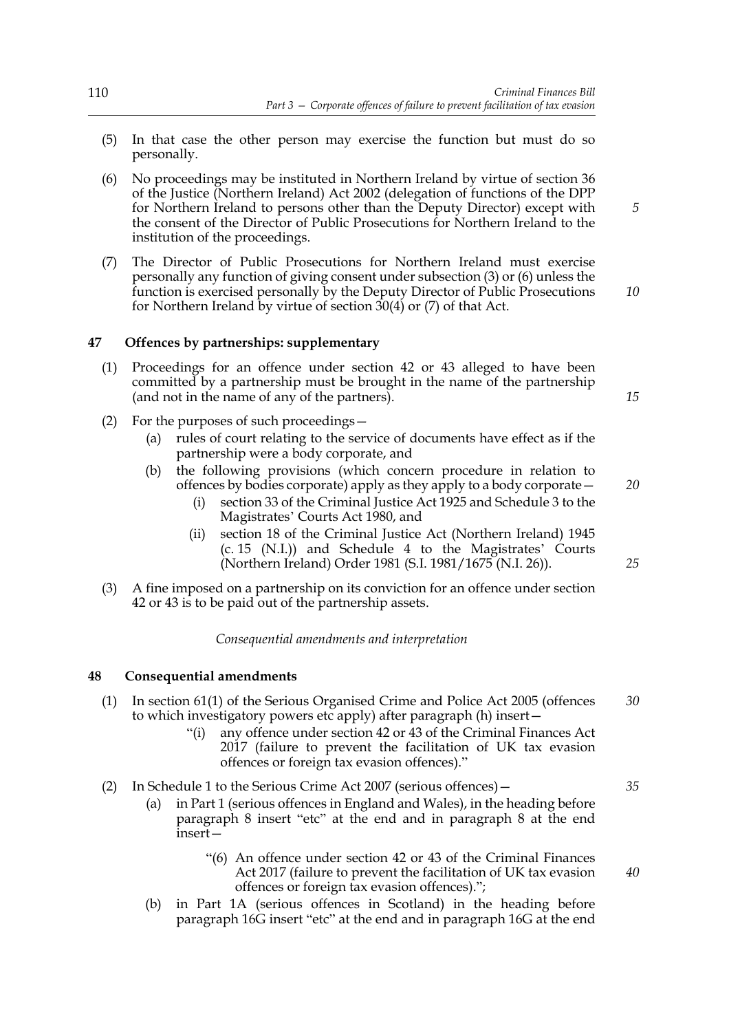(5) In that case the other person may exercise the function but must do so personally.

(6) No proceedings may be instituted in Northern Ireland by virtue of section 36 of the Justice (Northern Ireland) Act 2002 (delegation of functions of the DPP for Northern Ireland to persons other than the Deputy Director) except with the consent of the Director of Public Prosecutions for Northern Ireland to the institution of the proceedings.

(7) The Director of Public Prosecutions for Northern Ireland must exercise personally any function of giving consent under subsection (3) or (6) unless the function is exercised personally by the Deputy Director of Public Prosecutions for Northern Ireland by virtue of section 30(4) or (7) of that Act.

## 47 Offences by partnerships: supplementary

(1) Proceedings for an offence under section 42 or 43 alleged to have been committed by a partnership must be brought in the name of the partnership (and not in the name of any of the partners).

(2) For the purposes of such proceedings—
   - (a) rules of court relating to the service of documents have effect as if the partnership were a body corporate, and
   - (b) the following provisions (which concern procedure in relation to offences by bodies corporate) apply as they apply to a body corporate—
     - (i) section 33 of the Criminal Justice Act 1925 and Schedule 3 to the Magistrates' Courts Act 1980, and
     - (ii) section 18 of the Criminal Justice Act (Northern Ireland) 1945 (c. 15 (N.I.)) and Schedule 4 to the Magistrates' Courts (Northern Ireland) Order 1981 (S.I. 1981/1675 (N.I. 26)).

(3) A fine imposed on a partnership on its conviction for an offence under section 42 or 43 is to be paid out of the partnership assets.

*Consequential amendments and interpretation*

## 48 Consequential amendments

(1) In section 61(1) of the Serious Organised Crime and Police Act 2005 (offences to which investigatory powers etc apply) after paragraph (h) insert—

> "(i) any offence under section 42 or 43 of the Criminal Finances Act 2017 (failure to prevent the facilitation of UK tax evasion offences or foreign tax evasion offences)."

(2) In Schedule 1 to the Serious Crime Act 2007 (serious offences)—
   - (a) in Part 1 (serious offences in England and Wales), in the heading before paragraph 8 insert "etc" at the end and in paragraph 8 at the end insert—

     > "(6) An offence under section 42 or 43 of the Criminal Finances Act 2017 (failure to prevent the facilitation of UK tax evasion offences or foreign tax evasion offences).";

   - (b) in Part 1A (serious offences in Scotland) in the heading before paragraph 16G insert "etc" at the end and in paragraph 16G at the end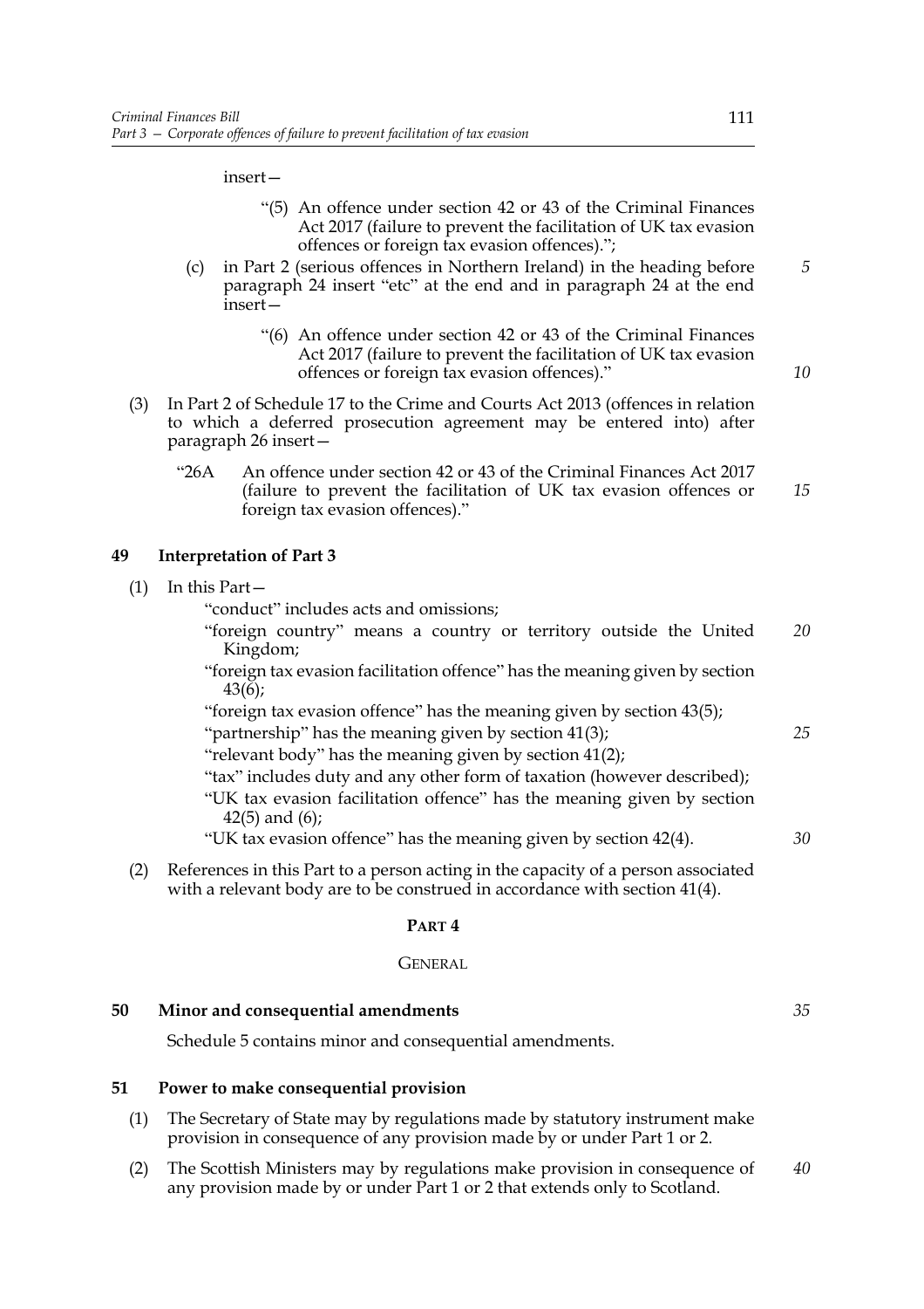insert—

"(5) An offence under section 42 or 43 of the Criminal Finances Act 2017 (failure to prevent the facilitation of UK tax evasion offences or foreign tax evasion offences).";

(c) in Part 2 (serious offences in Northern Ireland) in the heading before paragraph 24 insert "etc" at the end and in paragraph 24 at the end insert—

"(6) An offence under section 42 or 43 of the Criminal Finances Act 2017 (failure to prevent the facilitation of UK tax evasion offences or foreign tax evasion offences)."

(3) In Part 2 of Schedule 17 to the Crime and Courts Act 2013 (offences in relation to which a deferred prosecution agreement may be entered into) after paragraph 26 insert—

"26A An offence under section 42 or 43 of the Criminal Finances Act 2017 (failure to prevent the facilitation of UK tax evasion offences or foreign tax evasion offences)."

### 49 Interpretation of Part 3

(1) In this Part—

"conduct" includes acts and omissions;

"foreign country" means a country or territory outside the United Kingdom;

"foreign tax evasion facilitation offence" has the meaning given by section 43(6);

"foreign tax evasion offence" has the meaning given by section 43(5);

"partnership" has the meaning given by section 41(3);

"relevant body" has the meaning given by section 41(2);

"tax" includes duty and any other form of taxation (however described);

"UK tax evasion facilitation offence" has the meaning given by section 42(5) and (6);

"UK tax evasion offence" has the meaning given by section 42(4).

(2) References in this Part to a person acting in the capacity of a person associated with a relevant body are to be construed in accordance with section 41(4).

## PART 4

## GENERAL

### 50 Minor and consequential amendments

Schedule 5 contains minor and consequential amendments.

### 51 Power to make consequential provision

(1) The Secretary of State may by regulations made by statutory instrument make provision in consequence of any provision made by or under Part 1 or 2.

(2) The Scottish Ministers may by regulations make provision in consequence of any provision made by or under Part 1 or 2 that extends only to Scotland.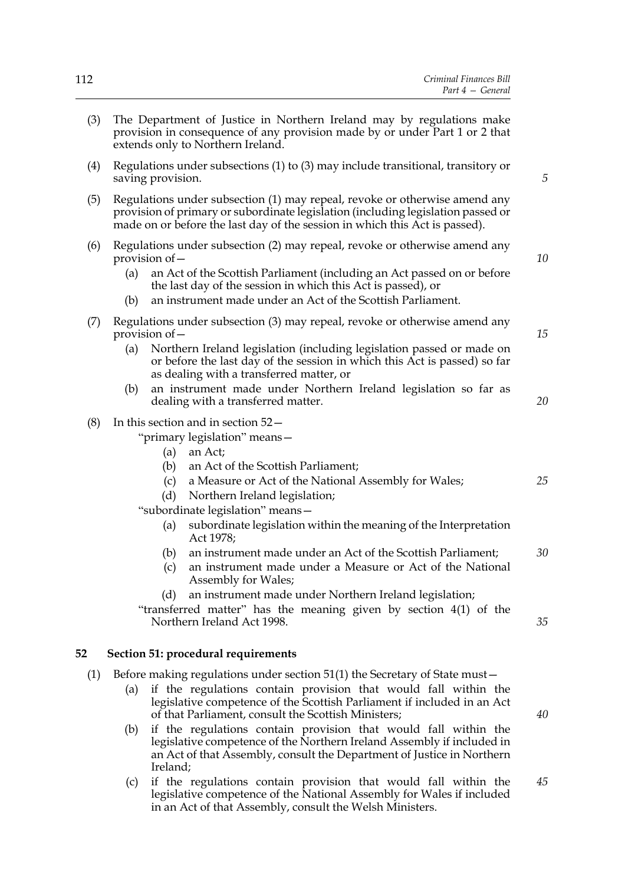(3) The Department of Justice in Northern Ireland may by regulations make provision in consequence of any provision made by or under Part 1 or 2 that extends only to Northern Ireland.

(4) Regulations under subsections (1) to (3) may include transitional, transitory or saving provision.

(5) Regulations under subsection (1) may repeal, revoke or otherwise amend any provision of primary or subordinate legislation (including legislation passed or made on or before the last day of the session in which this Act is passed).

(6) Regulations under subsection (2) may repeal, revoke or otherwise amend any provision of—

- (a) an Act of the Scottish Parliament (including an Act passed on or before the last day of the session in which this Act is passed), or
- (b) an instrument made under an Act of the Scottish Parliament.

(7) Regulations under subsection (3) may repeal, revoke or otherwise amend any provision of—

- (a) Northern Ireland legislation (including legislation passed or made on or before the last day of the session in which this Act is passed) so far as dealing with a transferred matter, or
- (b) an instrument made under Northern Ireland legislation so far as dealing with a transferred matter.

(8) In this section and in section 52—

"primary legislation" means—

- (a) an Act;
- (b) an Act of the Scottish Parliament;
- (c) a Measure or Act of the National Assembly for Wales;
- (d) Northern Ireland legislation;

"subordinate legislation" means—

- (a) subordinate legislation within the meaning of the Interpretation Act 1978;
- (b) an instrument made under an Act of the Scottish Parliament;
- (c) an instrument made under a Measure or Act of the National Assembly for Wales;
- (d) an instrument made under Northern Ireland legislation;

"transferred matter" has the meaning given by section 4(1) of the Northern Ireland Act 1998.

## 52 Section 51: procedural requirements

(1) Before making regulations under section 51(1) the Secretary of State must—

- (a) if the regulations contain provision that would fall within the legislative competence of the Scottish Parliament if included in an Act of that Parliament, consult the Scottish Ministers;
- (b) if the regulations contain provision that would fall within the legislative competence of the Northern Ireland Assembly if included in an Act of that Assembly, consult the Department of Justice in Northern Ireland;
- (c) if the regulations contain provision that would fall within the legislative competence of the National Assembly for Wales if included in an Act of that Assembly, consult the Welsh Ministers.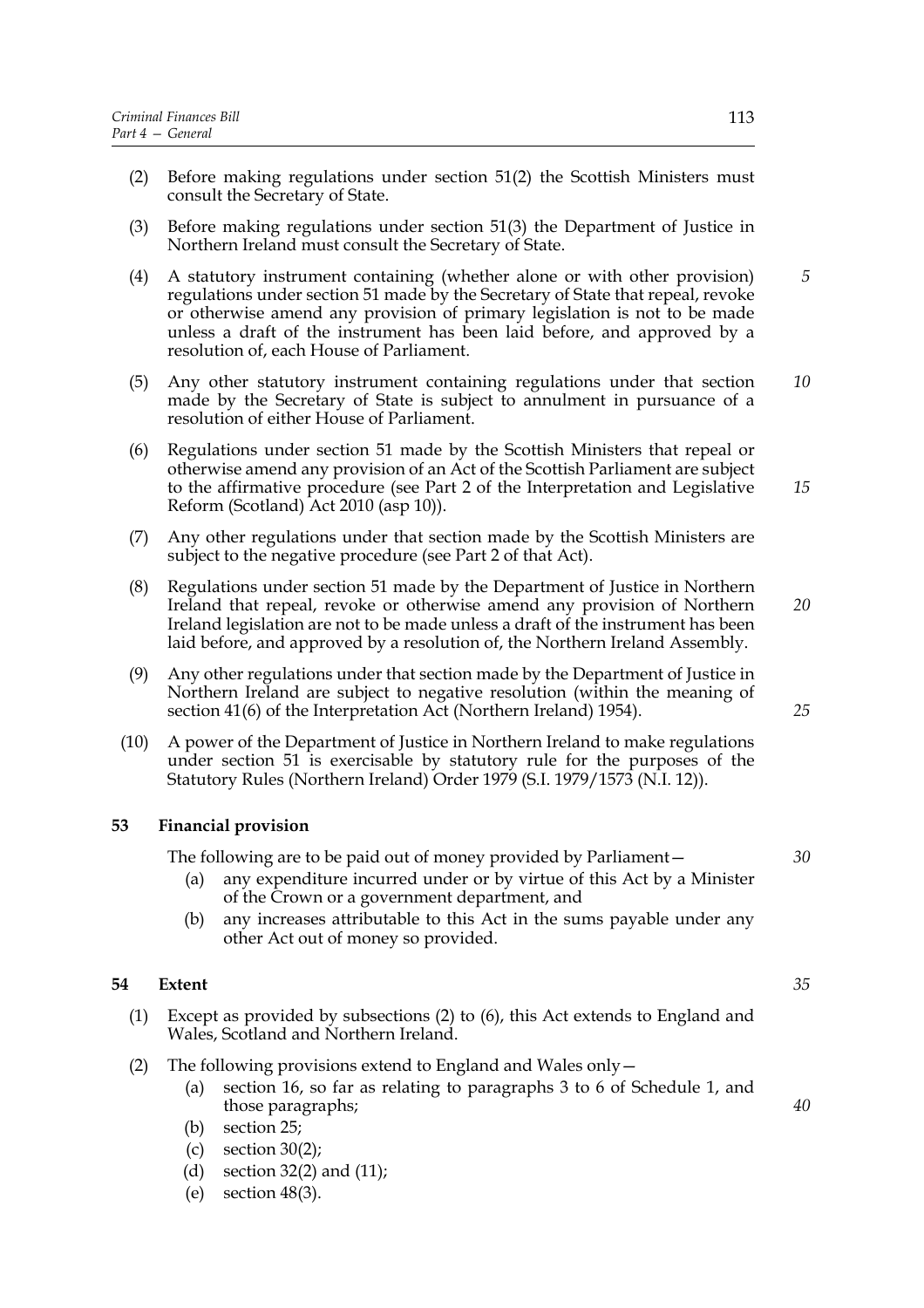(2) Before making regulations under section 51(2) the Scottish Ministers must consult the Secretary of State.

(3) Before making regulations under section 51(3) the Department of Justice in Northern Ireland must consult the Secretary of State.

(4) A statutory instrument containing (whether alone or with other provision) regulations under section 51 made by the Secretary of State that repeal, revoke or otherwise amend any provision of primary legislation is not to be made unless a draft of the instrument has been laid before, and approved by a resolution of, each House of Parliament.

(5) Any other statutory instrument containing regulations under that section made by the Secretary of State is subject to annulment in pursuance of a resolution of either House of Parliament.

(6) Regulations under section 51 made by the Scottish Ministers that repeal or otherwise amend any provision of an Act of the Scottish Parliament are subject to the affirmative procedure (see Part 2 of the Interpretation and Legislative Reform (Scotland) Act 2010 (asp 10)).

(7) Any other regulations under that section made by the Scottish Ministers are subject to the negative procedure (see Part 2 of that Act).

(8) Regulations under section 51 made by the Department of Justice in Northern Ireland that repeal, revoke or otherwise amend any provision of Northern Ireland legislation are not to be made unless a draft of the instrument has been laid before, and approved by a resolution of, the Northern Ireland Assembly.

(9) Any other regulations under that section made by the Department of Justice in Northern Ireland are subject to negative resolution (within the meaning of section 41(6) of the Interpretation Act (Northern Ireland) 1954).

(10) A power of the Department of Justice in Northern Ireland to make regulations under section 51 is exercisable by statutory rule for the purposes of the Statutory Rules (Northern Ireland) Order 1979 (S.I. 1979/1573 (N.I. 12)).

## 53 Financial provision

The following are to be paid out of money provided by Parliament—

(a) any expenditure incurred under or by virtue of this Act by a Minister of the Crown or a government department, and

(b) any increases attributable to this Act in the sums payable under any other Act out of money so provided.

## 54 Extent

(1) Except as provided by subsections (2) to (6), this Act extends to England and Wales, Scotland and Northern Ireland.

(2) The following provisions extend to England and Wales only—

(a) section 16, so far as relating to paragraphs 3 to 6 of Schedule 1, and those paragraphs;

(b) section 25;

(c) section 30(2);

(d) section 32(2) and (11);

(e) section 48(3).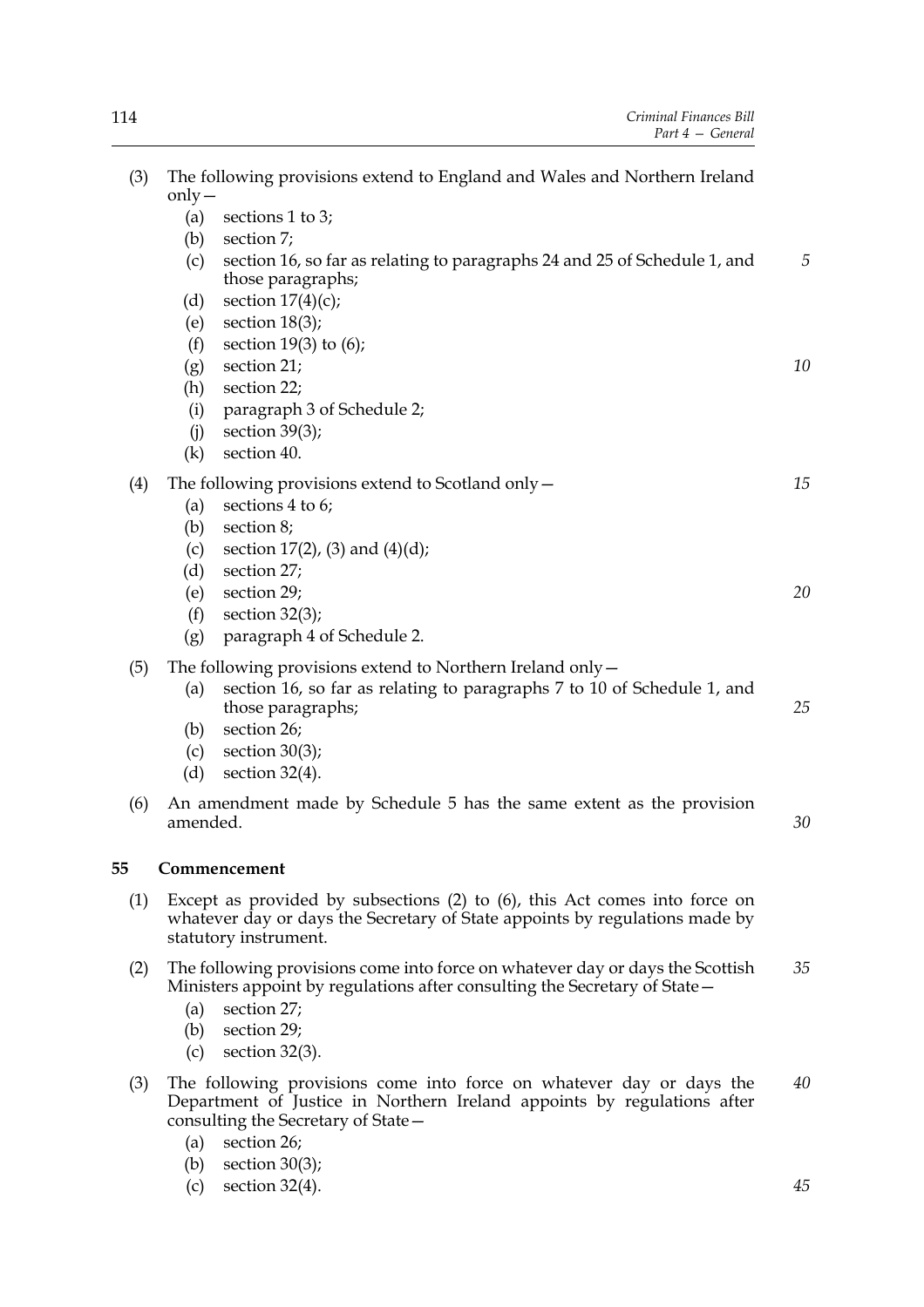(3) The following provisions extend to England and Wales and Northern Ireland only—

(a) sections 1 to 3;

(b) section 7;

(c) section 16, so far as relating to paragraphs 24 and 25 of Schedule 1, and those paragraphs;

(d) section 17(4)(c);

(e) section 18(3);

(f) section 19(3) to (6);

(g) section 21;

(h) section 22;

(i) paragraph 3 of Schedule 2;

(j) section 39(3);

(k) section 40.

(4) The following provisions extend to Scotland only—

(a) sections 4 to 6;

(b) section 8;

(c) section 17(2), (3) and (4)(d);

(d) section 27;

(e) section 29;

(f) section 32(3);

(g) paragraph 4 of Schedule 2.

(5) The following provisions extend to Northern Ireland only—

(a) section 16, so far as relating to paragraphs 7 to 10 of Schedule 1, and those paragraphs;

(b) section 26;

(c) section 30(3);

(d) section 32(4).

(6) An amendment made by Schedule 5 has the same extent as the provision amended.

## 55 Commencement

(1) Except as provided by subsections (2) to (6), this Act comes into force on whatever day or days the Secretary of State appoints by regulations made by statutory instrument.

(2) The following provisions come into force on whatever day or days the Scottish Ministers appoint by regulations after consulting the Secretary of State—

(a) section 27;

(b) section 29;

(c) section 32(3).

(3) The following provisions come into force on whatever day or days the Department of Justice in Northern Ireland appoints by regulations after consulting the Secretary of State—

(a) section 26;

(b) section 30(3);

(c) section 32(4).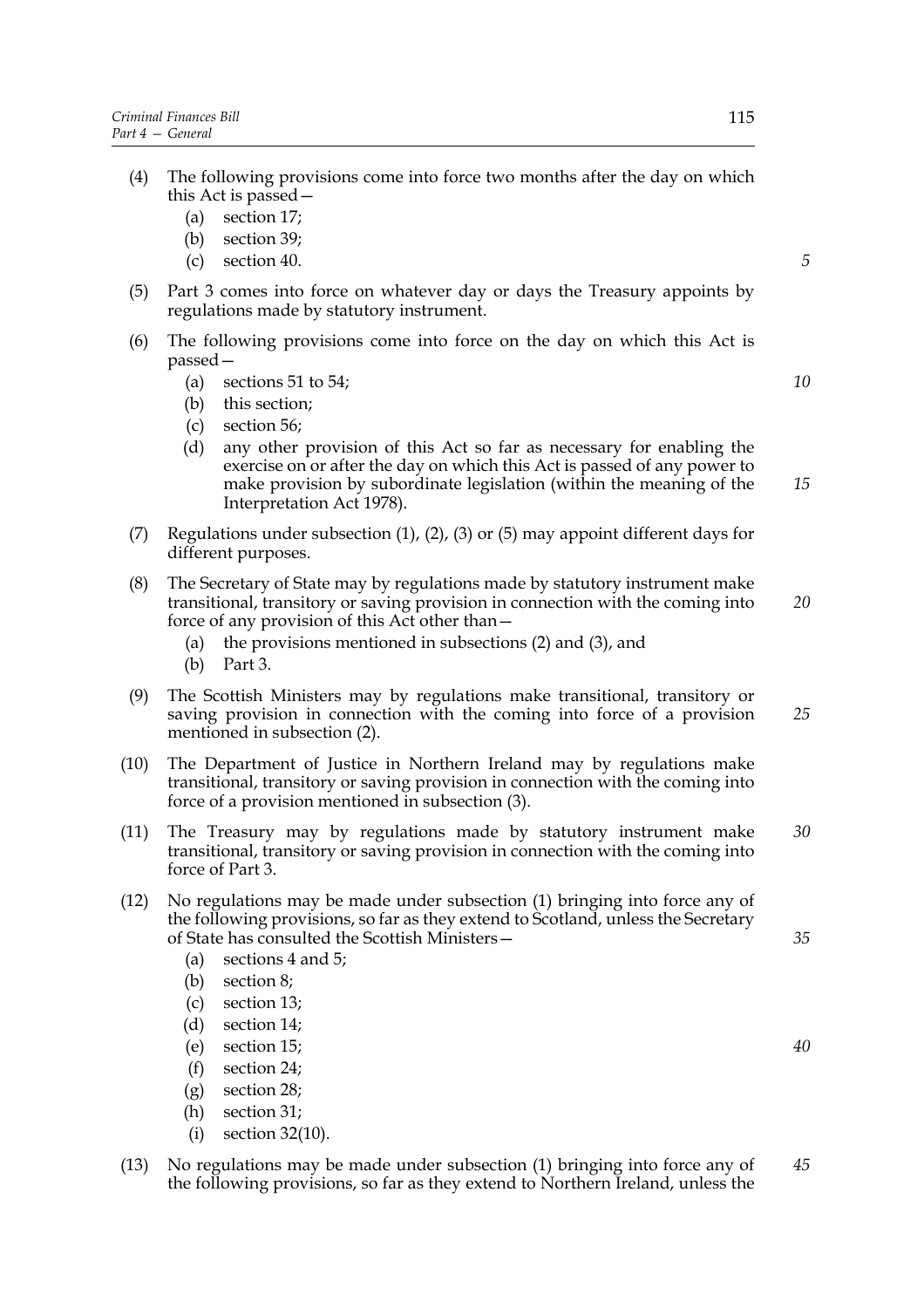(4) The following provisions come into force two months after the day on which this Act is passed—

(a) section 17;

(b) section 39;

(c) section 40.

(5) Part 3 comes into force on whatever day or days the Treasury appoints by regulations made by statutory instrument.

(6) The following provisions come into force on the day on which this Act is passed—

(a) sections 51 to 54;

(b) this section;

(c) section 56;

(d) any other provision of this Act so far as necessary for enabling the exercise on or after the day on which this Act is passed of any power to make provision by subordinate legislation (within the meaning of the Interpretation Act 1978).

(7) Regulations under subsection (1), (2), (3) or (5) may appoint different days for different purposes.

(8) The Secretary of State may by regulations made by statutory instrument make transitional, transitory or saving provision in connection with the coming into force of any provision of this Act other than—

(a) the provisions mentioned in subsections (2) and (3), and

(b) Part 3.

(9) The Scottish Ministers may by regulations make transitional, transitory or saving provision in connection with the coming into force of a provision mentioned in subsection (2).

(10) The Department of Justice in Northern Ireland may by regulations make transitional, transitory or saving provision in connection with the coming into force of a provision mentioned in subsection (3).

(11) The Treasury may by regulations made by statutory instrument make transitional, transitory or saving provision in connection with the coming into force of Part 3.

(12) No regulations may be made under subsection (1) bringing into force any of the following provisions, so far as they extend to Scotland, unless the Secretary of State has consulted the Scottish Ministers—

(a) sections 4 and 5;

(b) section 8;

(c) section 13;

(d) section 14;

(e) section 15;

(f) section 24;

(g) section 28;

(h) section 31;

(i) section 32(10).

(13) No regulations may be made under subsection (1) bringing into force any of the following provisions, so far as they extend to Northern Ireland, unless the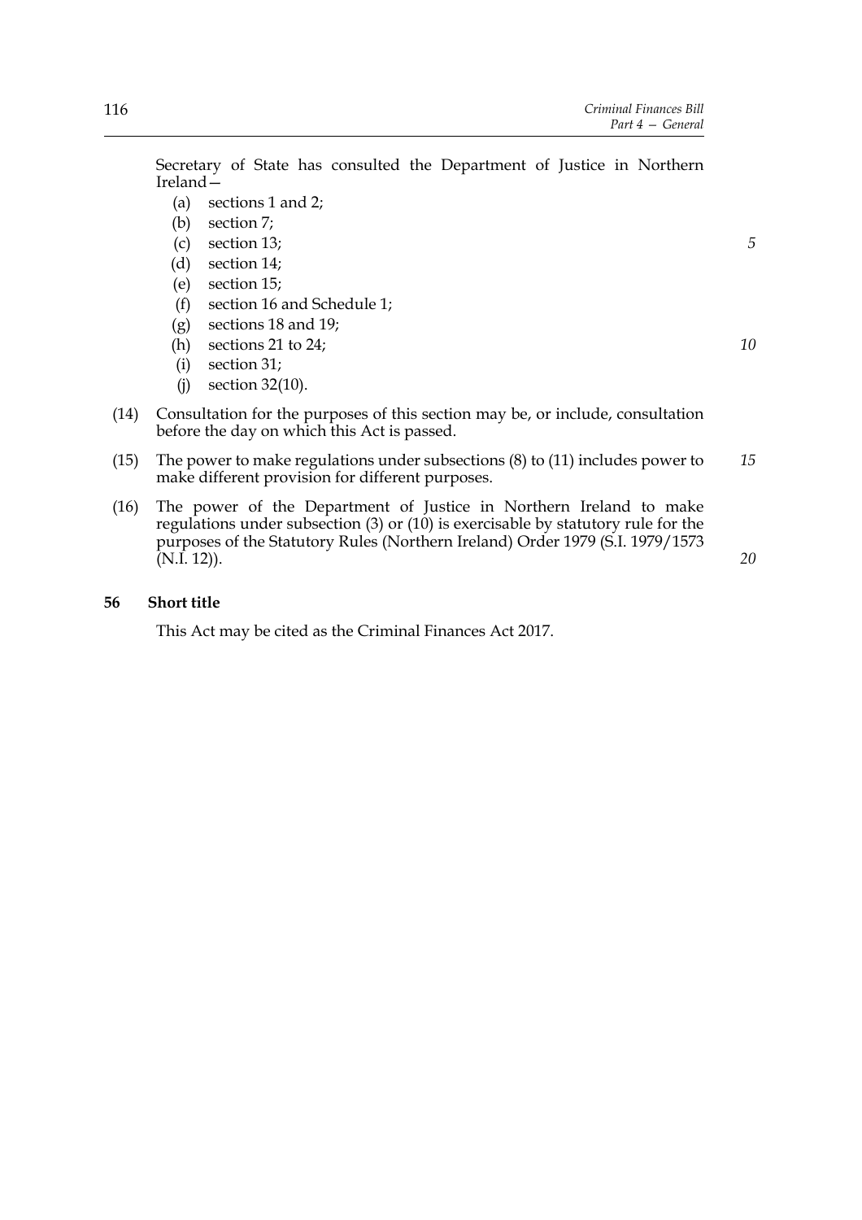Secretary of State has consulted the Department of Justice in Northern Ireland—

- (a) sections 1 and 2;
- (b) section 7;
- (c) section 13;
- (d) section 14;
- (e) section 15;
- (f) section 16 and Schedule 1;
- (g) sections 18 and 19;
- (h) sections 21 to 24;
- (i) section 31;
- (j) section 32(10).

(14) Consultation for the purposes of this section may be, or include, consultation before the day on which this Act is passed.

(15) The power to make regulations under subsections (8) to (11) includes power to make different provision for different purposes.

(16) The power of the Department of Justice in Northern Ireland to make regulations under subsection (3) or (10) is exercisable by statutory rule for the purposes of the Statutory Rules (Northern Ireland) Order 1979 (S.I. 1979/1573 (N.I. 12)).

**56 Short title**

This Act may be cited as the Criminal Finances Act 2017.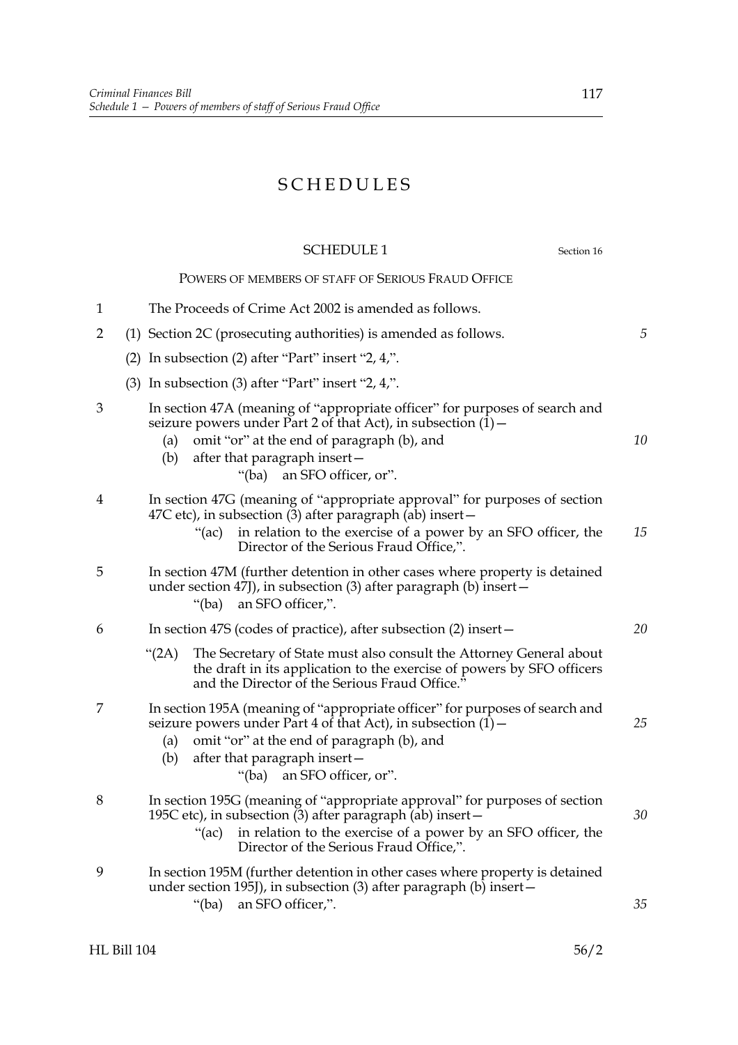# SCHEDULES

## SCHEDULE 1

Section 16

### POWERS OF MEMBERS OF STAFF OF SERIOUS FRAUD OFFICE

1 The Proceeds of Crime Act 2002 is amended as follows.

2 (1) Section 2C (prosecuting authorities) is amended as follows.

(2) In subsection (2) after "Part" insert "2, 4,".

(3) In subsection (3) after "Part" insert "2, 4,".

3 In section 47A (meaning of "appropriate officer" for purposes of search and seizure powers under Part 2 of that Act), in subsection (1)—

(a) omit "or" at the end of paragraph (b), and

(b) after that paragraph insert—

"(ba) an SFO officer, or".

4 In section 47G (meaning of "appropriate approval" for purposes of section 47C etc), in subsection (3) after paragraph (ab) insert—

"(ac) in relation to the exercise of a power by an SFO officer, the Director of the Serious Fraud Office,".

5 In section 47M (further detention in other cases where property is detained under section 47J), in subsection (3) after paragraph (b) insert—

"(ba) an SFO officer,".

6 In section 47S (codes of practice), after subsection (2) insert—

"(2A) The Secretary of State must also consult the Attorney General about the draft in its application to the exercise of powers by SFO officers and the Director of the Serious Fraud Office."

7 In section 195A (meaning of "appropriate officer" for purposes of search and seizure powers under Part 4 of that Act), in subsection (1)—

(a) omit "or" at the end of paragraph (b), and

(b) after that paragraph insert—

"(ba) an SFO officer, or".

8 In section 195G (meaning of "appropriate approval" for purposes of section 195C etc), in subsection (3) after paragraph (ab) insert—

"(ac) in relation to the exercise of a power by an SFO officer, the Director of the Serious Fraud Office,".

9 In section 195M (further detention in other cases where property is detained under section 195J), in subsection (3) after paragraph (b) insert—

"(ba) an SFO officer,".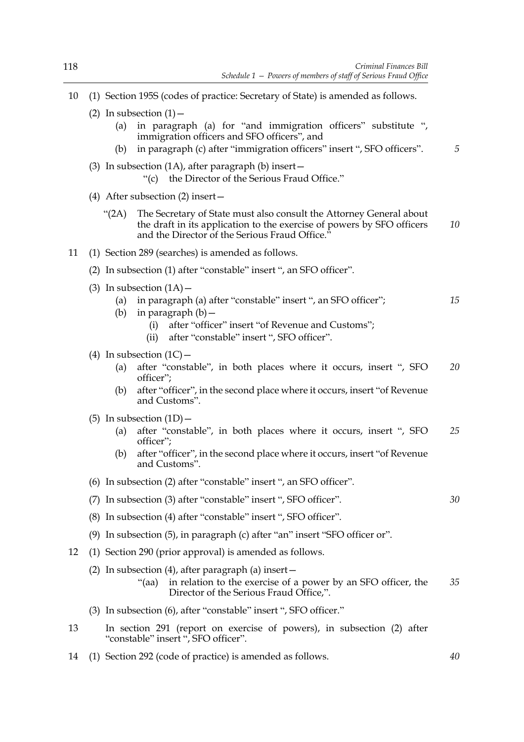10 (1) Section 195S (codes of practice: Secretary of State) is amended as follows.

(2) In subsection (1)—

(a) in paragraph (a) for "and immigration officers" substitute ", immigration officers and SFO officers", and

(b) in paragraph (c) after "immigration officers" insert ", SFO officers".

(3) In subsection (1A), after paragraph (b) insert—

"(c) the Director of the Serious Fraud Office."

(4) After subsection (2) insert—

"(2A) The Secretary of State must also consult the Attorney General about the draft in its application to the exercise of powers by SFO officers and the Director of the Serious Fraud Office."

11 (1) Section 289 (searches) is amended as follows.

(2) In subsection (1) after "constable" insert ", an SFO officer".

(3) In subsection (1A)—

(a) in paragraph (a) after "constable" insert ", an SFO officer";

(b) in paragraph (b)—

(i) after "officer" insert "of Revenue and Customs";

(ii) after "constable" insert ", SFO officer".

(4) In subsection (1C)—

(a) after "constable", in both places where it occurs, insert ", SFO officer";

(b) after "officer", in the second place where it occurs, insert "of Revenue and Customs".

(5) In subsection (1D)—

(a) after "constable", in both places where it occurs, insert ", SFO officer";

(b) after "officer", in the second place where it occurs, insert "of Revenue and Customs".

(6) In subsection (2) after "constable" insert ", an SFO officer".

(7) In subsection (3) after "constable" insert ", SFO officer".

(8) In subsection (4) after "constable" insert ", SFO officer".

(9) In subsection (5), in paragraph (c) after "an" insert "SFO officer or".

12 (1) Section 290 (prior approval) is amended as follows.

(2) In subsection (4), after paragraph (a) insert—

"(aa) in relation to the exercise of a power by an SFO officer, the Director of the Serious Fraud Office,".

(3) In subsection (6), after "constable" insert ", SFO officer."

13 In section 291 (report on exercise of powers), in subsection (2) after "constable" insert ", SFO officer".

14 (1) Section 292 (code of practice) is amended as follows.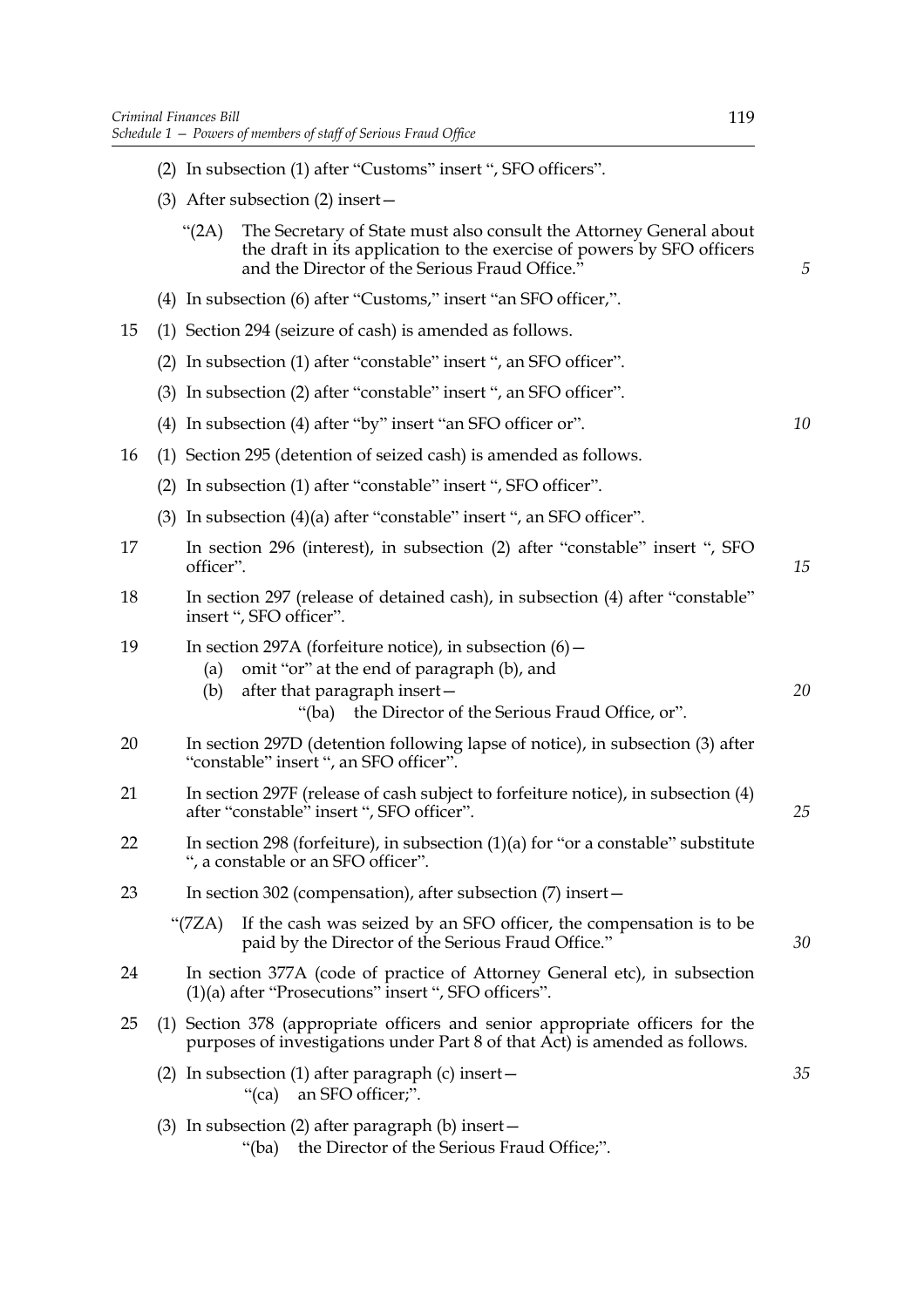(2) In subsection (1) after "Customs" insert ", SFO officers".

(3) After subsection (2) insert—

"(2A) The Secretary of State must also consult the Attorney General about the draft in its application to the exercise of powers by SFO officers and the Director of the Serious Fraud Office."

(4) In subsection (6) after "Customs," insert "an SFO officer,".

15 (1) Section 294 (seizure of cash) is amended as follows.

(2) In subsection (1) after "constable" insert ", an SFO officer".

(3) In subsection (2) after "constable" insert ", an SFO officer".

(4) In subsection (4) after "by" insert "an SFO officer or".

16 (1) Section 295 (detention of seized cash) is amended as follows.

(2) In subsection (1) after "constable" insert ", SFO officer".

(3) In subsection (4)(a) after "constable" insert ", an SFO officer".

17 In section 296 (interest), in subsection (2) after "constable" insert ", SFO officer".

18 In section 297 (release of detained cash), in subsection (4) after "constable" insert ", SFO officer".

19 In section 297A (forfeiture notice), in subsection (6)—

(a) omit "or" at the end of paragraph (b), and

(b) after that paragraph insert—

"(ba) the Director of the Serious Fraud Office, or".

20 In section 297D (detention following lapse of notice), in subsection (3) after "constable" insert ", an SFO officer".

21 In section 297F (release of cash subject to forfeiture notice), in subsection (4) after "constable" insert ", SFO officer".

22 In section 298 (forfeiture), in subsection (1)(a) for "or a constable" substitute ", a constable or an SFO officer".

23 In section 302 (compensation), after subsection (7) insert—

"(7ZA) If the cash was seized by an SFO officer, the compensation is to be paid by the Director of the Serious Fraud Office."

24 In section 377A (code of practice of Attorney General etc), in subsection (1)(a) after "Prosecutions" insert ", SFO officers".

25 (1) Section 378 (appropriate officers and senior appropriate officers for the purposes of investigations under Part 8 of that Act) is amended as follows.

(2) In subsection (1) after paragraph (c) insert—

"(ca) an SFO officer;".

(3) In subsection (2) after paragraph (b) insert—

"(ba) the Director of the Serious Fraud Office;".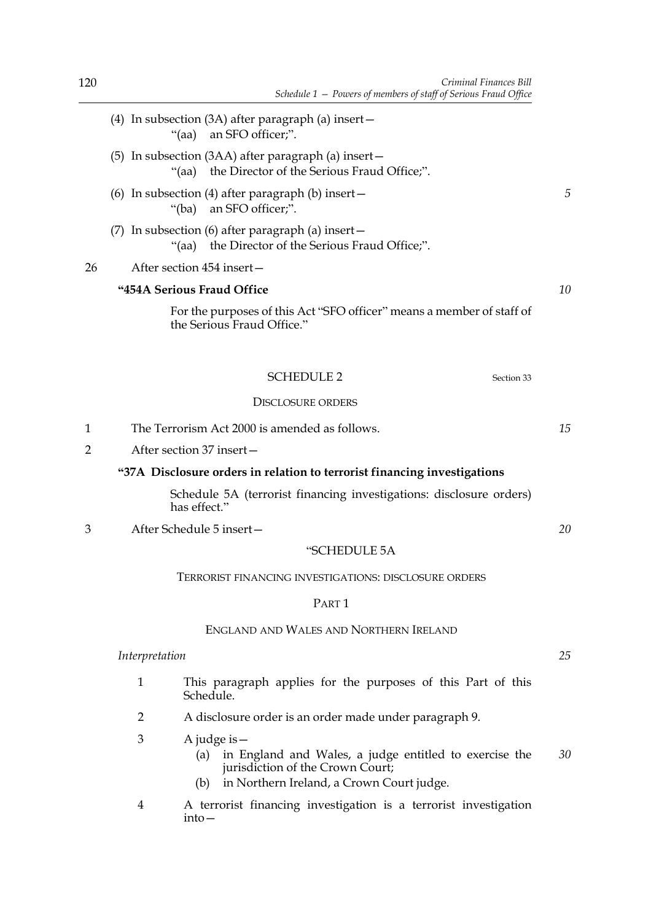(4) In subsection (3A) after paragraph (a) insert—

"(aa) an SFO officer;".

(5) In subsection (3AA) after paragraph (a) insert—

"(aa) the Director of the Serious Fraud Office;".

(6) In subsection (4) after paragraph (b) insert—

"(ba) an SFO officer;".

(7) In subsection (6) after paragraph (a) insert—

"(aa) the Director of the Serious Fraud Office;".

26 After section 454 insert—

**"454A Serious Fraud Office**

For the purposes of this Act "SFO officer" means a member of staff of the Serious Fraud Office."

## SCHEDULE 2

Section 33

DISCLOSURE ORDERS

1 The Terrorism Act 2000 is amended as follows.

2 After section 37 insert—

**"37A Disclosure orders in relation to terrorist financing investigations**

Schedule 5A (terrorist financing investigations: disclosure orders) has effect."

3 After Schedule 5 insert—

"SCHEDULE 5A

TERRORIST FINANCING INVESTIGATIONS: DISCLOSURE ORDERS

PART 1

ENGLAND AND WALES AND NORTHERN IRELAND

*Interpretation*

1 This paragraph applies for the purposes of this Part of this Schedule.

2 A disclosure order is an order made under paragraph 9.

3 A judge is—

(a) in England and Wales, a judge entitled to exercise the jurisdiction of the Crown Court;

(b) in Northern Ireland, a Crown Court judge.

4 A terrorist financing investigation is a terrorist investigation into—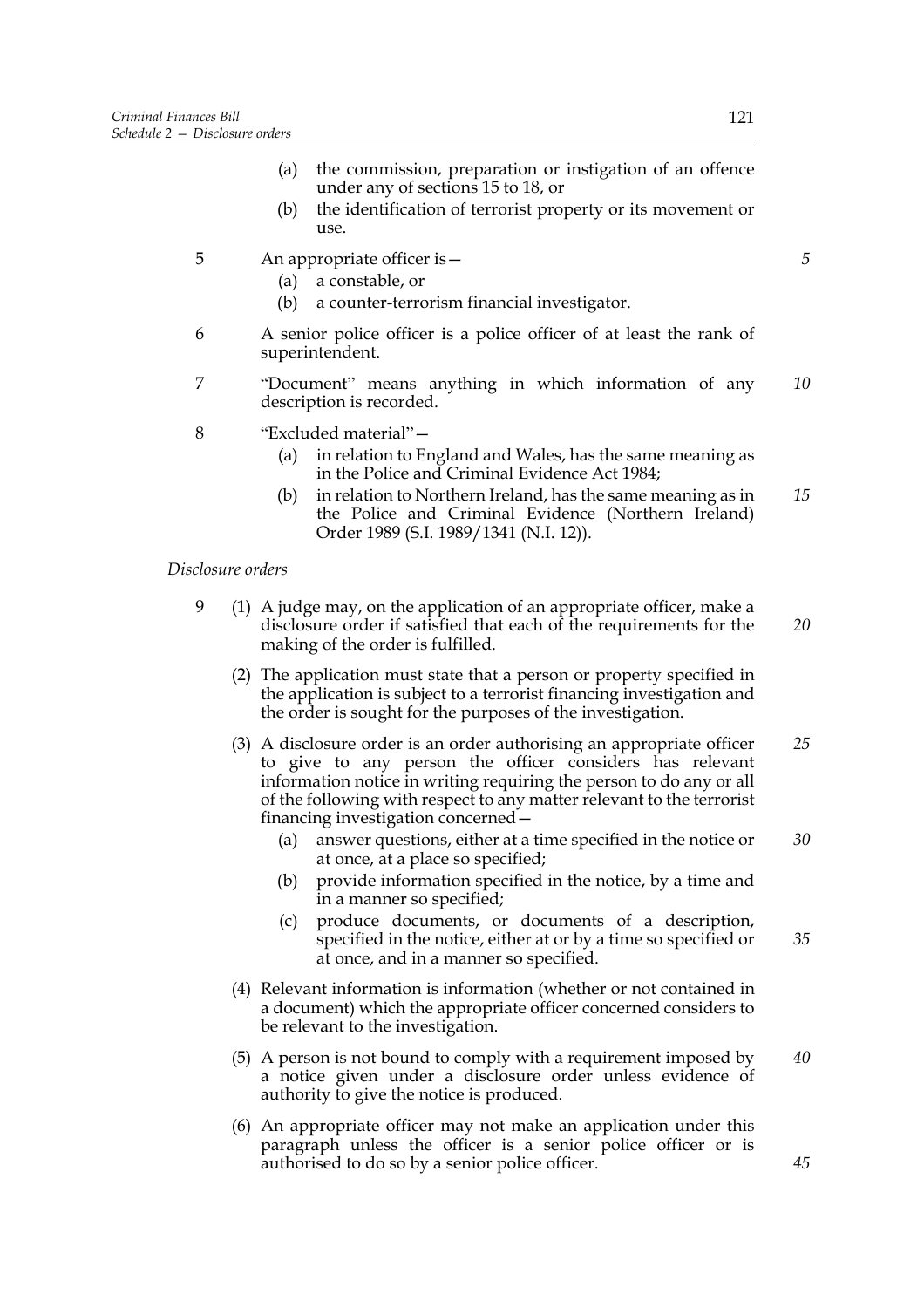(a) the commission, preparation or instigation of an offence under any of sections 15 to 18, or

(b) the identification of terrorist property or its movement or use.

5 An appropriate officer is—

(a) a constable, or

(b) a counter-terrorism financial investigator.

6 A senior police officer is a police officer of at least the rank of superintendent.

7 "Document" means anything in which information of any description is recorded.

8 "Excluded material"—

(a) in relation to England and Wales, has the same meaning as in the Police and Criminal Evidence Act 1984;

(b) in relation to Northern Ireland, has the same meaning as in the Police and Criminal Evidence (Northern Ireland) Order 1989 (S.I. 1989/1341 (N.I. 12)).

*Disclosure orders*

9 (1) A judge may, on the application of an appropriate officer, make a disclosure order if satisfied that each of the requirements for the making of the order is fulfilled.

(2) The application must state that a person or property specified in the application is subject to a terrorist financing investigation and the order is sought for the purposes of the investigation.

(3) A disclosure order is an order authorising an appropriate officer to give to any person the officer considers has relevant information notice in writing requiring the person to do any or all of the following with respect to any matter relevant to the terrorist financing investigation concerned—

(a) answer questions, either at a time specified in the notice or at once, at a place so specified;

(b) provide information specified in the notice, by a time and in a manner so specified;

(c) produce documents, or documents of a description, specified in the notice, either at or by a time so specified or at once, and in a manner so specified.

(4) Relevant information is information (whether or not contained in a document) which the appropriate officer concerned considers to be relevant to the investigation.

(5) A person is not bound to comply with a requirement imposed by a notice given under a disclosure order unless evidence of authority to give the notice is produced.

(6) An appropriate officer may not make an application under this paragraph unless the officer is a senior police officer or is authorised to do so by a senior police officer.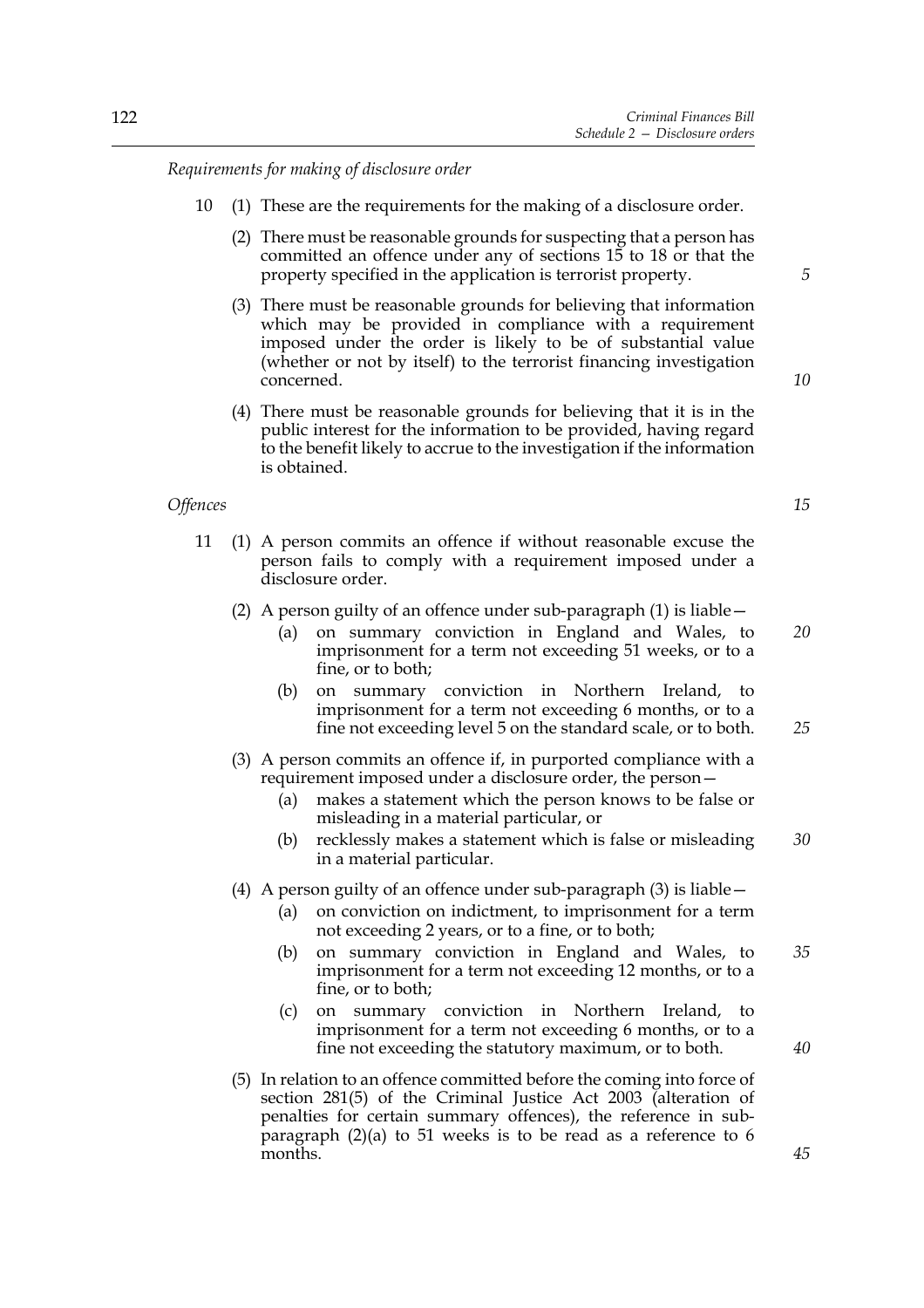*Requirements for making of disclosure order*

10 (1) These are the requirements for the making of a disclosure order.

(2) There must be reasonable grounds for suspecting that a person has committed an offence under any of sections 15 to 18 or that the property specified in the application is terrorist property.

(3) There must be reasonable grounds for believing that information which may be provided in compliance with a requirement imposed under the order is likely to be of substantial value (whether or not by itself) to the terrorist financing investigation concerned.

(4) There must be reasonable grounds for believing that it is in the public interest for the information to be provided, having regard to the benefit likely to accrue to the investigation if the information is obtained.

*Offences*

11 (1) A person commits an offence if without reasonable excuse the person fails to comply with a requirement imposed under a disclosure order.

(2) A person guilty of an offence under sub-paragraph (1) is liable—

(a) on summary conviction in England and Wales, to imprisonment for a term not exceeding 51 weeks, or to a fine, or to both;

(b) on summary conviction in Northern Ireland, to imprisonment for a term not exceeding 6 months, or to a fine not exceeding level 5 on the standard scale, or to both.

(3) A person commits an offence if, in purported compliance with a requirement imposed under a disclosure order, the person—

(a) makes a statement which the person knows to be false or misleading in a material particular, or

(b) recklessly makes a statement which is false or misleading in a material particular.

(4) A person guilty of an offence under sub-paragraph (3) is liable—

(a) on conviction on indictment, to imprisonment for a term not exceeding 2 years, or to a fine, or to both;

(b) on summary conviction in England and Wales, to imprisonment for a term not exceeding 12 months, or to a fine, or to both;

(c) on summary conviction in Northern Ireland, to imprisonment for a term not exceeding 6 months, or to a fine not exceeding the statutory maximum, or to both.

(5) In relation to an offence committed before the coming into force of section 281(5) of the Criminal Justice Act 2003 (alteration of penalties for certain summary offences), the reference in sub-paragraph (2)(a) to 51 weeks is to be read as a reference to 6 months.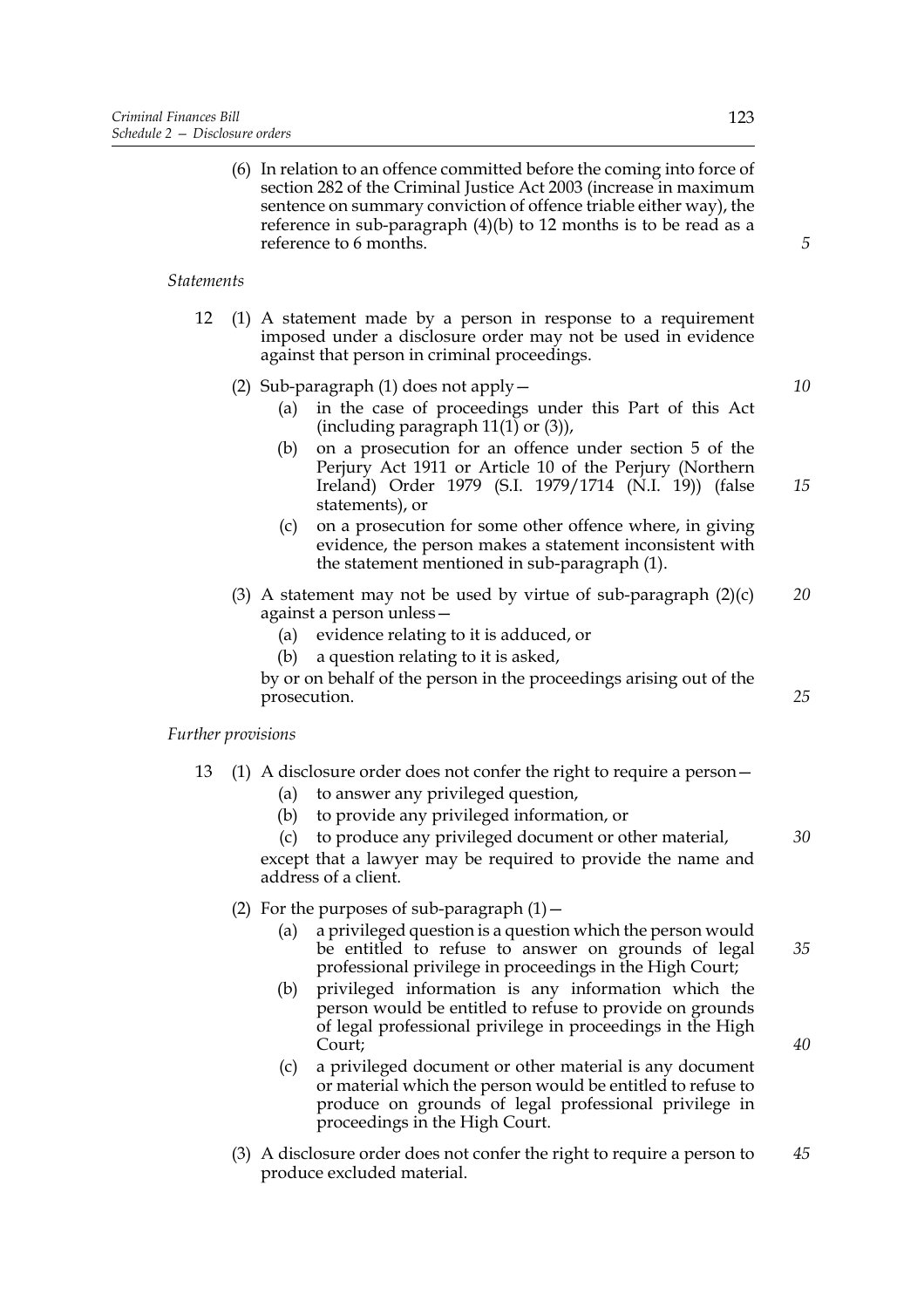(6) In relation to an offence committed before the coming into force of section 282 of the Criminal Justice Act 2003 (increase in maximum sentence on summary conviction of offence triable either way), the reference in sub-paragraph (4)(b) to 12 months is to be read as a reference to 6 months.

*Statements*

12 (1) A statement made by a person in response to a requirement imposed under a disclosure order may not be used in evidence against that person in criminal proceedings.

(2) Sub-paragraph (1) does not apply—

(a) in the case of proceedings under this Part of this Act (including paragraph 11(1) or (3)),

(b) on a prosecution for an offence under section 5 of the Perjury Act 1911 or Article 10 of the Perjury (Northern Ireland) Order 1979 (S.I. 1979/1714 (N.I. 19)) (false statements), or

(c) on a prosecution for some other offence where, in giving evidence, the person makes a statement inconsistent with the statement mentioned in sub-paragraph (1).

(3) A statement may not be used by virtue of sub-paragraph (2)(c) against a person unless—

(a) evidence relating to it is adduced, or

(b) a question relating to it is asked,

by or on behalf of the person in the proceedings arising out of the prosecution.

*Further provisions*

13 (1) A disclosure order does not confer the right to require a person—

(a) to answer any privileged question,

(b) to provide any privileged information, or

(c) to produce any privileged document or other material,

except that a lawyer may be required to provide the name and address of a client.

(2) For the purposes of sub-paragraph (1)—

(a) a privileged question is a question which the person would be entitled to refuse to answer on grounds of legal professional privilege in proceedings in the High Court;

(b) privileged information is any information which the person would be entitled to refuse to provide on grounds of legal professional privilege in proceedings in the High Court;

(c) a privileged document or other material is any document or material which the person would be entitled to refuse to produce on grounds of legal professional privilege in proceedings in the High Court.

(3) A disclosure order does not confer the right to require a person to produce excluded material.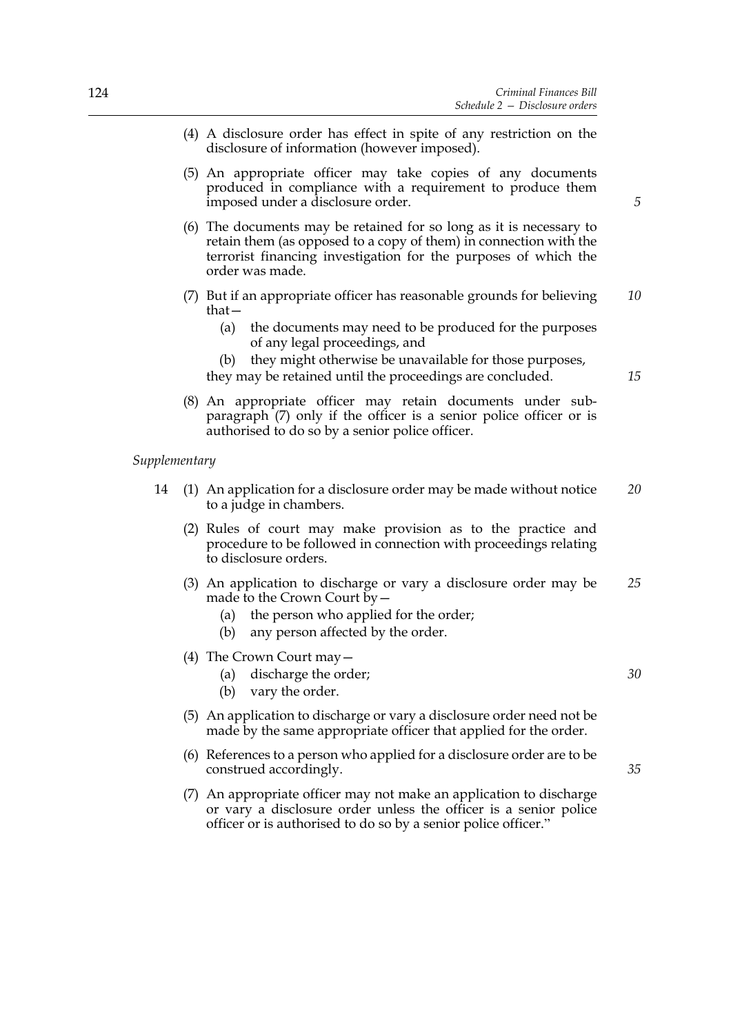(4) A disclosure order has effect in spite of any restriction on the disclosure of information (however imposed).

(5) An appropriate officer may take copies of any documents produced in compliance with a requirement to produce them imposed under a disclosure order.

(6) The documents may be retained for so long as it is necessary to retain them (as opposed to a copy of them) in connection with the terrorist financing investigation for the purposes of which the order was made.

(7) But if an appropriate officer has reasonable grounds for believing that—

(a) the documents may need to be produced for the purposes of any legal proceedings, and

(b) they might otherwise be unavailable for those purposes,

they may be retained until the proceedings are concluded.

(8) An appropriate officer may retain documents under sub-paragraph (7) only if the officer is a senior police officer or is authorised to do so by a senior police officer.

*Supplementary*

14 (1) An application for a disclosure order may be made without notice to a judge in chambers.

(2) Rules of court may make provision as to the practice and procedure to be followed in connection with proceedings relating to disclosure orders.

(3) An application to discharge or vary a disclosure order may be made to the Crown Court by—

(a) the person who applied for the order;

(b) any person affected by the order.

(4) The Crown Court may—

(a) discharge the order;

(b) vary the order.

(5) An application to discharge or vary a disclosure order need not be made by the same appropriate officer that applied for the order.

(6) References to a person who applied for a disclosure order are to be construed accordingly.

(7) An appropriate officer may not make an application to discharge or vary a disclosure order unless the officer is a senior police officer or is authorised to do so by a senior police officer."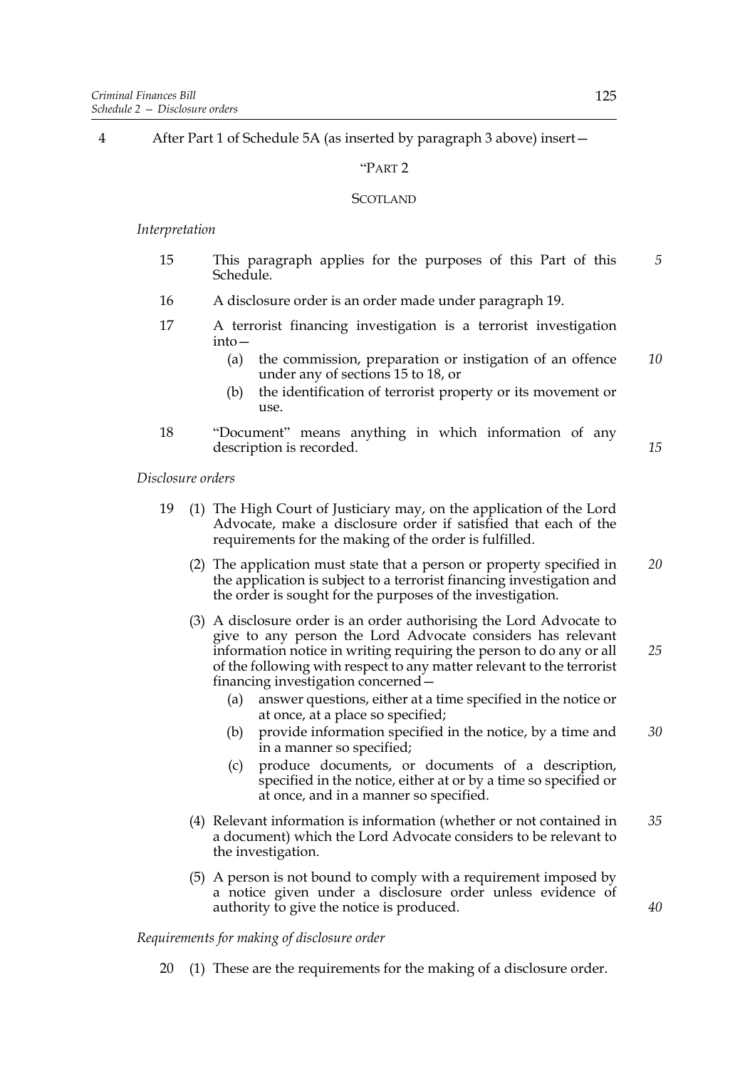4 After Part 1 of Schedule 5A (as inserted by paragraph 3 above) insert—

“PART 2

SCOTLAND

*Interpretation*

15 This paragraph applies for the purposes of this Part of this Schedule.

16 A disclosure order is an order made under paragraph 19.

17 A terrorist financing investigation is a terrorist investigation into—

(a) the commission, preparation or instigation of an offence under any of sections 15 to 18, or

(b) the identification of terrorist property or its movement or use.

18 “Document” means anything in which information of any description is recorded.

*Disclosure orders*

19 (1) The High Court of Justiciary may, on the application of the Lord Advocate, make a disclosure order if satisfied that each of the requirements for the making of the order is fulfilled.

(2) The application must state that a person or property specified in the application is subject to a terrorist financing investigation and the order is sought for the purposes of the investigation.

(3) A disclosure order is an order authorising the Lord Advocate to give to any person the Lord Advocate considers has relevant information notice in writing requiring the person to do any or all of the following with respect to any matter relevant to the terrorist financing investigation concerned—

(a) answer questions, either at a time specified in the notice or at once, at a place so specified;

(b) provide information specified in the notice, by a time and in a manner so specified;

(c) produce documents, or documents of a description, specified in the notice, either at or by a time so specified or at once, and in a manner so specified.

(4) Relevant information is information (whether or not contained in a document) which the Lord Advocate considers to be relevant to the investigation.

(5) A person is not bound to comply with a requirement imposed by a notice given under a disclosure order unless evidence of authority to give the notice is produced.

*Requirements for making of disclosure order*

20 (1) These are the requirements for the making of a disclosure order.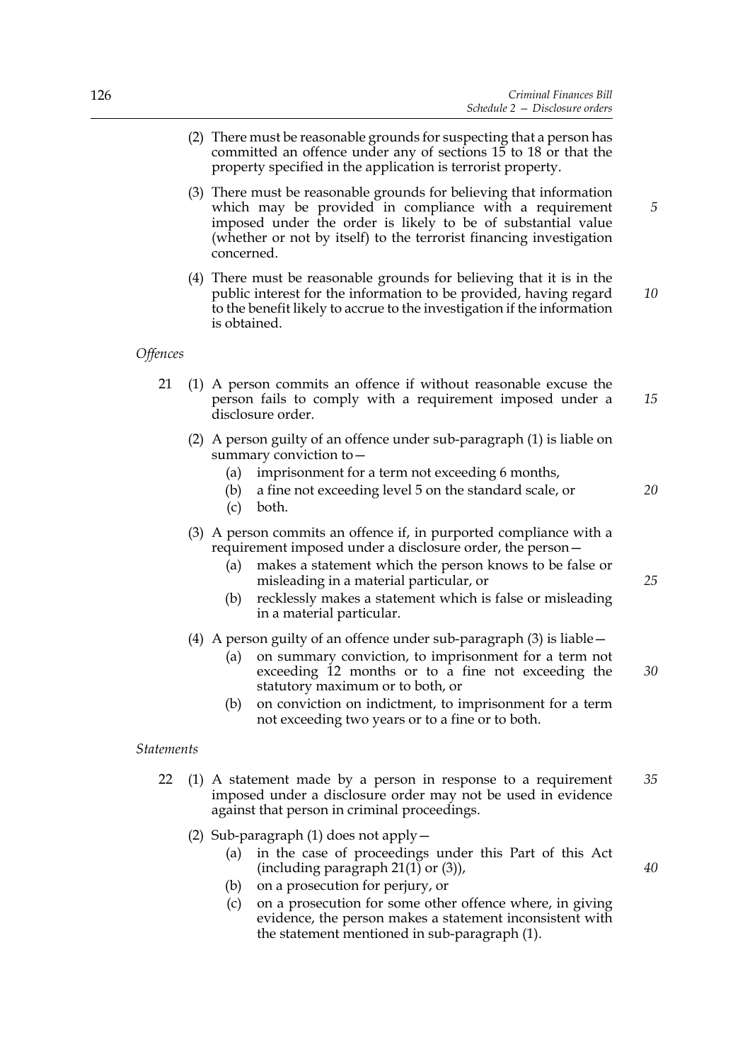(2) There must be reasonable grounds for suspecting that a person has committed an offence under any of sections 15 to 18 or that the property specified in the application is terrorist property.

(3) There must be reasonable grounds for believing that information which may be provided in compliance with a requirement imposed under the order is likely to be of substantial value (whether or not by itself) to the terrorist financing investigation concerned.

(4) There must be reasonable grounds for believing that it is in the public interest for the information to be provided, having regard to the benefit likely to accrue to the investigation if the information is obtained.

*Offences*

21 (1) A person commits an offence if without reasonable excuse the person fails to comply with a requirement imposed under a disclosure order.

(2) A person guilty of an offence under sub-paragraph (1) is liable on summary conviction to—

(a) imprisonment for a term not exceeding 6 months,

(b) a fine not exceeding level 5 on the standard scale, or

(c) both.

(3) A person commits an offence if, in purported compliance with a requirement imposed under a disclosure order, the person—

(a) makes a statement which the person knows to be false or misleading in a material particular, or

(b) recklessly makes a statement which is false or misleading in a material particular.

(4) A person guilty of an offence under sub-paragraph (3) is liable—

(a) on summary conviction, to imprisonment for a term not exceeding 12 months or to a fine not exceeding the statutory maximum or to both, or

(b) on conviction on indictment, to imprisonment for a term not exceeding two years or to a fine or to both.

*Statements*

22 (1) A statement made by a person in response to a requirement imposed under a disclosure order may not be used in evidence against that person in criminal proceedings.

(2) Sub-paragraph (1) does not apply—

(a) in the case of proceedings under this Part of this Act (including paragraph 21(1) or (3)),

(b) on a prosecution for perjury, or

(c) on a prosecution for some other offence where, in giving evidence, the person makes a statement inconsistent with the statement mentioned in sub-paragraph (1).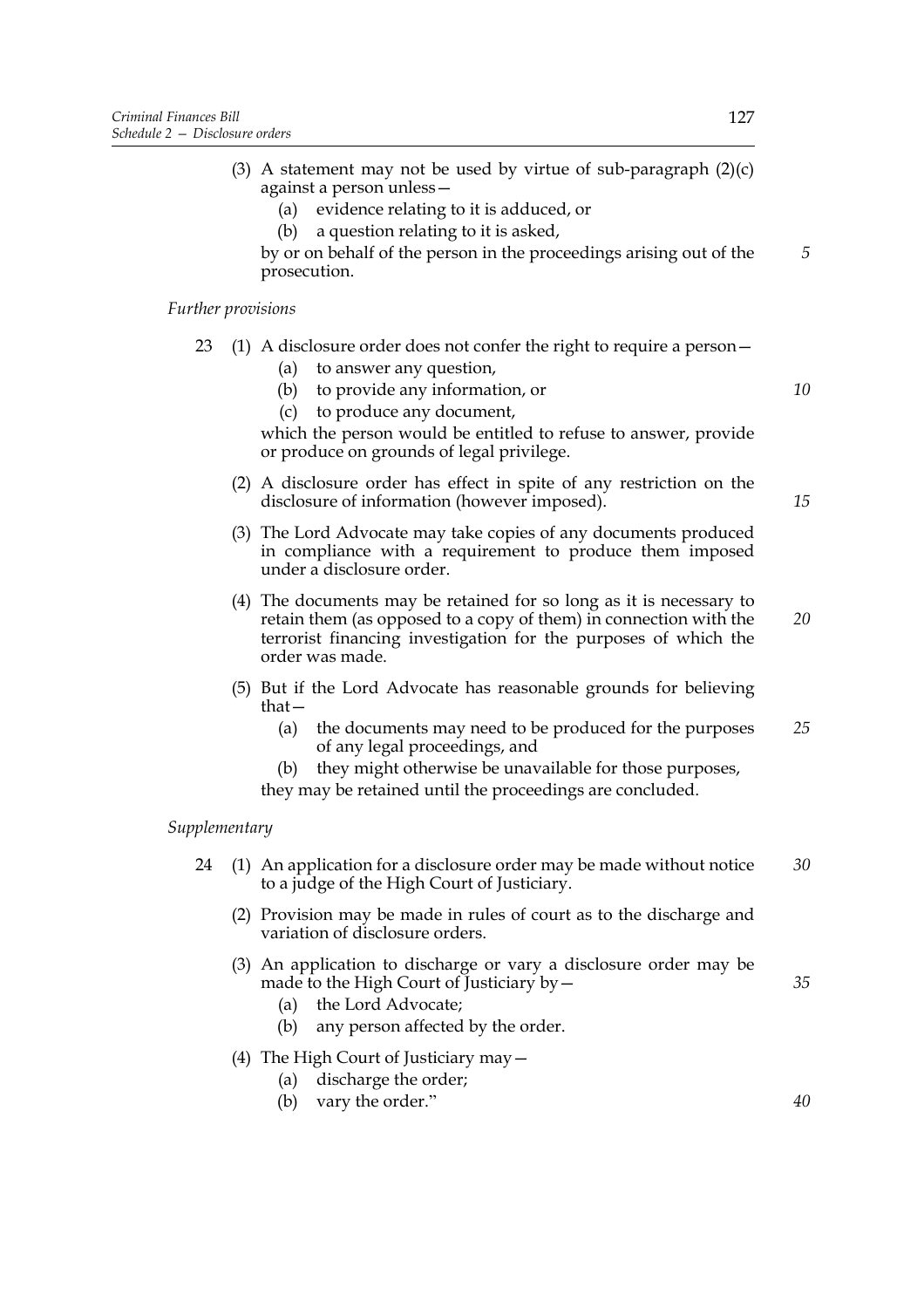(3) A statement may not be used by virtue of sub-paragraph (2)(c) against a person unless—

(a) evidence relating to it is adduced, or

(b) a question relating to it is asked,

by or on behalf of the person in the proceedings arising out of the prosecution.

*Further provisions*

23 (1) A disclosure order does not confer the right to require a person—

(a) to answer any question,

(b) to provide any information, or

(c) to produce any document,

which the person would be entitled to refuse to answer, provide or produce on grounds of legal privilege.

(2) A disclosure order has effect in spite of any restriction on the disclosure of information (however imposed).

(3) The Lord Advocate may take copies of any documents produced in compliance with a requirement to produce them imposed under a disclosure order.

(4) The documents may be retained for so long as it is necessary to retain them (as opposed to a copy of them) in connection with the terrorist financing investigation for the purposes of which the order was made.

(5) But if the Lord Advocate has reasonable grounds for believing that—

(a) the documents may need to be produced for the purposes of any legal proceedings, and

(b) they might otherwise be unavailable for those purposes,

they may be retained until the proceedings are concluded.

*Supplementary*

24 (1) An application for a disclosure order may be made without notice to a judge of the High Court of Justiciary.

(2) Provision may be made in rules of court as to the discharge and variation of disclosure orders.

(3) An application to discharge or vary a disclosure order may be made to the High Court of Justiciary by—

(a) the Lord Advocate;

(b) any person affected by the order.

(4) The High Court of Justiciary may—

(a) discharge the order;

(b) vary the order."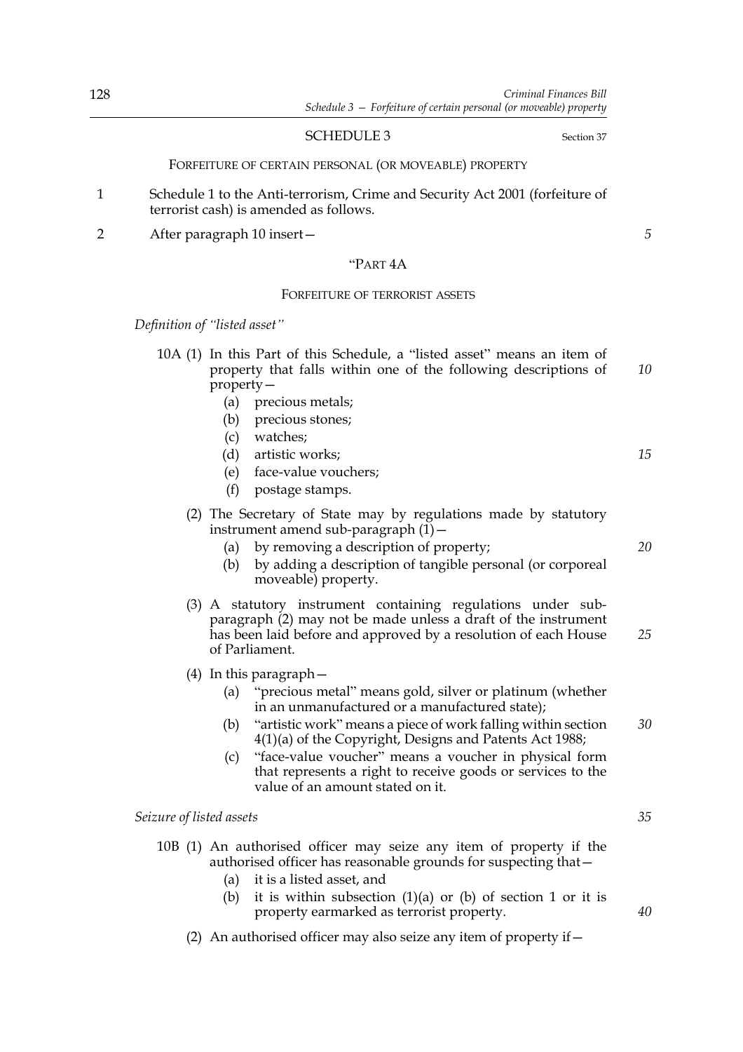SCHEDULE 3 Section 37

FORFEITURE OF CERTAIN PERSONAL (OR MOVEABLE) PROPERTY

1 Schedule 1 to the Anti-terrorism, Crime and Security Act 2001 (forfeiture of terrorist cash) is amended as follows.

2 After paragraph 10 insert—

"PART 4A

FORFEITURE OF TERRORIST ASSETS

*Definition of "listed asset"*

10A (1) In this Part of this Schedule, a "listed asset" means an item of property that falls within one of the following descriptions of property—

(a) precious metals;

(b) precious stones;

(c) watches;

(d) artistic works;

(e) face-value vouchers;

(f) postage stamps.

(2) The Secretary of State may by regulations made by statutory instrument amend sub-paragraph (1)—

(a) by removing a description of property;

(b) by adding a description of tangible personal (or corporeal moveable) property.

(3) A statutory instrument containing regulations under sub-paragraph (2) may not be made unless a draft of the instrument has been laid before and approved by a resolution of each House of Parliament.

(4) In this paragraph—

(a) "precious metal" means gold, silver or platinum (whether in an unmanufactured or a manufactured state);

(b) "artistic work" means a piece of work falling within section 4(1)(a) of the Copyright, Designs and Patents Act 1988;

(c) "face-value voucher" means a voucher in physical form that represents a right to receive goods or services to the value of an amount stated on it.

*Seizure of listed assets*

10B (1) An authorised officer may seize any item of property if the authorised officer has reasonable grounds for suspecting that—

(a) it is a listed asset, and

(b) it is within subsection (1)(a) or (b) of section 1 or it is property earmarked as terrorist property.

(2) An authorised officer may also seize any item of property if—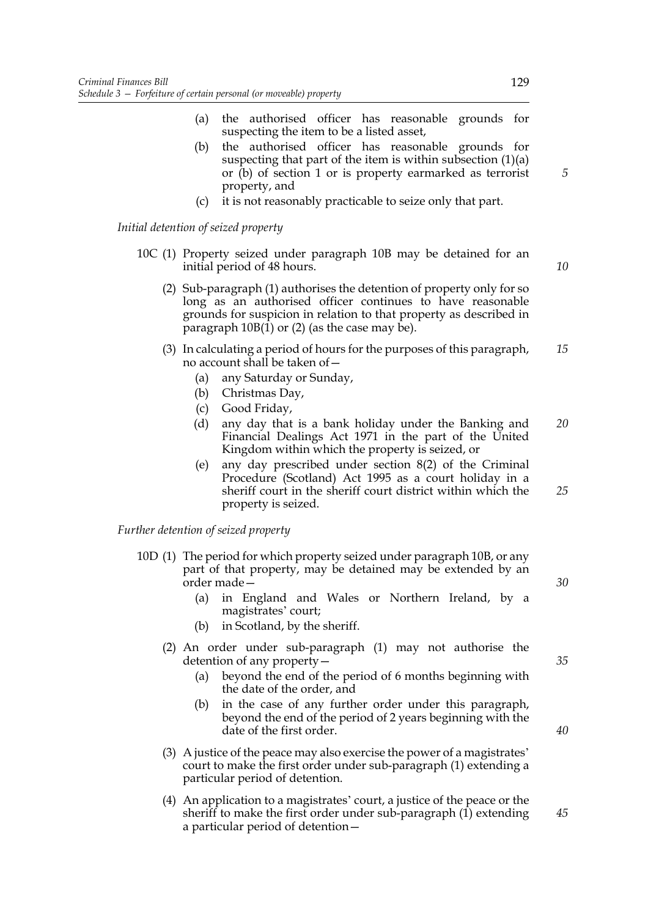(a) the authorised officer has reasonable grounds for suspecting the item to be a listed asset,

(b) the authorised officer has reasonable grounds for suspecting that part of the item is within subsection (1)(a) or (b) of section 1 or is property earmarked as terrorist property, and

(c) it is not reasonably practicable to seize only that part.

*Initial detention of seized property*

10C (1) Property seized under paragraph 10B may be detained for an initial period of 48 hours.

(2) Sub-paragraph (1) authorises the detention of property only for so long as an authorised officer continues to have reasonable grounds for suspicion in relation to that property as described in paragraph 10B(1) or (2) (as the case may be).

(3) In calculating a period of hours for the purposes of this paragraph, no account shall be taken of—

(a) any Saturday or Sunday,

(b) Christmas Day,

(c) Good Friday,

(d) any day that is a bank holiday under the Banking and Financial Dealings Act 1971 in the part of the United Kingdom within which the property is seized, or

(e) any day prescribed under section 8(2) of the Criminal Procedure (Scotland) Act 1995 as a court holiday in a sheriff court in the sheriff court district within which the property is seized.

*Further detention of seized property*

10D (1) The period for which property seized under paragraph 10B, or any part of that property, may be detained may be extended by an order made—

(a) in England and Wales or Northern Ireland, by a magistrates' court;

(b) in Scotland, by the sheriff.

(2) An order under sub-paragraph (1) may not authorise the detention of any property—

(a) beyond the end of the period of 6 months beginning with the date of the order, and

(b) in the case of any further order under this paragraph, beyond the end of the period of 2 years beginning with the date of the first order.

(3) A justice of the peace may also exercise the power of a magistrates' court to make the first order under sub-paragraph (1) extending a particular period of detention.

(4) An application to a magistrates' court, a justice of the peace or the sheriff to make the first order under sub-paragraph (1) extending a particular period of detention—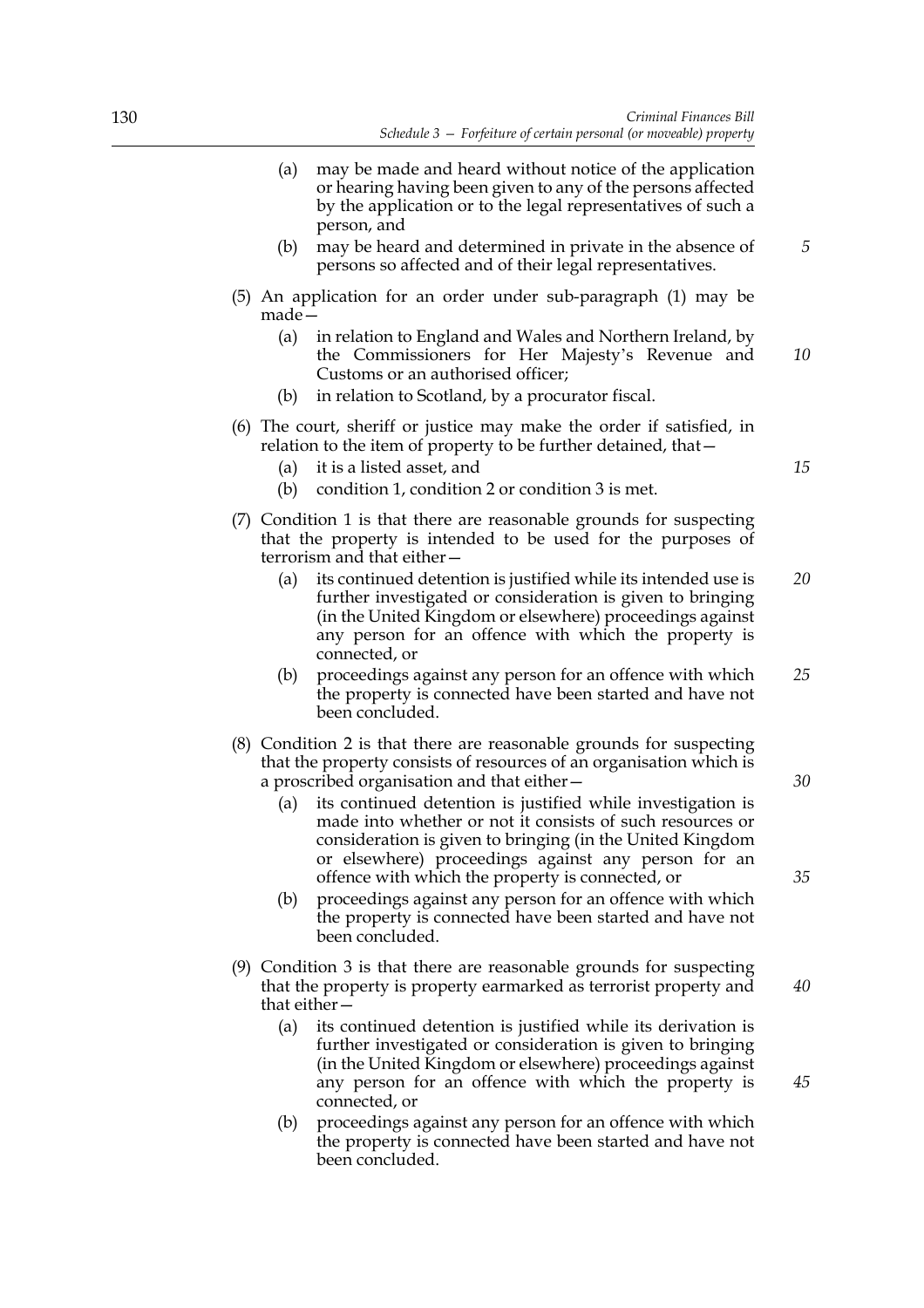(a) may be made and heard without notice of the application or hearing having been given to any of the persons affected by the application or to the legal representatives of such a person, and

(b) may be heard and determined in private in the absence of persons so affected and of their legal representatives.

(5) An application for an order under sub-paragraph (1) may be made—

(a) in relation to England and Wales and Northern Ireland, by the Commissioners for Her Majesty's Revenue and Customs or an authorised officer;

(b) in relation to Scotland, by a procurator fiscal.

(6) The court, sheriff or justice may make the order if satisfied, in relation to the item of property to be further detained, that—

(a) it is a listed asset, and

(b) condition 1, condition 2 or condition 3 is met.

(7) Condition 1 is that there are reasonable grounds for suspecting that the property is intended to be used for the purposes of terrorism and that either—

(a) its continued detention is justified while its intended use is further investigated or consideration is given to bringing (in the United Kingdom or elsewhere) proceedings against any person for an offence with which the property is connected, or

(b) proceedings against any person for an offence with which the property is connected have been started and have not been concluded.

(8) Condition 2 is that there are reasonable grounds for suspecting that the property consists of resources of an organisation which is a proscribed organisation and that either—

(a) its continued detention is justified while investigation is made into whether or not it consists of such resources or consideration is given to bringing (in the United Kingdom or elsewhere) proceedings against any person for an offence with which the property is connected, or

(b) proceedings against any person for an offence with which the property is connected have been started and have not been concluded.

(9) Condition 3 is that there are reasonable grounds for suspecting that the property is property earmarked as terrorist property and that either—

(a) its continued detention is justified while its derivation is further investigated or consideration is given to bringing (in the United Kingdom or elsewhere) proceedings against any person for an offence with which the property is connected, or

(b) proceedings against any person for an offence with which the property is connected have been started and have not been concluded.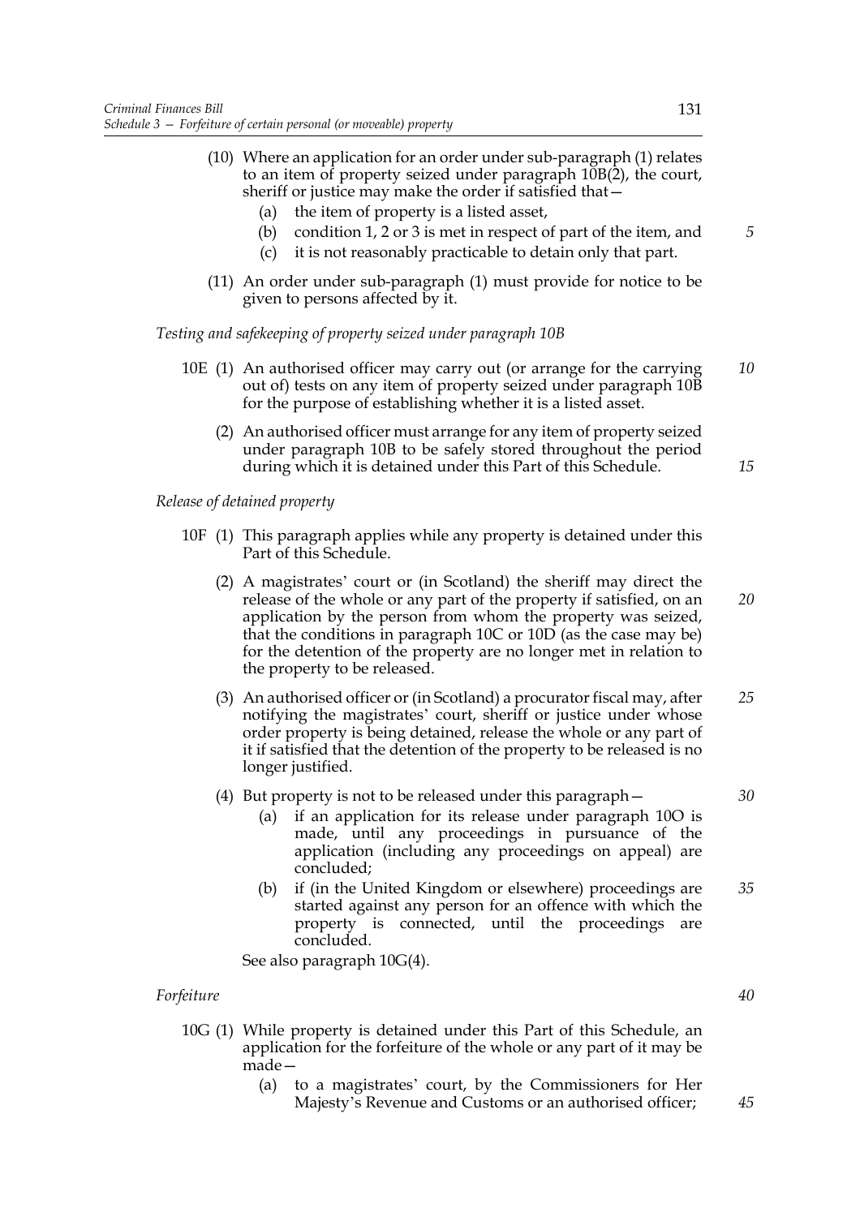(10) Where an application for an order under sub-paragraph (1) relates to an item of property seized under paragraph 10B(2), the court, sheriff or justice may make the order if satisfied that—

- (a) the item of property is a listed asset,
- (b) condition 1, 2 or 3 is met in respect of part of the item, and
- (c) it is not reasonably practicable to detain only that part.

(11) An order under sub-paragraph (1) must provide for notice to be given to persons affected by it.

*Testing and safekeeping of property seized under paragraph 10B*

10E (1) An authorised officer may carry out (or arrange for the carrying out of) tests on any item of property seized under paragraph 10B for the purpose of establishing whether it is a listed asset.

(2) An authorised officer must arrange for any item of property seized under paragraph 10B to be safely stored throughout the period during which it is detained under this Part of this Schedule.

*Release of detained property*

10F (1) This paragraph applies while any property is detained under this Part of this Schedule.

(2) A magistrates' court or (in Scotland) the sheriff may direct the release of the whole or any part of the property if satisfied, on an application by the person from whom the property was seized, that the conditions in paragraph 10C or 10D (as the case may be) for the detention of the property are no longer met in relation to the property to be released.

(3) An authorised officer or (in Scotland) a procurator fiscal may, after notifying the magistrates' court, sheriff or justice under whose order property is being detained, release the whole or any part of it if satisfied that the detention of the property to be released is no longer justified.

(4) But property is not to be released under this paragraph—

- (a) if an application for its release under paragraph 10O is made, until any proceedings in pursuance of the application (including any proceedings on appeal) are concluded;
- (b) if (in the United Kingdom or elsewhere) proceedings are started against any person for an offence with which the property is connected, until the proceedings are concluded.

See also paragraph 10G(4).

*Forfeiture*

10G (1) While property is detained under this Part of this Schedule, an application for the forfeiture of the whole or any part of it may be made—

- (a) to a magistrates' court, by the Commissioners for Her Majesty's Revenue and Customs or an authorised officer;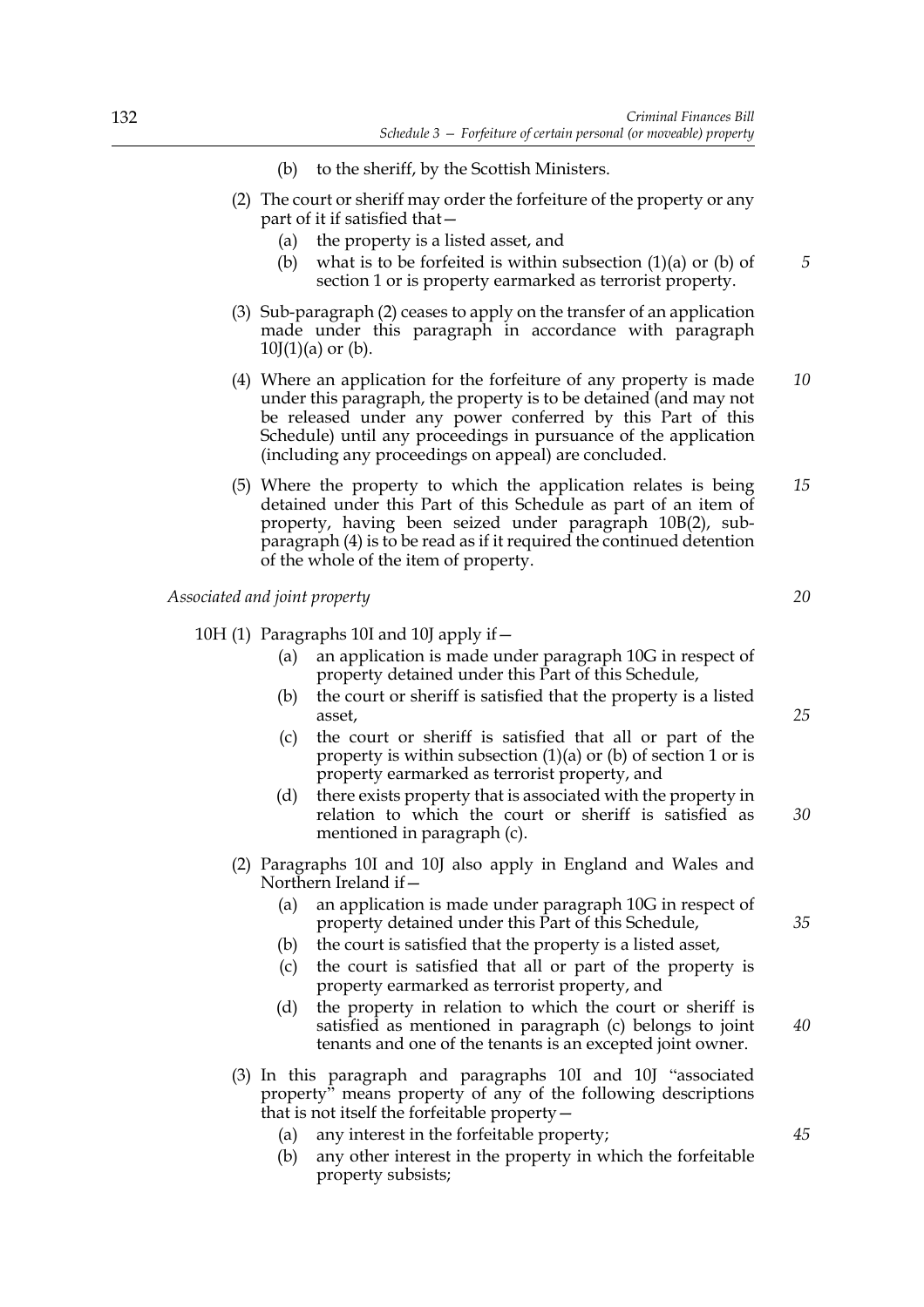(b) to the sheriff, by the Scottish Ministers.

(2) The court or sheriff may order the forfeiture of the property or any part of it if satisfied that—

   (a) the property is a listed asset, and

   (b) what is to be forfeited is within subsection (1)(a) or (b) of section 1 or is property earmarked as terrorist property.

(3) Sub-paragraph (2) ceases to apply on the transfer of an application made under this paragraph in accordance with paragraph 10J(1)(a) or (b).

(4) Where an application for the forfeiture of any property is made under this paragraph, the property is to be detained (and may not be released under any power conferred by this Part of this Schedule) until any proceedings in pursuance of the application (including any proceedings on appeal) are concluded.

(5) Where the property to which the application relates is being detained under this Part of this Schedule as part of an item of property, having been seized under paragraph 10B(2), sub-paragraph (4) is to be read as if it required the continued detention of the whole of the item of property.

*Associated and joint property*

10H (1) Paragraphs 10I and 10J apply if—

   (a) an application is made under paragraph 10G in respect of property detained under this Part of this Schedule,

   (b) the court or sheriff is satisfied that the property is a listed asset,

   (c) the court or sheriff is satisfied that all or part of the property is within subsection (1)(a) or (b) of section 1 or is property earmarked as terrorist property, and

   (d) there exists property that is associated with the property in relation to which the court or sheriff is satisfied as mentioned in paragraph (c).

(2) Paragraphs 10I and 10J also apply in England and Wales and Northern Ireland if—

   (a) an application is made under paragraph 10G in respect of property detained under this Part of this Schedule,

   (b) the court is satisfied that the property is a listed asset,

   (c) the court is satisfied that all or part of the property is property earmarked as terrorist property, and

   (d) the property in relation to which the court or sheriff is satisfied as mentioned in paragraph (c) belongs to joint tenants and one of the tenants is an excepted joint owner.

(3) In this paragraph and paragraphs 10I and 10J "associated property" means property of any of the following descriptions that is not itself the forfeitable property—

   (a) any interest in the forfeitable property;

   (b) any other interest in the property in which the forfeitable property subsists;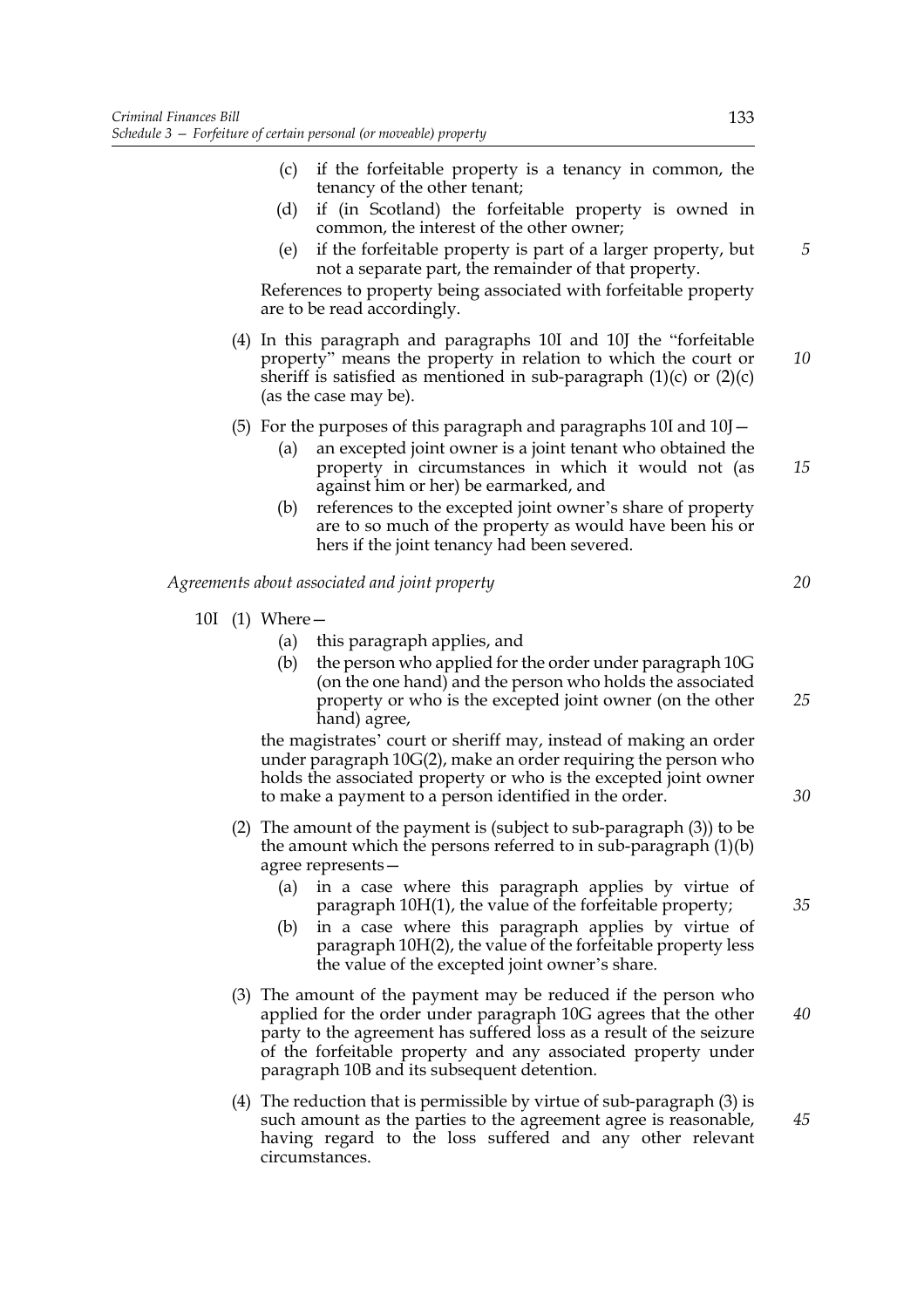(c) if the forfeitable property is a tenancy in common, the tenancy of the other tenant;

(d) if (in Scotland) the forfeitable property is owned in common, the interest of the other owner;

(e) if the forfeitable property is part of a larger property, but not a separate part, the remainder of that property.

References to property being associated with forfeitable property are to be read accordingly.

(4) In this paragraph and paragraphs 10I and 10J the "forfeitable property" means the property in relation to which the court or sheriff is satisfied as mentioned in sub-paragraph (1)(c) or (2)(c) (as the case may be).

(5) For the purposes of this paragraph and paragraphs 10I and 10J—

(a) an excepted joint owner is a joint tenant who obtained the property in circumstances in which it would not (as against him or her) be earmarked, and

(b) references to the excepted joint owner's share of property are to so much of the property as would have been his or hers if the joint tenancy had been severed.

*Agreements about associated and joint property*

10I (1) Where—

(a) this paragraph applies, and

(b) the person who applied for the order under paragraph 10G (on the one hand) and the person who holds the associated property or who is the excepted joint owner (on the other hand) agree,

the magistrates' court or sheriff may, instead of making an order under paragraph 10G(2), make an order requiring the person who holds the associated property or who is the excepted joint owner to make a payment to a person identified in the order.

(2) The amount of the payment is (subject to sub-paragraph (3)) to be the amount which the persons referred to in sub-paragraph (1)(b) agree represents—

(a) in a case where this paragraph applies by virtue of paragraph 10H(1), the value of the forfeitable property;

(b) in a case where this paragraph applies by virtue of paragraph 10H(2), the value of the forfeitable property less the value of the excepted joint owner's share.

(3) The amount of the payment may be reduced if the person who applied for the order under paragraph 10G agrees that the other party to the agreement has suffered loss as a result of the seizure of the forfeitable property and any associated property under paragraph 10B and its subsequent detention.

(4) The reduction that is permissible by virtue of sub-paragraph (3) is such amount as the parties to the agreement agree is reasonable, having regard to the loss suffered and any other relevant circumstances.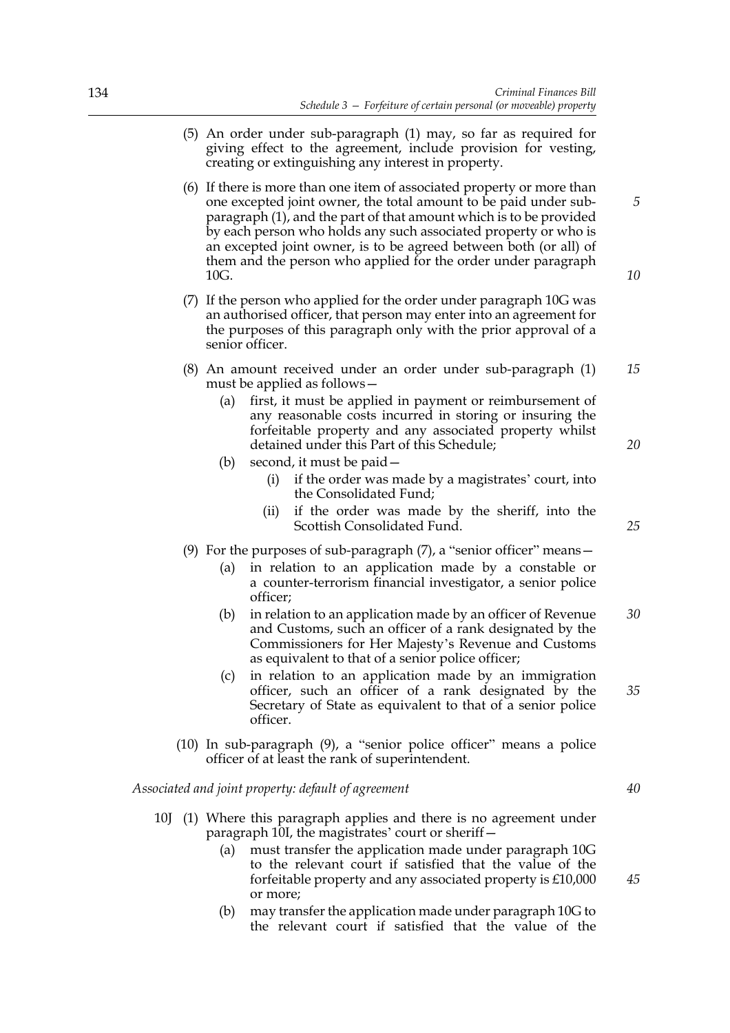(5) An order under sub-paragraph (1) may, so far as required for giving effect to the agreement, include provision for vesting, creating or extinguishing any interest in property.

(6) If there is more than one item of associated property or more than one excepted joint owner, the total amount to be paid under sub-paragraph (1), and the part of that amount which is to be provided by each person who holds any such associated property or who is an excepted joint owner, is to be agreed between both (or all) of them and the person who applied for the order under paragraph 10G.

(7) If the person who applied for the order under paragraph 10G was an authorised officer, that person may enter into an agreement for the purposes of this paragraph only with the prior approval of a senior officer.

(8) An amount received under an order under sub-paragraph (1) must be applied as follows—

- (a) first, it must be applied in payment or reimbursement of any reasonable costs incurred in storing or insuring the forfeitable property and any associated property whilst detained under this Part of this Schedule;
- (b) second, it must be paid—
  - (i) if the order was made by a magistrates' court, into the Consolidated Fund;
  - (ii) if the order was made by the sheriff, into the Scottish Consolidated Fund.

(9) For the purposes of sub-paragraph (7), a "senior officer" means—

- (a) in relation to an application made by a constable or a counter-terrorism financial investigator, a senior police officer;
- (b) in relation to an application made by an officer of Revenue and Customs, such an officer of a rank designated by the Commissioners for Her Majesty's Revenue and Customs as equivalent to that of a senior police officer;
- (c) in relation to an application made by an immigration officer, such an officer of a rank designated by the Secretary of State as equivalent to that of a senior police officer.

(10) In sub-paragraph (9), a "senior police officer" means a police officer of at least the rank of superintendent.

*Associated and joint property: default of agreement*

10J (1) Where this paragraph applies and there is no agreement under paragraph 10I, the magistrates' court or sheriff—

- (a) must transfer the application made under paragraph 10G to the relevant court if satisfied that the value of the forfeitable property and any associated property is £10,000 or more;
- (b) may transfer the application made under paragraph 10G to the relevant court if satisfied that the value of the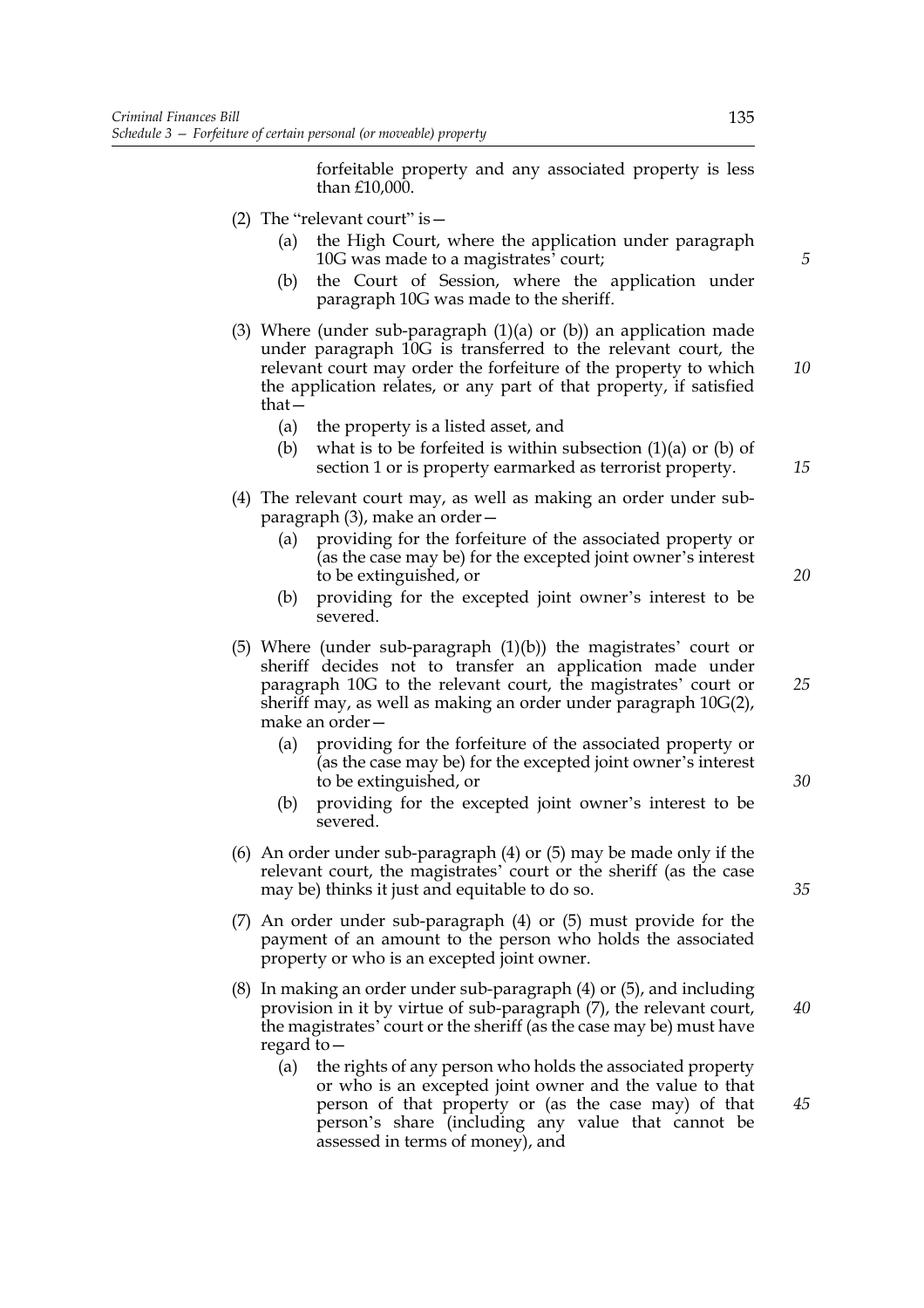forfeitable property and any associated property is less than £10,000.

(2) The "relevant court" is—

- (a) the High Court, where the application under paragraph 10G was made to a magistrates' court;
- (b) the Court of Session, where the application under paragraph 10G was made to the sheriff.

(3) Where (under sub-paragraph (1)(a) or (b)) an application made under paragraph 10G is transferred to the relevant court, the relevant court may order the forfeiture of the property to which the application relates, or any part of that property, if satisfied that—

- (a) the property is a listed asset, and
- (b) what is to be forfeited is within subsection (1)(a) or (b) of section 1 or is property earmarked as terrorist property.

(4) The relevant court may, as well as making an order under sub-paragraph (3), make an order—

- (a) providing for the forfeiture of the associated property or (as the case may be) for the excepted joint owner's interest to be extinguished, or
- (b) providing for the excepted joint owner's interest to be severed.

(5) Where (under sub-paragraph (1)(b)) the magistrates' court or sheriff decides not to transfer an application made under paragraph 10G to the relevant court, the magistrates' court or sheriff may, as well as making an order under paragraph 10G(2), make an order—

- (a) providing for the forfeiture of the associated property or (as the case may be) for the excepted joint owner's interest to be extinguished, or
- (b) providing for the excepted joint owner's interest to be severed.

(6) An order under sub-paragraph (4) or (5) may be made only if the relevant court, the magistrates' court or the sheriff (as the case may be) thinks it just and equitable to do so.

(7) An order under sub-paragraph (4) or (5) must provide for the payment of an amount to the person who holds the associated property or who is an excepted joint owner.

(8) In making an order under sub-paragraph (4) or (5), and including provision in it by virtue of sub-paragraph (7), the relevant court, the magistrates' court or the sheriff (as the case may be) must have regard to—

- (a) the rights of any person who holds the associated property or who is an excepted joint owner and the value to that person of that property or (as the case may) of that person's share (including any value that cannot be assessed in terms of money), and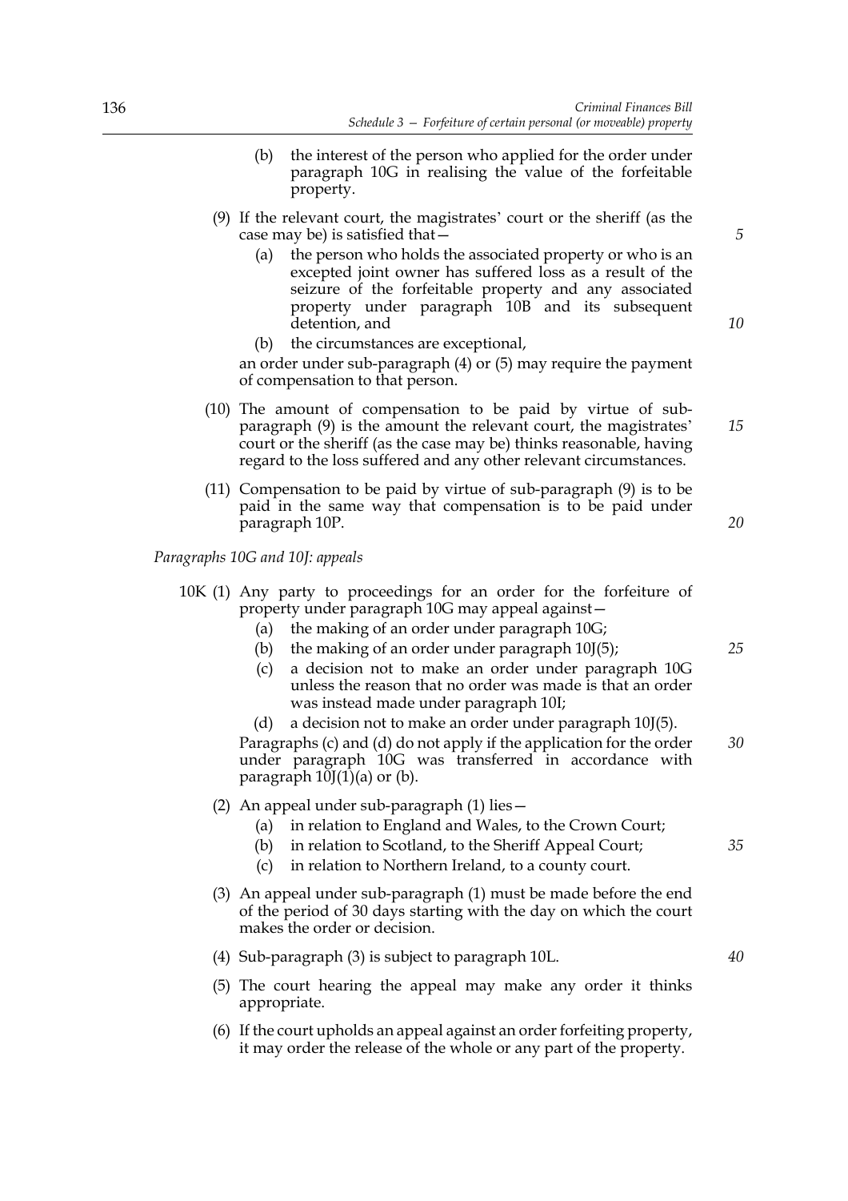(b) the interest of the person who applied for the order under paragraph 10G in realising the value of the forfeitable property.

(9) If the relevant court, the magistrates' court or the sheriff (as the case may be) is satisfied that—

(a) the person who holds the associated property or who is an excepted joint owner has suffered loss as a result of the seizure of the forfeitable property and any associated property under paragraph 10B and its subsequent detention, and

(b) the circumstances are exceptional,

an order under sub-paragraph (4) or (5) may require the payment of compensation to that person.

(10) The amount of compensation to be paid by virtue of sub-paragraph (9) is the amount the relevant court, the magistrates' court or the sheriff (as the case may be) thinks reasonable, having regard to the loss suffered and any other relevant circumstances.

(11) Compensation to be paid by virtue of sub-paragraph (9) is to be paid in the same way that compensation is to be paid under paragraph 10P.

*Paragraphs 10G and 10J: appeals*

10K (1) Any party to proceedings for an order for the forfeiture of property under paragraph 10G may appeal against—

(a) the making of an order under paragraph 10G;

(b) the making of an order under paragraph 10J(5);

(c) a decision not to make an order under paragraph 10G unless the reason that no order was made is that an order was instead made under paragraph 10I;

(d) a decision not to make an order under paragraph 10J(5).

Paragraphs (c) and (d) do not apply if the application for the order under paragraph 10G was transferred in accordance with paragraph 10J(1)(a) or (b).

(2) An appeal under sub-paragraph (1) lies—

(a) in relation to England and Wales, to the Crown Court;

(b) in relation to Scotland, to the Sheriff Appeal Court;

(c) in relation to Northern Ireland, to a county court.

(3) An appeal under sub-paragraph (1) must be made before the end of the period of 30 days starting with the day on which the court makes the order or decision.

(4) Sub-paragraph (3) is subject to paragraph 10L.

(5) The court hearing the appeal may make any order it thinks appropriate.

(6) If the court upholds an appeal against an order forfeiting property, it may order the release of the whole or any part of the property.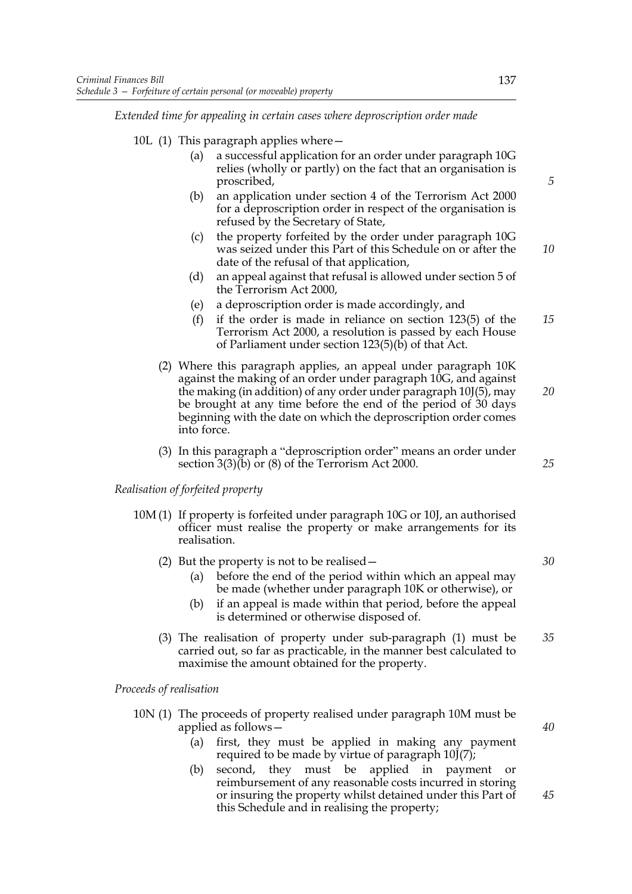*Extended time for appealing in certain cases where deproscription order made*

10L (1) This paragraph applies where—

(a) a successful application for an order under paragraph 10G relies (wholly or partly) on the fact that an organisation is proscribed,

(b) an application under section 4 of the Terrorism Act 2000 for a deproscription order in respect of the organisation is refused by the Secretary of State,

(c) the property forfeited by the order under paragraph 10G was seized under this Part of this Schedule on or after the date of the refusal of that application,

(d) an appeal against that refusal is allowed under section 5 of the Terrorism Act 2000,

(e) a deproscription order is made accordingly, and

(f) if the order is made in reliance on section 123(5) of the Terrorism Act 2000, a resolution is passed by each House of Parliament under section 123(5)(b) of that Act.

(2) Where this paragraph applies, an appeal under paragraph 10K against the making of an order under paragraph 10G, and against the making (in addition) of any order under paragraph 10J(5), may be brought at any time before the end of the period of 30 days beginning with the date on which the deproscription order comes into force.

(3) In this paragraph a "deproscription order" means an order under section 3(3)(b) or (8) of the Terrorism Act 2000.

*Realisation of forfeited property*

10M (1) If property is forfeited under paragraph 10G or 10J, an authorised officer must realise the property or make arrangements for its realisation.

(2) But the property is not to be realised—

(a) before the end of the period within which an appeal may be made (whether under paragraph 10K or otherwise), or

(b) if an appeal is made within that period, before the appeal is determined or otherwise disposed of.

(3) The realisation of property under sub-paragraph (1) must be carried out, so far as practicable, in the manner best calculated to maximise the amount obtained for the property.

*Proceeds of realisation*

10N (1) The proceeds of property realised under paragraph 10M must be applied as follows—

(a) first, they must be applied in making any payment required to be made by virtue of paragraph 10J(7);

(b) second, they must be applied in payment or reimbursement of any reasonable costs incurred in storing or insuring the property whilst detained under this Part of this Schedule and in realising the property;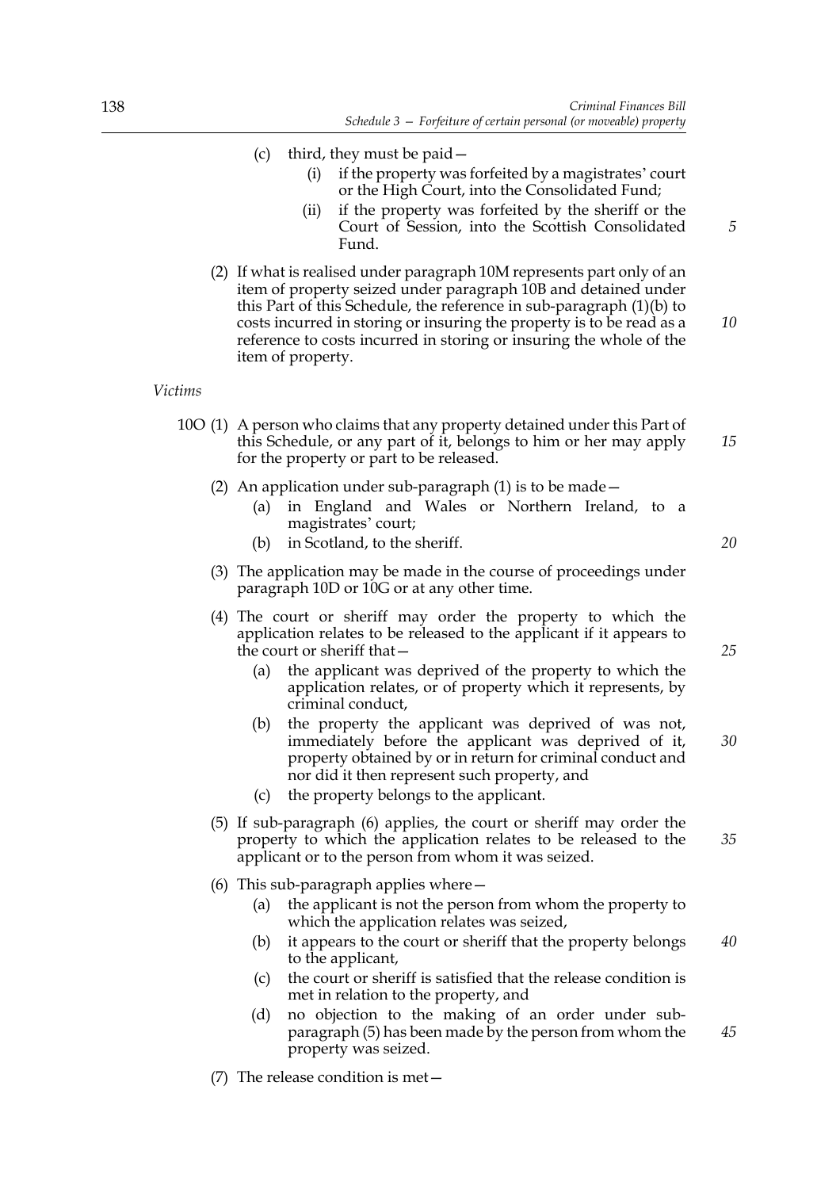(c) third, they must be paid—

(i) if the property was forfeited by a magistrates' court or the High Court, into the Consolidated Fund;

(ii) if the property was forfeited by the sheriff or the Court of Session, into the Scottish Consolidated Fund.

(2) If what is realised under paragraph 10M represents part only of an item of property seized under paragraph 10B and detained under this Part of this Schedule, the reference in sub-paragraph (1)(b) to costs incurred in storing or insuring the property is to be read as a reference to costs incurred in storing or insuring the whole of the item of property.

*Victims*

10O (1) A person who claims that any property detained under this Part of this Schedule, or any part of it, belongs to him or her may apply for the property or part to be released.

(2) An application under sub-paragraph (1) is to be made—

(a) in England and Wales or Northern Ireland, to a magistrates' court;

(b) in Scotland, to the sheriff.

(3) The application may be made in the course of proceedings under paragraph 10D or 10G or at any other time.

(4) The court or sheriff may order the property to which the application relates to be released to the applicant if it appears to the court or sheriff that—

(a) the applicant was deprived of the property to which the application relates, or of property which it represents, by criminal conduct,

(b) the property the applicant was deprived of was not, immediately before the applicant was deprived of it, property obtained by or in return for criminal conduct and nor did it then represent such property, and

(c) the property belongs to the applicant.

(5) If sub-paragraph (6) applies, the court or sheriff may order the property to which the application relates to be released to the applicant or to the person from whom it was seized.

(6) This sub-paragraph applies where—

(a) the applicant is not the person from whom the property to which the application relates was seized,

(b) it appears to the court or sheriff that the property belongs to the applicant,

(c) the court or sheriff is satisfied that the release condition is met in relation to the property, and

(d) no objection to the making of an order under sub-paragraph (5) has been made by the person from whom the property was seized.

(7) The release condition is met—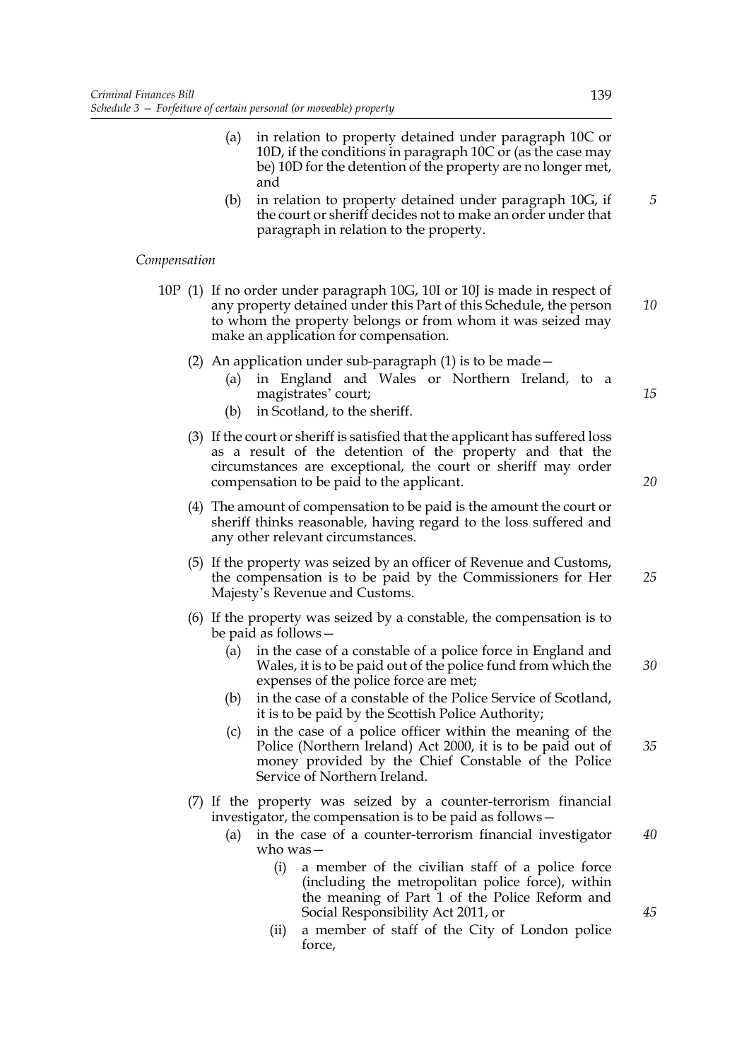(a) in relation to property detained under paragraph 10C or 10D, if the conditions in paragraph 10C or (as the case may be) 10D for the detention of the property are no longer met, and

(b) in relation to property detained under paragraph 10G, if the court or sheriff decides not to make an order under that paragraph in relation to the property.

*Compensation*

10P (1) If no order under paragraph 10G, 10I or 10J is made in respect of any property detained under this Part of this Schedule, the person to whom the property belongs or from whom it was seized may make an application for compensation.

(2) An application under sub-paragraph (1) is to be made—

(a) in England and Wales or Northern Ireland, to a magistrates' court;

(b) in Scotland, to the sheriff.

(3) If the court or sheriff is satisfied that the applicant has suffered loss as a result of the detention of the property and that the circumstances are exceptional, the court or sheriff may order compensation to be paid to the applicant.

(4) The amount of compensation to be paid is the amount the court or sheriff thinks reasonable, having regard to the loss suffered and any other relevant circumstances.

(5) If the property was seized by an officer of Revenue and Customs, the compensation is to be paid by the Commissioners for Her Majesty's Revenue and Customs.

(6) If the property was seized by a constable, the compensation is to be paid as follows—

(a) in the case of a constable of a police force in England and Wales, it is to be paid out of the police fund from which the expenses of the police force are met;

(b) in the case of a constable of the Police Service of Scotland, it is to be paid by the Scottish Police Authority;

(c) in the case of a police officer within the meaning of the Police (Northern Ireland) Act 2000, it is to be paid out of money provided by the Chief Constable of the Police Service of Northern Ireland.

(7) If the property was seized by a counter-terrorism financial investigator, the compensation is to be paid as follows—

(a) in the case of a counter-terrorism financial investigator who was—

(i) a member of the civilian staff of a police force (including the metropolitan police force), within the meaning of Part 1 of the Police Reform and Social Responsibility Act 2011, or

(ii) a member of staff of the City of London police force,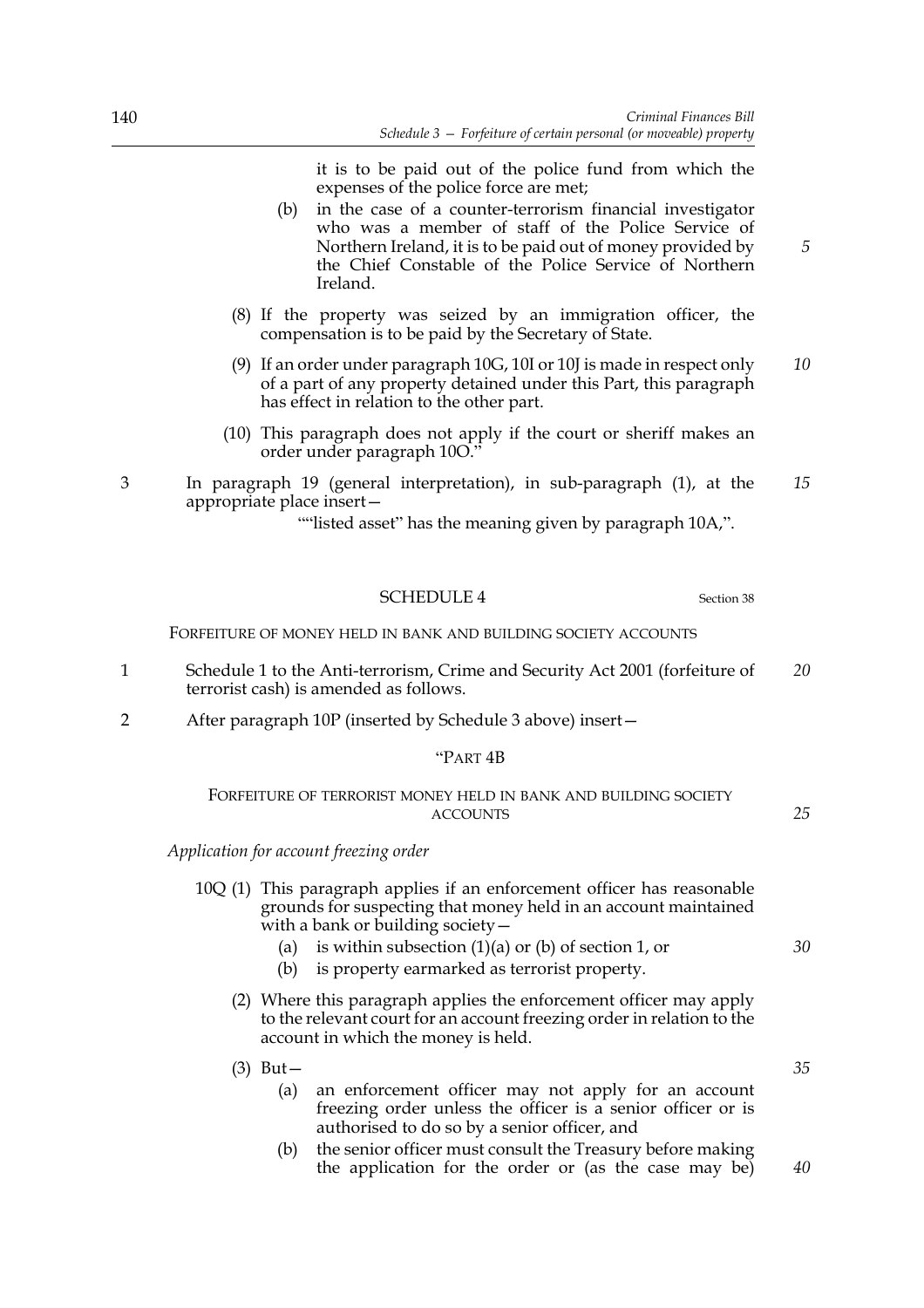it is to be paid out of the police fund from which the expenses of the police force are met;

(b) in the case of a counter-terrorism financial investigator who was a member of staff of the Police Service of Northern Ireland, it is to be paid out of money provided by the Chief Constable of the Police Service of Northern Ireland.

(8) If the property was seized by an immigration officer, the compensation is to be paid by the Secretary of State.

(9) If an order under paragraph 10G, 10I or 10J is made in respect only of a part of any property detained under this Part, this paragraph has effect in relation to the other part.

(10) This paragraph does not apply if the court or sheriff makes an order under paragraph 10O."

3 In paragraph 19 (general interpretation), in sub-paragraph (1), at the appropriate place insert—

""listed asset" has the meaning given by paragraph 10A,".

## SCHEDULE 4

Section 38

FORFEITURE OF MONEY HELD IN BANK AND BUILDING SOCIETY ACCOUNTS

1 Schedule 1 to the Anti-terrorism, Crime and Security Act 2001 (forfeiture of terrorist cash) is amended as follows.

2 After paragraph 10P (inserted by Schedule 3 above) insert—

"PART 4B

FORFEITURE OF TERRORIST MONEY HELD IN BANK AND BUILDING SOCIETY ACCOUNTS

*Application for account freezing order*

10Q (1) This paragraph applies if an enforcement officer has reasonable grounds for suspecting that money held in an account maintained with a bank or building society—

(a) is within subsection (1)(a) or (b) of section 1, or

(b) is property earmarked as terrorist property.

(2) Where this paragraph applies the enforcement officer may apply to the relevant court for an account freezing order in relation to the account in which the money is held.

(3) But—

(a) an enforcement officer may not apply for an account freezing order unless the officer is a senior officer or is authorised to do so by a senior officer, and

(b) the senior officer must consult the Treasury before making the application for the order or (as the case may be)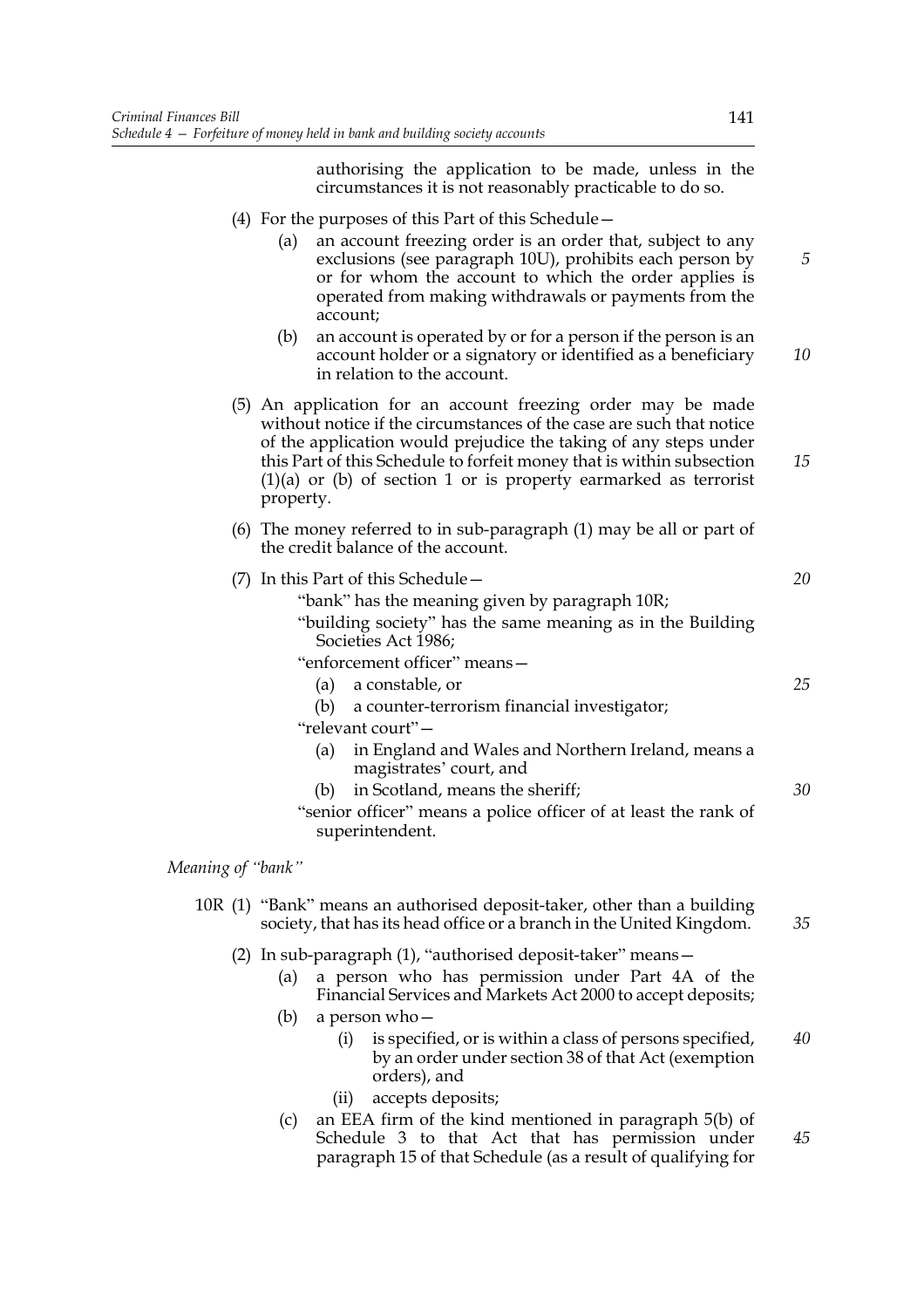authorising the application to be made, unless in the circumstances it is not reasonably practicable to do so.

(4) For the purposes of this Part of this Schedule—

(a) an account freezing order is an order that, subject to any exclusions (see paragraph 10U), prohibits each person by or for whom the account to which the order applies is operated from making withdrawals or payments from the account;

(b) an account is operated by or for a person if the person is an account holder or a signatory or identified as a beneficiary in relation to the account.

(5) An application for an account freezing order may be made without notice if the circumstances of the case are such that notice of the application would prejudice the taking of any steps under this Part of this Schedule to forfeit money that is within subsection (1)(a) or (b) of section 1 or is property earmarked as terrorist property.

(6) The money referred to in sub-paragraph (1) may be all or part of the credit balance of the account.

(7) In this Part of this Schedule—

"bank" has the meaning given by paragraph 10R;

"building society" has the same meaning as in the Building Societies Act 1986;

"enforcement officer" means—

(a) a constable, or

(b) a counter-terrorism financial investigator;

"relevant court"—

(a) in England and Wales and Northern Ireland, means a magistrates' court, and

(b) in Scotland, means the sheriff;

"senior officer" means a police officer of at least the rank of superintendent.

*Meaning of "bank"*

10R (1) "Bank" means an authorised deposit-taker, other than a building society, that has its head office or a branch in the United Kingdom.

(2) In sub-paragraph (1), "authorised deposit-taker" means—

(a) a person who has permission under Part 4A of the Financial Services and Markets Act 2000 to accept deposits;

(b) a person who—

(i) is specified, or is within a class of persons specified, by an order under section 38 of that Act (exemption orders), and

(ii) accepts deposits;

(c) an EEA firm of the kind mentioned in paragraph 5(b) of Schedule 3 to that Act that has permission under paragraph 15 of that Schedule (as a result of qualifying for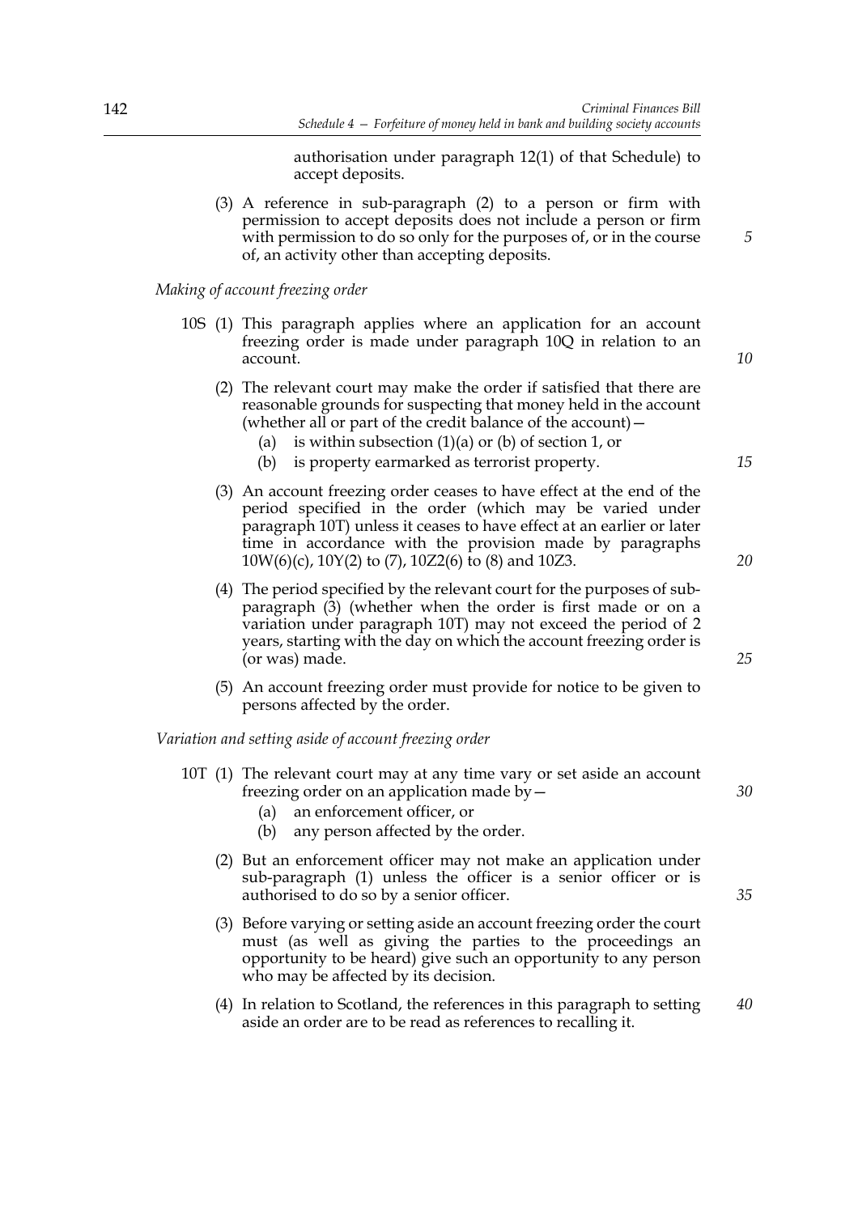authorisation under paragraph 12(1) of that Schedule) to accept deposits.

(3) A reference in sub-paragraph (2) to a person or firm with permission to accept deposits does not include a person or firm with permission to do so only for the purposes of, or in the course of, an activity other than accepting deposits.

*Making of account freezing order*

10S (1) This paragraph applies where an application for an account freezing order is made under paragraph 10Q in relation to an account.

(2) The relevant court may make the order if satisfied that there are reasonable grounds for suspecting that money held in the account (whether all or part of the credit balance of the account)—

(a) is within subsection (1)(a) or (b) of section 1, or

(b) is property earmarked as terrorist property.

(3) An account freezing order ceases to have effect at the end of the period specified in the order (which may be varied under paragraph 10T) unless it ceases to have effect at an earlier or later time in accordance with the provision made by paragraphs 10W(6)(c), 10Y(2) to (7), 10Z2(6) to (8) and 10Z3.

(4) The period specified by the relevant court for the purposes of sub-paragraph (3) (whether when the order is first made or on a variation under paragraph 10T) may not exceed the period of 2 years, starting with the day on which the account freezing order is (or was) made.

(5) An account freezing order must provide for notice to be given to persons affected by the order.

*Variation and setting aside of account freezing order*

10T (1) The relevant court may at any time vary or set aside an account freezing order on an application made by—

(a) an enforcement officer, or

(b) any person affected by the order.

(2) But an enforcement officer may not make an application under sub-paragraph (1) unless the officer is a senior officer or is authorised to do so by a senior officer.

(3) Before varying or setting aside an account freezing order the court must (as well as giving the parties to the proceedings an opportunity to be heard) give such an opportunity to any person who may be affected by its decision.

(4) In relation to Scotland, the references in this paragraph to setting aside an order are to be read as references to recalling it.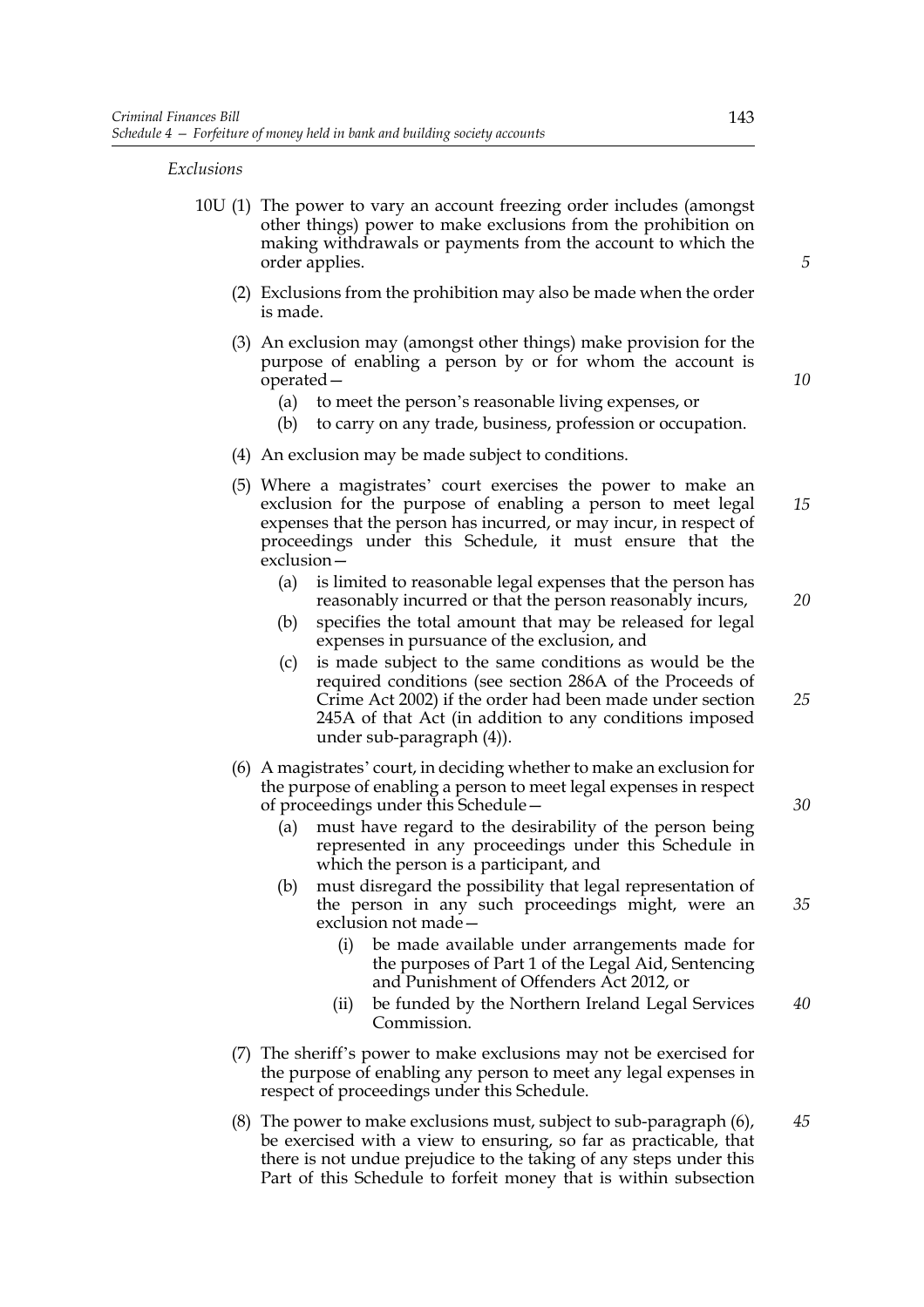*Exclusions*

10U (1) The power to vary an account freezing order includes (amongst other things) power to make exclusions from the prohibition on making withdrawals or payments from the account to which the order applies.

(2) Exclusions from the prohibition may also be made when the order is made.

(3) An exclusion may (amongst other things) make provision for the purpose of enabling a person by or for whom the account is operated—

(a) to meet the person's reasonable living expenses, or

(b) to carry on any trade, business, profession or occupation.

(4) An exclusion may be made subject to conditions.

(5) Where a magistrates' court exercises the power to make an exclusion for the purpose of enabling a person to meet legal expenses that the person has incurred, or may incur, in respect of proceedings under this Schedule, it must ensure that the exclusion—

(a) is limited to reasonable legal expenses that the person has reasonably incurred or that the person reasonably incurs,

(b) specifies the total amount that may be released for legal expenses in pursuance of the exclusion, and

(c) is made subject to the same conditions as would be the required conditions (see section 286A of the Proceeds of Crime Act 2002) if the order had been made under section 245A of that Act (in addition to any conditions imposed under sub-paragraph (4)).

(6) A magistrates' court, in deciding whether to make an exclusion for the purpose of enabling a person to meet legal expenses in respect of proceedings under this Schedule—

(a) must have regard to the desirability of the person being represented in any proceedings under this Schedule in which the person is a participant, and

(b) must disregard the possibility that legal representation of the person in any such proceedings might, were an exclusion not made—

(i) be made available under arrangements made for the purposes of Part 1 of the Legal Aid, Sentencing and Punishment of Offenders Act 2012, or

(ii) be funded by the Northern Ireland Legal Services Commission.

(7) The sheriff's power to make exclusions may not be exercised for the purpose of enabling any person to meet any legal expenses in respect of proceedings under this Schedule.

(8) The power to make exclusions must, subject to sub-paragraph (6), be exercised with a view to ensuring, so far as practicable, that there is not undue prejudice to the taking of any steps under this Part of this Schedule to forfeit money that is within subsection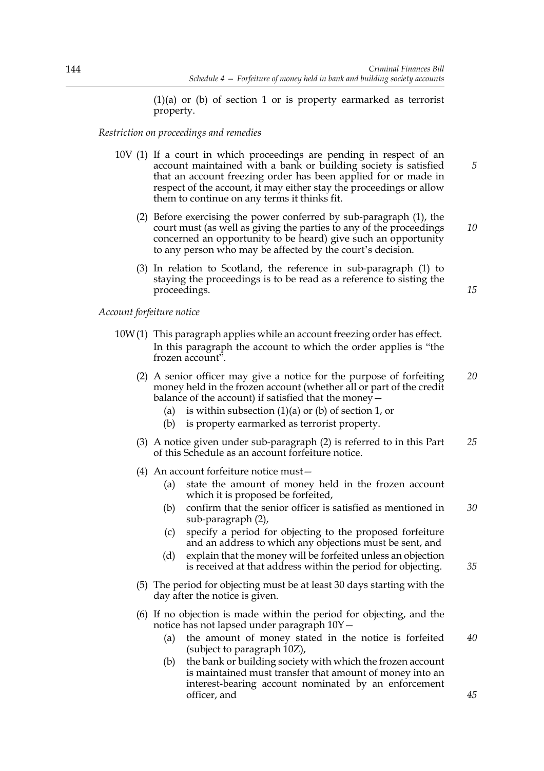(1)(a) or (b) of section 1 or is property earmarked as terrorist property.

*Restriction on proceedings and remedies*

10V (1) If a court in which proceedings are pending in respect of an account maintained with a bank or building society is satisfied that an account freezing order has been applied for or made in respect of the account, it may either stay the proceedings or allow them to continue on any terms it thinks fit.

(2) Before exercising the power conferred by sub-paragraph (1), the court must (as well as giving the parties to any of the proceedings concerned an opportunity to be heard) give such an opportunity to any person who may be affected by the court's decision.

(3) In relation to Scotland, the reference in sub-paragraph (1) to staying the proceedings is to be read as a reference to sisting the proceedings.

*Account forfeiture notice*

10W (1) This paragraph applies while an account freezing order has effect. In this paragraph the account to which the order applies is "the frozen account".

(2) A senior officer may give a notice for the purpose of forfeiting money held in the frozen account (whether all or part of the credit balance of the account) if satisfied that the money—

(a) is within subsection (1)(a) or (b) of section 1, or

(b) is property earmarked as terrorist property.

(3) A notice given under sub-paragraph (2) is referred to in this Part of this Schedule as an account forfeiture notice.

(4) An account forfeiture notice must—

(a) state the amount of money held in the frozen account which it is proposed be forfeited,

(b) confirm that the senior officer is satisfied as mentioned in sub-paragraph (2),

(c) specify a period for objecting to the proposed forfeiture and an address to which any objections must be sent, and

(d) explain that the money will be forfeited unless an objection is received at that address within the period for objecting.

(5) The period for objecting must be at least 30 days starting with the day after the notice is given.

(6) If no objection is made within the period for objecting, and the notice has not lapsed under paragraph 10Y—

(a) the amount of money stated in the notice is forfeited (subject to paragraph 10Z),

(b) the bank or building society with which the frozen account is maintained must transfer that amount of money into an interest-bearing account nominated by an enforcement officer, and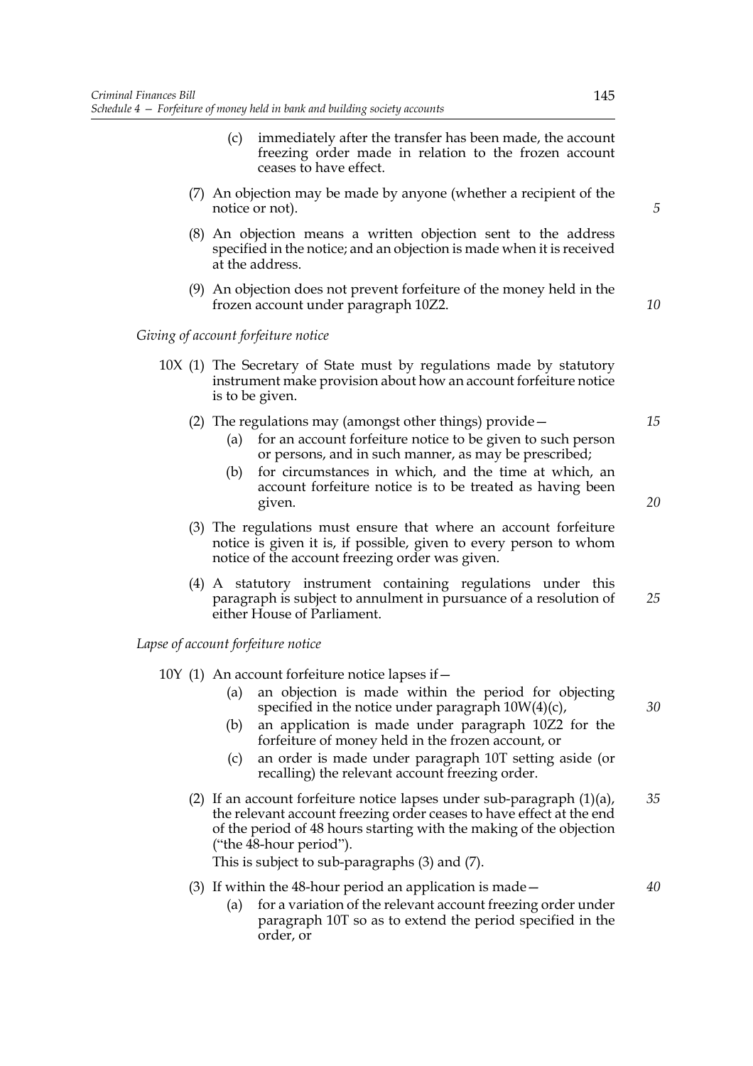(c) immediately after the transfer has been made, the account freezing order made in relation to the frozen account ceases to have effect.

(7) An objection may be made by anyone (whether a recipient of the notice or not).

(8) An objection means a written objection sent to the address specified in the notice; and an objection is made when it is received at the address.

(9) An objection does not prevent forfeiture of the money held in the frozen account under paragraph 10Z2.

*Giving of account forfeiture notice*

10X (1) The Secretary of State must by regulations made by statutory instrument make provision about how an account forfeiture notice is to be given.

(2) The regulations may (amongst other things) provide—

(a) for an account forfeiture notice to be given to such person or persons, and in such manner, as may be prescribed;

(b) for circumstances in which, and the time at which, an account forfeiture notice is to be treated as having been given.

(3) The regulations must ensure that where an account forfeiture notice is given it is, if possible, given to every person to whom notice of the account freezing order was given.

(4) A statutory instrument containing regulations under this paragraph is subject to annulment in pursuance of a resolution of either House of Parliament.

*Lapse of account forfeiture notice*

10Y (1) An account forfeiture notice lapses if—

(a) an objection is made within the period for objecting specified in the notice under paragraph 10W(4)(c),

(b) an application is made under paragraph 10Z2 for the forfeiture of money held in the frozen account, or

(c) an order is made under paragraph 10T setting aside (or recalling) the relevant account freezing order.

(2) If an account forfeiture notice lapses under sub-paragraph (1)(a), the relevant account freezing order ceases to have effect at the end of the period of 48 hours starting with the making of the objection ("the 48-hour period").

This is subject to sub-paragraphs (3) and (7).

(3) If within the 48-hour period an application is made—

(a) for a variation of the relevant account freezing order under paragraph 10T so as to extend the period specified in the order, or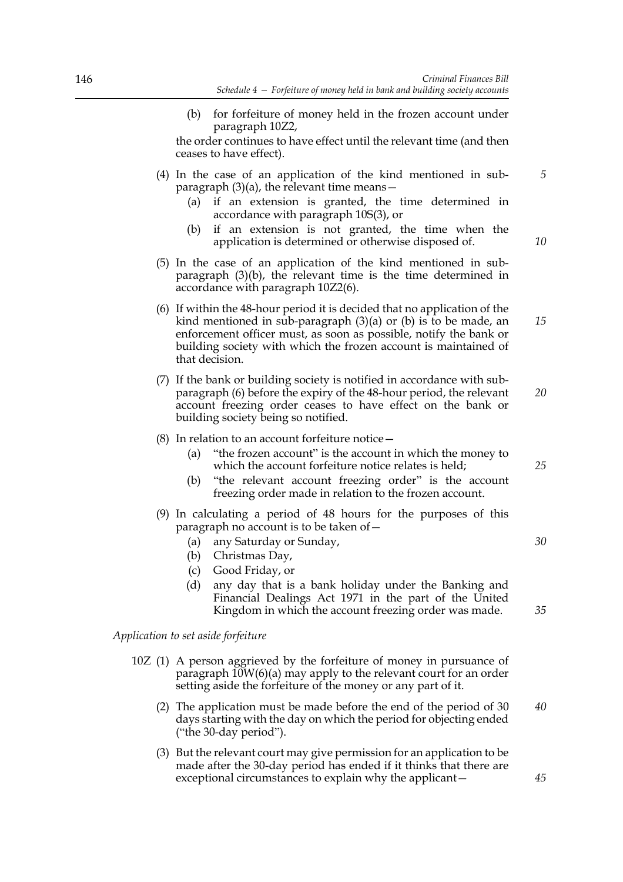(b) for forfeiture of money held in the frozen account under paragraph 10Z2,

the order continues to have effect until the relevant time (and then ceases to have effect).

(4) In the case of an application of the kind mentioned in sub-paragraph (3)(a), the relevant time means—

(a) if an extension is granted, the time determined in accordance with paragraph 10S(3), or

(b) if an extension is not granted, the time when the application is determined or otherwise disposed of.

(5) In the case of an application of the kind mentioned in sub-paragraph (3)(b), the relevant time is the time determined in accordance with paragraph 10Z2(6).

(6) If within the 48-hour period it is decided that no application of the kind mentioned in sub-paragraph (3)(a) or (b) is to be made, an enforcement officer must, as soon as possible, notify the bank or building society with which the frozen account is maintained of that decision.

(7) If the bank or building society is notified in accordance with sub-paragraph (6) before the expiry of the 48-hour period, the relevant account freezing order ceases to have effect on the bank or building society being so notified.

(8) In relation to an account forfeiture notice—

(a) "the frozen account" is the account in which the money to which the account forfeiture notice relates is held;

(b) "the relevant account freezing order" is the account freezing order made in relation to the frozen account.

(9) In calculating a period of 48 hours for the purposes of this paragraph no account is to be taken of—

(a) any Saturday or Sunday,

(b) Christmas Day,

(c) Good Friday, or

(d) any day that is a bank holiday under the Banking and Financial Dealings Act 1971 in the part of the United Kingdom in which the account freezing order was made.

*Application to set aside forfeiture*

10Z (1) A person aggrieved by the forfeiture of money in pursuance of paragraph 10W(6)(a) may apply to the relevant court for an order setting aside the forfeiture of the money or any part of it.

(2) The application must be made before the end of the period of 30 days starting with the day on which the period for objecting ended ("the 30-day period").

(3) But the relevant court may give permission for an application to be made after the 30-day period has ended if it thinks that there are exceptional circumstances to explain why the applicant—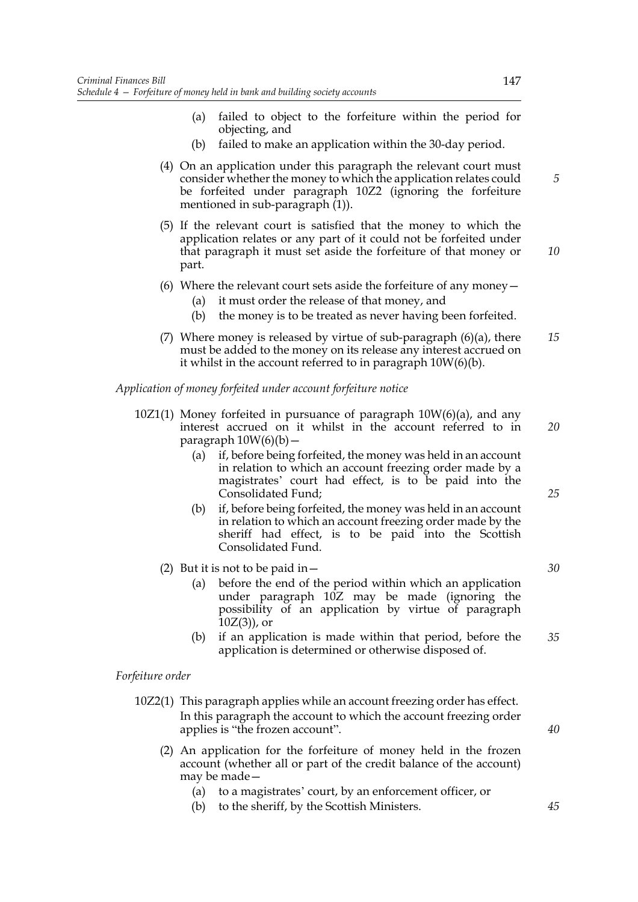(a) failed to object to the forfeiture within the period for objecting, and

(b) failed to make an application within the 30-day period.

(4) On an application under this paragraph the relevant court must consider whether the money to which the application relates could be forfeited under paragraph 10Z2 (ignoring the forfeiture mentioned in sub-paragraph (1)).

(5) If the relevant court is satisfied that the money to which the application relates or any part of it could not be forfeited under that paragraph it must set aside the forfeiture of that money or part.

(6) Where the relevant court sets aside the forfeiture of any money—

(a) it must order the release of that money, and

(b) the money is to be treated as never having been forfeited.

(7) Where money is released by virtue of sub-paragraph (6)(a), there must be added to the money on its release any interest accrued on it whilst in the account referred to in paragraph 10W(6)(b).

*Application of money forfeited under account forfeiture notice*

10Z1(1) Money forfeited in pursuance of paragraph 10W(6)(a), and any interest accrued on it whilst in the account referred to in paragraph 10W(6)(b)—

(a) if, before being forfeited, the money was held in an account in relation to which an account freezing order made by a magistrates' court had effect, is to be paid into the Consolidated Fund;

(b) if, before being forfeited, the money was held in an account in relation to which an account freezing order made by the sheriff had effect, is to be paid into the Scottish Consolidated Fund.

(2) But it is not to be paid in—

(a) before the end of the period within which an application under paragraph 10Z may be made (ignoring the possibility of an application by virtue of paragraph 10Z(3)), or

(b) if an application is made within that period, before the application is determined or otherwise disposed of.

*Forfeiture order*

10Z2(1) This paragraph applies while an account freezing order has effect. In this paragraph the account to which the account freezing order applies is "the frozen account".

(2) An application for the forfeiture of money held in the frozen account (whether all or part of the credit balance of the account) may be made—

(a) to a magistrates' court, by an enforcement officer, or

(b) to the sheriff, by the Scottish Ministers.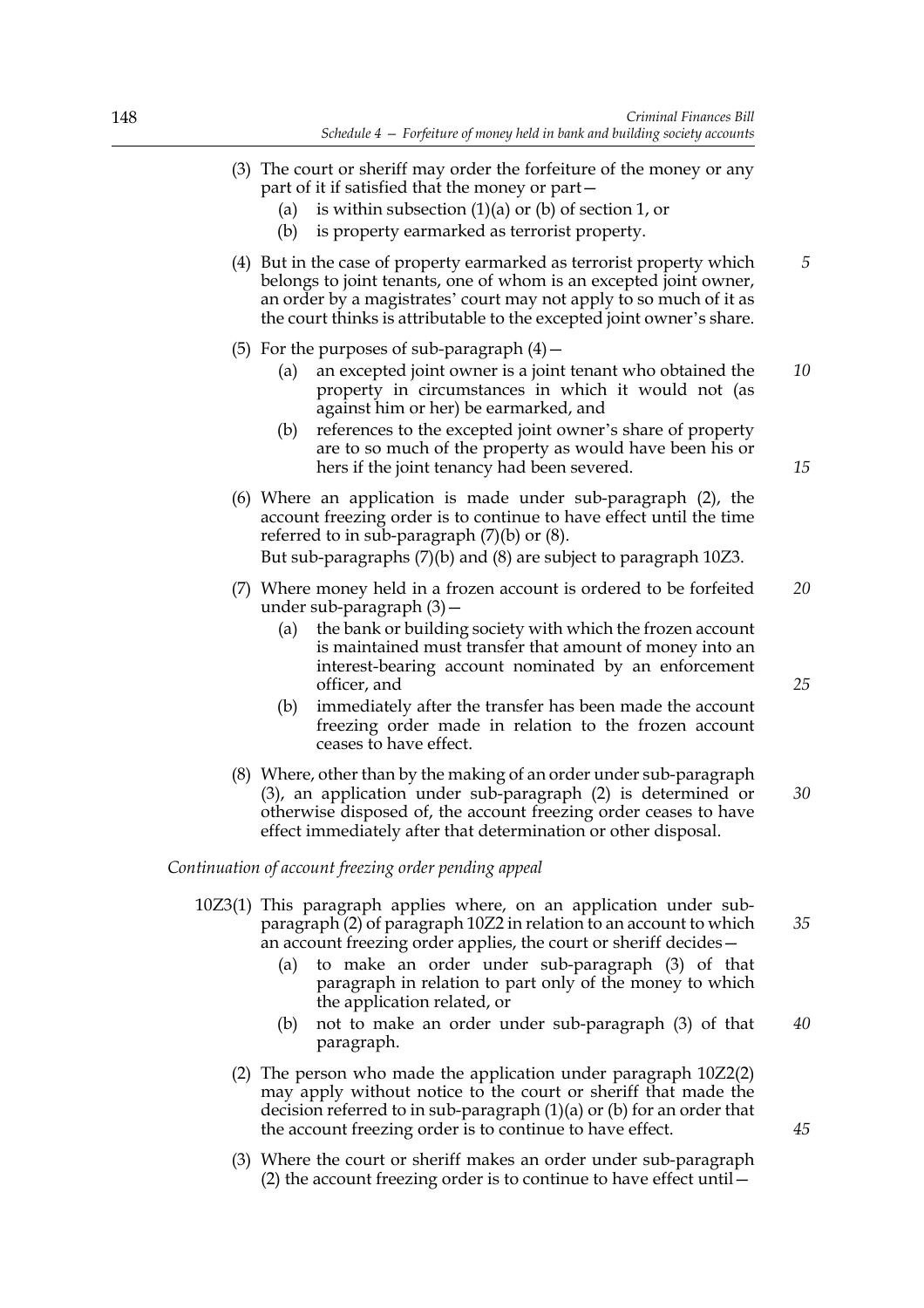(3) The court or sheriff may order the forfeiture of the money or any part of it if satisfied that the money or part—

   (a) is within subsection (1)(a) or (b) of section 1, or

   (b) is property earmarked as terrorist property.

(4) But in the case of property earmarked as terrorist property which belongs to joint tenants, one of whom is an excepted joint owner, an order by a magistrates' court may not apply to so much of it as the court thinks is attributable to the excepted joint owner's share.

(5) For the purposes of sub-paragraph (4)—

   (a) an excepted joint owner is a joint tenant who obtained the property in circumstances in which it would not (as against him or her) be earmarked, and

   (b) references to the excepted joint owner's share of property are to so much of the property as would have been his or hers if the joint tenancy had been severed.

(6) Where an application is made under sub-paragraph (2), the account freezing order is to continue to have effect until the time referred to in sub-paragraph (7)(b) or (8).

But sub-paragraphs (7)(b) and (8) are subject to paragraph 10Z3.

(7) Where money held in a frozen account is ordered to be forfeited under sub-paragraph (3)—

   (a) the bank or building society with which the frozen account is maintained must transfer that amount of money into an interest-bearing account nominated by an enforcement officer, and

   (b) immediately after the transfer has been made the account freezing order made in relation to the frozen account ceases to have effect.

(8) Where, other than by the making of an order under sub-paragraph (3), an application under sub-paragraph (2) is determined or otherwise disposed of, the account freezing order ceases to have effect immediately after that determination or other disposal.

*Continuation of account freezing order pending appeal*

10Z3(1) This paragraph applies where, on an application under sub-paragraph (2) of paragraph 10Z2 in relation to an account to which an account freezing order applies, the court or sheriff decides—

   (a) to make an order under sub-paragraph (3) of that paragraph in relation to part only of the money to which the application related, or

   (b) not to make an order under sub-paragraph (3) of that paragraph.

(2) The person who made the application under paragraph 10Z2(2) may apply without notice to the court or sheriff that made the decision referred to in sub-paragraph (1)(a) or (b) for an order that the account freezing order is to continue to have effect.

(3) Where the court or sheriff makes an order under sub-paragraph (2) the account freezing order is to continue to have effect until—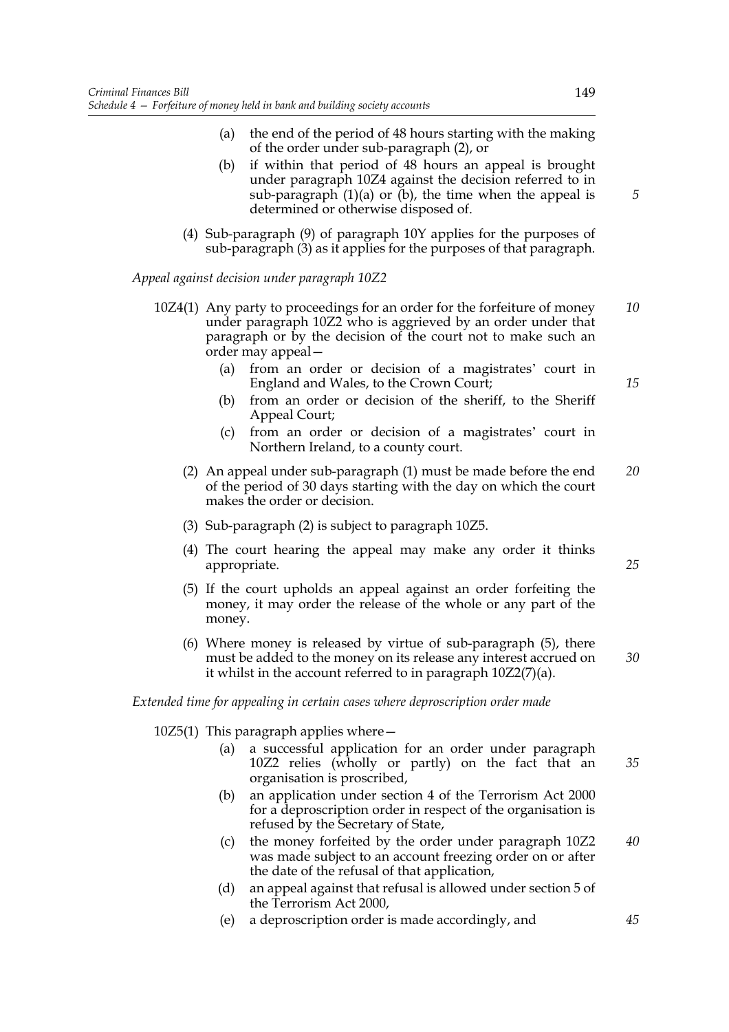(a) the end of the period of 48 hours starting with the making of the order under sub-paragraph (2), or

(b) if within that period of 48 hours an appeal is brought under paragraph 10Z4 against the decision referred to in sub-paragraph (1)(a) or (b), the time when the appeal is determined or otherwise disposed of.

(4) Sub-paragraph (9) of paragraph 10Y applies for the purposes of sub-paragraph (3) as it applies for the purposes of that paragraph.

*Appeal against decision under paragraph 10Z2*

10Z4(1) Any party to proceedings for an order for the forfeiture of money under paragraph 10Z2 who is aggrieved by an order under that paragraph or by the decision of the court not to make such an order may appeal—

(a) from an order or decision of a magistrates' court in England and Wales, to the Crown Court;

(b) from an order or decision of the sheriff, to the Sheriff Appeal Court;

(c) from an order or decision of a magistrates' court in Northern Ireland, to a county court.

(2) An appeal under sub-paragraph (1) must be made before the end of the period of 30 days starting with the day on which the court makes the order or decision.

(3) Sub-paragraph (2) is subject to paragraph 10Z5.

(4) The court hearing the appeal may make any order it thinks appropriate.

(5) If the court upholds an appeal against an order forfeiting the money, it may order the release of the whole or any part of the money.

(6) Where money is released by virtue of sub-paragraph (5), there must be added to the money on its release any interest accrued on it whilst in the account referred to in paragraph 10Z2(7)(a).

*Extended time for appealing in certain cases where deproscription order made*

10Z5(1) This paragraph applies where—

(a) a successful application for an order under paragraph 10Z2 relies (wholly or partly) on the fact that an organisation is proscribed,

(b) an application under section 4 of the Terrorism Act 2000 for a deproscription order in respect of the organisation is refused by the Secretary of State,

(c) the money forfeited by the order under paragraph 10Z2 was made subject to an account freezing order on or after the date of the refusal of that application,

(d) an appeal against that refusal is allowed under section 5 of the Terrorism Act 2000,

(e) a deproscription order is made accordingly, and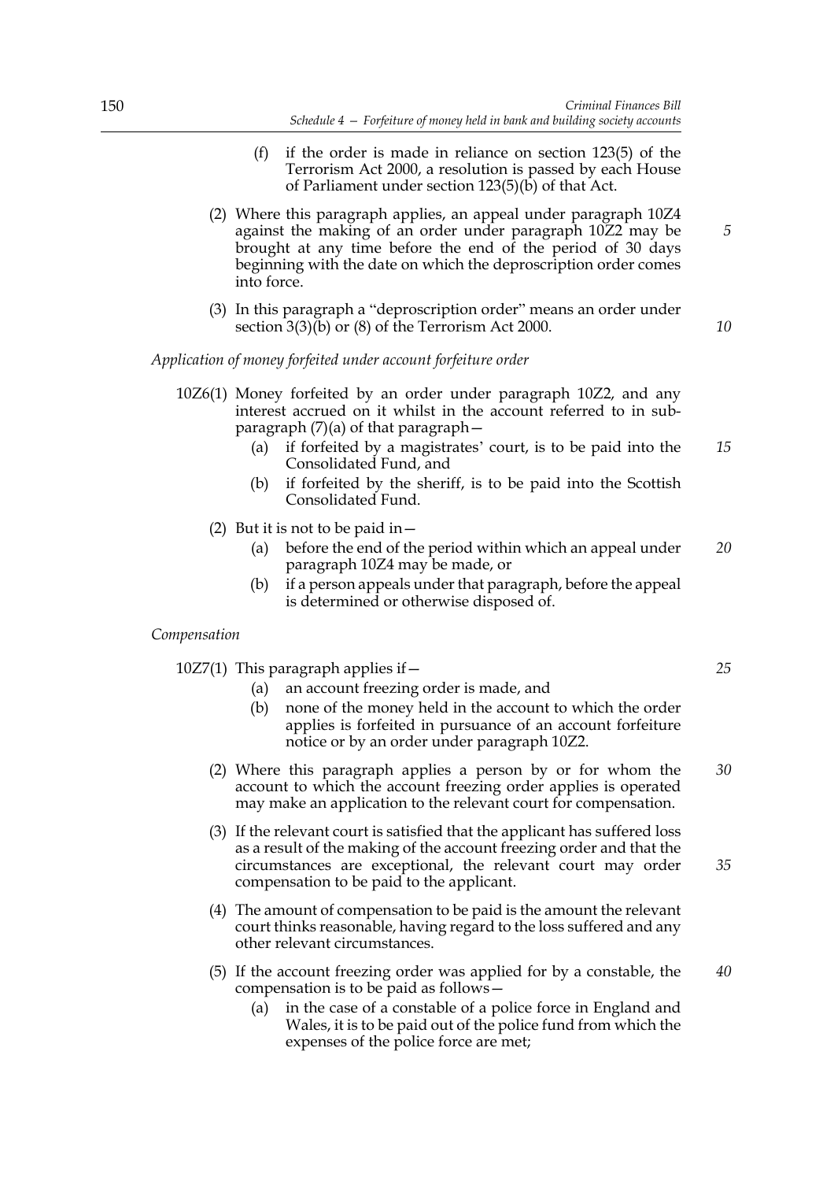(f) if the order is made in reliance on section 123(5) of the Terrorism Act 2000, a resolution is passed by each House of Parliament under section 123(5)(b) of that Act.

(2) Where this paragraph applies, an appeal under paragraph 10Z4 against the making of an order under paragraph 10Z2 may be brought at any time before the end of the period of 30 days beginning with the date on which the deproscription order comes into force.

(3) In this paragraph a "deproscription order" means an order under section 3(3)(b) or (8) of the Terrorism Act 2000.

*Application of money forfeited under account forfeiture order*

10Z6(1) Money forfeited by an order under paragraph 10Z2, and any interest accrued on it whilst in the account referred to in sub-paragraph (7)(a) of that paragraph—

(a) if forfeited by a magistrates' court, is to be paid into the Consolidated Fund, and

(b) if forfeited by the sheriff, is to be paid into the Scottish Consolidated Fund.

(2) But it is not to be paid in—

(a) before the end of the period within which an appeal under paragraph 10Z4 may be made, or

(b) if a person appeals under that paragraph, before the appeal is determined or otherwise disposed of.

*Compensation*

10Z7(1) This paragraph applies if—

(a) an account freezing order is made, and

(b) none of the money held in the account to which the order applies is forfeited in pursuance of an account forfeiture notice or by an order under paragraph 10Z2.

(2) Where this paragraph applies a person by or for whom the account to which the account freezing order applies is operated may make an application to the relevant court for compensation.

(3) If the relevant court is satisfied that the applicant has suffered loss as a result of the making of the account freezing order and that the circumstances are exceptional, the relevant court may order compensation to be paid to the applicant.

(4) The amount of compensation to be paid is the amount the relevant court thinks reasonable, having regard to the loss suffered and any other relevant circumstances.

(5) If the account freezing order was applied for by a constable, the compensation is to be paid as follows—

(a) in the case of a constable of a police force in England and Wales, it is to be paid out of the police fund from which the expenses of the police force are met;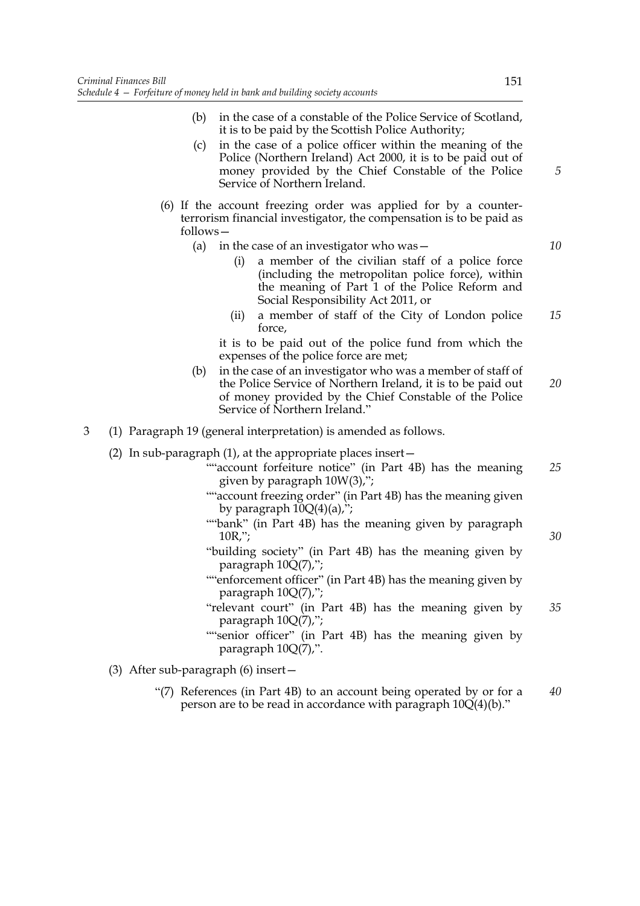(b) in the case of a constable of the Police Service of Scotland, it is to be paid by the Scottish Police Authority;

(c) in the case of a police officer within the meaning of the Police (Northern Ireland) Act 2000, it is to be paid out of money provided by the Chief Constable of the Police Service of Northern Ireland.

(6) If the account freezing order was applied for by a counter-terrorism financial investigator, the compensation is to be paid as follows—

(a) in the case of an investigator who was—

(i) a member of the civilian staff of a police force (including the metropolitan police force), within the meaning of Part 1 of the Police Reform and Social Responsibility Act 2011, or

(ii) a member of staff of the City of London police force,

it is to be paid out of the police fund from which the expenses of the police force are met;

(b) in the case of an investigator who was a member of staff of the Police Service of Northern Ireland, it is to be paid out of money provided by the Chief Constable of the Police Service of Northern Ireland."

3 (1) Paragraph 19 (general interpretation) is amended as follows.

(2) In sub-paragraph (1), at the appropriate places insert—

""account forfeiture notice" (in Part 4B) has the meaning given by paragraph 10W(3),";

""account freezing order" (in Part 4B) has the meaning given by paragraph 10Q(4)(a),";

""bank" (in Part 4B) has the meaning given by paragraph 10R,";

"building society" (in Part 4B) has the meaning given by paragraph 10Q(7),";

""enforcement officer" (in Part 4B) has the meaning given by paragraph 10Q(7),";

"relevant court" (in Part 4B) has the meaning given by paragraph 10Q(7),";

""senior officer" (in Part 4B) has the meaning given by paragraph 10Q(7),".

(3) After sub-paragraph (6) insert—

"(7) References (in Part 4B) to an account being operated by or for a person are to be read in accordance with paragraph 10Q(4)(b)."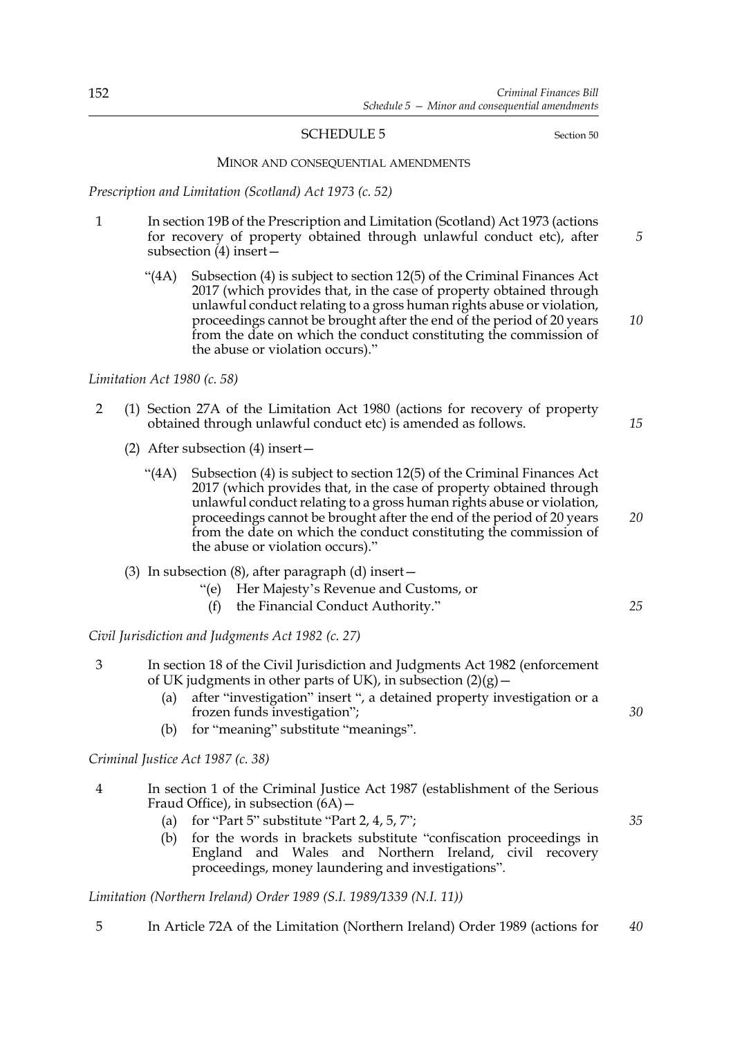## SCHEDULE 5

Section 50

### MINOR AND CONSEQUENTIAL AMENDMENTS

*Prescription and Limitation (Scotland) Act 1973 (c. 52)*

1 In section 19B of the Prescription and Limitation (Scotland) Act 1973 (actions for recovery of property obtained through unlawful conduct etc), after subsection (4) insert—

> "(4A) Subsection (4) is subject to section 12(5) of the Criminal Finances Act 2017 (which provides that, in the case of property obtained through unlawful conduct relating to a gross human rights abuse or violation, proceedings cannot be brought after the end of the period of 20 years from the date on which the conduct constituting the commission of the abuse or violation occurs)."

*Limitation Act 1980 (c. 58)*

2 (1) Section 27A of the Limitation Act 1980 (actions for recovery of property obtained through unlawful conduct etc) is amended as follows.

(2) After subsection (4) insert—

> "(4A) Subsection (4) is subject to section 12(5) of the Criminal Finances Act 2017 (which provides that, in the case of property obtained through unlawful conduct relating to a gross human rights abuse or violation, proceedings cannot be brought after the end of the period of 20 years from the date on which the conduct constituting the commission of the abuse or violation occurs)."

(3) In subsection (8), after paragraph (d) insert—

> "(e) Her Majesty's Revenue and Customs, or
>
> (f) the Financial Conduct Authority."

*Civil Jurisdiction and Judgments Act 1982 (c. 27)*

3 In section 18 of the Civil Jurisdiction and Judgments Act 1982 (enforcement of UK judgments in other parts of UK), in subsection (2)(g)—

(a) after "investigation" insert ", a detained property investigation or a frozen funds investigation";

(b) for "meaning" substitute "meanings".

*Criminal Justice Act 1987 (c. 38)*

4 In section 1 of the Criminal Justice Act 1987 (establishment of the Serious Fraud Office), in subsection (6A)—

(a) for "Part 5" substitute "Part 2, 4, 5, 7";

(b) for the words in brackets substitute "confiscation proceedings in England and Wales and Northern Ireland, civil recovery proceedings, money laundering and investigations".

*Limitation (Northern Ireland) Order 1989 (S.I. 1989/1339 (N.I. 11))*

5 In Article 72A of the Limitation (Northern Ireland) Order 1989 (actions for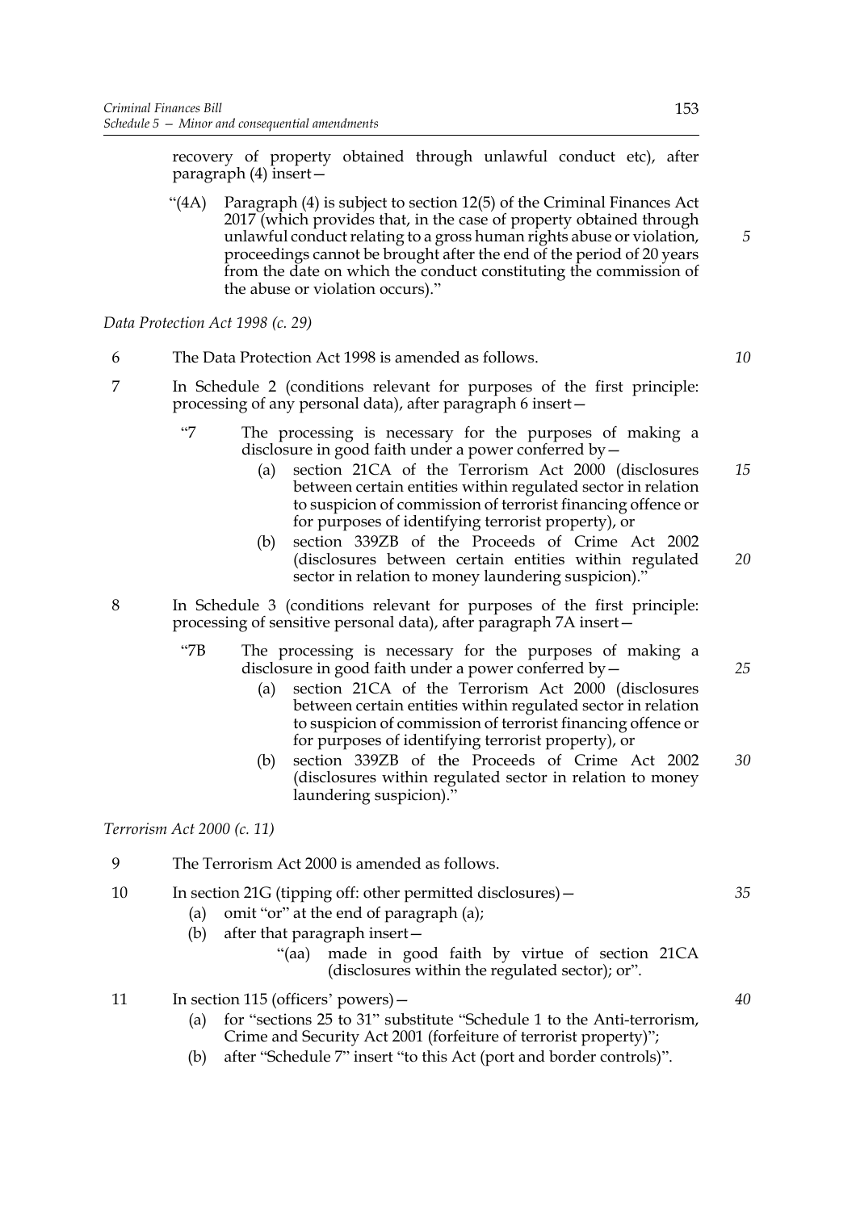recovery of property obtained through unlawful conduct etc), after paragraph (4) insert—

"(4A) Paragraph (4) is subject to section 12(5) of the Criminal Finances Act 2017 (which provides that, in the case of property obtained through unlawful conduct relating to a gross human rights abuse or violation, proceedings cannot be brought after the end of the period of 20 years from the date on which the conduct constituting the commission of the abuse or violation occurs)."

*Data Protection Act 1998 (c. 29)*

6 The Data Protection Act 1998 is amended as follows.

7 In Schedule 2 (conditions relevant for purposes of the first principle: processing of any personal data), after paragraph 6 insert—

"7 The processing is necessary for the purposes of making a disclosure in good faith under a power conferred by—

(a) section 21CA of the Terrorism Act 2000 (disclosures between certain entities within regulated sector in relation to suspicion of commission of terrorist financing offence or for purposes of identifying terrorist property), or

(b) section 339ZB of the Proceeds of Crime Act 2002 (disclosures between certain entities within regulated sector in relation to money laundering suspicion)."

8 In Schedule 3 (conditions relevant for purposes of the first principle: processing of sensitive personal data), after paragraph 7A insert—

"7B The processing is necessary for the purposes of making a disclosure in good faith under a power conferred by—

(a) section 21CA of the Terrorism Act 2000 (disclosures between certain entities within regulated sector in relation to suspicion of commission of terrorist financing offence or for purposes of identifying terrorist property), or

(b) section 339ZB of the Proceeds of Crime Act 2002 (disclosures within regulated sector in relation to money laundering suspicion)."

*Terrorism Act 2000 (c. 11)*

9 The Terrorism Act 2000 is amended as follows.

10 In section 21G (tipping off: other permitted disclosures)—

(a) omit "or" at the end of paragraph (a);

(b) after that paragraph insert—

"(aa) made in good faith by virtue of section 21CA (disclosures within the regulated sector); or".

11 In section 115 (officers' powers)—

(a) for "sections 25 to 31" substitute "Schedule 1 to the Anti-terrorism, Crime and Security Act 2001 (forfeiture of terrorist property)";

(b) after "Schedule 7" insert "to this Act (port and border controls)".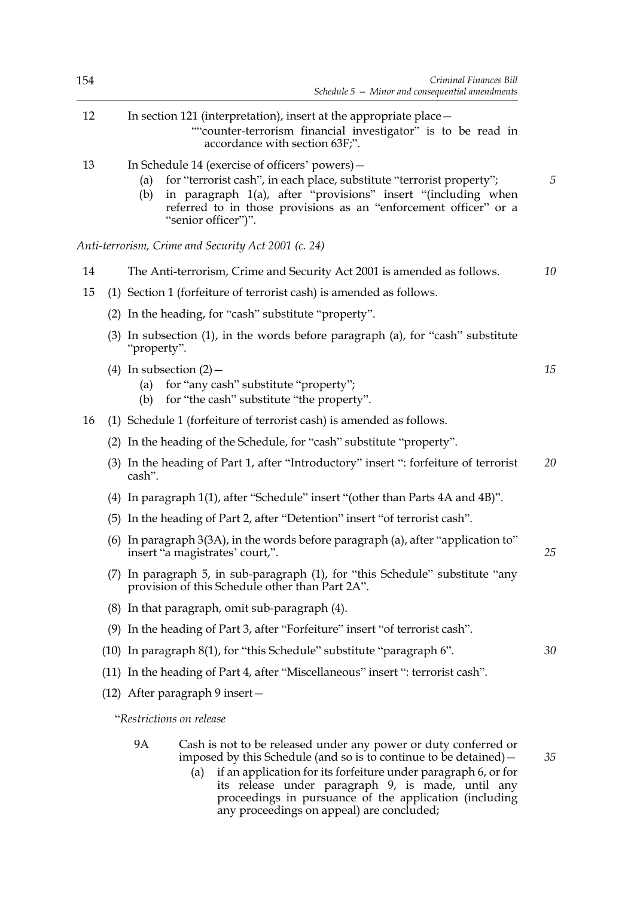12 In section 121 (interpretation), insert at the appropriate place—

""counter-terrorism financial investigator" is to be read in accordance with section 63F;".

13 In Schedule 14 (exercise of officers' powers)—

(a) for "terrorist cash", in each place, substitute "terrorist property";

(b) in paragraph 1(a), after "provisions" insert "(including when referred to in those provisions as an "enforcement officer" or a "senior officer")".

*Anti-terrorism, Crime and Security Act 2001 (c. 24)*

14 The Anti-terrorism, Crime and Security Act 2001 is amended as follows.

15 (1) Section 1 (forfeiture of terrorist cash) is amended as follows.

(2) In the heading, for "cash" substitute "property".

(3) In subsection (1), in the words before paragraph (a), for "cash" substitute "property".

(4) In subsection (2)—

(a) for "any cash" substitute "property";

(b) for "the cash" substitute "the property".

16 (1) Schedule 1 (forfeiture of terrorist cash) is amended as follows.

(2) In the heading of the Schedule, for "cash" substitute "property".

(3) In the heading of Part 1, after "Introductory" insert ": forfeiture of terrorist cash".

(4) In paragraph 1(1), after "Schedule" insert "(other than Parts 4A and 4B)".

(5) In the heading of Part 2, after "Detention" insert "of terrorist cash".

(6) In paragraph 3(3A), in the words before paragraph (a), after "application to" insert "a magistrates' court,".

(7) In paragraph 5, in sub-paragraph (1), for "this Schedule" substitute "any provision of this Schedule other than Part 2A".

(8) In that paragraph, omit sub-paragraph (4).

(9) In the heading of Part 3, after "Forfeiture" insert "of terrorist cash".

(10) In paragraph 8(1), for "this Schedule" substitute "paragraph 6".

(11) In the heading of Part 4, after "Miscellaneous" insert ": terrorist cash".

(12) After paragraph 9 insert—

"*Restrictions on release*

9A Cash is not to be released under any power or duty conferred or imposed by this Schedule (and so is to continue to be detained)—

(a) if an application for its forfeiture under paragraph 6, or for its release under paragraph 9, is made, until any proceedings in pursuance of the application (including any proceedings on appeal) are concluded;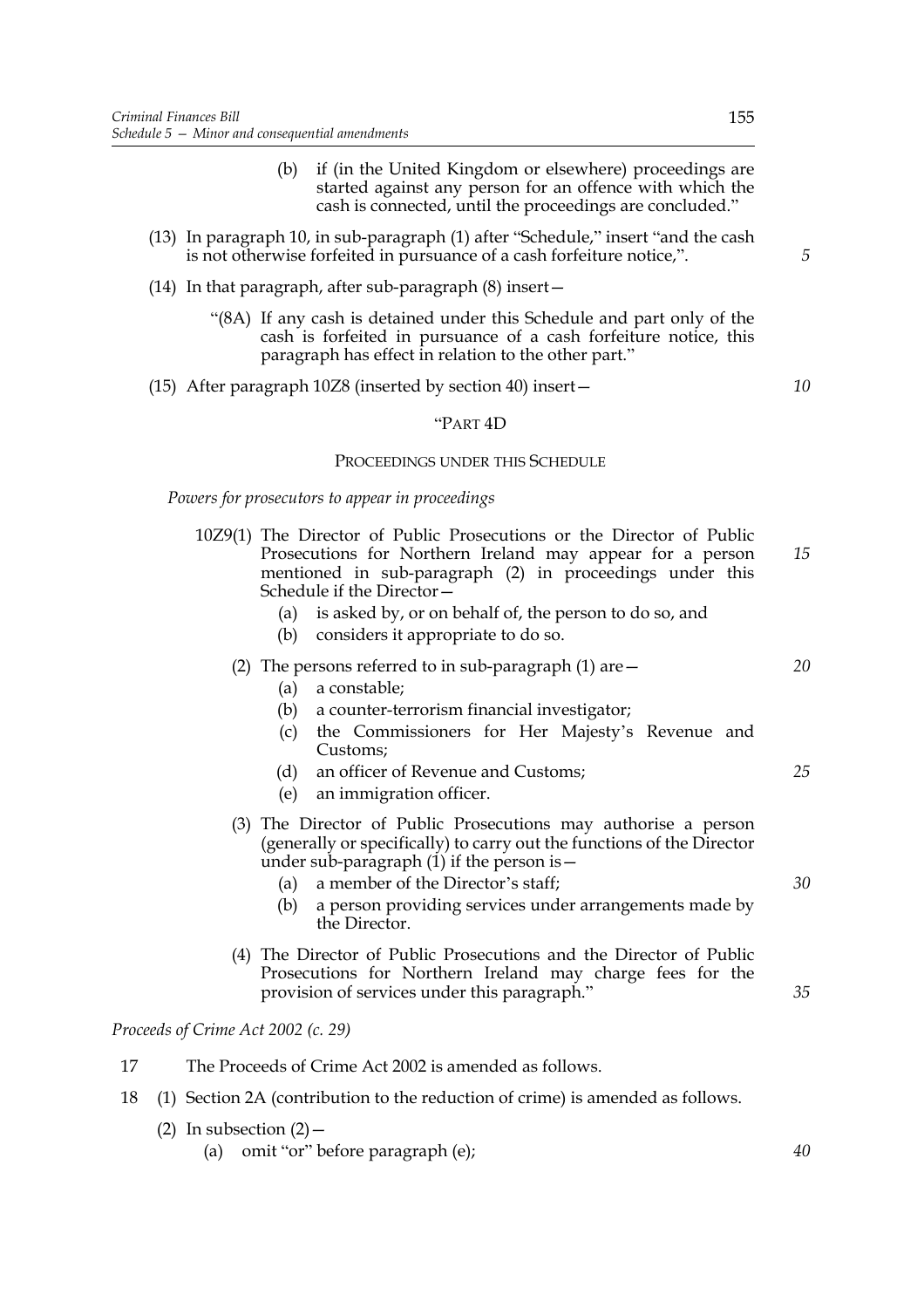(b) if (in the United Kingdom or elsewhere) proceedings are started against any person for an offence with which the cash is connected, until the proceedings are concluded."

(13) In paragraph 10, in sub-paragraph (1) after "Schedule," insert "and the cash is not otherwise forfeited in pursuance of a cash forfeiture notice,".

(14) In that paragraph, after sub-paragraph (8) insert—

"(8A) If any cash is detained under this Schedule and part only of the cash is forfeited in pursuance of a cash forfeiture notice, this paragraph has effect in relation to the other part."

(15) After paragraph 10Z8 (inserted by section 40) insert—

"PART 4D

PROCEEDINGS UNDER THIS SCHEDULE

*Powers for prosecutors to appear in proceedings*

10Z9(1) The Director of Public Prosecutions or the Director of Public Prosecutions for Northern Ireland may appear for a person mentioned in sub-paragraph (2) in proceedings under this Schedule if the Director—

(a) is asked by, or on behalf of, the person to do so, and

(b) considers it appropriate to do so.

(2) The persons referred to in sub-paragraph (1) are—

(a) a constable;

(b) a counter-terrorism financial investigator;

(c) the Commissioners for Her Majesty's Revenue and Customs;

(d) an officer of Revenue and Customs;

(e) an immigration officer.

(3) The Director of Public Prosecutions may authorise a person (generally or specifically) to carry out the functions of the Director under sub-paragraph (1) if the person is—

(a) a member of the Director's staff;

(b) a person providing services under arrangements made by the Director.

(4) The Director of Public Prosecutions and the Director of Public Prosecutions for Northern Ireland may charge fees for the provision of services under this paragraph."

*Proceeds of Crime Act 2002 (c. 29)*

17 The Proceeds of Crime Act 2002 is amended as follows.

18 (1) Section 2A (contribution to the reduction of crime) is amended as follows.

(2) In subsection (2)—

(a) omit "or" before paragraph (e);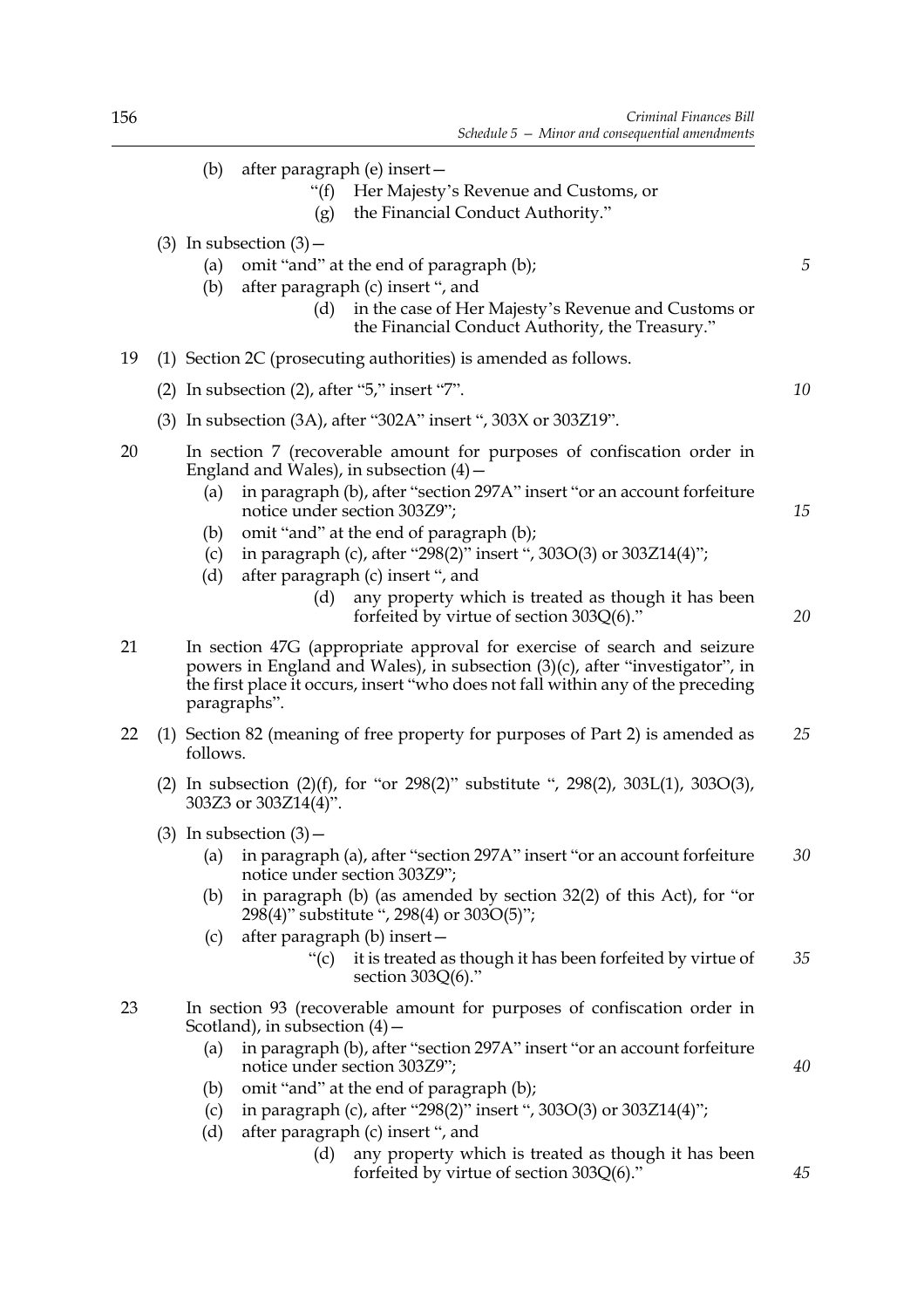(b) after paragraph (e) insert—

"(f) Her Majesty's Revenue and Customs, or

(g) the Financial Conduct Authority."

(3) In subsection (3)—

(a) omit "and" at the end of paragraph (b);

(b) after paragraph (c) insert ", and

(d) in the case of Her Majesty's Revenue and Customs or the Financial Conduct Authority, the Treasury."

19 (1) Section 2C (prosecuting authorities) is amended as follows.

(2) In subsection (2), after "5," insert "7".

(3) In subsection (3A), after "302A" insert ", 303X or 303Z19".

20 In section 7 (recoverable amount for purposes of confiscation order in England and Wales), in subsection (4)—

(a) in paragraph (b), after "section 297A" insert "or an account forfeiture notice under section 303Z9";

(b) omit "and" at the end of paragraph (b);

(c) in paragraph (c), after "298(2)" insert ", 303O(3) or 303Z14(4)";

(d) after paragraph (c) insert ", and

(d) any property which is treated as though it has been forfeited by virtue of section 303Q(6)."

21 In section 47G (appropriate approval for exercise of search and seizure powers in England and Wales), in subsection (3)(c), after "investigator", in the first place it occurs, insert "who does not fall within any of the preceding paragraphs".

22 (1) Section 82 (meaning of free property for purposes of Part 2) is amended as follows.

(2) In subsection (2)(f), for "or 298(2)" substitute ", 298(2), 303L(1), 303O(3), 303Z3 or 303Z14(4)".

(3) In subsection (3)—

(a) in paragraph (a), after "section 297A" insert "or an account forfeiture notice under section 303Z9";

(b) in paragraph (b) (as amended by section 32(2) of this Act), for "or 298(4)" substitute ", 298(4) or 303O(5)";

(c) after paragraph (b) insert—

"(c) it is treated as though it has been forfeited by virtue of section 303Q(6)."

23 In section 93 (recoverable amount for purposes of confiscation order in Scotland), in subsection (4)—

(a) in paragraph (b), after "section 297A" insert "or an account forfeiture notice under section 303Z9";

(b) omit "and" at the end of paragraph (b);

(c) in paragraph (c), after "298(2)" insert ", 303O(3) or 303Z14(4)";

(d) after paragraph (c) insert ", and

(d) any property which is treated as though it has been forfeited by virtue of section 303Q(6)."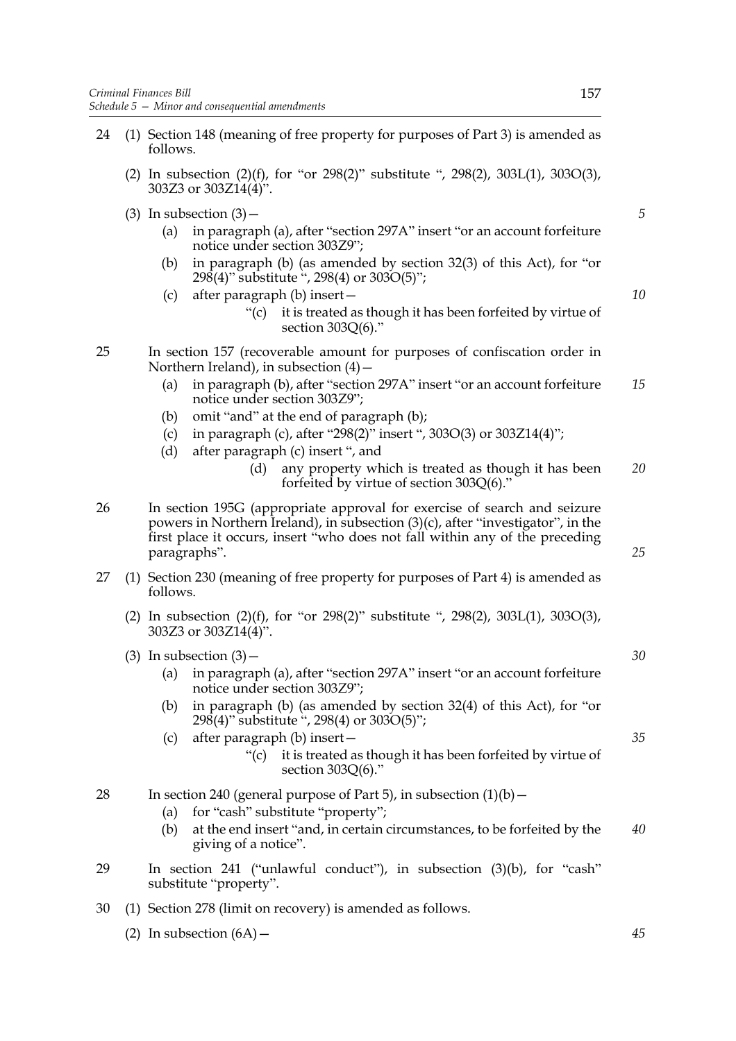24 (1) Section 148 (meaning of free property for purposes of Part 3) is amended as follows.

(2) In subsection (2)(f), for "or 298(2)" substitute ", 298(2), 303L(1), 303O(3), 303Z3 or 303Z14(4)".

(3) In subsection (3)—

(a) in paragraph (a), after "section 297A" insert "or an account forfeiture notice under section 303Z9";

(b) in paragraph (b) (as amended by section 32(3) of this Act), for "or 298(4)" substitute ", 298(4) or 303O(5)";

(c) after paragraph (b) insert—

"(c) it is treated as though it has been forfeited by virtue of section 303Q(6)."

25 In section 157 (recoverable amount for purposes of confiscation order in Northern Ireland), in subsection (4)—

(a) in paragraph (b), after "section 297A" insert "or an account forfeiture notice under section 303Z9";

(b) omit "and" at the end of paragraph (b);

(c) in paragraph (c), after "298(2)" insert ", 303O(3) or 303Z14(4)";

(d) after paragraph (c) insert ", and

(d) any property which is treated as though it has been forfeited by virtue of section 303Q(6)."

26 In section 195G (appropriate approval for exercise of search and seizure powers in Northern Ireland), in subsection (3)(c), after "investigator", in the first place it occurs, insert "who does not fall within any of the preceding paragraphs".

27 (1) Section 230 (meaning of free property for purposes of Part 4) is amended as follows.

(2) In subsection (2)(f), for "or 298(2)" substitute ", 298(2), 303L(1), 303O(3), 303Z3 or 303Z14(4)".

(3) In subsection (3)—

(a) in paragraph (a), after "section 297A" insert "or an account forfeiture notice under section 303Z9";

(b) in paragraph (b) (as amended by section 32(4) of this Act), for "or 298(4)" substitute ", 298(4) or 303O(5)";

(c) after paragraph (b) insert—

"(c) it is treated as though it has been forfeited by virtue of section 303Q(6)."

28 In section 240 (general purpose of Part 5), in subsection (1)(b)—

(a) for "cash" substitute "property";

(b) at the end insert "and, in certain circumstances, to be forfeited by the giving of a notice".

29 In section 241 ("unlawful conduct"), in subsection (3)(b), for "cash" substitute "property".

30 (1) Section 278 (limit on recovery) is amended as follows.

(2) In subsection (6A)—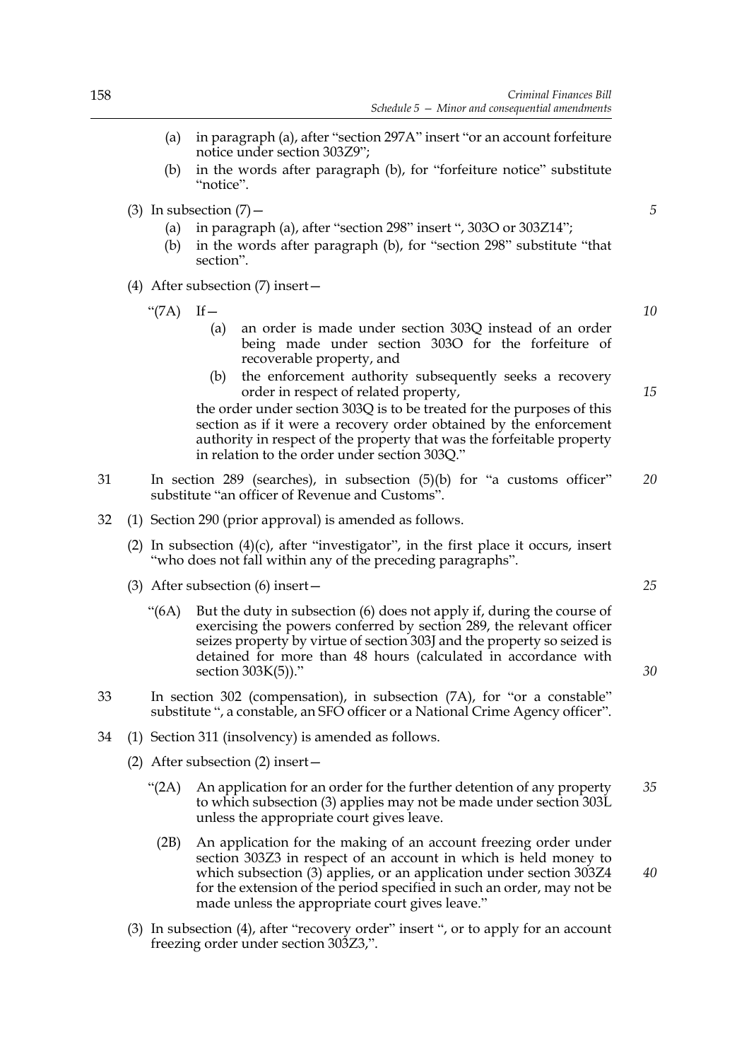(a) in paragraph (a), after "section 297A" insert "or an account forfeiture notice under section 303Z9";

(b) in the words after paragraph (b), for "forfeiture notice" substitute "notice".

(3) In subsection (7)—

(a) in paragraph (a), after "section 298" insert ", 303O or 303Z14";

(b) in the words after paragraph (b), for "section 298" substitute "that section".

(4) After subsection (7) insert—

"(7A) If—

(a) an order is made under section 303Q instead of an order being made under section 303O for the forfeiture of recoverable property, and

(b) the enforcement authority subsequently seeks a recovery order in respect of related property,

the order under section 303Q is to be treated for the purposes of this section as if it were a recovery order obtained by the enforcement authority in respect of the property that was the forfeitable property in relation to the order under section 303Q."

31 In section 289 (searches), in subsection (5)(b) for "a customs officer" substitute "an officer of Revenue and Customs".

32 (1) Section 290 (prior approval) is amended as follows.

(2) In subsection (4)(c), after "investigator", in the first place it occurs, insert "who does not fall within any of the preceding paragraphs".

(3) After subsection (6) insert—

"(6A) But the duty in subsection (6) does not apply if, during the course of exercising the powers conferred by section 289, the relevant officer seizes property by virtue of section 303J and the property so seized is detained for more than 48 hours (calculated in accordance with section 303K(5))."

33 In section 302 (compensation), in subsection (7A), for "or a constable" substitute ", a constable, an SFO officer or a National Crime Agency officer".

34 (1) Section 311 (insolvency) is amended as follows.

(2) After subsection (2) insert—

"(2A) An application for an order for the further detention of any property to which subsection (3) applies may not be made under section 303L unless the appropriate court gives leave.

(2B) An application for the making of an account freezing order under section 303Z3 in respect of an account in which is held money to which subsection (3) applies, or an application under section 303Z4 for the extension of the period specified in such an order, may not be made unless the appropriate court gives leave."

(3) In subsection (4), after "recovery order" insert ", or to apply for an account freezing order under section 303Z3,".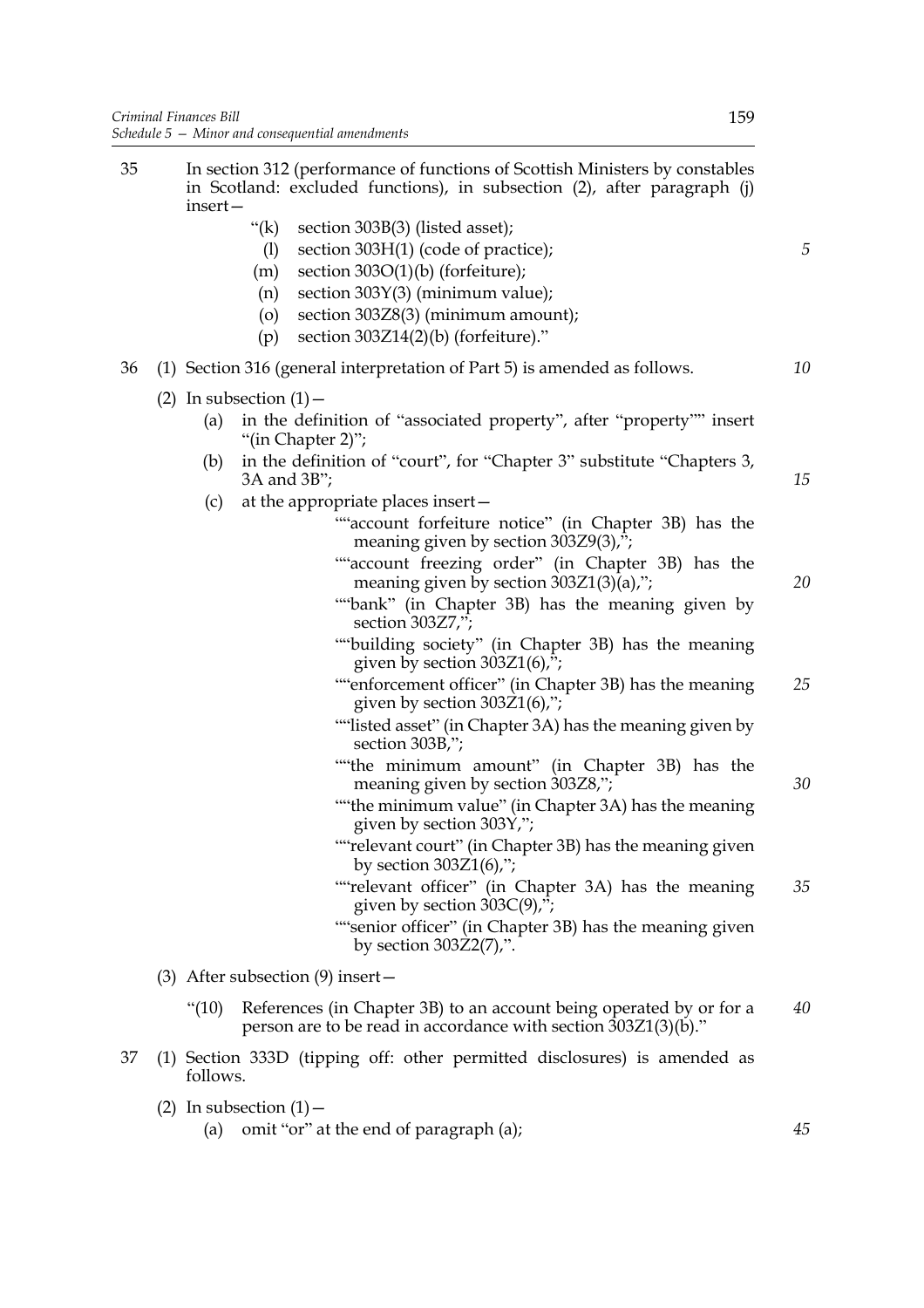35 In section 312 (performance of functions of Scottish Ministers by constables in Scotland: excluded functions), in subsection (2), after paragraph (j) insert—

"(k) section 303B(3) (listed asset);

(l) section 303H(1) (code of practice);

(m) section 303O(1)(b) (forfeiture);

(n) section 303Y(3) (minimum value);

(o) section 303Z8(3) (minimum amount);

(p) section 303Z14(2)(b) (forfeiture)."

36 (1) Section 316 (general interpretation of Part 5) is amended as follows.

(2) In subsection (1)—

(a) in the definition of "associated property", after "property"" insert "(in Chapter 2)";

(b) in the definition of "court", for "Chapter 3" substitute "Chapters 3, 3A and 3B";

(c) at the appropriate places insert—

""account forfeiture notice" (in Chapter 3B) has the meaning given by section 303Z9(3),";

""account freezing order" (in Chapter 3B) has the meaning given by section 303Z1(3)(a),";

""bank" (in Chapter 3B) has the meaning given by section 303Z7,";

""building society" (in Chapter 3B) has the meaning given by section 303Z1(6),";

""enforcement officer" (in Chapter 3B) has the meaning given by section 303Z1(6),";

""listed asset" (in Chapter 3A) has the meaning given by section 303B,";

""the minimum amount" (in Chapter 3B) has the meaning given by section 303Z8,";

""the minimum value" (in Chapter 3A) has the meaning given by section 303Y,";

""relevant court" (in Chapter 3B) has the meaning given by section 303Z1(6),";

""relevant officer" (in Chapter 3A) has the meaning given by section 303C(9),";

""senior officer" (in Chapter 3B) has the meaning given by section 303Z2(7),".

(3) After subsection (9) insert—

"(10) References (in Chapter 3B) to an account being operated by or for a person are to be read in accordance with section 303Z1(3)(b)."

37 (1) Section 333D (tipping off: other permitted disclosures) is amended as follows.

(2) In subsection (1)—

(a) omit "or" at the end of paragraph (a);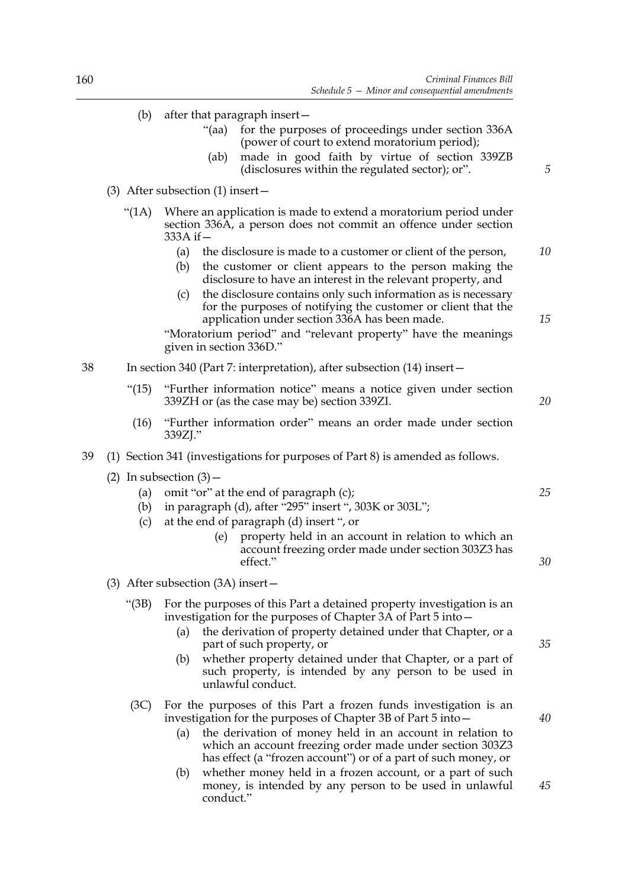(b) after that paragraph insert—

"(aa) for the purposes of proceedings under section 336A (power of court to extend moratorium period);

(ab) made in good faith by virtue of section 339ZB (disclosures within the regulated sector); or".

(3) After subsection (1) insert—

"(1A) Where an application is made to extend a moratorium period under section 336A, a person does not commit an offence under section 333A if—

(a) the disclosure is made to a customer or client of the person,

(b) the customer or client appears to the person making the disclosure to have an interest in the relevant property, and

(c) the disclosure contains only such information as is necessary for the purposes of notifying the customer or client that the application under section 336A has been made.

"Moratorium period" and "relevant property" have the meanings given in section 336D."

38 In section 340 (Part 7: interpretation), after subsection (14) insert—

"(15) "Further information notice" means a notice given under section 339ZH or (as the case may be) section 339ZI.

(16) "Further information order" means an order made under section 339ZJ."

39 (1) Section 341 (investigations for purposes of Part 8) is amended as follows.

(2) In subsection (3)—

(a) omit "or" at the end of paragraph (c);

(b) in paragraph (d), after "295" insert ", 303K or 303L";

(c) at the end of paragraph (d) insert ", or

(e) property held in an account in relation to which an account freezing order made under section 303Z3 has effect."

(3) After subsection (3A) insert—

"(3B) For the purposes of this Part a detained property investigation is an investigation for the purposes of Chapter 3A of Part 5 into—

(a) the derivation of property detained under that Chapter, or a part of such property, or

(b) whether property detained under that Chapter, or a part of such property, is intended by any person to be used in unlawful conduct.

(3C) For the purposes of this Part a frozen funds investigation is an investigation for the purposes of Chapter 3B of Part 5 into—

(a) the derivation of money held in an account in relation to which an account freezing order made under section 303Z3 has effect (a "frozen account") or of a part of such money, or

(b) whether money held in a frozen account, or a part of such money, is intended by any person to be used in unlawful conduct."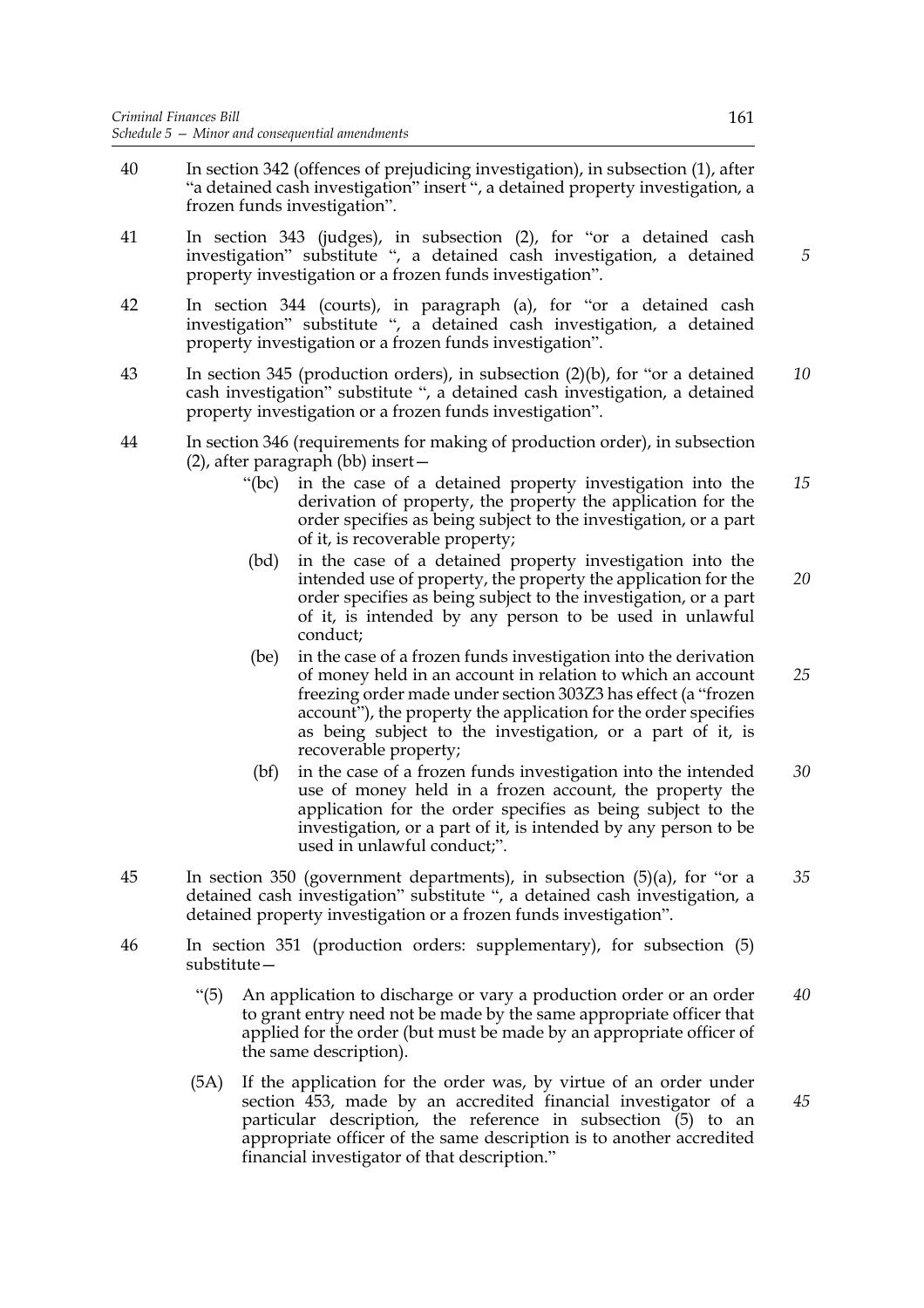40 In section 342 (offences of prejudicing investigation), in subsection (1), after "a detained cash investigation" insert ", a detained property investigation, a frozen funds investigation".

41 In section 343 (judges), in subsection (2), for "or a detained cash investigation" substitute ", a detained cash investigation, a detained property investigation or a frozen funds investigation".

42 In section 344 (courts), in paragraph (a), for "or a detained cash investigation" substitute ", a detained cash investigation, a detained property investigation or a frozen funds investigation".

43 In section 345 (production orders), in subsection (2)(b), for "or a detained cash investigation" substitute ", a detained cash investigation, a detained property investigation or a frozen funds investigation".

44 In section 346 (requirements for making of production order), in subsection (2), after paragraph (bb) insert—

> "(bc) in the case of a detained property investigation into the derivation of property, the property the application for the order specifies as being subject to the investigation, or a part of it, is recoverable property;
>
> (bd) in the case of a detained property investigation into the intended use of property, the property the application for the order specifies as being subject to the investigation, or a part of it, is intended by any person to be used in unlawful conduct;
>
> (be) in the case of a frozen funds investigation into the derivation of money held in an account in relation to which an account freezing order made under section 303Z3 has effect (a "frozen account"), the property the application for the order specifies as being subject to the investigation, or a part of it, is recoverable property;
>
> (bf) in the case of a frozen funds investigation into the intended use of money held in a frozen account, the property the application for the order specifies as being subject to the investigation, or a part of it, is intended by any person to be used in unlawful conduct;".

45 In section 350 (government departments), in subsection (5)(a), for "or a detained cash investigation" substitute ", a detained cash investigation, a detained property investigation or a frozen funds investigation".

46 In section 351 (production orders: supplementary), for subsection (5) substitute—

> "(5) An application to discharge or vary a production order or an order to grant entry need not be made by the same appropriate officer that applied for the order (but must be made by an appropriate officer of the same description).
>
> (5A) If the application for the order was, by virtue of an order under section 453, made by an accredited financial investigator of a particular description, the reference in subsection (5) to an appropriate officer of the same description is to another accredited financial investigator of that description."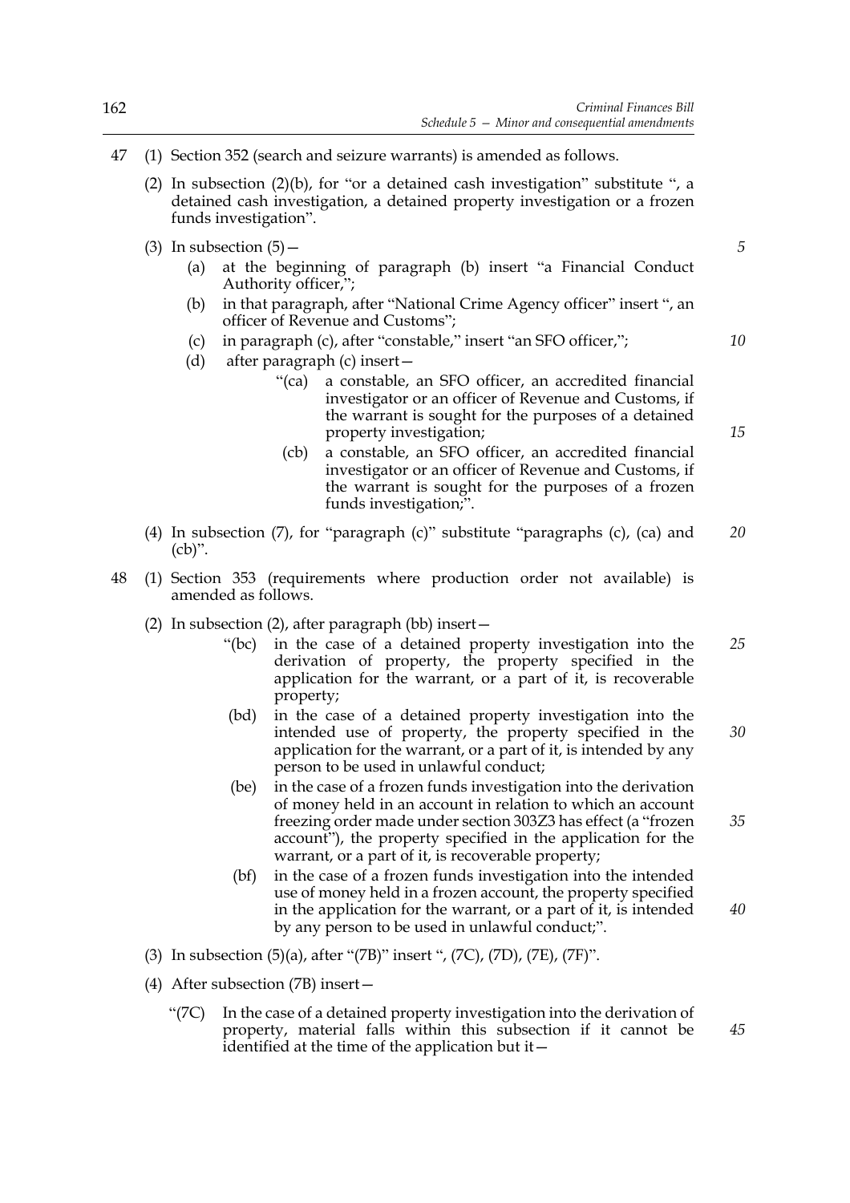47 (1) Section 352 (search and seizure warrants) is amended as follows.

(2) In subsection (2)(b), for "or a detained cash investigation" substitute ", a detained cash investigation, a detained property investigation or a frozen funds investigation".

(3) In subsection (5)—

(a) at the beginning of paragraph (b) insert "a Financial Conduct Authority officer,";

(b) in that paragraph, after "National Crime Agency officer" insert ", an officer of Revenue and Customs";

(c) in paragraph (c), after "constable," insert "an SFO officer,";

(d) after paragraph (c) insert—

"(ca) a constable, an SFO officer, an accredited financial investigator or an officer of Revenue and Customs, if the warrant is sought for the purposes of a detained property investigation;

(cb) a constable, an SFO officer, an accredited financial investigator or an officer of Revenue and Customs, if the warrant is sought for the purposes of a frozen funds investigation;".

(4) In subsection (7), for "paragraph (c)" substitute "paragraphs (c), (ca) and (cb)".

48 (1) Section 353 (requirements where production order not available) is amended as follows.

(2) In subsection (2), after paragraph (bb) insert—

"(bc) in the case of a detained property investigation into the derivation of property, the property specified in the application for the warrant, or a part of it, is recoverable property;

(bd) in the case of a detained property investigation into the intended use of property, the property specified in the application for the warrant, or a part of it, is intended by any person to be used in unlawful conduct;

(be) in the case of a frozen funds investigation into the derivation of money held in an account in relation to which an account freezing order made under section 303Z3 has effect (a "frozen account"), the property specified in the application for the warrant, or a part of it, is recoverable property;

(bf) in the case of a frozen funds investigation into the intended use of money held in a frozen account, the property specified in the application for the warrant, or a part of it, is intended by any person to be used in unlawful conduct;".

(3) In subsection (5)(a), after "(7B)" insert ", (7C), (7D), (7E), (7F)".

(4) After subsection (7B) insert—

"(7C) In the case of a detained property investigation into the derivation of property, material falls within this subsection if it cannot be identified at the time of the application but it—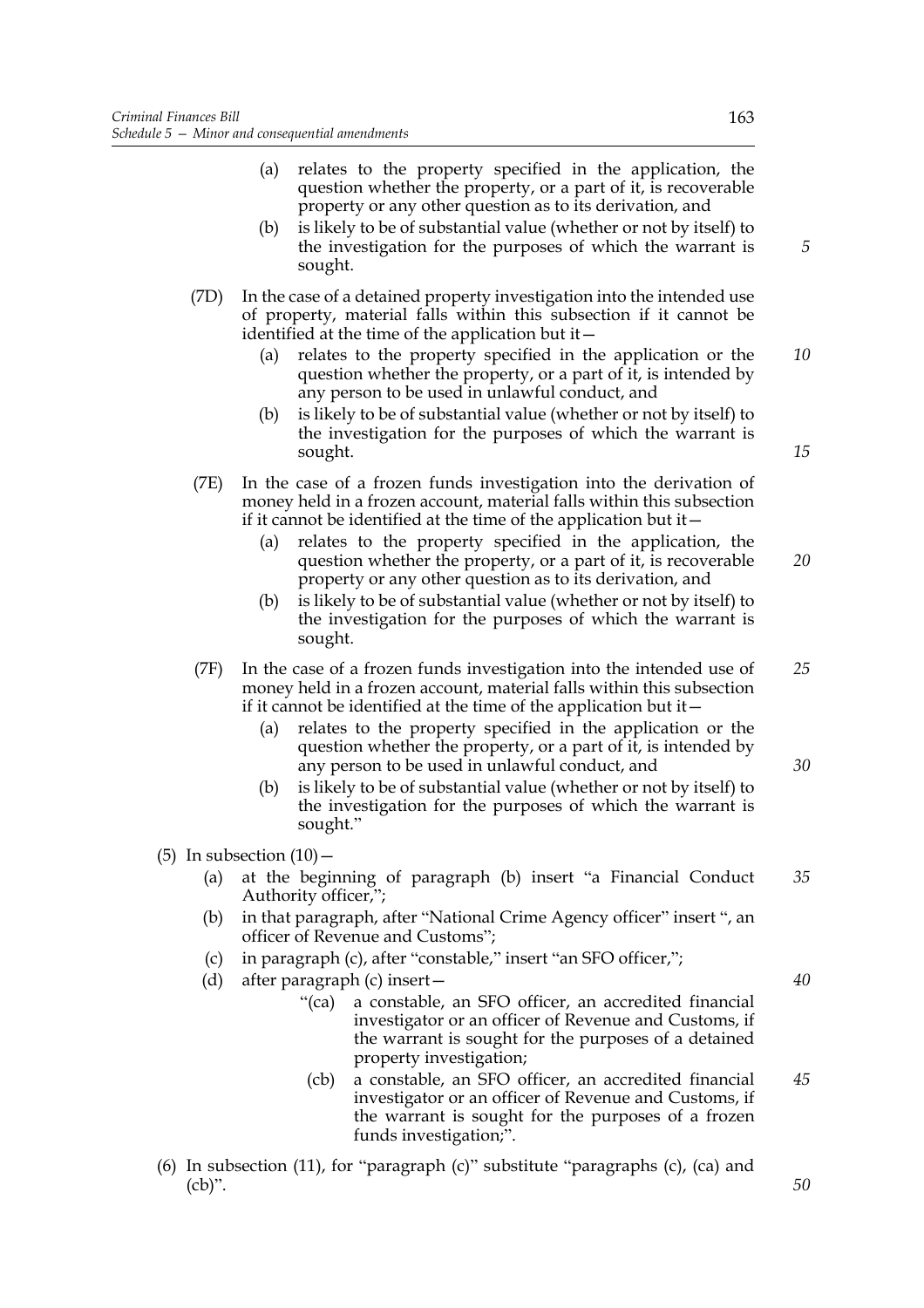(a) relates to the property specified in the application, the question whether the property, or a part of it, is recoverable property or any other question as to its derivation, and

(b) is likely to be of substantial value (whether or not by itself) to the investigation for the purposes of which the warrant is sought.

(7D) In the case of a detained property investigation into the intended use of property, material falls within this subsection if it cannot be identified at the time of the application but it—

(a) relates to the property specified in the application or the question whether the property, or a part of it, is intended by any person to be used in unlawful conduct, and

(b) is likely to be of substantial value (whether or not by itself) to the investigation for the purposes of which the warrant is sought.

(7E) In the case of a frozen funds investigation into the derivation of money held in a frozen account, material falls within this subsection if it cannot be identified at the time of the application but it—

(a) relates to the property specified in the application, the question whether the property, or a part of it, is recoverable property or any other question as to its derivation, and

(b) is likely to be of substantial value (whether or not by itself) to the investigation for the purposes of which the warrant is sought.

(7F) In the case of a frozen funds investigation into the intended use of money held in a frozen account, material falls within this subsection if it cannot be identified at the time of the application but it—

(a) relates to the property specified in the application or the question whether the property, or a part of it, is intended by any person to be used in unlawful conduct, and

(b) is likely to be of substantial value (whether or not by itself) to the investigation for the purposes of which the warrant is sought."

(5) In subsection (10)—

(a) at the beginning of paragraph (b) insert "a Financial Conduct Authority officer,";

(b) in that paragraph, after "National Crime Agency officer" insert ", an officer of Revenue and Customs";

(c) in paragraph (c), after "constable," insert "an SFO officer,";

(d) after paragraph (c) insert—

"(ca) a constable, an SFO officer, an accredited financial investigator or an officer of Revenue and Customs, if the warrant is sought for the purposes of a detained property investigation;

(cb) a constable, an SFO officer, an accredited financial investigator or an officer of Revenue and Customs, if the warrant is sought for the purposes of a frozen funds investigation;".

(6) In subsection (11), for "paragraph (c)" substitute "paragraphs (c), (ca) and (cb)".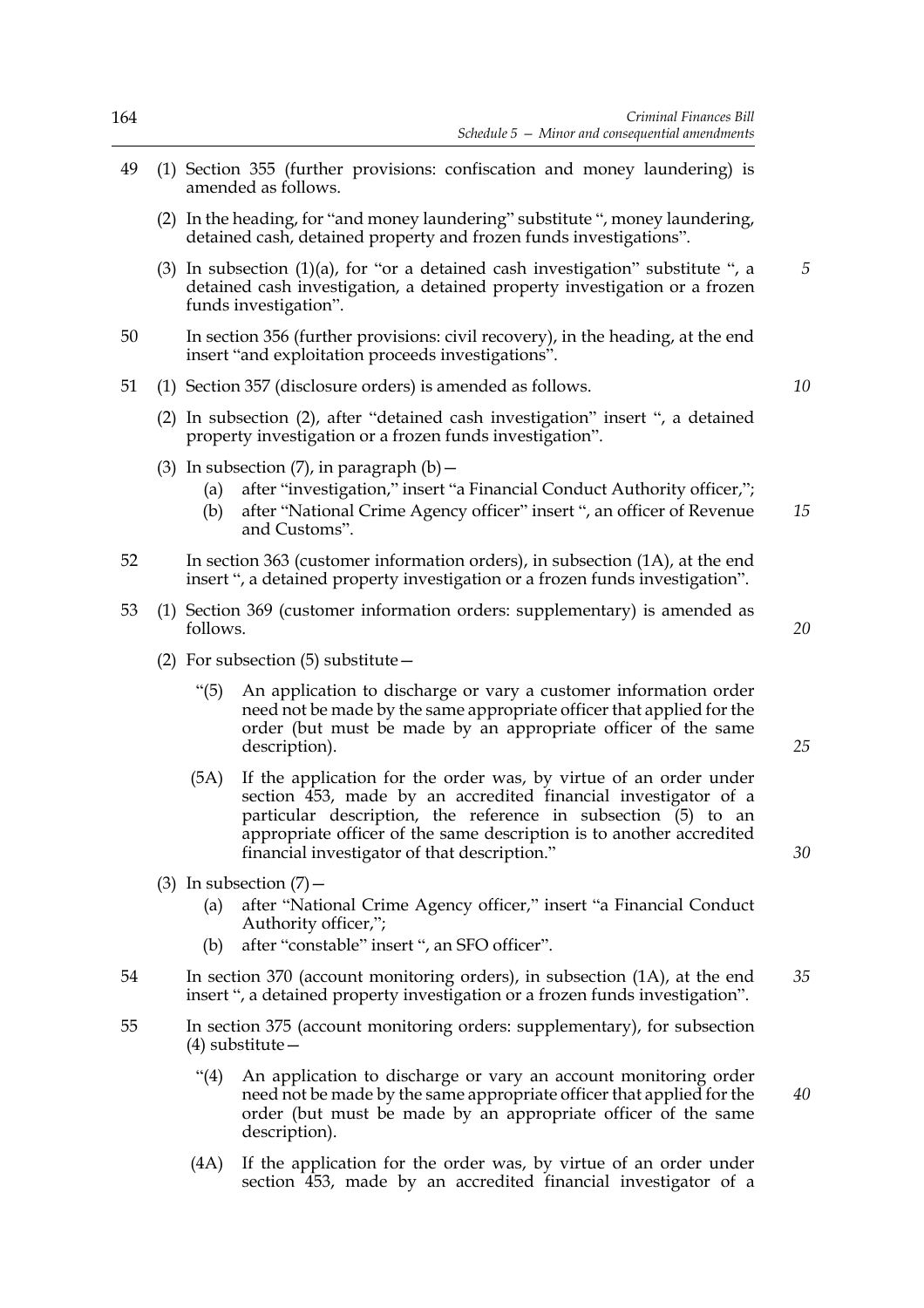49 (1) Section 355 (further provisions: confiscation and money laundering) is amended as follows.

(2) In the heading, for "and money laundering" substitute ", money laundering, detained cash, detained property and frozen funds investigations".

(3) In subsection (1)(a), for "or a detained cash investigation" substitute ", a detained cash investigation, a detained property investigation or a frozen funds investigation".

50 In section 356 (further provisions: civil recovery), in the heading, at the end insert "and exploitation proceeds investigations".

51 (1) Section 357 (disclosure orders) is amended as follows.

(2) In subsection (2), after "detained cash investigation" insert ", a detained property investigation or a frozen funds investigation".

(3) In subsection (7), in paragraph (b)—

(a) after "investigation," insert "a Financial Conduct Authority officer,";

(b) after "National Crime Agency officer" insert ", an officer of Revenue and Customs".

52 In section 363 (customer information orders), in subsection (1A), at the end insert ", a detained property investigation or a frozen funds investigation".

53 (1) Section 369 (customer information orders: supplementary) is amended as follows.

(2) For subsection (5) substitute—

"(5) An application to discharge or vary a customer information order need not be made by the same appropriate officer that applied for the order (but must be made by an appropriate officer of the same description).

(5A) If the application for the order was, by virtue of an order under section 453, made by an accredited financial investigator of a particular description, the reference in subsection (5) to an appropriate officer of the same description is to another accredited financial investigator of that description."

(3) In subsection (7)—

(a) after "National Crime Agency officer," insert "a Financial Conduct Authority officer,";

(b) after "constable" insert ", an SFO officer".

54 In section 370 (account monitoring orders), in subsection (1A), at the end insert ", a detained property investigation or a frozen funds investigation".

55 In section 375 (account monitoring orders: supplementary), for subsection (4) substitute—

"(4) An application to discharge or vary an account monitoring order need not be made by the same appropriate officer that applied for the order (but must be made by an appropriate officer of the same description).

(4A) If the application for the order was, by virtue of an order under section 453, made by an accredited financial investigator of a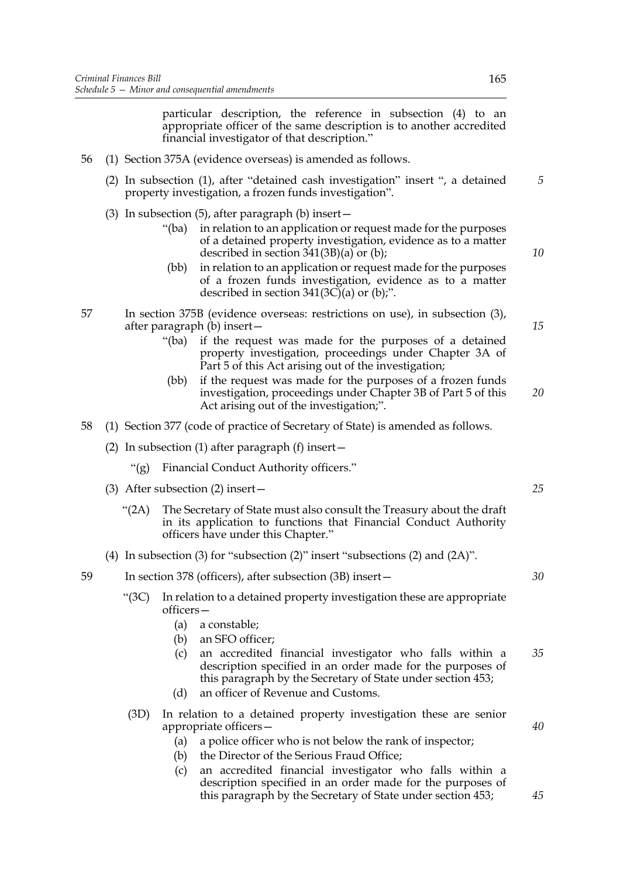particular description, the reference in subsection (4) to an appropriate officer of the same description is to another accredited financial investigator of that description."

56 (1) Section 375A (evidence overseas) is amended as follows.

(2) In subsection (1), after "detained cash investigation" insert ", a detained property investigation, a frozen funds investigation".

(3) In subsection (5), after paragraph (b) insert—

"(ba) in relation to an application or request made for the purposes of a detained property investigation, evidence as to a matter described in section 341(3B)(a) or (b);

(bb) in relation to an application or request made for the purposes of a frozen funds investigation, evidence as to a matter described in section 341(3C)(a) or (b);".

57 In section 375B (evidence overseas: restrictions on use), in subsection (3), after paragraph (b) insert—

"(ba) if the request was made for the purposes of a detained property investigation, proceedings under Chapter 3A of Part 5 of this Act arising out of the investigation;

(bb) if the request was made for the purposes of a frozen funds investigation, proceedings under Chapter 3B of Part 5 of this Act arising out of the investigation;".

58 (1) Section 377 (code of practice of Secretary of State) is amended as follows.

(2) In subsection (1) after paragraph (f) insert—

"(g) Financial Conduct Authority officers."

(3) After subsection (2) insert—

"(2A) The Secretary of State must also consult the Treasury about the draft in its application to functions that Financial Conduct Authority officers have under this Chapter."

(4) In subsection (3) for "subsection (2)" insert "subsections (2) and (2A)".

59 In section 378 (officers), after subsection (3B) insert—

"(3C) In relation to a detained property investigation these are appropriate officers—

(a) a constable;

(b) an SFO officer;

(c) an accredited financial investigator who falls within a description specified in an order made for the purposes of this paragraph by the Secretary of State under section 453;

(d) an officer of Revenue and Customs.

(3D) In relation to a detained property investigation these are senior appropriate officers—

(a) a police officer who is not below the rank of inspector;

(b) the Director of the Serious Fraud Office;

(c) an accredited financial investigator who falls within a description specified in an order made for the purposes of this paragraph by the Secretary of State under section 453;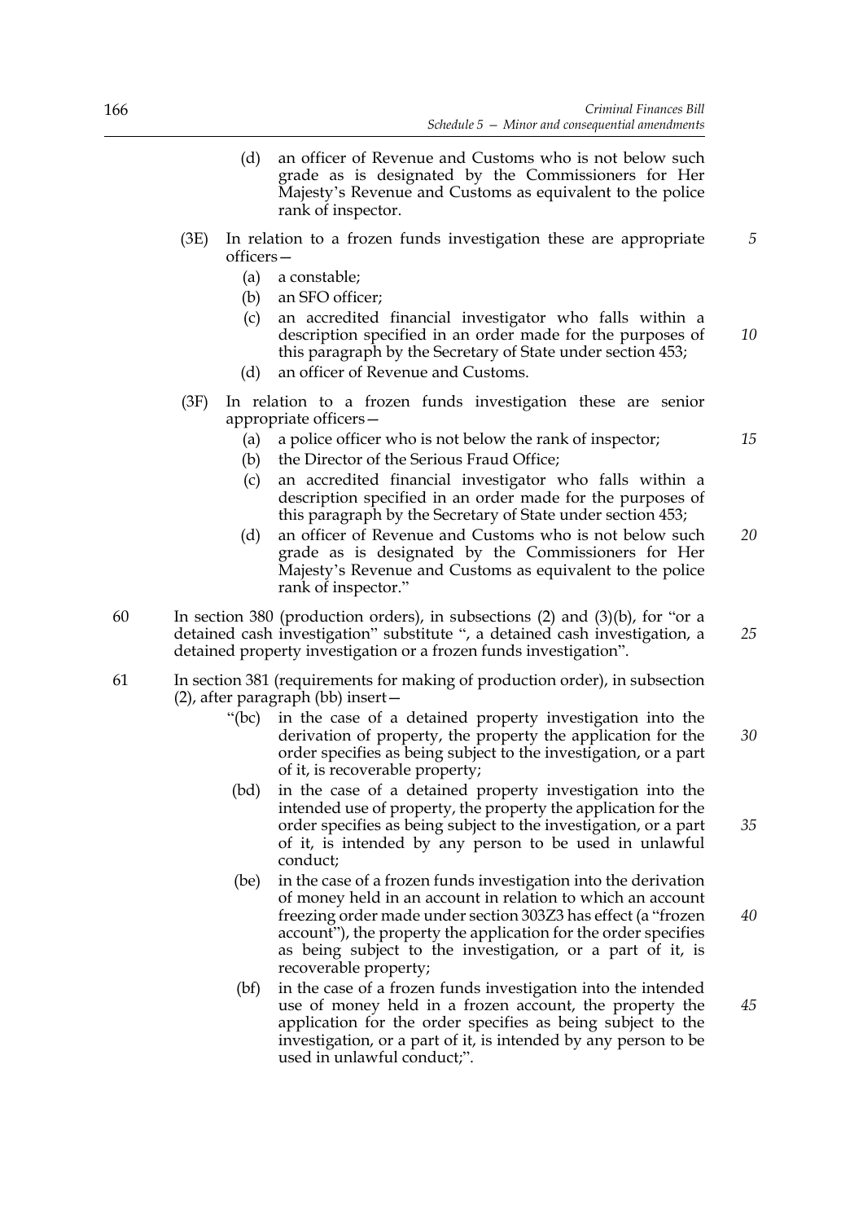(d) an officer of Revenue and Customs who is not below such grade as is designated by the Commissioners for Her Majesty's Revenue and Customs as equivalent to the police rank of inspector.

(3E) In relation to a frozen funds investigation these are appropriate officers—

(a) a constable;

(b) an SFO officer;

(c) an accredited financial investigator who falls within a description specified in an order made for the purposes of this paragraph by the Secretary of State under section 453;

(d) an officer of Revenue and Customs.

(3F) In relation to a frozen funds investigation these are senior appropriate officers—

(a) a police officer who is not below the rank of inspector;

(b) the Director of the Serious Fraud Office;

(c) an accredited financial investigator who falls within a description specified in an order made for the purposes of this paragraph by the Secretary of State under section 453;

(d) an officer of Revenue and Customs who is not below such grade as is designated by the Commissioners for Her Majesty's Revenue and Customs as equivalent to the police rank of inspector."

60 In section 380 (production orders), in subsections (2) and (3)(b), for "or a detained cash investigation" substitute ", a detained cash investigation, a detained property investigation or a frozen funds investigation".

61 In section 381 (requirements for making of production order), in subsection (2), after paragraph (bb) insert—

"(bc) in the case of a detained property investigation into the derivation of property, the property the application for the order specifies as being subject to the investigation, or a part of it, is recoverable property;

(bd) in the case of a detained property investigation into the intended use of property, the property the application for the order specifies as being subject to the investigation, or a part of it, is intended by any person to be used in unlawful conduct;

(be) in the case of a frozen funds investigation into the derivation of money held in an account in relation to which an account freezing order made under section 303Z3 has effect (a "frozen account"), the property the application for the order specifies as being subject to the investigation, or a part of it, is recoverable property;

(bf) in the case of a frozen funds investigation into the intended use of money held in a frozen account, the property the application for the order specifies as being subject to the investigation, or a part of it, is intended by any person to be used in unlawful conduct;".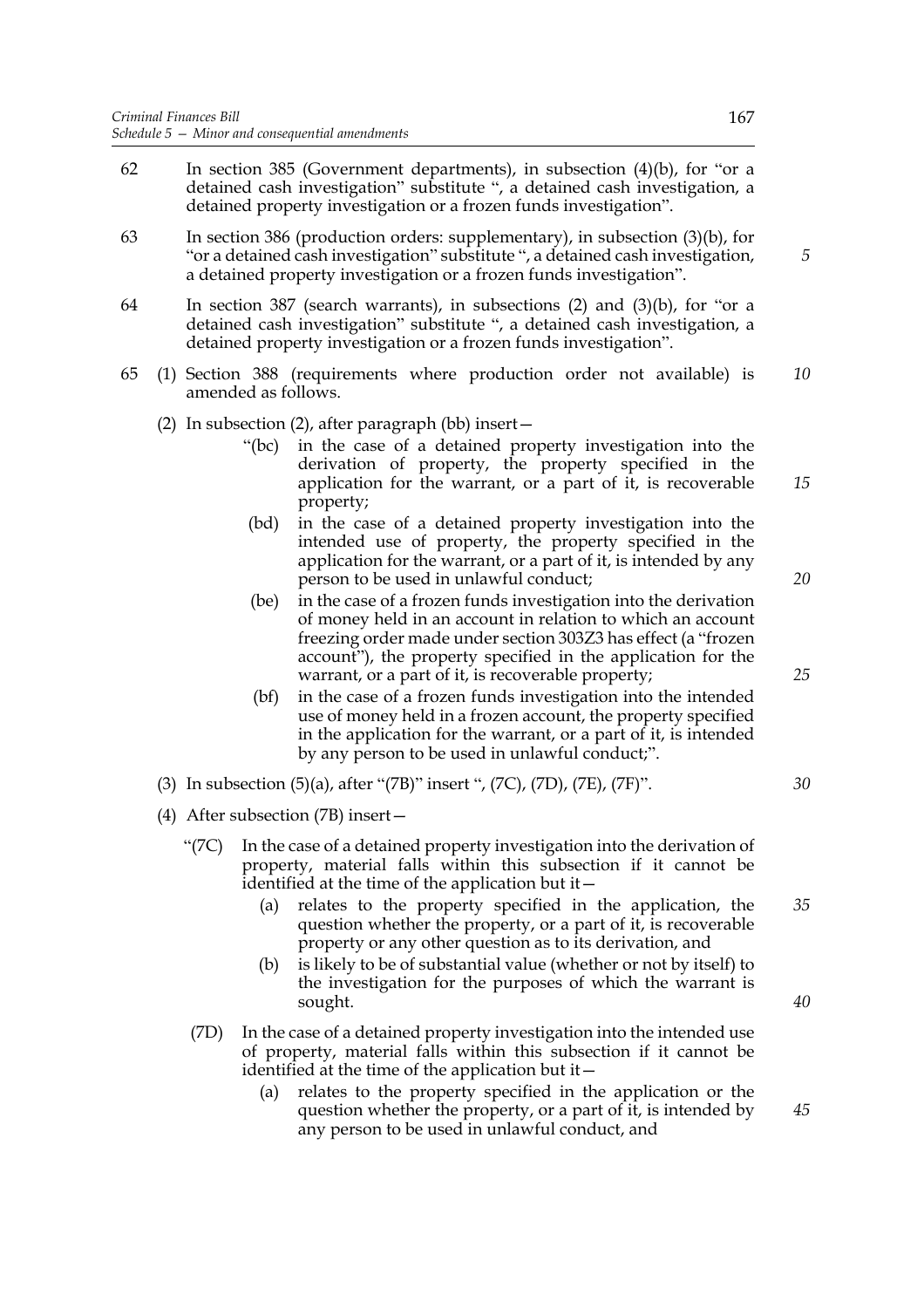62 In section 385 (Government departments), in subsection (4)(b), for "or a detained cash investigation" substitute ", a detained cash investigation, a detained property investigation or a frozen funds investigation".

63 In section 386 (production orders: supplementary), in subsection (3)(b), for "or a detained cash investigation" substitute ", a detained cash investigation, a detained property investigation or a frozen funds investigation".

64 In section 387 (search warrants), in subsections (2) and (3)(b), for "or a detained cash investigation" substitute ", a detained cash investigation, a detained property investigation or a frozen funds investigation".

65 (1) Section 388 (requirements where production order not available) is amended as follows.

(2) In subsection (2), after paragraph (bb) insert—

"(bc) in the case of a detained property investigation into the derivation of property, the property specified in the application for the warrant, or a part of it, is recoverable property;

(bd) in the case of a detained property investigation into the intended use of property, the property specified in the application for the warrant, or a part of it, is intended by any person to be used in unlawful conduct;

(be) in the case of a frozen funds investigation into the derivation of money held in an account in relation to which an account freezing order made under section 303Z3 has effect (a "frozen account"), the property specified in the application for the warrant, or a part of it, is recoverable property;

(bf) in the case of a frozen funds investigation into the intended use of money held in a frozen account, the property specified in the application for the warrant, or a part of it, is intended by any person to be used in unlawful conduct;".

(3) In subsection (5)(a), after "(7B)" insert ", (7C), (7D), (7E), (7F)".

(4) After subsection (7B) insert—

"(7C) In the case of a detained property investigation into the derivation of property, material falls within this subsection if it cannot be identified at the time of the application but it—

(a) relates to the property specified in the application, the question whether the property, or a part of it, is recoverable property or any other question as to its derivation, and

(b) is likely to be of substantial value (whether or not by itself) to the investigation for the purposes of which the warrant is sought.

(7D) In the case of a detained property investigation into the intended use of property, material falls within this subsection if it cannot be identified at the time of the application but it—

(a) relates to the property specified in the application or the question whether the property, or a part of it, is intended by any person to be used in unlawful conduct, and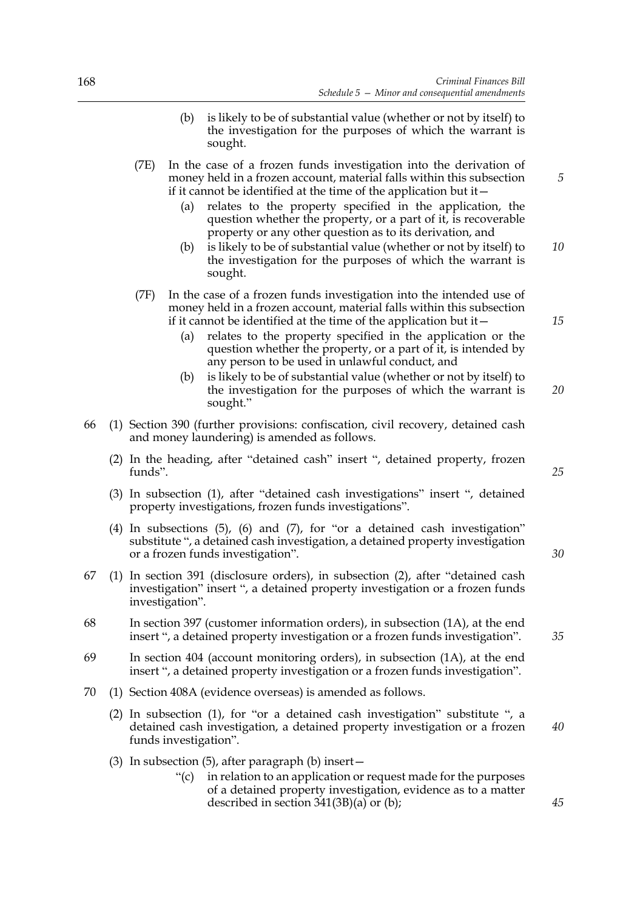(b) is likely to be of substantial value (whether or not by itself) to the investigation for the purposes of which the warrant is sought.

(7E) In the case of a frozen funds investigation into the derivation of money held in a frozen account, material falls within this subsection if it cannot be identified at the time of the application but it—

(a) relates to the property specified in the application, the question whether the property, or a part of it, is recoverable property or any other question as to its derivation, and

(b) is likely to be of substantial value (whether or not by itself) to the investigation for the purposes of which the warrant is sought.

(7F) In the case of a frozen funds investigation into the intended use of money held in a frozen account, material falls within this subsection if it cannot be identified at the time of the application but it—

(a) relates to the property specified in the application or the question whether the property, or a part of it, is intended by any person to be used in unlawful conduct, and

(b) is likely to be of substantial value (whether or not by itself) to the investigation for the purposes of which the warrant is sought."

66 (1) Section 390 (further provisions: confiscation, civil recovery, detained cash and money laundering) is amended as follows.

(2) In the heading, after "detained cash" insert ", detained property, frozen funds".

(3) In subsection (1), after "detained cash investigations" insert ", detained property investigations, frozen funds investigations".

(4) In subsections (5), (6) and (7), for "or a detained cash investigation" substitute ", a detained cash investigation, a detained property investigation or a frozen funds investigation".

67 (1) In section 391 (disclosure orders), in subsection (2), after "detained cash investigation" insert ", a detained property investigation or a frozen funds investigation".

68 In section 397 (customer information orders), in subsection (1A), at the end insert ", a detained property investigation or a frozen funds investigation".

69 In section 404 (account monitoring orders), in subsection (1A), at the end insert ", a detained property investigation or a frozen funds investigation".

70 (1) Section 408A (evidence overseas) is amended as follows.

(2) In subsection (1), for "or a detained cash investigation" substitute ", a detained cash investigation, a detained property investigation or a frozen funds investigation".

(3) In subsection (5), after paragraph (b) insert—

"(c) in relation to an application or request made for the purposes of a detained property investigation, evidence as to a matter described in section 341(3B)(a) or (b);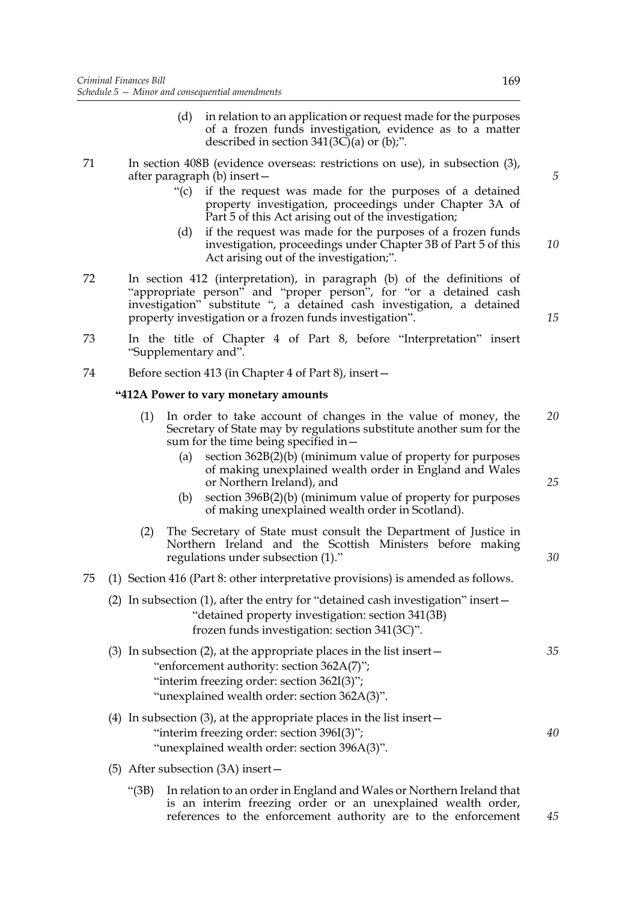(d) in relation to an application or request made for the purposes of a frozen funds investigation, evidence as to a matter described in section 341(3C)(a) or (b);".

71 In section 408B (evidence overseas: restrictions on use), in subsection (3), after paragraph (b) insert—

"(c) if the request was made for the purposes of a detained property investigation, proceedings under Chapter 3A of Part 5 of this Act arising out of the investigation;

(d) if the request was made for the purposes of a frozen funds investigation, proceedings under Chapter 3B of Part 5 of this Act arising out of the investigation;".

72 In section 412 (interpretation), in paragraph (b) of the definitions of "appropriate person" and "proper person", for "or a detained cash investigation" substitute ", a detained cash investigation, a detained property investigation or a frozen funds investigation".

73 In the title of Chapter 4 of Part 8, before "Interpretation" insert "Supplementary and".

74 Before section 413 (in Chapter 4 of Part 8), insert—

**"412A Power to vary monetary amounts**

(1) In order to take account of changes in the value of money, the Secretary of State may by regulations substitute another sum for the sum for the time being specified in—

(a) section 362B(2)(b) (minimum value of property for purposes of making unexplained wealth order in England and Wales or Northern Ireland), and

(b) section 396B(2)(b) (minimum value of property for purposes of making unexplained wealth order in Scotland).

(2) The Secretary of State must consult the Department of Justice in Northern Ireland and the Scottish Ministers before making regulations under subsection (1)."

75 (1) Section 416 (Part 8: other interpretative provisions) is amended as follows.

(2) In subsection (1), after the entry for "detained cash investigation" insert—
"detained property investigation: section 341(3B)
frozen funds investigation: section 341(3C)".

(3) In subsection (2), at the appropriate places in the list insert—
"enforcement authority: section 362A(7)";
"interim freezing order: section 362I(3)";
"unexplained wealth order: section 362A(3)".

(4) In subsection (3), at the appropriate places in the list insert—
"interim freezing order: section 396I(3)";
"unexplained wealth order: section 396A(3)".

(5) After subsection (3A) insert—

"(3B) In relation to an order in England and Wales or Northern Ireland that is an interim freezing order or an unexplained wealth order, references to the enforcement authority are to the enforcement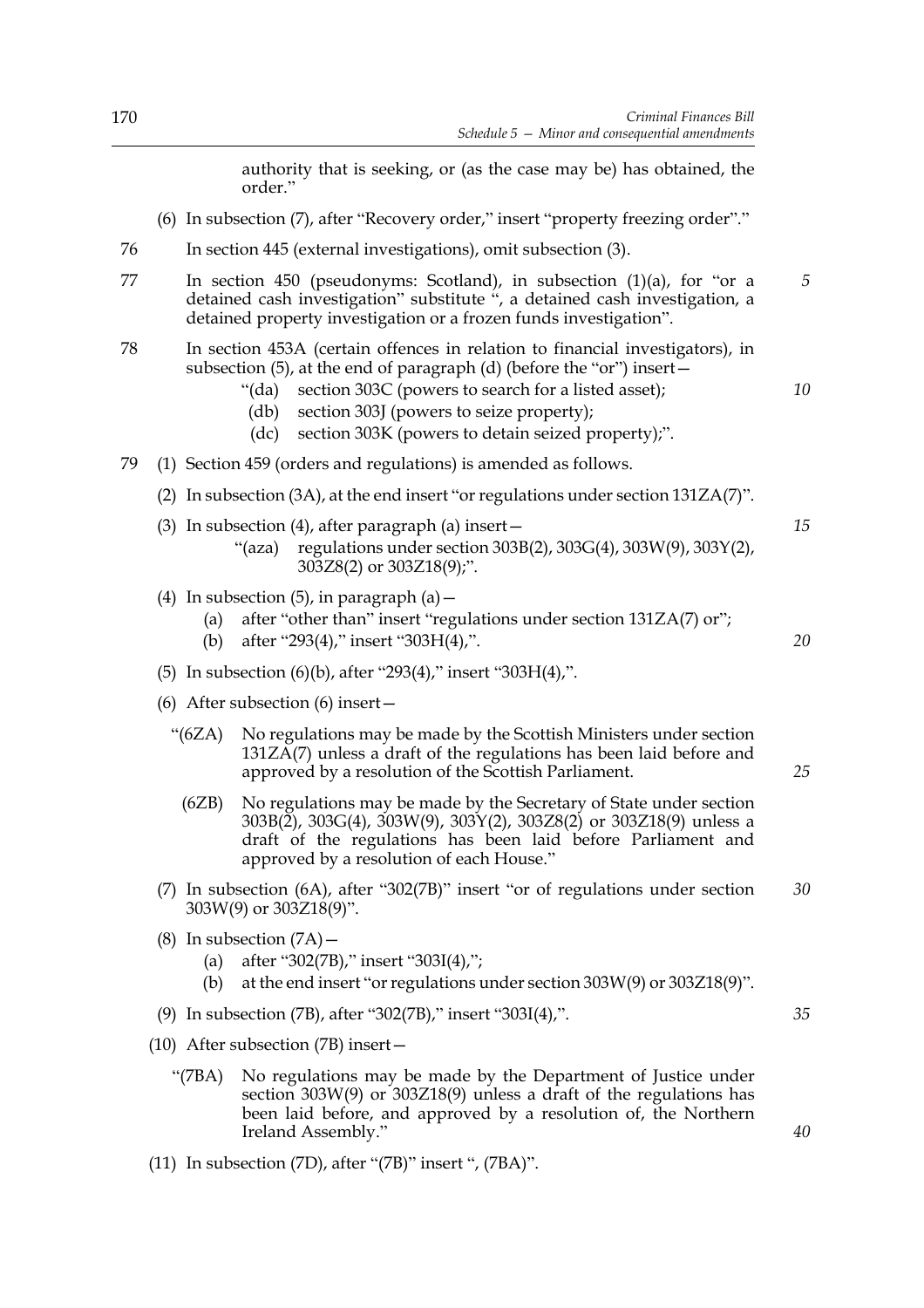authority that is seeking, or (as the case may be) has obtained, the order."

(6) In subsection (7), after "Recovery order," insert "property freezing order"."

76 In section 445 (external investigations), omit subsection (3).

77 In section 450 (pseudonyms: Scotland), in subsection (1)(a), for "or a detained cash investigation" substitute ", a detained cash investigation, a detained property investigation or a frozen funds investigation".

78 In section 453A (certain offences in relation to financial investigators), in subsection (5), at the end of paragraph (d) (before the "or") insert—

"(da) section 303C (powers to search for a listed asset);

(db) section 303J (powers to seize property);

(dc) section 303K (powers to detain seized property);".

79 (1) Section 459 (orders and regulations) is amended as follows.

(2) In subsection (3A), at the end insert "or regulations under section 131ZA(7)".

(3) In subsection (4), after paragraph (a) insert—

"(aza) regulations under section 303B(2), 303G(4), 303W(9), 303Y(2), 303Z8(2) or 303Z18(9);".

(4) In subsection (5), in paragraph (a)—

(a) after "other than" insert "regulations under section 131ZA(7) or";

(b) after "293(4)," insert "303H(4),".

(5) In subsection (6)(b), after "293(4)," insert "303H(4),".

(6) After subsection (6) insert—

"(6ZA) No regulations may be made by the Scottish Ministers under section 131ZA(7) unless a draft of the regulations has been laid before and approved by a resolution of the Scottish Parliament.

(6ZB) No regulations may be made by the Secretary of State under section 303B(2), 303G(4), 303W(9), 303Y(2), 303Z8(2) or 303Z18(9) unless a draft of the regulations has been laid before Parliament and approved by a resolution of each House."

(7) In subsection (6A), after "302(7B)" insert "or of regulations under section 303W(9) or 303Z18(9)".

(8) In subsection (7A)—

(a) after "302(7B)," insert "303I(4),";

(b) at the end insert "or regulations under section 303W(9) or 303Z18(9)".

(9) In subsection (7B), after "302(7B)," insert "303I(4),".

(10) After subsection (7B) insert—

"(7BA) No regulations may be made by the Department of Justice under section 303W(9) or 303Z18(9) unless a draft of the regulations has been laid before, and approved by a resolution of, the Northern Ireland Assembly."

(11) In subsection (7D), after "(7B)" insert ", (7BA)".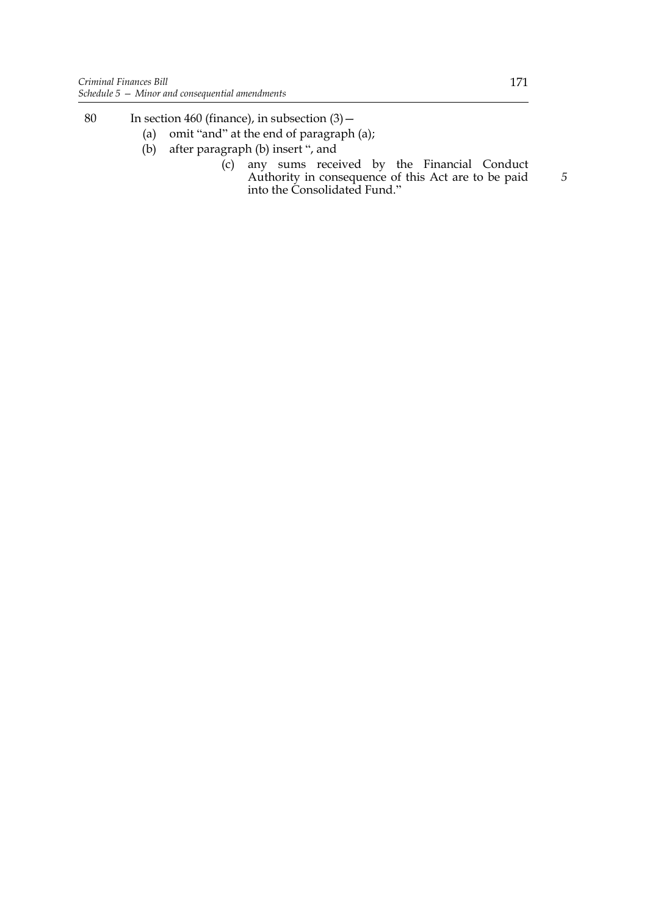80 In section 460 (finance), in subsection (3)—

(a) omit "and" at the end of paragraph (a);

(b) after paragraph (b) insert ", and

(c) any sums received by the Financial Conduct Authority in consequence of this Act are to be paid into the Consolidated Fund."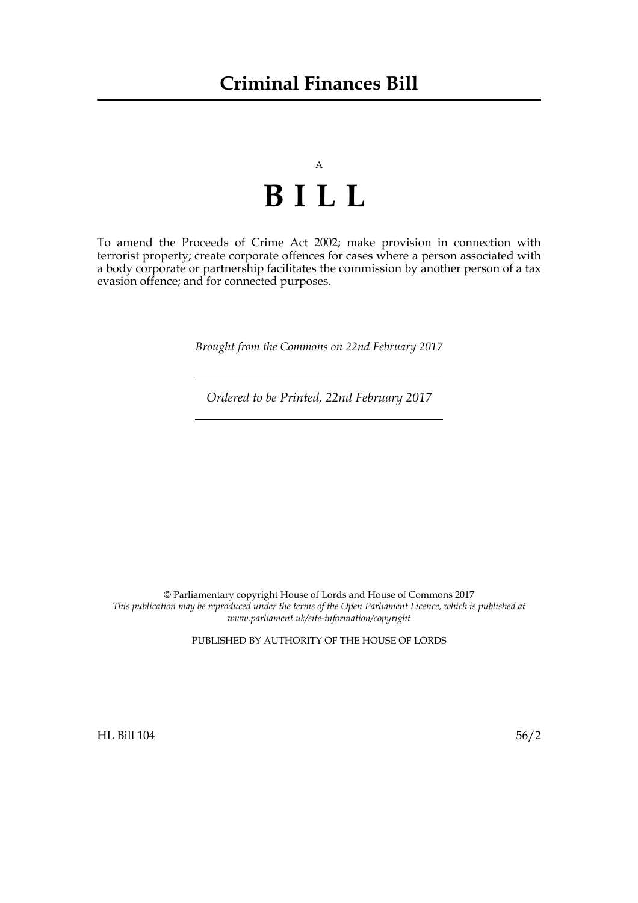# Criminal Finances Bill

A

# B I L L

To amend the Proceeds of Crime Act 2002; make provision in connection with terrorist property; create corporate offences for cases where a person associated with a body corporate or partnership facilitates the commission by another person of a tax evasion offence; and for connected purposes.

*Brought from the Commons on 22nd February 2017*

*Ordered to be Printed, 22nd February 2017*

© Parliamentary copyright House of Lords and House of Commons 2017
*This publication may be reproduced under the terms of the Open Parliament Licence, which is published at www.parliament.uk/site-information/copyright*

PUBLISHED BY AUTHORITY OF THE HOUSE OF LORDS

HL Bill 104 56/2